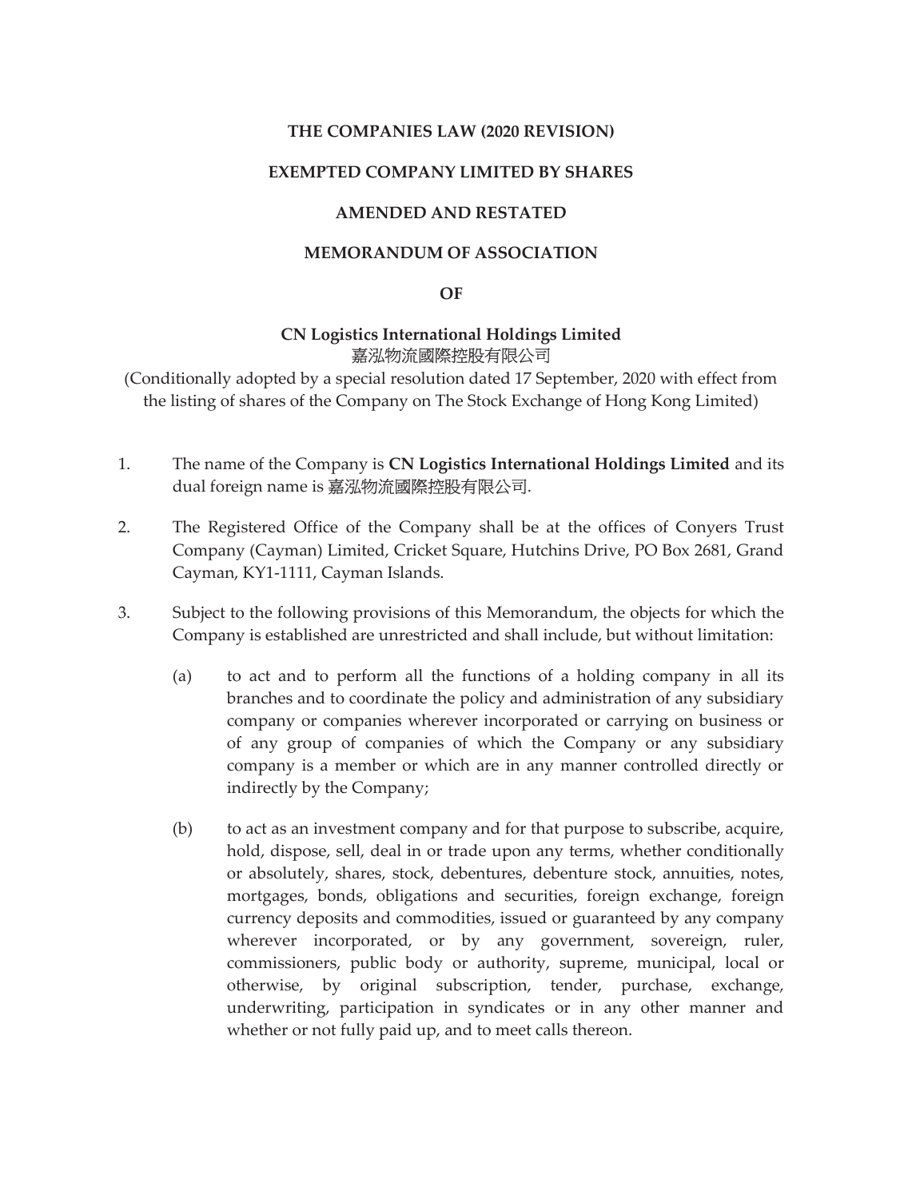**THE COMPANIES LAW (2020 REVISION)**

**EXEMPTED COMPANY LIMITED BY SHARES**

**AMENDED AND RESTATED**

**MEMORANDUM OF ASSOCIATION**

**OF**

**CN Logistics International Holdings Limited**
嘉泓物流國際控股有限公司
(Conditionally adopted by a special resolution dated 17 September, 2020 with effect from the listing of shares of the Company on The Stock Exchange of Hong Kong Limited)

1. The name of the Company is **CN Logistics International Holdings Limited** and its dual foreign name is 嘉泓物流國際控股有限公司.

2. The Registered Office of the Company shall be at the offices of Conyers Trust Company (Cayman) Limited, Cricket Square, Hutchins Drive, PO Box 2681, Grand Cayman, KY1-1111, Cayman Islands.

3. Subject to the following provisions of this Memorandum, the objects for which the Company is established are unrestricted and shall include, but without limitation:

   (a) to act and to perform all the functions of a holding company in all its branches and to coordinate the policy and administration of any subsidiary company or companies wherever incorporated or carrying on business or of any group of companies of which the Company or any subsidiary company is a member or which are in any manner controlled directly or indirectly by the Company;

   (b) to act as an investment company and for that purpose to subscribe, acquire, hold, dispose, sell, deal in or trade upon any terms, whether conditionally or absolutely, shares, stock, debentures, debenture stock, annuities, notes, mortgages, bonds, obligations and securities, foreign exchange, foreign currency deposits and commodities, issued or guaranteed by any company wherever incorporated, or by any government, sovereign, ruler, commissioners, public body or authority, supreme, municipal, local or otherwise, by original subscription, tender, purchase, exchange, underwriting, participation in syndicates or in any other manner and whether or not fully paid up, and to meet calls thereon.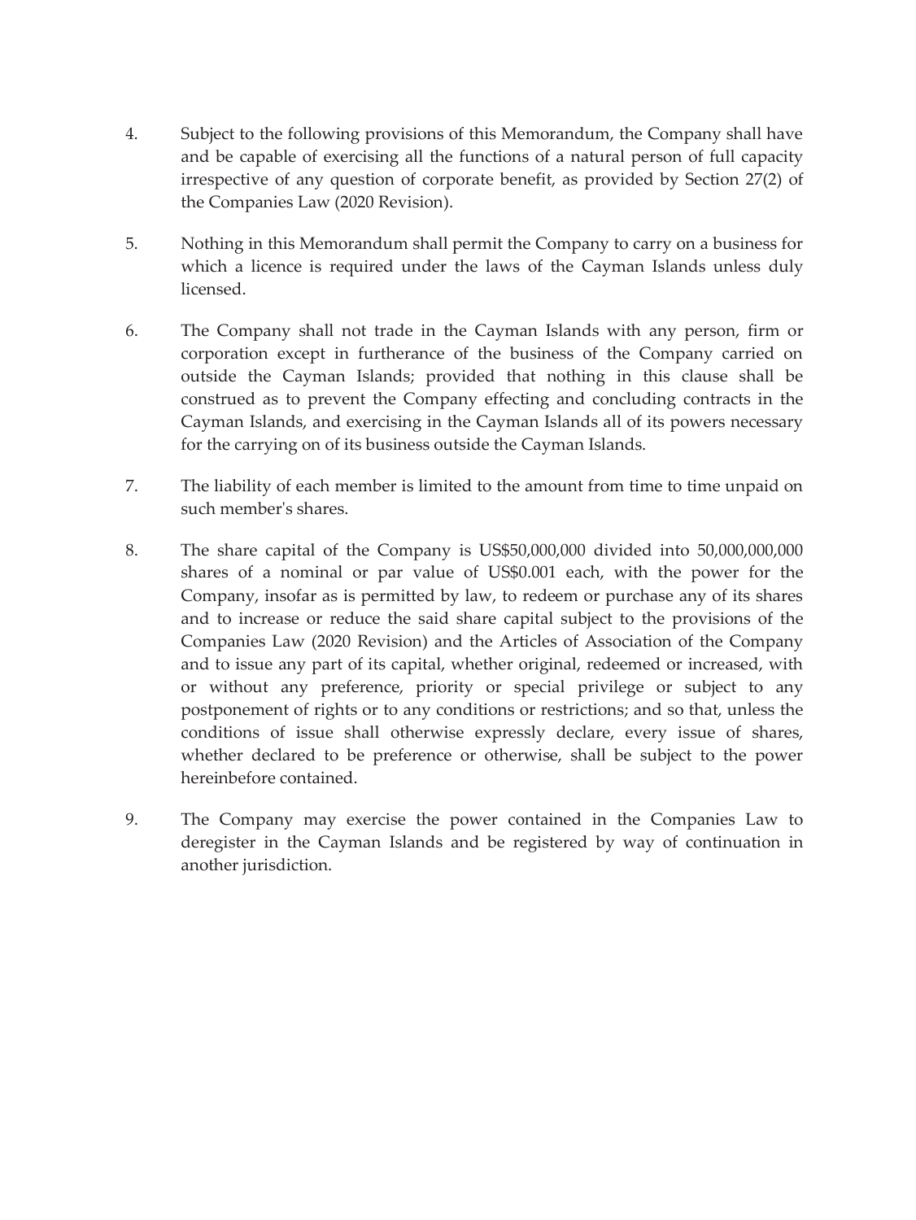4. Subject to the following provisions of this Memorandum, the Company shall have and be capable of exercising all the functions of a natural person of full capacity irrespective of any question of corporate benefit, as provided by Section 27(2) of the Companies Law (2020 Revision).

5. Nothing in this Memorandum shall permit the Company to carry on a business for which a licence is required under the laws of the Cayman Islands unless duly licensed.

6. The Company shall not trade in the Cayman Islands with any person, firm or corporation except in furtherance of the business of the Company carried on outside the Cayman Islands; provided that nothing in this clause shall be construed as to prevent the Company effecting and concluding contracts in the Cayman Islands, and exercising in the Cayman Islands all of its powers necessary for the carrying on of its business outside the Cayman Islands.

7. The liability of each member is limited to the amount from time to time unpaid on such member's shares.

8. The share capital of the Company is US$50,000,000 divided into 50,000,000,000 shares of a nominal or par value of US$0.001 each, with the power for the Company, insofar as is permitted by law, to redeem or purchase any of its shares and to increase or reduce the said share capital subject to the provisions of the Companies Law (2020 Revision) and the Articles of Association of the Company and to issue any part of its capital, whether original, redeemed or increased, with or without any preference, priority or special privilege or subject to any postponement of rights or to any conditions or restrictions; and so that, unless the conditions of issue shall otherwise expressly declare, every issue of shares, whether declared to be preference or otherwise, shall be subject to the power hereinbefore contained.

9. The Company may exercise the power contained in the Companies Law to deregister in the Cayman Islands and be registered by way of continuation in another jurisdiction.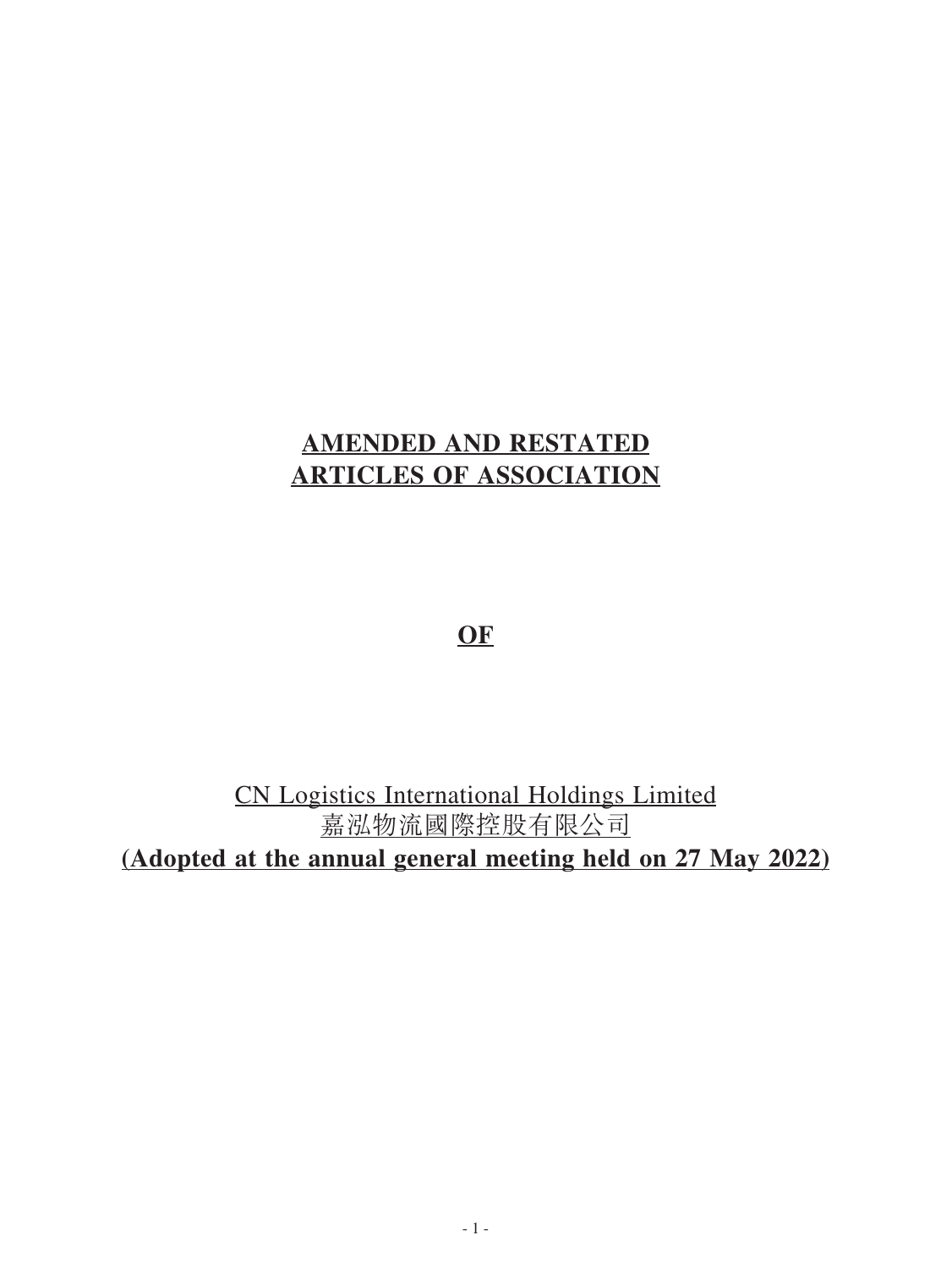# AMENDED AND RESTATED ARTICLES OF ASSOCIATION

**OF**

CN Logistics International Holdings Limited
嘉泓物流國際控股有限公司

**(Adopted at the annual general meeting held on 27 May 2022)**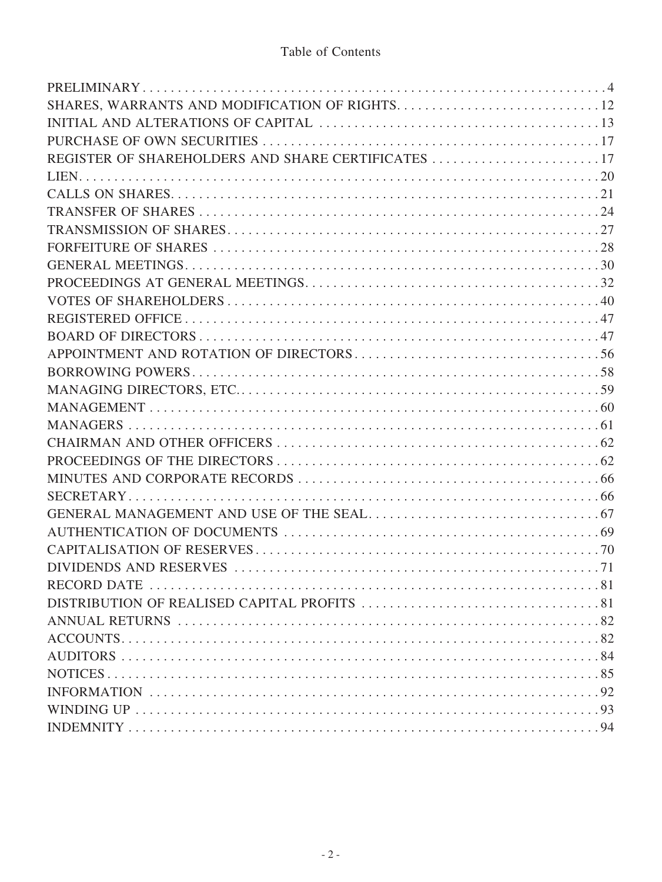# Table of Contents

| Section | Page |
|---|---|
| PRELIMINARY | 4 |
| SHARES, WARRANTS AND MODIFICATION OF RIGHTS | 12 |
| INITIAL AND ALTERATIONS OF CAPITAL | 13 |
| PURCHASE OF OWN SECURITIES | 17 |
| REGISTER OF SHAREHOLDERS AND SHARE CERTIFICATES | 17 |
| LIEN | 20 |
| CALLS ON SHARES | 21 |
| TRANSFER OF SHARES | 24 |
| TRANSMISSION OF SHARES | 27 |
| FORFEITURE OF SHARES | 28 |
| GENERAL MEETINGS | 30 |
| PROCEEDINGS AT GENERAL MEETINGS | 32 |
| VOTES OF SHAREHOLDERS | 40 |
| REGISTERED OFFICE | 47 |
| BOARD OF DIRECTORS | 47 |
| APPOINTMENT AND ROTATION OF DIRECTORS | 56 |
| BORROWING POWERS | 58 |
| MANAGING DIRECTORS, ETC. | 59 |
| MANAGEMENT | 60 |
| MANAGERS | 61 |
| CHAIRMAN AND OTHER OFFICERS | 62 |
| PROCEEDINGS OF THE DIRECTORS | 62 |
| MINUTES AND CORPORATE RECORDS | 66 |
| SECRETARY | 66 |
| GENERAL MANAGEMENT AND USE OF THE SEAL | 67 |
| AUTHENTICATION OF DOCUMENTS | 69 |
| CAPITALISATION OF RESERVES | 70 |
| DIVIDENDS AND RESERVES | 71 |
| RECORD DATE | 81 |
| DISTRIBUTION OF REALISED CAPITAL PROFITS | 81 |
| ANNUAL RETURNS | 82 |
| ACCOUNTS | 82 |
| AUDITORS | 84 |
| NOTICES | 85 |
| INFORMATION | 92 |
| WINDING UP | 93 |
| INDEMNITY | 94 |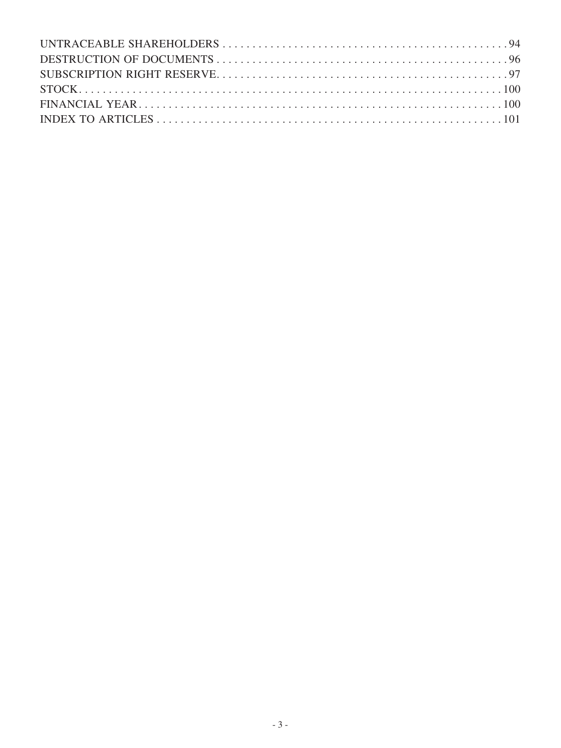UNTRACEABLE SHAREHOLDERS . . . . . . . . . . . . . . . . . . . . . . . . . . . . . . . . . . . . . . . . . . . . . . . . 94
DESTRUCTION OF DOCUMENTS . . . . . . . . . . . . . . . . . . . . . . . . . . . . . . . . . . . . . . . . . . . . . . . . . 96
SUBSCRIPTION RIGHT RESERVE. . . . . . . . . . . . . . . . . . . . . . . . . . . . . . . . . . . . . . . . . . . . . . . . . 97
STOCK. . . . . . . . . . . . . . . . . . . . . . . . . . . . . . . . . . . . . . . . . . . . . . . . . . . . . . . . . . . . . . . . . 100
FINANCIAL YEAR . . . . . . . . . . . . . . . . . . . . . . . . . . . . . . . . . . . . . . . . . . . . . . . . . . . . . . . . . 100
INDEX TO ARTICLES . . . . . . . . . . . . . . . . . . . . . . . . . . . . . . . . . . . . . . . . . . . . . . . . . . . . . . . 101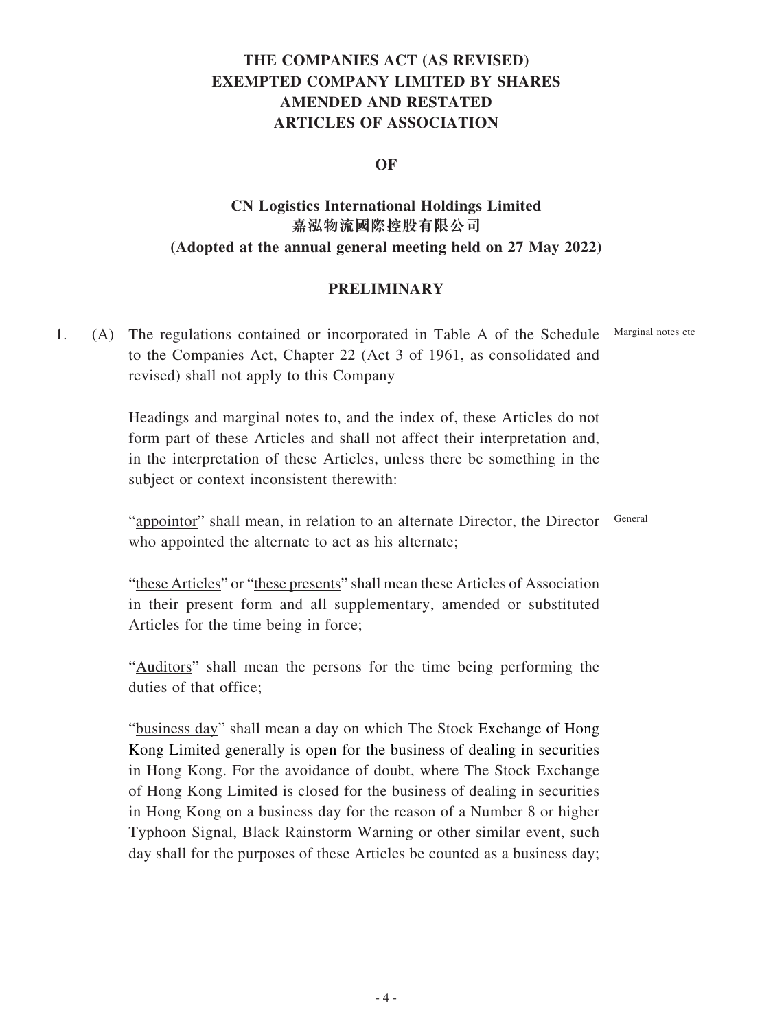# THE COMPANIES ACT (AS REVISED)
# EXEMPTED COMPANY LIMITED BY SHARES
# AMENDED AND RESTATED
# ARTICLES OF ASSOCIATION

**OF**

**CN Logistics International Holdings Limited**
**嘉泓物流國際控股有限公司**
**(Adopted at the annual general meeting held on 27 May 2022)**

## PRELIMINARY

1. (A) The regulations contained or incorporated in Table A of the Schedule to the Companies Act, Chapter 22 (Act 3 of 1961, as consolidated and revised) shall not apply to this Company

Marginal notes etc

Headings and marginal notes to, and the index of, these Articles do not form part of these Articles and shall not affect their interpretation and, in the interpretation of these Articles, unless there be something in the subject or context inconsistent therewith:

General

"appointor" shall mean, in relation to an alternate Director, the Director who appointed the alternate to act as his alternate;

"these Articles" or "these presents" shall mean these Articles of Association in their present form and all supplementary, amended or substituted Articles for the time being in force;

"Auditors" shall mean the persons for the time being performing the duties of that office;

"business day" shall mean a day on which The Stock Exchange of Hong Kong Limited generally is open for the business of dealing in securities in Hong Kong. For the avoidance of doubt, where The Stock Exchange of Hong Kong Limited is closed for the business of dealing in securities in Hong Kong on a business day for the reason of a Number 8 or higher Typhoon Signal, Black Rainstorm Warning or other similar event, such day shall for the purposes of these Articles be counted as a business day;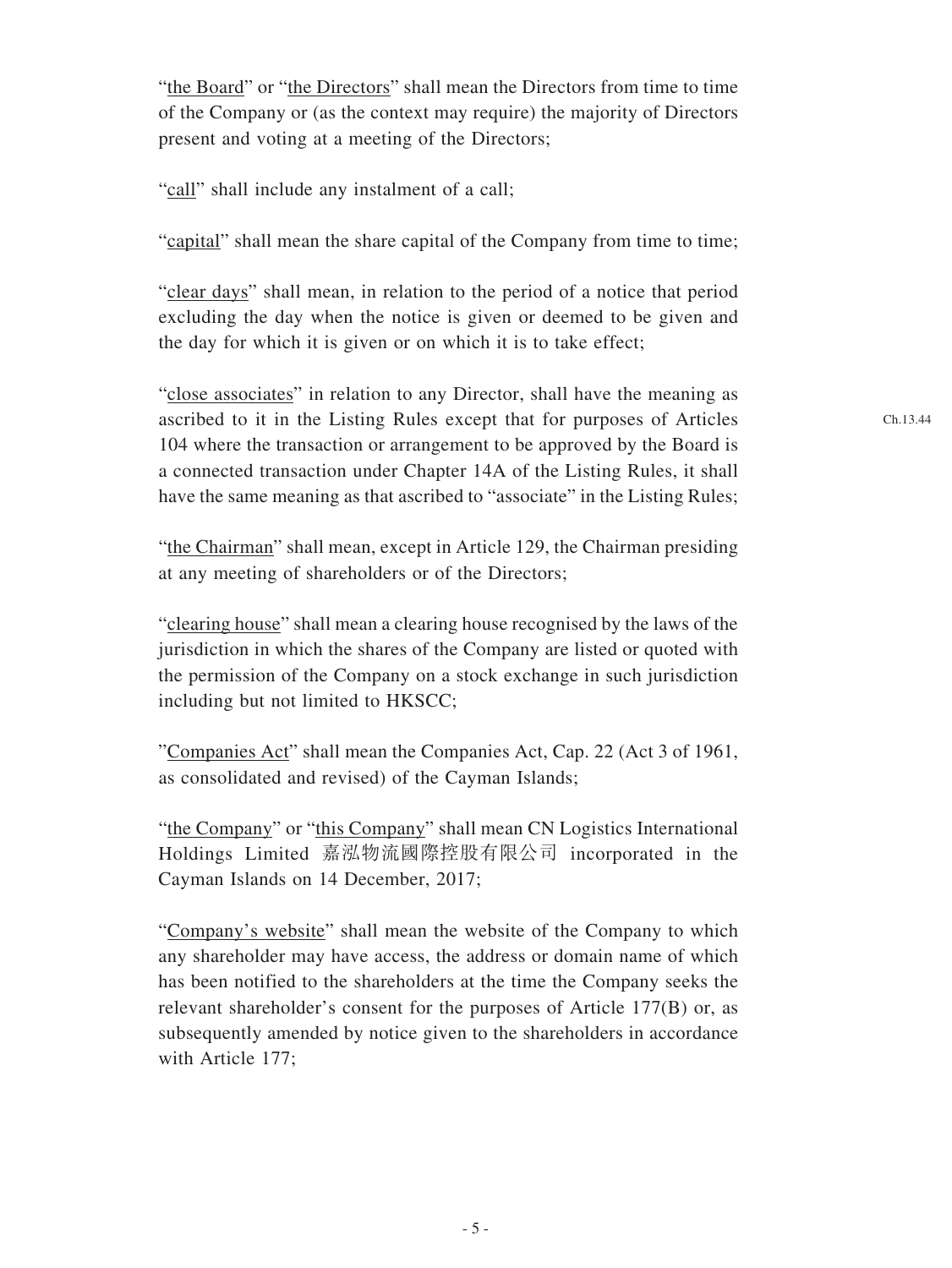"the Board" or "the Directors" shall mean the Directors from time to time of the Company or (as the context may require) the majority of Directors present and voting at a meeting of the Directors;

"call" shall include any instalment of a call;

"capital" shall mean the share capital of the Company from time to time;

"clear days" shall mean, in relation to the period of a notice that period excluding the day when the notice is given or deemed to be given and the day for which it is given or on which it is to take effect;

"close associates" in relation to any Director, shall have the meaning as ascribed to it in the Listing Rules except that for purposes of Articles 104 where the transaction or arrangement to be approved by the Board is a connected transaction under Chapter 14A of the Listing Rules, it shall have the same meaning as that ascribed to "associate" in the Listing Rules;

Ch.13.44

"the Chairman" shall mean, except in Article 129, the Chairman presiding at any meeting of shareholders or of the Directors;

"clearing house" shall mean a clearing house recognised by the laws of the jurisdiction in which the shares of the Company are listed or quoted with the permission of the Company on a stock exchange in such jurisdiction including but not limited to HKSCC;

"Companies Act" shall mean the Companies Act, Cap. 22 (Act 3 of 1961, as consolidated and revised) of the Cayman Islands;

"the Company" or "this Company" shall mean CN Logistics International Holdings Limited 嘉泓物流國際控股有限公司 incorporated in the Cayman Islands on 14 December, 2017;

"Company's website" shall mean the website of the Company to which any shareholder may have access, the address or domain name of which has been notified to the shareholders at the time the Company seeks the relevant shareholder's consent for the purposes of Article 177(B) or, as subsequently amended by notice given to the shareholders in accordance with Article 177;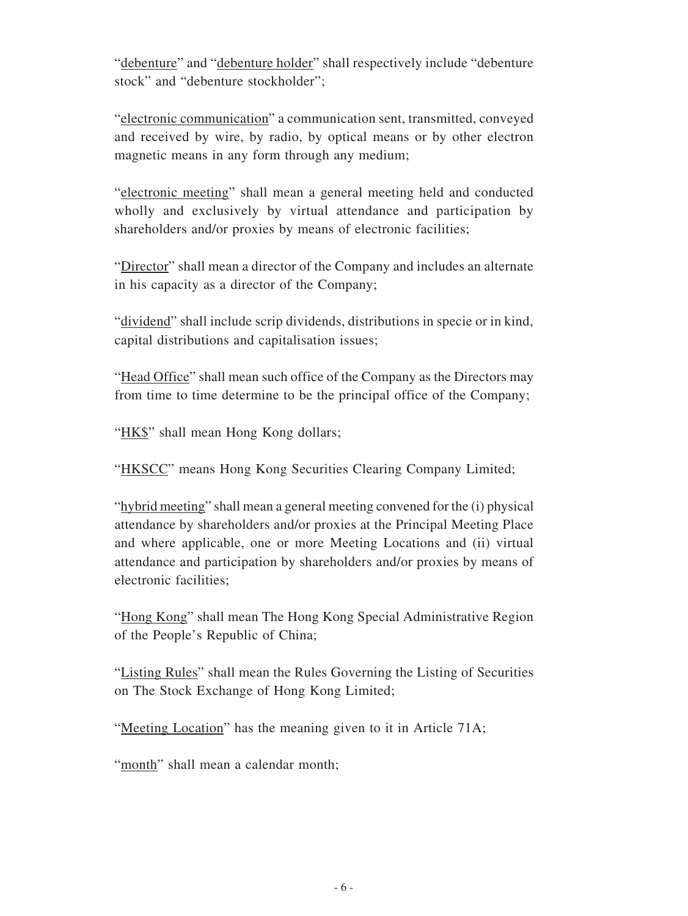"debenture" and "debenture holder" shall respectively include "debenture stock" and "debenture stockholder";

"electronic communication" a communication sent, transmitted, conveyed and received by wire, by radio, by optical means or by other electron magnetic means in any form through any medium;

"electronic meeting" shall mean a general meeting held and conducted wholly and exclusively by virtual attendance and participation by shareholders and/or proxies by means of electronic facilities;

"Director" shall mean a director of the Company and includes an alternate in his capacity as a director of the Company;

"dividend" shall include scrip dividends, distributions in specie or in kind, capital distributions and capitalisation issues;

"Head Office" shall mean such office of the Company as the Directors may from time to time determine to be the principal office of the Company;

"HK$" shall mean Hong Kong dollars;

"HKSCC" means Hong Kong Securities Clearing Company Limited;

"hybrid meeting" shall mean a general meeting convened for the (i) physical attendance by shareholders and/or proxies at the Principal Meeting Place and where applicable, one or more Meeting Locations and (ii) virtual attendance and participation by shareholders and/or proxies by means of electronic facilities;

"Hong Kong" shall mean The Hong Kong Special Administrative Region of the People's Republic of China;

"Listing Rules" shall mean the Rules Governing the Listing of Securities on The Stock Exchange of Hong Kong Limited;

"Meeting Location" has the meaning given to it in Article 71A;

"month" shall mean a calendar month;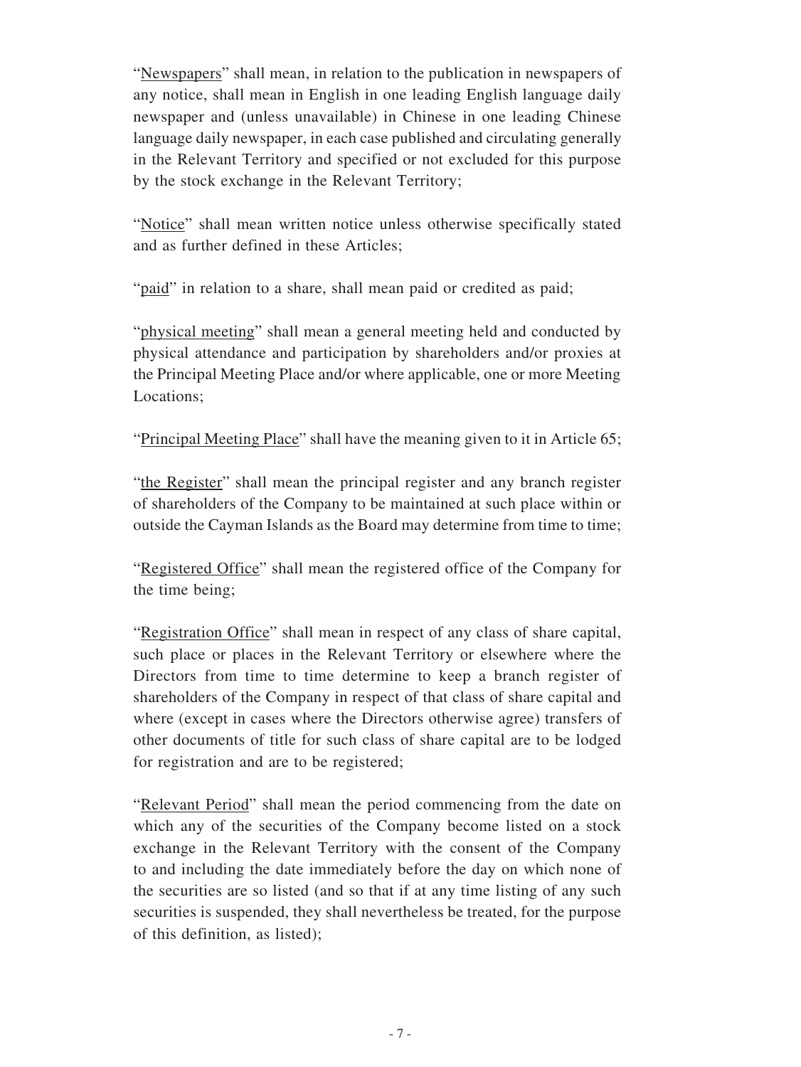"Newspapers" shall mean, in relation to the publication in newspapers of any notice, shall mean in English in one leading English language daily newspaper and (unless unavailable) in Chinese in one leading Chinese language daily newspaper, in each case published and circulating generally in the Relevant Territory and specified or not excluded for this purpose by the stock exchange in the Relevant Territory;

"Notice" shall mean written notice unless otherwise specifically stated and as further defined in these Articles;

"paid" in relation to a share, shall mean paid or credited as paid;

"physical meeting" shall mean a general meeting held and conducted by physical attendance and participation by shareholders and/or proxies at the Principal Meeting Place and/or where applicable, one or more Meeting Locations;

"Principal Meeting Place" shall have the meaning given to it in Article 65;

"the Register" shall mean the principal register and any branch register of shareholders of the Company to be maintained at such place within or outside the Cayman Islands as the Board may determine from time to time;

"Registered Office" shall mean the registered office of the Company for the time being;

"Registration Office" shall mean in respect of any class of share capital, such place or places in the Relevant Territory or elsewhere where the Directors from time to time determine to keep a branch register of shareholders of the Company in respect of that class of share capital and where (except in cases where the Directors otherwise agree) transfers of other documents of title for such class of share capital are to be lodged for registration and are to be registered;

"Relevant Period" shall mean the period commencing from the date on which any of the securities of the Company become listed on a stock exchange in the Relevant Territory with the consent of the Company to and including the date immediately before the day on which none of the securities are so listed (and so that if at any time listing of any such securities is suspended, they shall nevertheless be treated, for the purpose of this definition, as listed);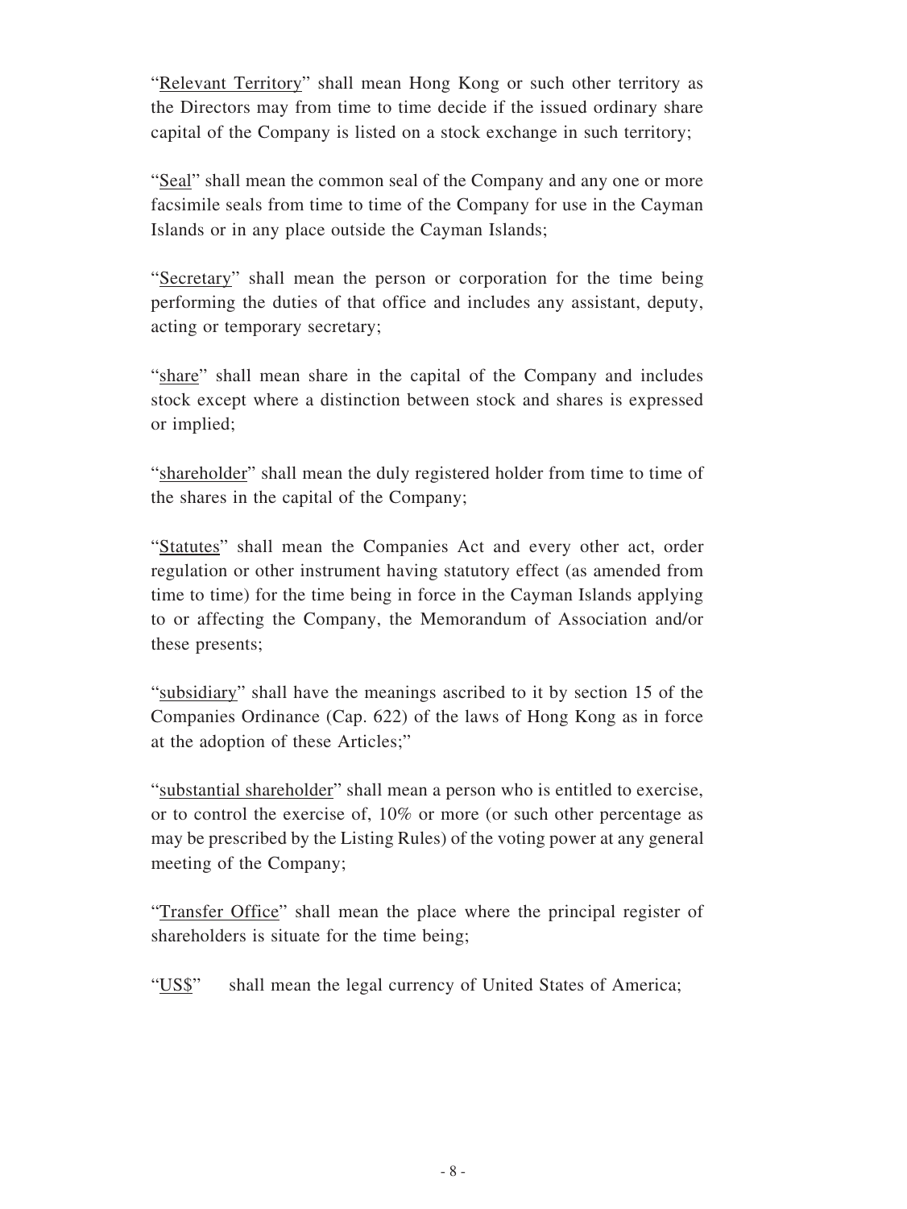"Relevant Territory" shall mean Hong Kong or such other territory as the Directors may from time to time decide if the issued ordinary share capital of the Company is listed on a stock exchange in such territory;

"Seal" shall mean the common seal of the Company and any one or more facsimile seals from time to time of the Company for use in the Cayman Islands or in any place outside the Cayman Islands;

"Secretary" shall mean the person or corporation for the time being performing the duties of that office and includes any assistant, deputy, acting or temporary secretary;

"share" shall mean share in the capital of the Company and includes stock except where a distinction between stock and shares is expressed or implied;

"shareholder" shall mean the duly registered holder from time to time of the shares in the capital of the Company;

"Statutes" shall mean the Companies Act and every other act, order regulation or other instrument having statutory effect (as amended from time to time) for the time being in force in the Cayman Islands applying to or affecting the Company, the Memorandum of Association and/or these presents;

"subsidiary" shall have the meanings ascribed to it by section 15 of the Companies Ordinance (Cap. 622) of the laws of Hong Kong as in force at the adoption of these Articles;"

"substantial shareholder" shall mean a person who is entitled to exercise, or to control the exercise of, 10% or more (or such other percentage as may be prescribed by the Listing Rules) of the voting power at any general meeting of the Company;

"Transfer Office" shall mean the place where the principal register of shareholders is situate for the time being;

"US$" shall mean the legal currency of United States of America;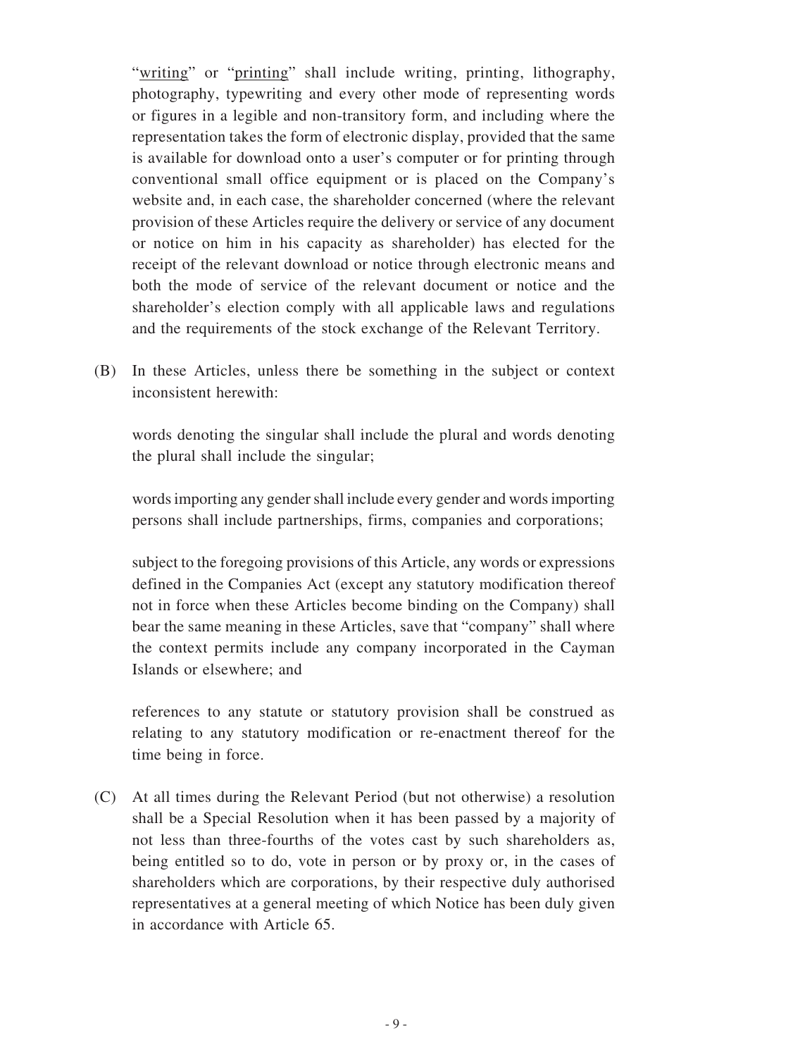"writing" or "printing" shall include writing, printing, lithography, photography, typewriting and every other mode of representing words or figures in a legible and non-transitory form, and including where the representation takes the form of electronic display, provided that the same is available for download onto a user's computer or for printing through conventional small office equipment or is placed on the Company's website and, in each case, the shareholder concerned (where the relevant provision of these Articles require the delivery or service of any document or notice on him in his capacity as shareholder) has elected for the receipt of the relevant download or notice through electronic means and both the mode of service of the relevant document or notice and the shareholder's election comply with all applicable laws and regulations and the requirements of the stock exchange of the Relevant Territory.

(B) In these Articles, unless there be something in the subject or context inconsistent herewith:

words denoting the singular shall include the plural and words denoting the plural shall include the singular;

words importing any gender shall include every gender and words importing persons shall include partnerships, firms, companies and corporations;

subject to the foregoing provisions of this Article, any words or expressions defined in the Companies Act (except any statutory modification thereof not in force when these Articles become binding on the Company) shall bear the same meaning in these Articles, save that "company" shall where the context permits include any company incorporated in the Cayman Islands or elsewhere; and

references to any statute or statutory provision shall be construed as relating to any statutory modification or re-enactment thereof for the time being in force.

(C) At all times during the Relevant Period (but not otherwise) a resolution shall be a Special Resolution when it has been passed by a majority of not less than three-fourths of the votes cast by such shareholders as, being entitled so to do, vote in person or by proxy or, in the cases of shareholders which are corporations, by their respective duly authorised representatives at a general meeting of which Notice has been duly given in accordance with Article 65.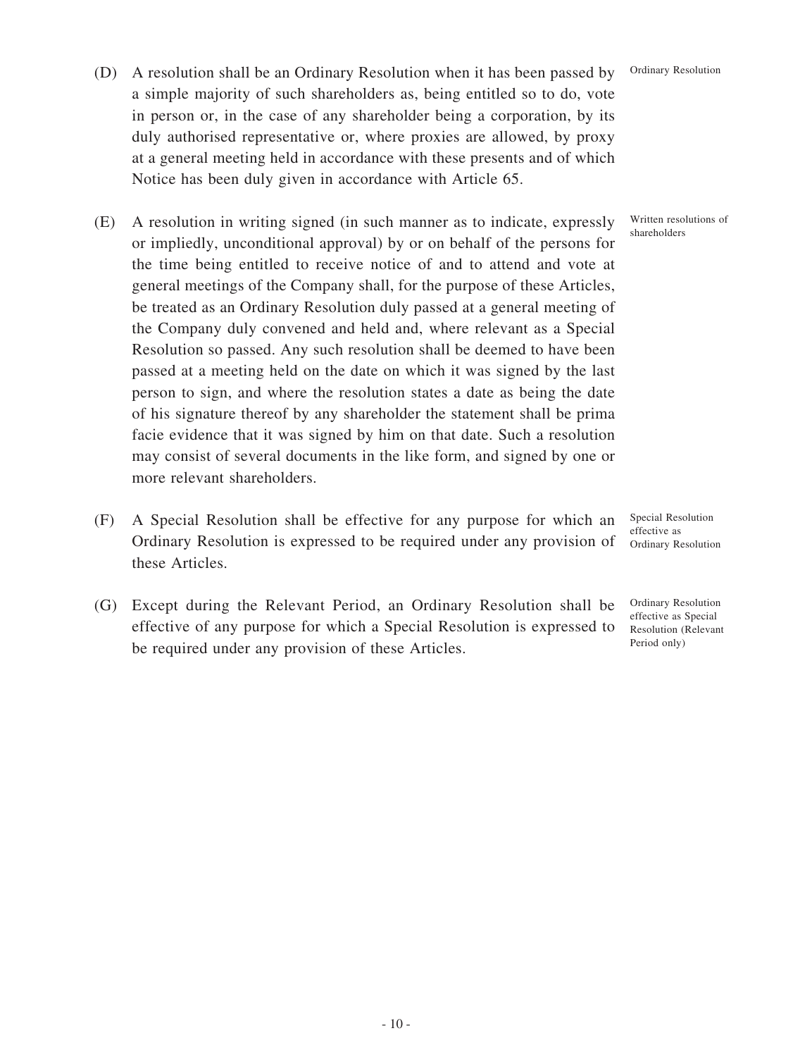(D) A resolution shall be an Ordinary Resolution when it has been passed by a simple majority of such shareholders as, being entitled so to do, vote in person or, in the case of any shareholder being a corporation, by its duly authorised representative or, where proxies are allowed, by proxy at a general meeting held in accordance with these presents and of which Notice has been duly given in accordance with Article 65.

*Ordinary Resolution*

(E) A resolution in writing signed (in such manner as to indicate, expressly or impliedly, unconditional approval) by or on behalf of the persons for the time being entitled to receive notice of and to attend and vote at general meetings of the Company shall, for the purpose of these Articles, be treated as an Ordinary Resolution duly passed at a general meeting of the Company duly convened and held and, where relevant as a Special Resolution so passed. Any such resolution shall be deemed to have been passed at a meeting held on the date on which it was signed by the last person to sign, and where the resolution states a date as being the date of his signature thereof by any shareholder the statement shall be prima facie evidence that it was signed by him on that date. Such a resolution may consist of several documents in the like form, and signed by one or more relevant shareholders.

*Written resolutions of shareholders*

(F) A Special Resolution shall be effective for any purpose for which an Ordinary Resolution is expressed to be required under any provision of these Articles.

*Special Resolution effective as Ordinary Resolution*

(G) Except during the Relevant Period, an Ordinary Resolution shall be effective of any purpose for which a Special Resolution is expressed to be required under any provision of these Articles.

*Ordinary Resolution effective as Special Resolution (Relevant Period only)*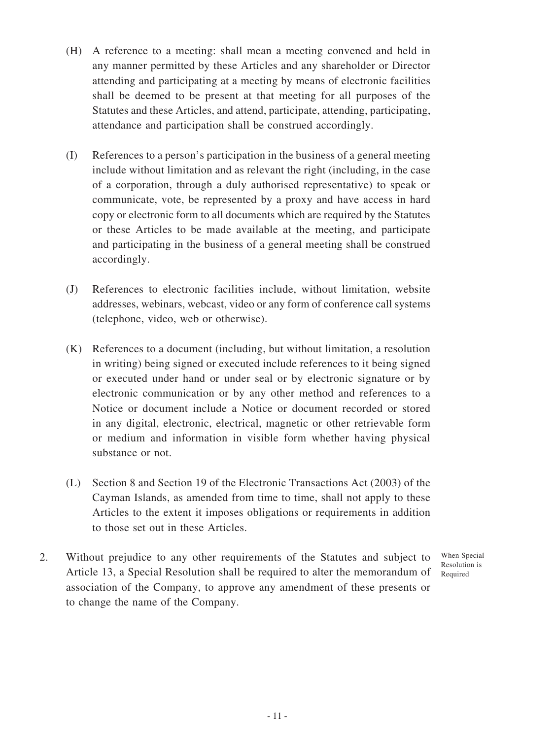(H) A reference to a meeting: shall mean a meeting convened and held in any manner permitted by these Articles and any shareholder or Director attending and participating at a meeting by means of electronic facilities shall be deemed to be present at that meeting for all purposes of the Statutes and these Articles, and attend, participate, attending, participating, attendance and participation shall be construed accordingly.

(I) References to a person's participation in the business of a general meeting include without limitation and as relevant the right (including, in the case of a corporation, through a duly authorised representative) to speak or communicate, vote, be represented by a proxy and have access in hard copy or electronic form to all documents which are required by the Statutes or these Articles to be made available at the meeting, and participate and participating in the business of a general meeting shall be construed accordingly.

(J) References to electronic facilities include, without limitation, website addresses, webinars, webcast, video or any form of conference call systems (telephone, video, web or otherwise).

(K) References to a document (including, but without limitation, a resolution in writing) being signed or executed include references to it being signed or executed under hand or under seal or by electronic signature or by electronic communication or by any other method and references to a Notice or document include a Notice or document recorded or stored in any digital, electronic, electrical, magnetic or other retrievable form or medium and information in visible form whether having physical substance or not.

(L) Section 8 and Section 19 of the Electronic Transactions Act (2003) of the Cayman Islands, as amended from time to time, shall not apply to these Articles to the extent it imposes obligations or requirements in addition to those set out in these Articles.

When Special Resolution is Required

2. Without prejudice to any other requirements of the Statutes and subject to Article 13, a Special Resolution shall be required to alter the memorandum of association of the Company, to approve any amendment of these presents or to change the name of the Company.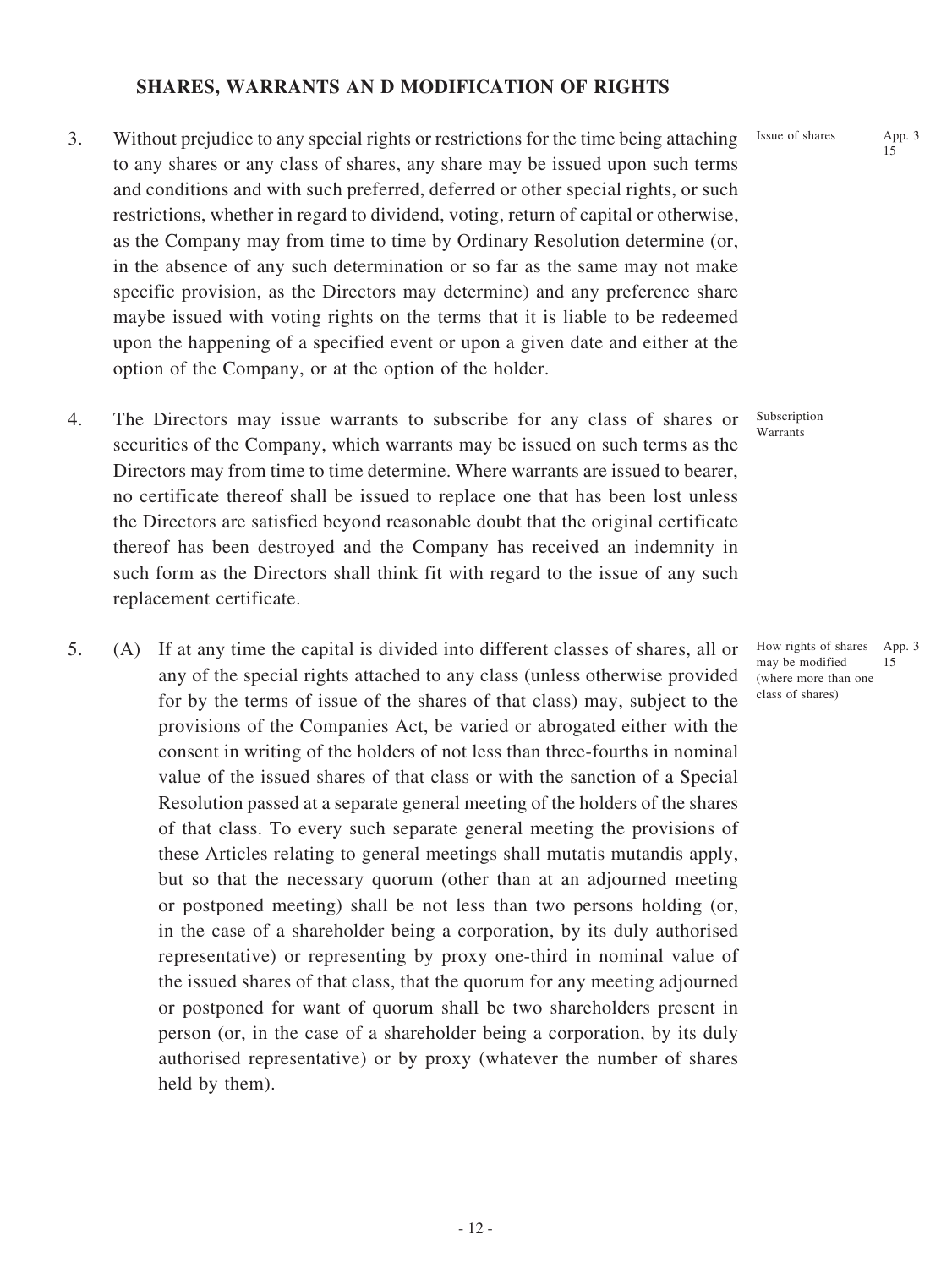## SHARES, WARRANTS AN D MODIFICATION OF RIGHTS

3. Without prejudice to any special rights or restrictions for the time being attaching to any shares or any class of shares, any share may be issued upon such terms and conditions and with such preferred, deferred or other special rights, or such restrictions, whether in regard to dividend, voting, return of capital or otherwise, as the Company may from time to time by Ordinary Resolution determine (or, in the absence of any such determination or so far as the same may not make specific provision, as the Directors may determine) and any preference share maybe issued with voting rights on the terms that it is liable to be redeemed upon the happening of a specified event or upon a given date and either at the option of the Company, or at the option of the holder.

   Issue of shares — App. 3 15

4. The Directors may issue warrants to subscribe for any class of shares or securities of the Company, which warrants may be issued on such terms as the Directors may from time to time determine. Where warrants are issued to bearer, no certificate thereof shall be issued to replace one that has been lost unless the Directors are satisfied beyond reasonable doubt that the original certificate thereof has been destroyed and the Company has received an indemnity in such form as the Directors shall think fit with regard to the issue of any such replacement certificate.

   Subscription Warrants

5. (A) If at any time the capital is divided into different classes of shares, all or any of the special rights attached to any class (unless otherwise provided for by the terms of issue of the shares of that class) may, subject to the provisions of the Companies Act, be varied or abrogated either with the consent in writing of the holders of not less than three-fourths in nominal value of the issued shares of that class or with the sanction of a Special Resolution passed at a separate general meeting of the holders of the shares of that class. To every such separate general meeting the provisions of these Articles relating to general meetings shall mutatis mutandis apply, but so that the necessary quorum (other than at an adjourned meeting or postponed meeting) shall be not less than two persons holding (or, in the case of a shareholder being a corporation, by its duly authorised representative) or representing by proxy one-third in nominal value of the issued shares of that class, that the quorum for any meeting adjourned or postponed for want of quorum shall be two shareholders present in person (or, in the case of a shareholder being a corporation, by its duly authorised representative) or by proxy (whatever the number of shares held by them).

   How rights of shares may be modified (where more than one class of shares) — App. 3 15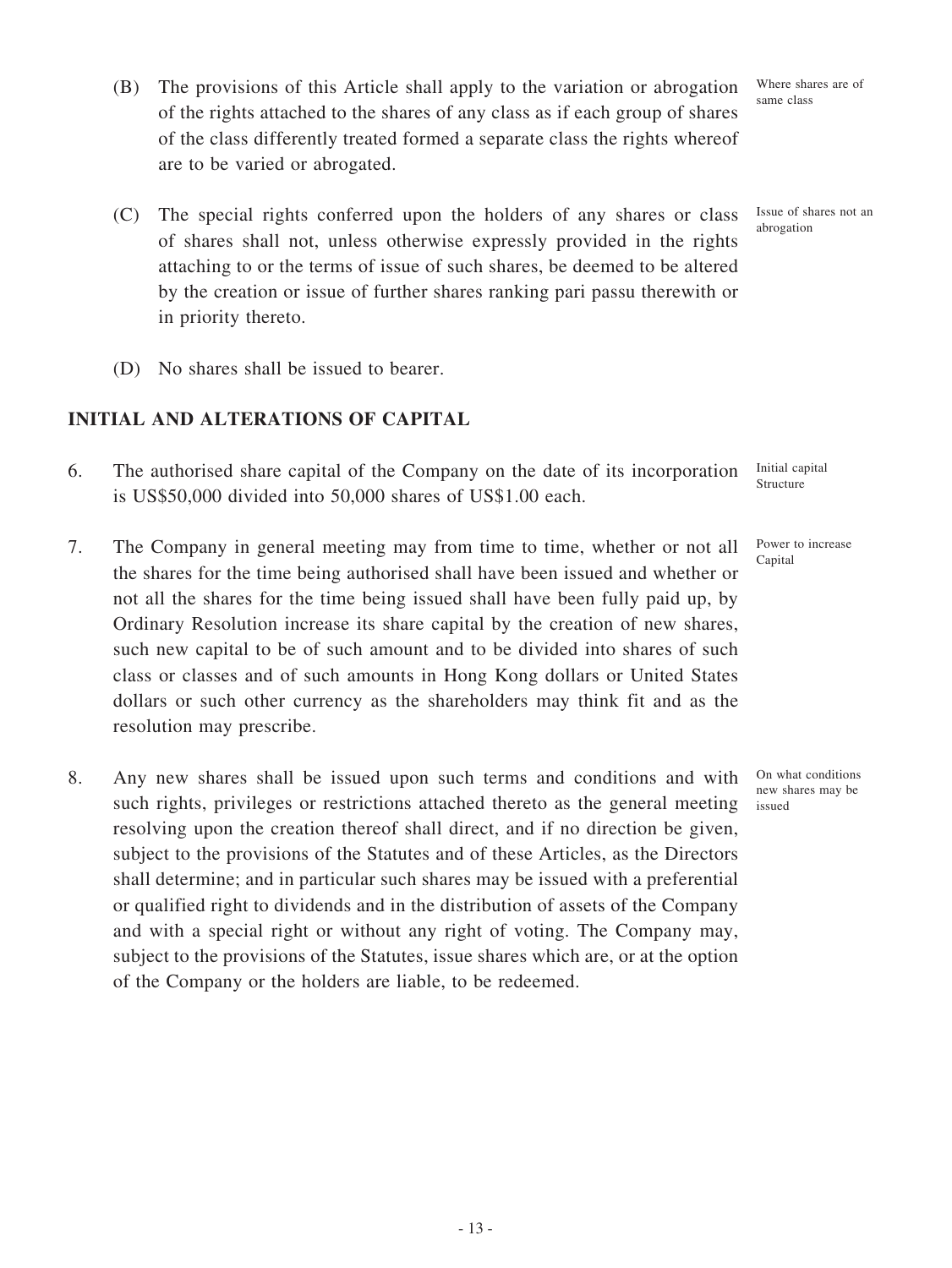(B) The provisions of this Article shall apply to the variation or abrogation of the rights attached to the shares of any class as if each group of shares of the class differently treated formed a separate class the rights whereof are to be varied or abrogated.

Where shares are of same class

(C) The special rights conferred upon the holders of any shares or class of shares shall not, unless otherwise expressly provided in the rights attaching to or the terms of issue of such shares, be deemed to be altered by the creation or issue of further shares ranking pari passu therewith or in priority thereto.

Issue of shares not an abrogation

(D) No shares shall be issued to bearer.

## INITIAL AND ALTERATIONS OF CAPITAL

6. The authorised share capital of the Company on the date of its incorporation is US$50,000 divided into 50,000 shares of US$1.00 each.

Initial capital Structure

7. The Company in general meeting may from time to time, whether or not all the shares for the time being authorised shall have been issued and whether or not all the shares for the time being issued shall have been fully paid up, by Ordinary Resolution increase its share capital by the creation of new shares, such new capital to be of such amount and to be divided into shares of such class or classes and of such amounts in Hong Kong dollars or United States dollars or such other currency as the shareholders may think fit and as the resolution may prescribe.

Power to increase Capital

8. Any new shares shall be issued upon such terms and conditions and with such rights, privileges or restrictions attached thereto as the general meeting resolving upon the creation thereof shall direct, and if no direction be given, subject to the provisions of the Statutes and of these Articles, as the Directors shall determine; and in particular such shares may be issued with a preferential or qualified right to dividends and in the distribution of assets of the Company and with a special right or without any right of voting. The Company may, subject to the provisions of the Statutes, issue shares which are, or at the option of the Company or the holders are liable, to be redeemed.

On what conditions new shares may be issued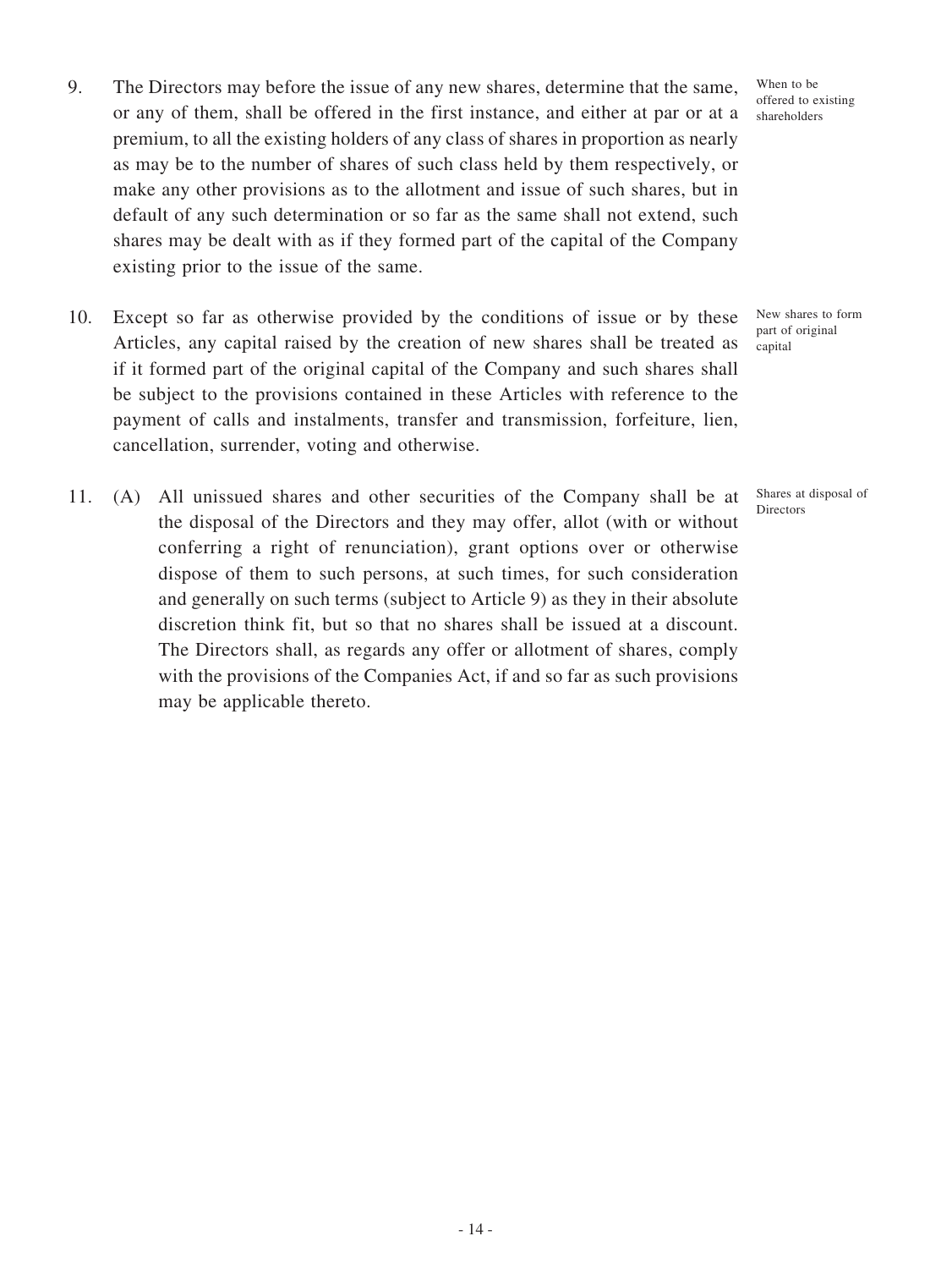9. The Directors may before the issue of any new shares, determine that the same, or any of them, shall be offered in the first instance, and either at par or at a premium, to all the existing holders of any class of shares in proportion as nearly as may be to the number of shares of such class held by them respectively, or make any other provisions as to the allotment and issue of such shares, but in default of any such determination or so far as the same shall not extend, such shares may be dealt with as if they formed part of the capital of the Company existing prior to the issue of the same.

   When to be offered to existing shareholders

10. Except so far as otherwise provided by the conditions of issue or by these Articles, any capital raised by the creation of new shares shall be treated as if it formed part of the original capital of the Company and such shares shall be subject to the provisions contained in these Articles with reference to the payment of calls and instalments, transfer and transmission, forfeiture, lien, cancellation, surrender, voting and otherwise.

    New shares to form part of original capital

11. (A) All unissued shares and other securities of the Company shall be at the disposal of the Directors and they may offer, allot (with or without conferring a right of renunciation), grant options over or otherwise dispose of them to such persons, at such times, for such consideration and generally on such terms (subject to Article 9) as they in their absolute discretion think fit, but so that no shares shall be issued at a discount. The Directors shall, as regards any offer or allotment of shares, comply with the provisions of the Companies Act, if and so far as such provisions may be applicable thereto.

    Shares at disposal of Directors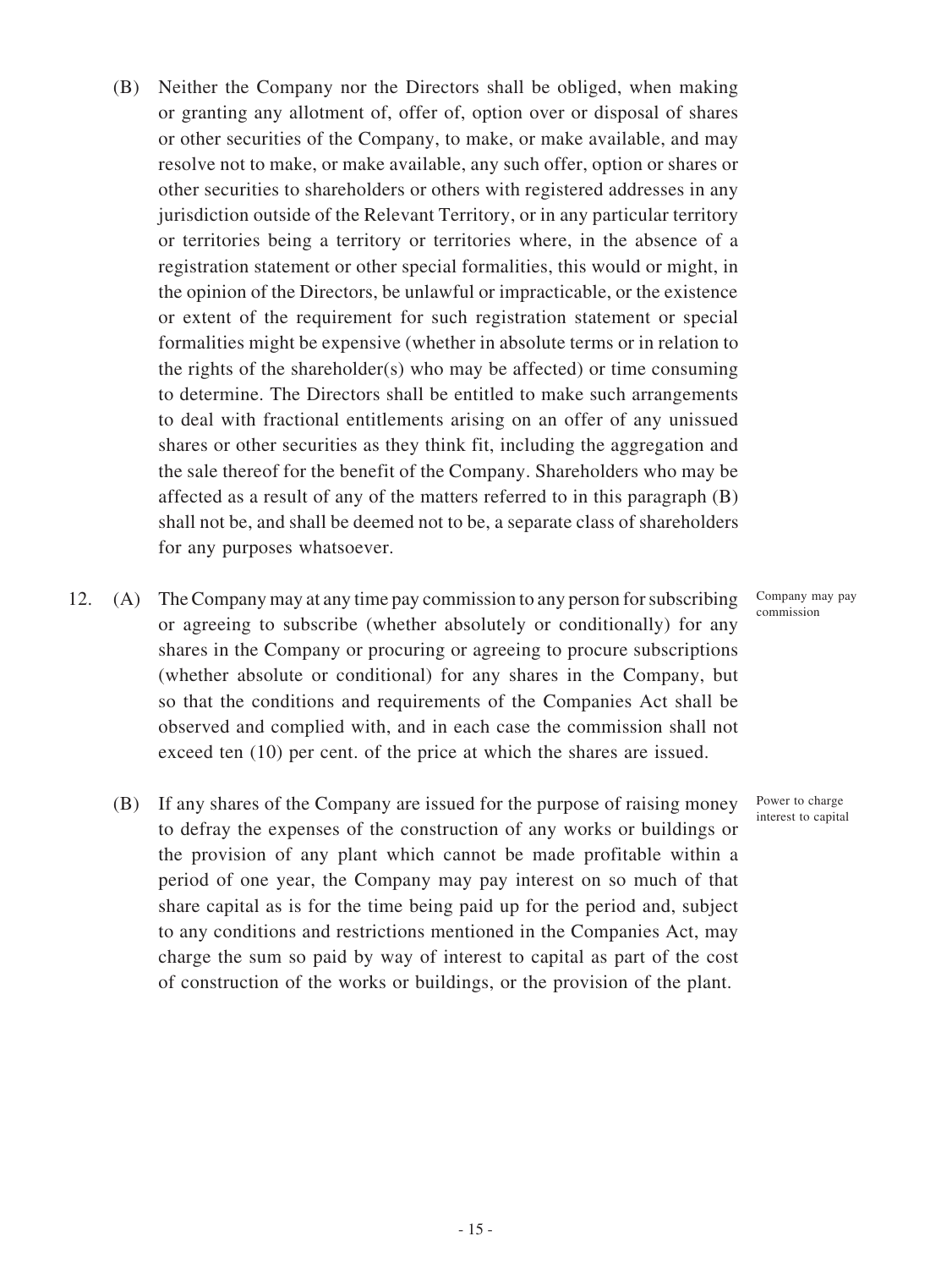(B) Neither the Company nor the Directors shall be obliged, when making or granting any allotment of, offer of, option over or disposal of shares or other securities of the Company, to make, or make available, and may resolve not to make, or make available, any such offer, option or shares or other securities to shareholders or others with registered addresses in any jurisdiction outside of the Relevant Territory, or in any particular territory or territories being a territory or territories where, in the absence of a registration statement or other special formalities, this would or might, in the opinion of the Directors, be unlawful or impracticable, or the existence or extent of the requirement for such registration statement or special formalities might be expensive (whether in absolute terms or in relation to the rights of the shareholder(s) who may be affected) or time consuming to determine. The Directors shall be entitled to make such arrangements to deal with fractional entitlements arising on an offer of any unissued shares or other securities as they think fit, including the aggregation and the sale thereof for the benefit of the Company. Shareholders who may be affected as a result of any of the matters referred to in this paragraph (B) shall not be, and shall be deemed not to be, a separate class of shareholders for any purposes whatsoever.

12. (A) The Company may at any time pay commission to any person for subscribing or agreeing to subscribe (whether absolutely or conditionally) for any shares in the Company or procuring or agreeing to procure subscriptions (whether absolute or conditional) for any shares in the Company, but so that the conditions and requirements of the Companies Act shall be observed and complied with, and in each case the commission shall not exceed ten (10) per cent. of the price at which the shares are issued.

Company may pay commission

(B) If any shares of the Company are issued for the purpose of raising money to defray the expenses of the construction of any works or buildings or the provision of any plant which cannot be made profitable within a period of one year, the Company may pay interest on so much of that share capital as is for the time being paid up for the period and, subject to any conditions and restrictions mentioned in the Companies Act, may charge the sum so paid by way of interest to capital as part of the cost of construction of the works or buildings, or the provision of the plant.

Power to charge interest to capital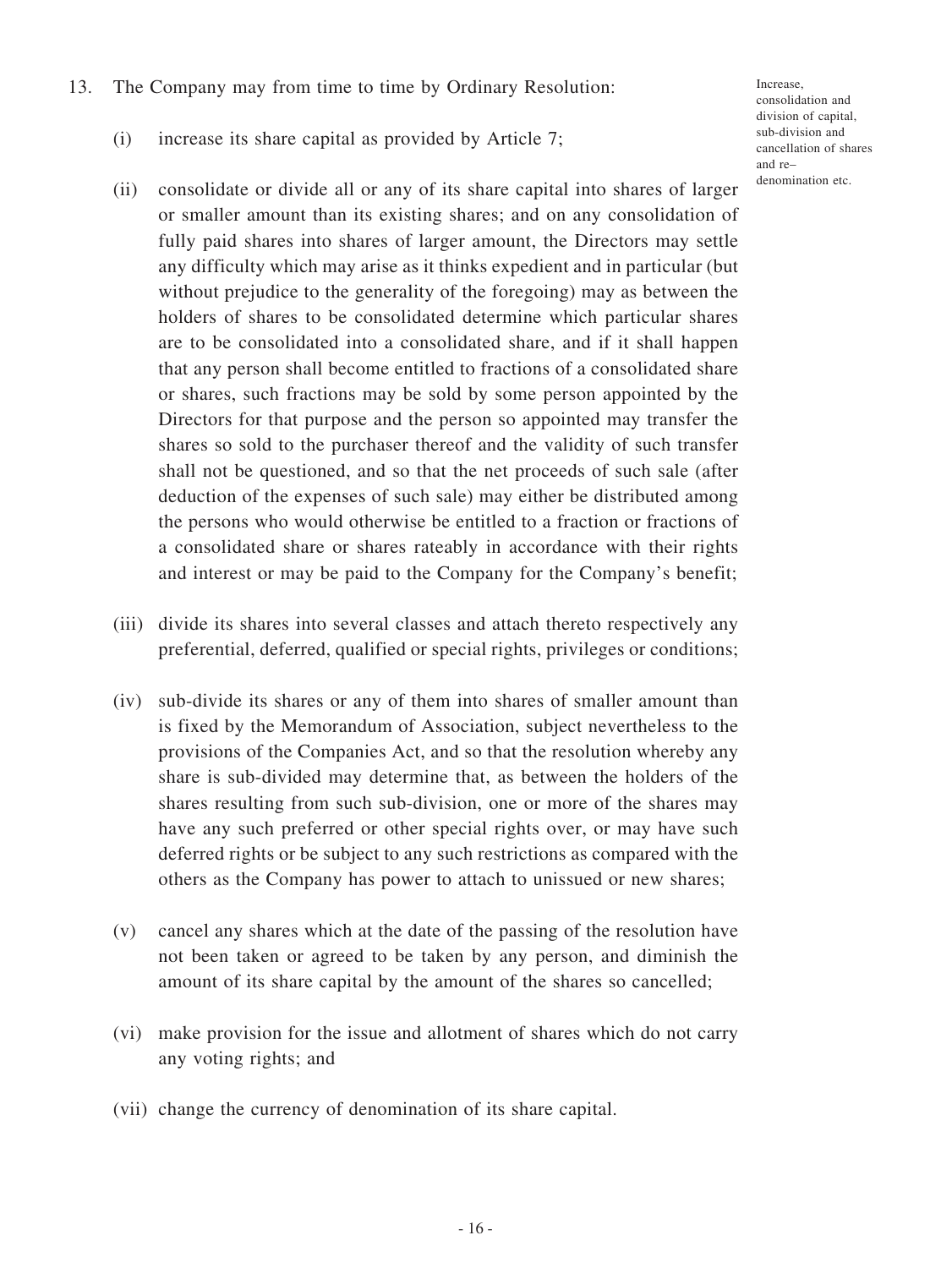13. The Company may from time to time by Ordinary Resolution:

Increase, consolidation and division of capital, sub-division and cancellation of shares and re–denomination etc.

(i) increase its share capital as provided by Article 7;

(ii) consolidate or divide all or any of its share capital into shares of larger or smaller amount than its existing shares; and on any consolidation of fully paid shares into shares of larger amount, the Directors may settle any difficulty which may arise as it thinks expedient and in particular (but without prejudice to the generality of the foregoing) may as between the holders of shares to be consolidated determine which particular shares are to be consolidated into a consolidated share, and if it shall happen that any person shall become entitled to fractions of a consolidated share or shares, such fractions may be sold by some person appointed by the Directors for that purpose and the person so appointed may transfer the shares so sold to the purchaser thereof and the validity of such transfer shall not be questioned, and so that the net proceeds of such sale (after deduction of the expenses of such sale) may either be distributed among the persons who would otherwise be entitled to a fraction or fractions of a consolidated share or shares rateably in accordance with their rights and interest or may be paid to the Company for the Company's benefit;

(iii) divide its shares into several classes and attach thereto respectively any preferential, deferred, qualified or special rights, privileges or conditions;

(iv) sub-divide its shares or any of them into shares of smaller amount than is fixed by the Memorandum of Association, subject nevertheless to the provisions of the Companies Act, and so that the resolution whereby any share is sub-divided may determine that, as between the holders of the shares resulting from such sub-division, one or more of the shares may have any such preferred or other special rights over, or may have such deferred rights or be subject to any such restrictions as compared with the others as the Company has power to attach to unissued or new shares;

(v) cancel any shares which at the date of the passing of the resolution have not been taken or agreed to be taken by any person, and diminish the amount of its share capital by the amount of the shares so cancelled;

(vi) make provision for the issue and allotment of shares which do not carry any voting rights; and

(vii) change the currency of denomination of its share capital.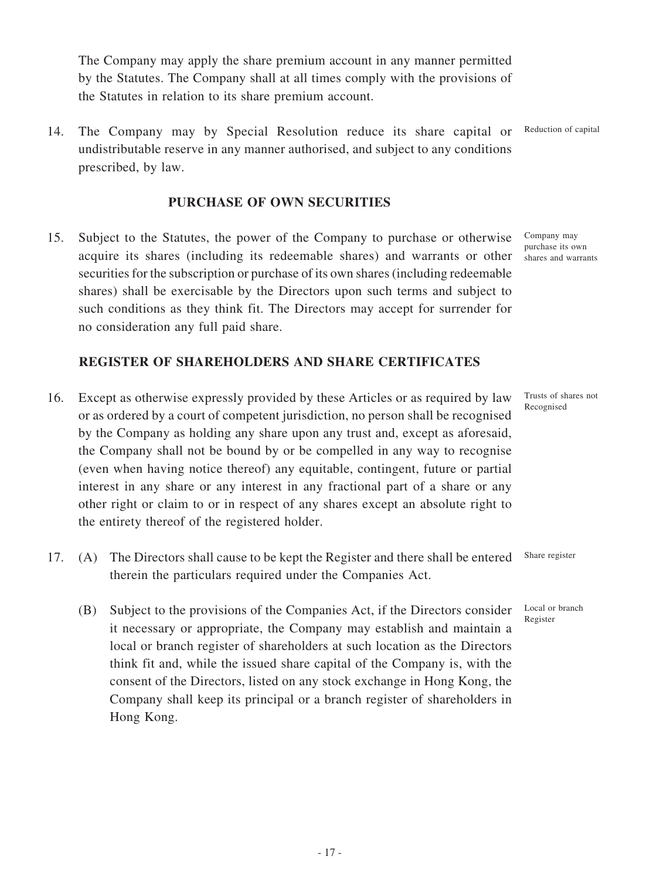The Company may apply the share premium account in any manner permitted by the Statutes. The Company shall at all times comply with the provisions of the Statutes in relation to its share premium account.

14. The Company may by Special Resolution reduce its share capital or undistributable reserve in any manner authorised, and subject to any conditions prescribed, by law. *Reduction of capital*

## PURCHASE OF OWN SECURITIES

15. Subject to the Statutes, the power of the Company to purchase or otherwise acquire its shares (including its redeemable shares) and warrants or other securities for the subscription or purchase of its own shares (including redeemable shares) shall be exercisable by the Directors upon such terms and subject to such conditions as they think fit. The Directors may accept for surrender for no consideration any full paid share. *Company may purchase its own shares and warrants*

## REGISTER OF SHAREHOLDERS AND SHARE CERTIFICATES

16. Except as otherwise expressly provided by these Articles or as required by law or as ordered by a court of competent jurisdiction, no person shall be recognised by the Company as holding any share upon any trust and, except as aforesaid, the Company shall not be bound by or be compelled in any way to recognise (even when having notice thereof) any equitable, contingent, future or partial interest in any share or any interest in any fractional part of a share or any other right or claim to or in respect of any shares except an absolute right to the entirety thereof of the registered holder. *Trusts of shares not Recognised*

17. (A) The Directors shall cause to be kept the Register and there shall be entered therein the particulars required under the Companies Act. *Share register*

    (B) Subject to the provisions of the Companies Act, if the Directors consider it necessary or appropriate, the Company may establish and maintain a local or branch register of shareholders at such location as the Directors think fit and, while the issued share capital of the Company is, with the consent of the Directors, listed on any stock exchange in Hong Kong, the Company shall keep its principal or a branch register of shareholders in Hong Kong. *Local or branch Register*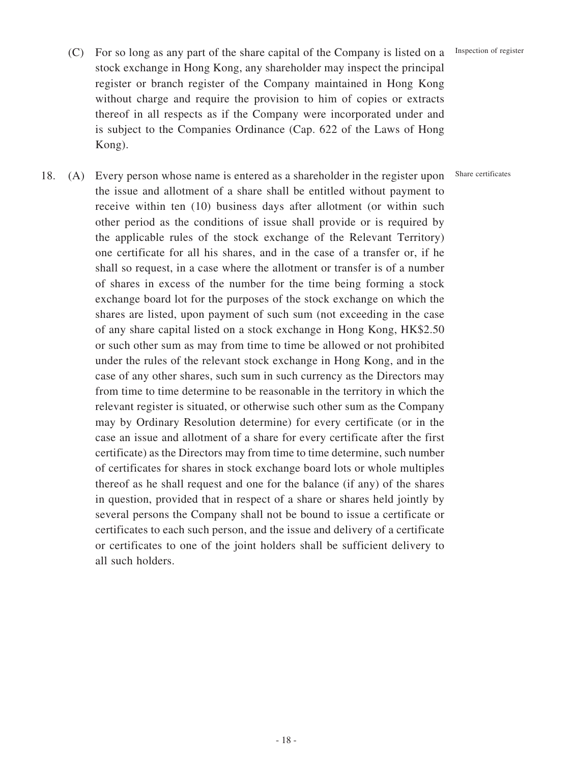(C) For so long as any part of the share capital of the Company is listed on a stock exchange in Hong Kong, any shareholder may inspect the principal register or branch register of the Company maintained in Hong Kong without charge and require the provision to him of copies or extracts thereof in all respects as if the Company were incorporated under and is subject to the Companies Ordinance (Cap. 622 of the Laws of Hong Kong).

Inspection of register

18. (A) Every person whose name is entered as a shareholder in the register upon the issue and allotment of a share shall be entitled without payment to receive within ten (10) business days after allotment (or within such other period as the conditions of issue shall provide or is required by the applicable rules of the stock exchange of the Relevant Territory) one certificate for all his shares, and in the case of a transfer or, if he shall so request, in a case where the allotment or transfer is of a number of shares in excess of the number for the time being forming a stock exchange board lot for the purposes of the stock exchange on which the shares are listed, upon payment of such sum (not exceeding in the case of any share capital listed on a stock exchange in Hong Kong, HK$2.50 or such other sum as may from time to time be allowed or not prohibited under the rules of the relevant stock exchange in Hong Kong, and in the case of any other shares, such sum in such currency as the Directors may from time to time determine to be reasonable in the territory in which the relevant register is situated, or otherwise such other sum as the Company may by Ordinary Resolution determine) for every certificate (or in the case an issue and allotment of a share for every certificate after the first certificate) as the Directors may from time to time determine, such number of certificates for shares in stock exchange board lots or whole multiples thereof as he shall request and one for the balance (if any) of the shares in question, provided that in respect of a share or shares held jointly by several persons the Company shall not be bound to issue a certificate or certificates to each such person, and the issue and delivery of a certificate or certificates to one of the joint holders shall be sufficient delivery to all such holders.

Share certificates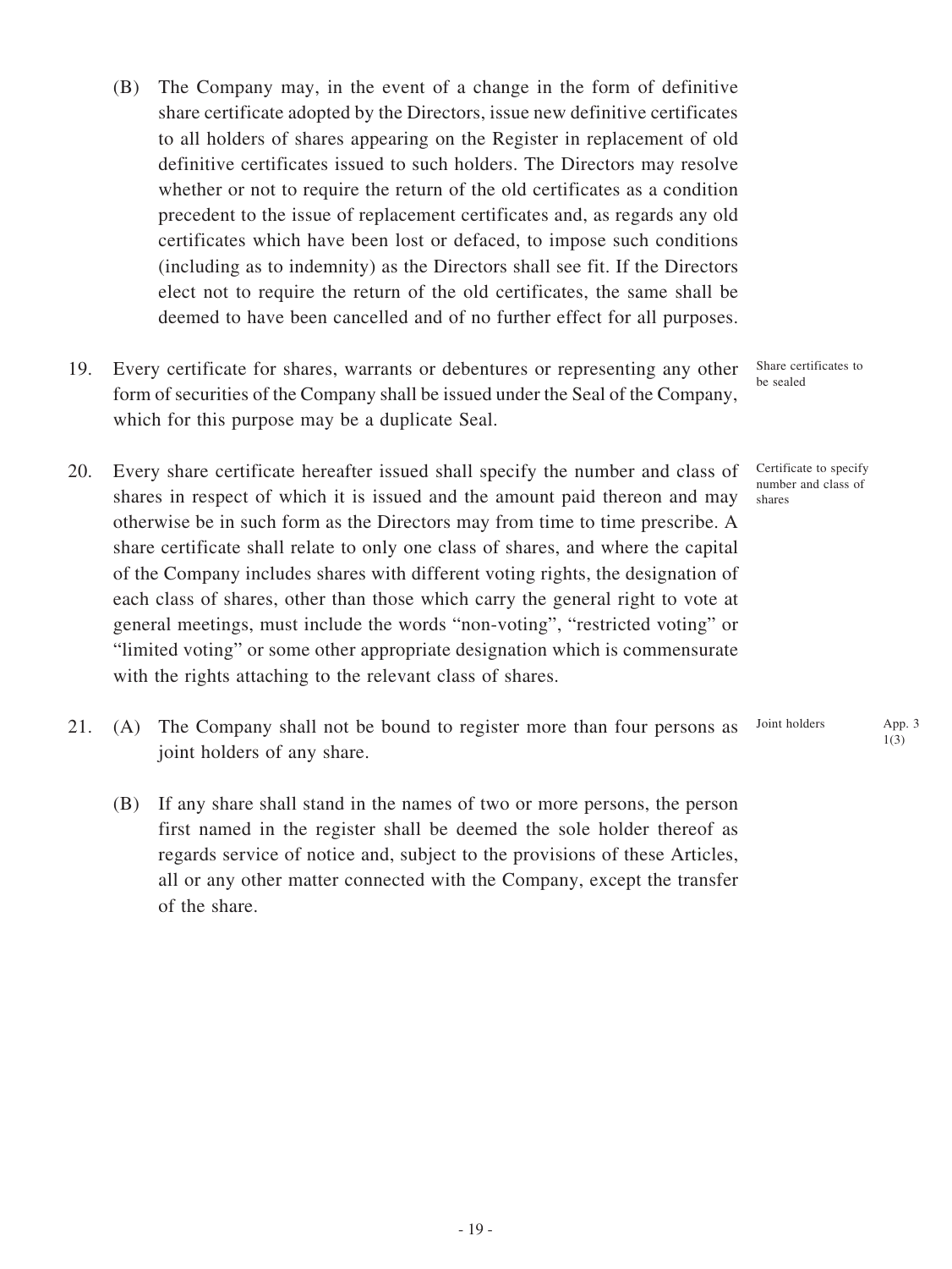(B) The Company may, in the event of a change in the form of definitive share certificate adopted by the Directors, issue new definitive certificates to all holders of shares appearing on the Register in replacement of old definitive certificates issued to such holders. The Directors may resolve whether or not to require the return of the old certificates as a condition precedent to the issue of replacement certificates and, as regards any old certificates which have been lost or defaced, to impose such conditions (including as to indemnity) as the Directors shall see fit. If the Directors elect not to require the return of the old certificates, the same shall be deemed to have been cancelled and of no further effect for all purposes.

19. Every certificate for shares, warrants or debentures or representing any other form of securities of the Company shall be issued under the Seal of the Company, which for this purpose may be a duplicate Seal. *Share certificates to be sealed*

20. Every share certificate hereafter issued shall specify the number and class of shares in respect of which it is issued and the amount paid thereon and may otherwise be in such form as the Directors may from time to time prescribe. A share certificate shall relate to only one class of shares, and where the capital of the Company includes shares with different voting rights, the designation of each class of shares, other than those which carry the general right to vote at general meetings, must include the words "non-voting", "restricted voting" or "limited voting" or some other appropriate designation which is commensurate with the rights attaching to the relevant class of shares. *Certificate to specify number and class of shares*

21. (A) The Company shall not be bound to register more than four persons as joint holders of any share. *Joint holders* *App. 3 1(3)*

(B) If any share shall stand in the names of two or more persons, the person first named in the register shall be deemed the sole holder thereof as regards service of notice and, subject to the provisions of these Articles, all or any other matter connected with the Company, except the transfer of the share.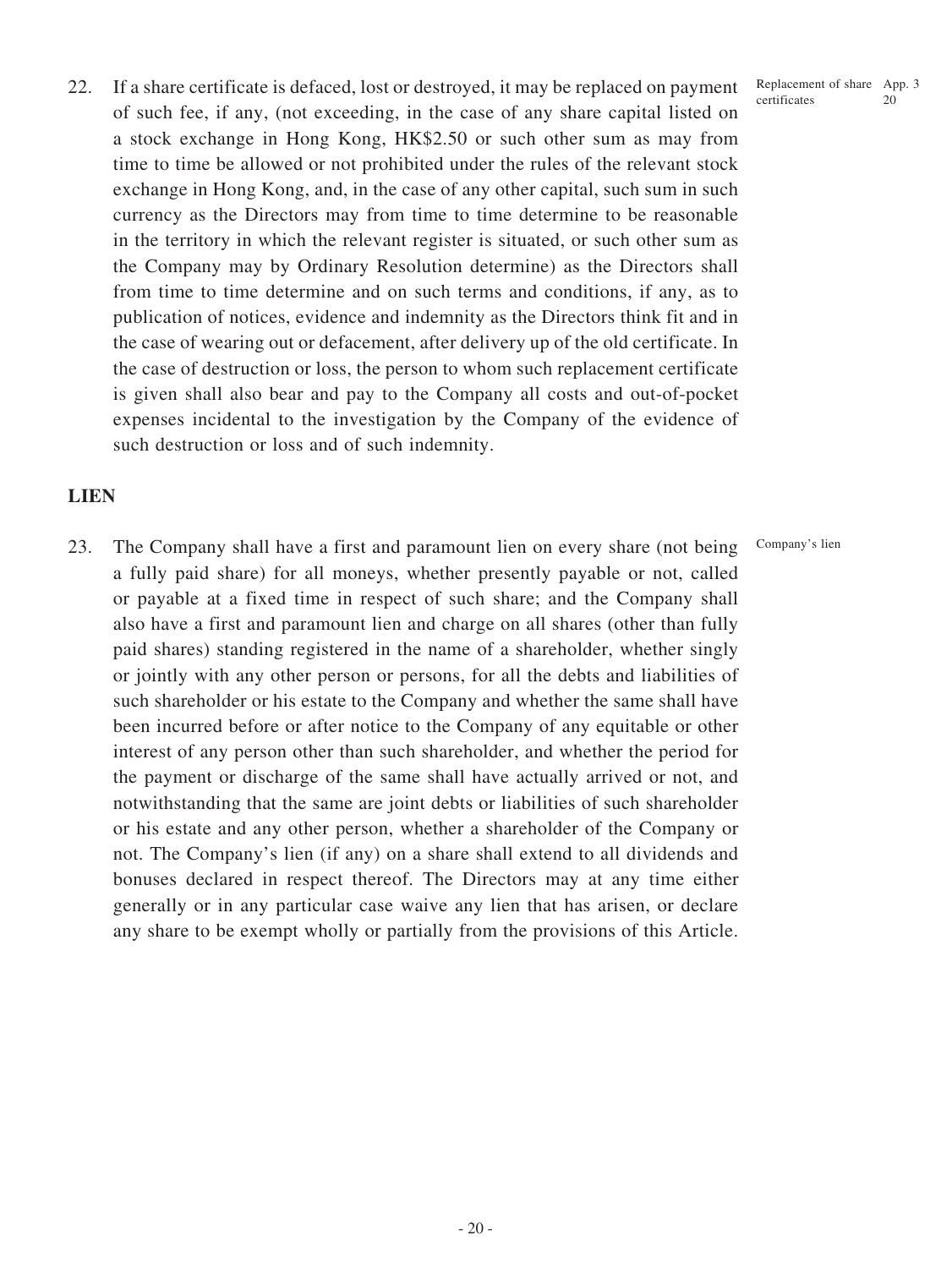22. If a share certificate is defaced, lost or destroyed, it may be replaced on payment of such fee, if any, (not exceeding, in the case of any share capital listed on a stock exchange in Hong Kong, HK$2.50 or such other sum as may from time to time be allowed or not prohibited under the rules of the relevant stock exchange in Hong Kong, and, in the case of any other capital, such sum in such currency as the Directors may from time to time determine to be reasonable in the territory in which the relevant register is situated, or such other sum as the Company may by Ordinary Resolution determine) as the Directors shall from time to time determine and on such terms and conditions, if any, as to publication of notices, evidence and indemnity as the Directors think fit and in the case of wearing out or defacement, after delivery up of the old certificate. In the case of destruction or loss, the person to whom such replacement certificate is given shall also bear and pay to the Company all costs and out-of-pocket expenses incidental to the investigation by the Company of the evidence of such destruction or loss and of such indemnity.

Replacement of share certificates

App. 3 20

## LIEN

23. The Company shall have a first and paramount lien on every share (not being a fully paid share) for all moneys, whether presently payable or not, called or payable at a fixed time in respect of such share; and the Company shall also have a first and paramount lien and charge on all shares (other than fully paid shares) standing registered in the name of a shareholder, whether singly or jointly with any other person or persons, for all the debts and liabilities of such shareholder or his estate to the Company and whether the same shall have been incurred before or after notice to the Company of any equitable or other interest of any person other than such shareholder, and whether the period for the payment or discharge of the same shall have actually arrived or not, and notwithstanding that the same are joint debts or liabilities of such shareholder or his estate and any other person, whether a shareholder of the Company or not. The Company's lien (if any) on a share shall extend to all dividends and bonuses declared in respect thereof. The Directors may at any time either generally or in any particular case waive any lien that has arisen, or declare any share to be exempt wholly or partially from the provisions of this Article.

Company's lien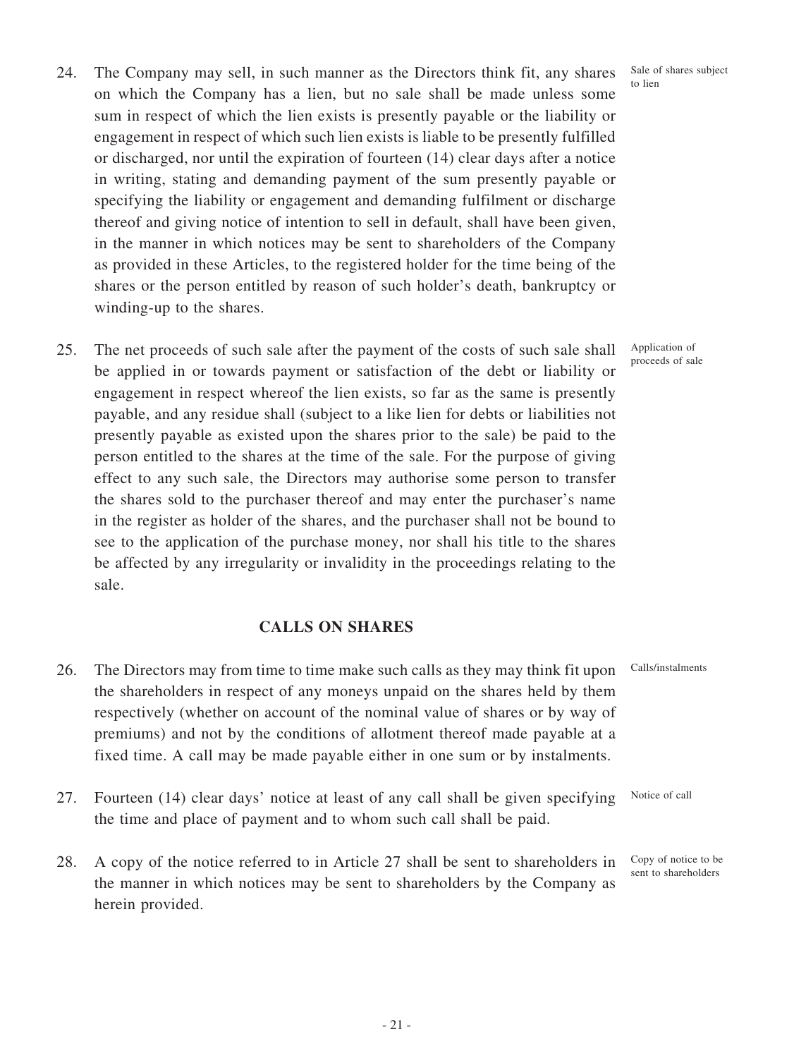24. The Company may sell, in such manner as the Directors think fit, any shares on which the Company has a lien, but no sale shall be made unless some sum in respect of which the lien exists is presently payable or the liability or engagement in respect of which such lien exists is liable to be presently fulfilled or discharged, nor until the expiration of fourteen (14) clear days after a notice in writing, stating and demanding payment of the sum presently payable or specifying the liability or engagement and demanding fulfilment or discharge thereof and giving notice of intention to sell in default, shall have been given, in the manner in which notices may be sent to shareholders of the Company as provided in these Articles, to the registered holder for the time being of the shares or the person entitled by reason of such holder's death, bankruptcy or winding-up to the shares.

Sale of shares subject to lien

25. The net proceeds of such sale after the payment of the costs of such sale shall be applied in or towards payment or satisfaction of the debt or liability or engagement in respect whereof the lien exists, so far as the same is presently payable, and any residue shall (subject to a like lien for debts or liabilities not presently payable as existed upon the shares prior to the sale) be paid to the person entitled to the shares at the time of the sale. For the purpose of giving effect to any such sale, the Directors may authorise some person to transfer the shares sold to the purchaser thereof and may enter the purchaser's name in the register as holder of the shares, and the purchaser shall not be bound to see to the application of the purchase money, nor shall his title to the shares be affected by any irregularity or invalidity in the proceedings relating to the sale.

Application of proceeds of sale

## CALLS ON SHARES

26. The Directors may from time to time make such calls as they may think fit upon the shareholders in respect of any moneys unpaid on the shares held by them respectively (whether on account of the nominal value of shares or by way of premiums) and not by the conditions of allotment thereof made payable at a fixed time. A call may be made payable either in one sum or by instalments.

Calls/instalments

27. Fourteen (14) clear days' notice at least of any call shall be given specifying the time and place of payment and to whom such call shall be paid.

Notice of call

28. A copy of the notice referred to in Article 27 shall be sent to shareholders in the manner in which notices may be sent to shareholders by the Company as herein provided.

Copy of notice to be sent to shareholders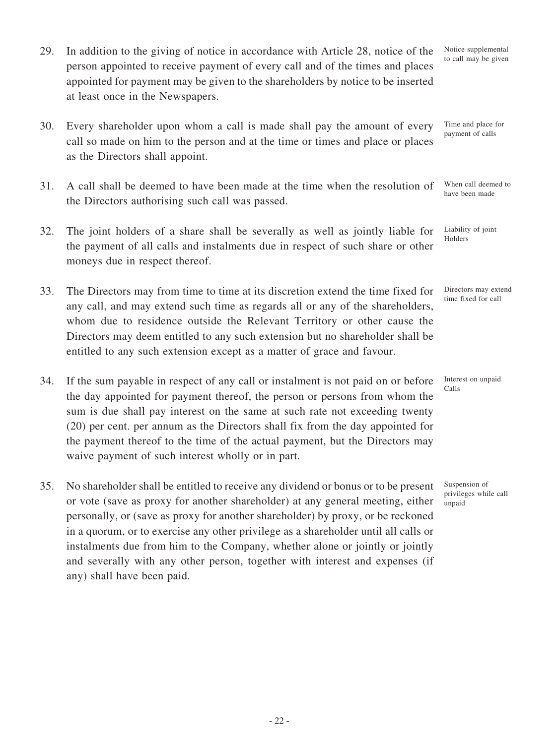29. In addition to the giving of notice in accordance with Article 28, notice of the person appointed to receive payment of every call and of the times and places appointed for payment may be given to the shareholders by notice to be inserted at least once in the Newspapers.

*Notice supplemental to call may be given*

30. Every shareholder upon whom a call is made shall pay the amount of every call so made on him to the person and at the time or times and place or places as the Directors shall appoint.

*Time and place for payment of calls*

31. A call shall be deemed to have been made at the time when the resolution of the Directors authorising such call was passed.

*When call deemed to have been made*

32. The joint holders of a share shall be severally as well as jointly liable for the payment of all calls and instalments due in respect of such share or other moneys due in respect thereof.

*Liability of joint Holders*

33. The Directors may from time to time at its discretion extend the time fixed for any call, and may extend such time as regards all or any of the shareholders, whom due to residence outside the Relevant Territory or other cause the Directors may deem entitled to any such extension but no shareholder shall be entitled to any such extension except as a matter of grace and favour.

*Directors may extend time fixed for call*

34. If the sum payable in respect of any call or instalment is not paid on or before the day appointed for payment thereof, the person or persons from whom the sum is due shall pay interest on the same at such rate not exceeding twenty (20) per cent. per annum as the Directors shall fix from the day appointed for the payment thereof to the time of the actual payment, but the Directors may waive payment of such interest wholly or in part.

*Interest on unpaid Calls*

35. No shareholder shall be entitled to receive any dividend or bonus or to be present or vote (save as proxy for another shareholder) at any general meeting, either personally, or (save as proxy for another shareholder) by proxy, or be reckoned in a quorum, or to exercise any other privilege as a shareholder until all calls or instalments due from him to the Company, whether alone or jointly or jointly and severally with any other person, together with interest and expenses (if any) shall have been paid.

*Suspension of privileges while call unpaid*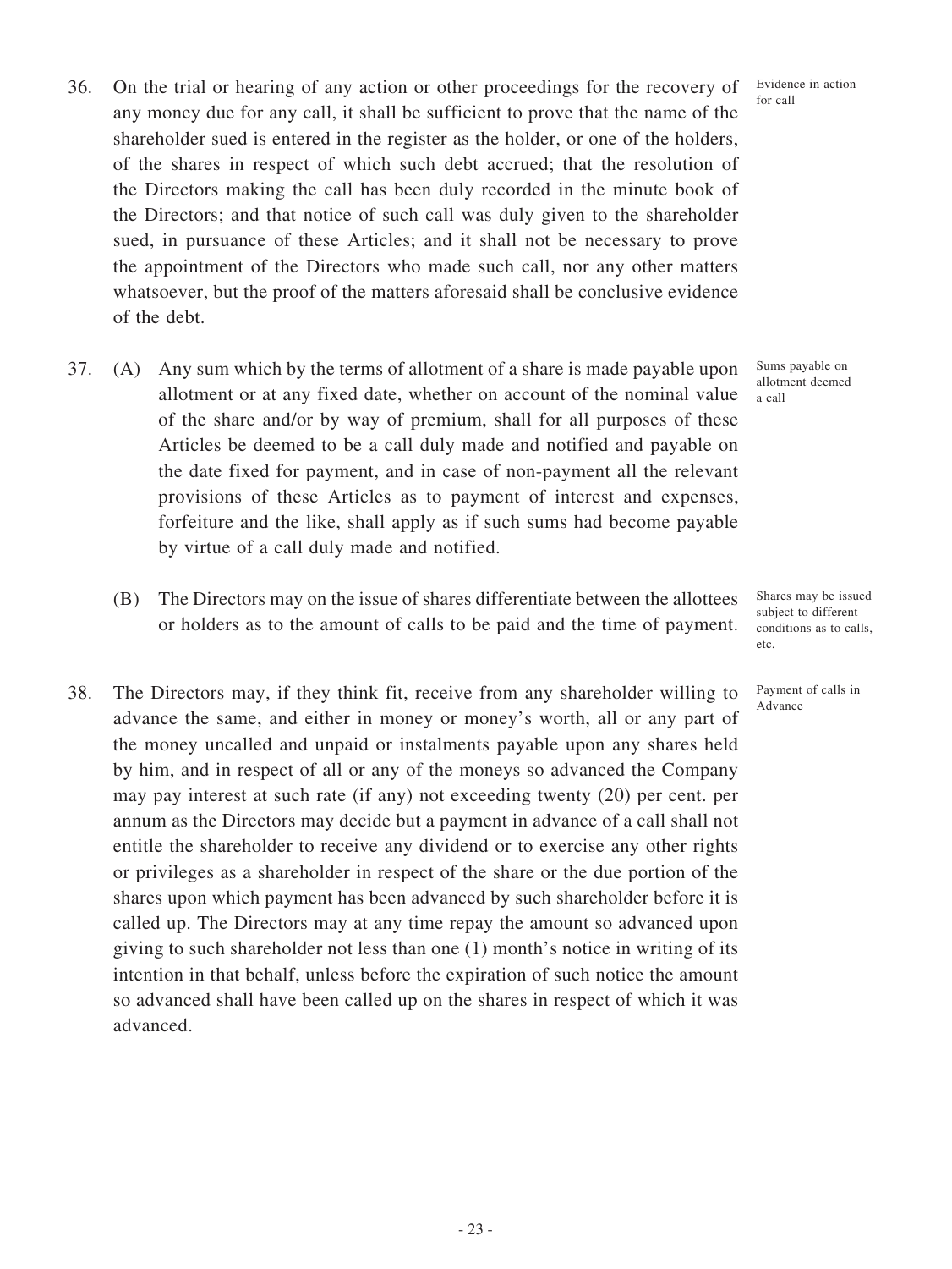36. On the trial or hearing of any action or other proceedings for the recovery of any money due for any call, it shall be sufficient to prove that the name of the shareholder sued is entered in the register as the holder, or one of the holders, of the shares in respect of which such debt accrued; that the resolution of the Directors making the call has been duly recorded in the minute book of the Directors; and that notice of such call was duly given to the shareholder sued, in pursuance of these Articles; and it shall not be necessary to prove the appointment of the Directors who made such call, nor any other matters whatsoever, but the proof of the matters aforesaid shall be conclusive evidence of the debt.

Evidence in action for call

37. (A) Any sum which by the terms of allotment of a share is made payable upon allotment or at any fixed date, whether on account of the nominal value of the share and/or by way of premium, shall for all purposes of these Articles be deemed to be a call duly made and notified and payable on the date fixed for payment, and in case of non-payment all the relevant provisions of these Articles as to payment of interest and expenses, forfeiture and the like, shall apply as if such sums had become payable by virtue of a call duly made and notified.

Sums payable on allotment deemed a call

(B) The Directors may on the issue of shares differentiate between the allottees or holders as to the amount of calls to be paid and the time of payment.

Shares may be issued subject to different conditions as to calls, etc.

38. The Directors may, if they think fit, receive from any shareholder willing to advance the same, and either in money or money's worth, all or any part of the money uncalled and unpaid or instalments payable upon any shares held by him, and in respect of all or any of the moneys so advanced the Company may pay interest at such rate (if any) not exceeding twenty (20) per cent. per annum as the Directors may decide but a payment in advance of a call shall not entitle the shareholder to receive any dividend or to exercise any other rights or privileges as a shareholder in respect of the share or the due portion of the shares upon which payment has been advanced by such shareholder before it is called up. The Directors may at any time repay the amount so advanced upon giving to such shareholder not less than one (1) month's notice in writing of its intention in that behalf, unless before the expiration of such notice the amount so advanced shall have been called up on the shares in respect of which it was advanced.

Payment of calls in Advance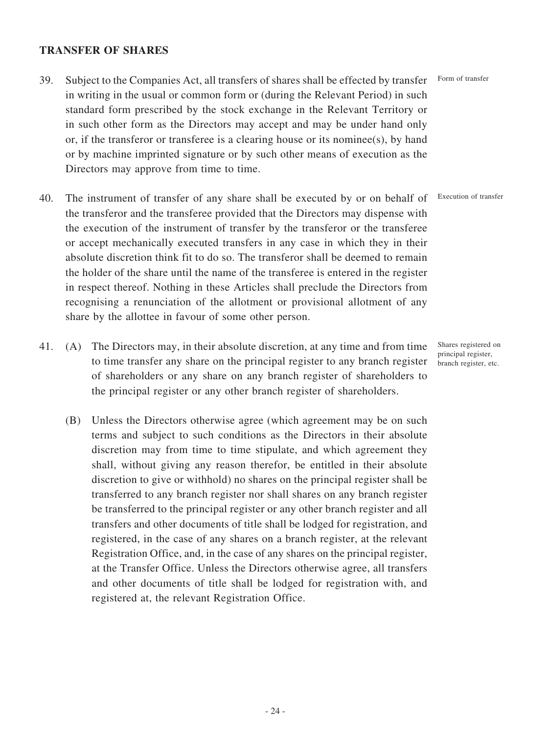## TRANSFER OF SHARES

39. Subject to the Companies Act, all transfers of shares shall be effected by transfer in writing in the usual or common form or (during the Relevant Period) in such standard form prescribed by the stock exchange in the Relevant Territory or in such other form as the Directors may accept and may be under hand only or, if the transferor or transferee is a clearing house or its nominee(s), by hand or by machine imprinted signature or by such other means of execution as the Directors may approve from time to time.

Form of transfer

40. The instrument of transfer of any share shall be executed by or on behalf of the transferor and the transferee provided that the Directors may dispense with the execution of the instrument of transfer by the transferor or the transferee or accept mechanically executed transfers in any case in which they in their absolute discretion think fit to do so. The transferor shall be deemed to remain the holder of the share until the name of the transferee is entered in the register in respect thereof. Nothing in these Articles shall preclude the Directors from recognising a renunciation of the allotment or provisional allotment of any share by the allottee in favour of some other person.

Execution of transfer

41. (A) The Directors may, in their absolute discretion, at any time and from time to time transfer any share on the principal register to any branch register of shareholders or any share on any branch register of shareholders to the principal register or any other branch register of shareholders.

Shares registered on principal register, branch register, etc.

(B) Unless the Directors otherwise agree (which agreement may be on such terms and subject to such conditions as the Directors in their absolute discretion may from time to time stipulate, and which agreement they shall, without giving any reason therefor, be entitled in their absolute discretion to give or withhold) no shares on the principal register shall be transferred to any branch register nor shall shares on any branch register be transferred to the principal register or any other branch register and all transfers and other documents of title shall be lodged for registration, and registered, in the case of any shares on a branch register, at the relevant Registration Office, and, in the case of any shares on the principal register, at the Transfer Office. Unless the Directors otherwise agree, all transfers and other documents of title shall be lodged for registration with, and registered at, the relevant Registration Office.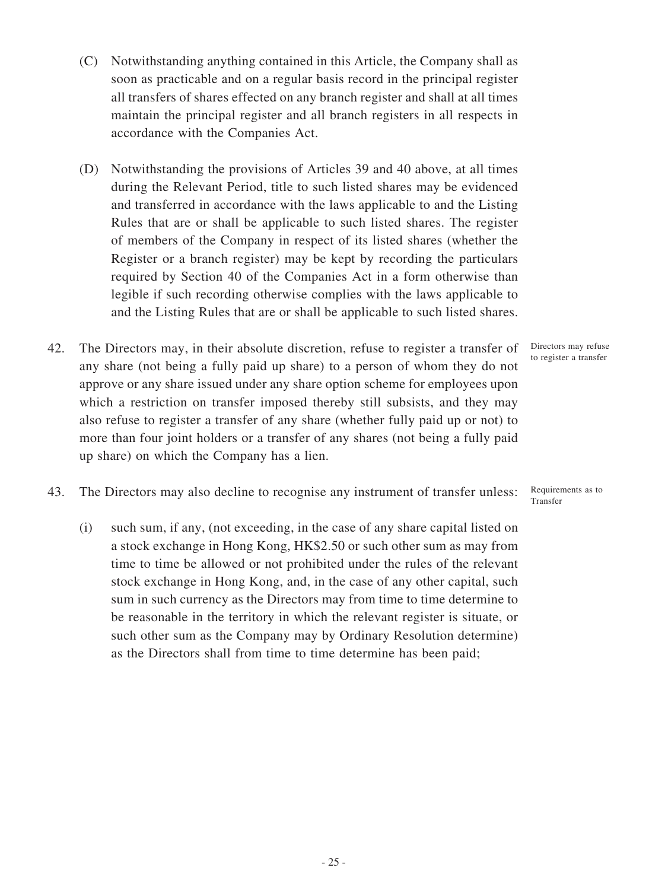(C) Notwithstanding anything contained in this Article, the Company shall as soon as practicable and on a regular basis record in the principal register all transfers of shares effected on any branch register and shall at all times maintain the principal register and all branch registers in all respects in accordance with the Companies Act.

(D) Notwithstanding the provisions of Articles 39 and 40 above, at all times during the Relevant Period, title to such listed shares may be evidenced and transferred in accordance with the laws applicable to and the Listing Rules that are or shall be applicable to such listed shares. The register of members of the Company in respect of its listed shares (whether the Register or a branch register) may be kept by recording the particulars required by Section 40 of the Companies Act in a form otherwise than legible if such recording otherwise complies with the laws applicable to and the Listing Rules that are or shall be applicable to such listed shares.

*Directors may refuse to register a transfer*

42. The Directors may, in their absolute discretion, refuse to register a transfer of any share (not being a fully paid up share) to a person of whom they do not approve or any share issued under any share option scheme for employees upon which a restriction on transfer imposed thereby still subsists, and they may also refuse to register a transfer of any share (whether fully paid up or not) to more than four joint holders or a transfer of any shares (not being a fully paid up share) on which the Company has a lien.

*Requirements as to Transfer*

43. The Directors may also decline to recognise any instrument of transfer unless:

(i) such sum, if any, (not exceeding, in the case of any share capital listed on a stock exchange in Hong Kong, HK$2.50 or such other sum as may from time to time be allowed or not prohibited under the rules of the relevant stock exchange in Hong Kong, and, in the case of any other capital, such sum in such currency as the Directors may from time to time determine to be reasonable in the territory in which the relevant register is situate, or such other sum as the Company may by Ordinary Resolution determine) as the Directors shall from time to time determine has been paid;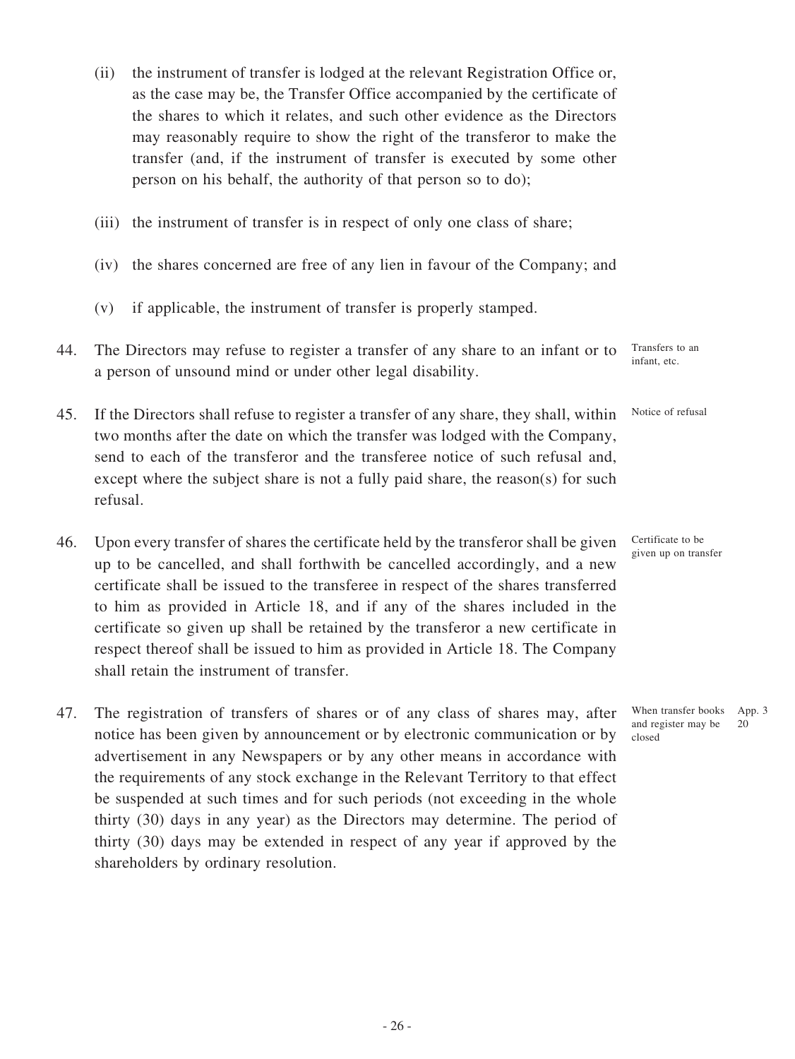(ii) the instrument of transfer is lodged at the relevant Registration Office or, as the case may be, the Transfer Office accompanied by the certificate of the shares to which it relates, and such other evidence as the Directors may reasonably require to show the right of the transferor to make the transfer (and, if the instrument of transfer is executed by some other person on his behalf, the authority of that person so to do);

(iii) the instrument of transfer is in respect of only one class of share;

(iv) the shares concerned are free of any lien in favour of the Company; and

(v) if applicable, the instrument of transfer is properly stamped.

Transfers to an infant, etc.

44. The Directors may refuse to register a transfer of any share to an infant or to a person of unsound mind or under other legal disability.

Notice of refusal

45. If the Directors shall refuse to register a transfer of any share, they shall, within two months after the date on which the transfer was lodged with the Company, send to each of the transferor and the transferee notice of such refusal and, except where the subject share is not a fully paid share, the reason(s) for such refusal.

Certificate to be given up on transfer

46. Upon every transfer of shares the certificate held by the transferor shall be given up to be cancelled, and shall forthwith be cancelled accordingly, and a new certificate shall be issued to the transferee in respect of the shares transferred to him as provided in Article 18, and if any of the shares included in the certificate so given up shall be retained by the transferor a new certificate in respect thereof shall be issued to him as provided in Article 18. The Company shall retain the instrument of transfer.

When transfer books and register may be closed

App. 3 20

47. The registration of transfers of shares or of any class of shares may, after notice has been given by announcement or by electronic communication or by advertisement in any Newspapers or by any other means in accordance with the requirements of any stock exchange in the Relevant Territory to that effect be suspended at such times and for such periods (not exceeding in the whole thirty (30) days in any year) as the Directors may determine. The period of thirty (30) days may be extended in respect of any year if approved by the shareholders by ordinary resolution.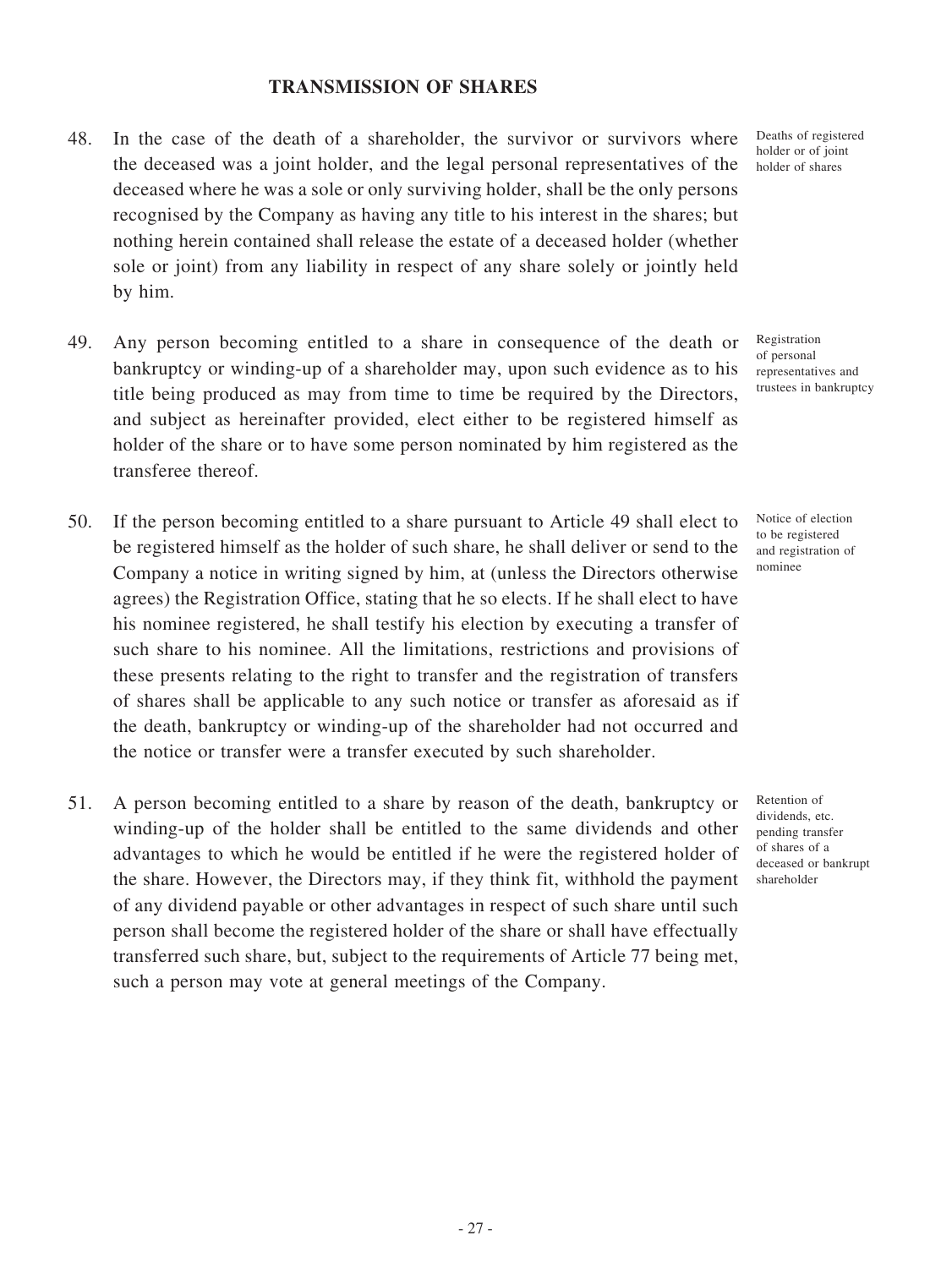## TRANSMISSION OF SHARES

48. In the case of the death of a shareholder, the survivor or survivors where the deceased was a joint holder, and the legal personal representatives of the deceased where he was a sole or only surviving holder, shall be the only persons recognised by the Company as having any title to his interest in the shares; but nothing herein contained shall release the estate of a deceased holder (whether sole or joint) from any liability in respect of any share solely or jointly held by him.

Deaths of registered holder or of joint holder of shares

49. Any person becoming entitled to a share in consequence of the death or bankruptcy or winding-up of a shareholder may, upon such evidence as to his title being produced as may from time to time be required by the Directors, and subject as hereinafter provided, elect either to be registered himself as holder of the share or to have some person nominated by him registered as the transferee thereof.

Registration of personal representatives and trustees in bankruptcy

50. If the person becoming entitled to a share pursuant to Article 49 shall elect to be registered himself as the holder of such share, he shall deliver or send to the Company a notice in writing signed by him, at (unless the Directors otherwise agrees) the Registration Office, stating that he so elects. If he shall elect to have his nominee registered, he shall testify his election by executing a transfer of such share to his nominee. All the limitations, restrictions and provisions of these presents relating to the right to transfer and the registration of transfers of shares shall be applicable to any such notice or transfer as aforesaid as if the death, bankruptcy or winding-up of the shareholder had not occurred and the notice or transfer were a transfer executed by such shareholder.

Notice of election to be registered and registration of nominee

51. A person becoming entitled to a share by reason of the death, bankruptcy or winding-up of the holder shall be entitled to the same dividends and other advantages to which he would be entitled if he were the registered holder of the share. However, the Directors may, if they think fit, withhold the payment of any dividend payable or other advantages in respect of such share until such person shall become the registered holder of the share or shall have effectually transferred such share, but, subject to the requirements of Article 77 being met, such a person may vote at general meetings of the Company.

Retention of dividends, etc. pending transfer of shares of a deceased or bankrupt shareholder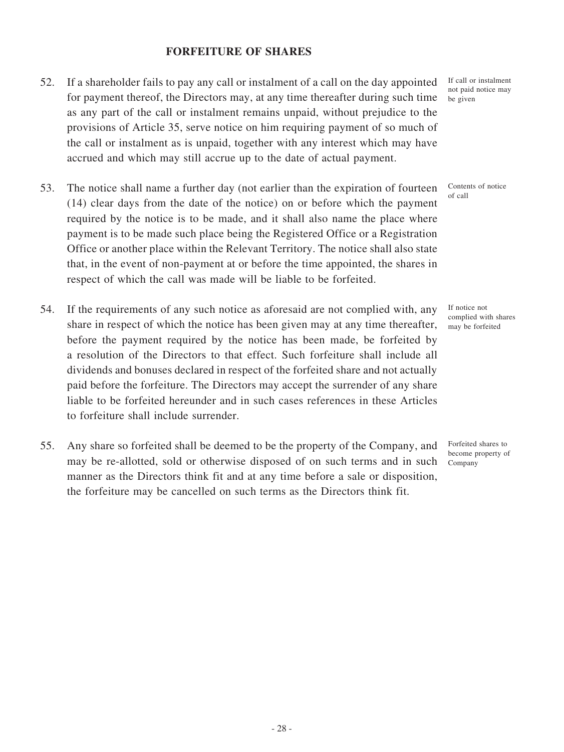## FORFEITURE OF SHARES

52. If a shareholder fails to pay any call or instalment of a call on the day appointed for payment thereof, the Directors may, at any time thereafter during such time as any part of the call or instalment remains unpaid, without prejudice to the provisions of Article 35, serve notice on him requiring payment of so much of the call or instalment as is unpaid, together with any interest which may have accrued and which may still accrue up to the date of actual payment.

   If call or instalment not paid notice may be given

53. The notice shall name a further day (not earlier than the expiration of fourteen (14) clear days from the date of the notice) on or before which the payment required by the notice is to be made, and it shall also name the place where payment is to be made such place being the Registered Office or a Registration Office or another place within the Relevant Territory. The notice shall also state that, in the event of non-payment at or before the time appointed, the shares in respect of which the call was made will be liable to be forfeited.

   Contents of notice of call

54. If the requirements of any such notice as aforesaid are not complied with, any share in respect of which the notice has been given may at any time thereafter, before the payment required by the notice has been made, be forfeited by a resolution of the Directors to that effect. Such forfeiture shall include all dividends and bonuses declared in respect of the forfeited share and not actually paid before the forfeiture. The Directors may accept the surrender of any share liable to be forfeited hereunder and in such cases references in these Articles to forfeiture shall include surrender.

   If notice not complied with shares may be forfeited

55. Any share so forfeited shall be deemed to be the property of the Company, and may be re-allotted, sold or otherwise disposed of on such terms and in such manner as the Directors think fit and at any time before a sale or disposition, the forfeiture may be cancelled on such terms as the Directors think fit.

   Forfeited shares to become property of Company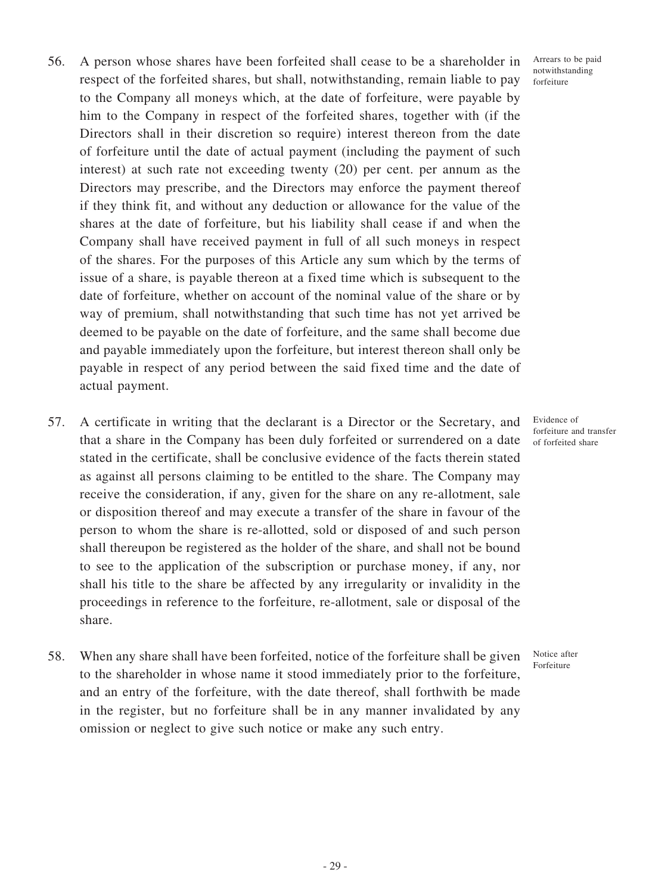56. A person whose shares have been forfeited shall cease to be a shareholder in respect of the forfeited shares, but shall, notwithstanding, remain liable to pay to the Company all moneys which, at the date of forfeiture, were payable by him to the Company in respect of the forfeited shares, together with (if the Directors shall in their discretion so require) interest thereon from the date of forfeiture until the date of actual payment (including the payment of such interest) at such rate not exceeding twenty (20) per cent. per annum as the Directors may prescribe, and the Directors may enforce the payment thereof if they think fit, and without any deduction or allowance for the value of the shares at the date of forfeiture, but his liability shall cease if and when the Company shall have received payment in full of all such moneys in respect of the shares. For the purposes of this Article any sum which by the terms of issue of a share, is payable thereon at a fixed time which is subsequent to the date of forfeiture, whether on account of the nominal value of the share or by way of premium, shall notwithstanding that such time has not yet arrived be deemed to be payable on the date of forfeiture, and the same shall become due and payable immediately upon the forfeiture, but interest thereon shall only be payable in respect of any period between the said fixed time and the date of actual payment.

*Arrears to be paid notwithstanding forfeiture*

57. A certificate in writing that the declarant is a Director or the Secretary, and that a share in the Company has been duly forfeited or surrendered on a date stated in the certificate, shall be conclusive evidence of the facts therein stated as against all persons claiming to be entitled to the share. The Company may receive the consideration, if any, given for the share on any re-allotment, sale or disposition thereof and may execute a transfer of the share in favour of the person to whom the share is re-allotted, sold or disposed of and such person shall thereupon be registered as the holder of the share, and shall not be bound to see to the application of the subscription or purchase money, if any, nor shall his title to the share be affected by any irregularity or invalidity in the proceedings in reference to the forfeiture, re-allotment, sale or disposal of the share.

*Evidence of forfeiture and transfer of forfeited share*

58. When any share shall have been forfeited, notice of the forfeiture shall be given to the shareholder in whose name it stood immediately prior to the forfeiture, and an entry of the forfeiture, with the date thereof, shall forthwith be made in the register, but no forfeiture shall be in any manner invalidated by any omission or neglect to give such notice or make any such entry.

*Notice after Forfeiture*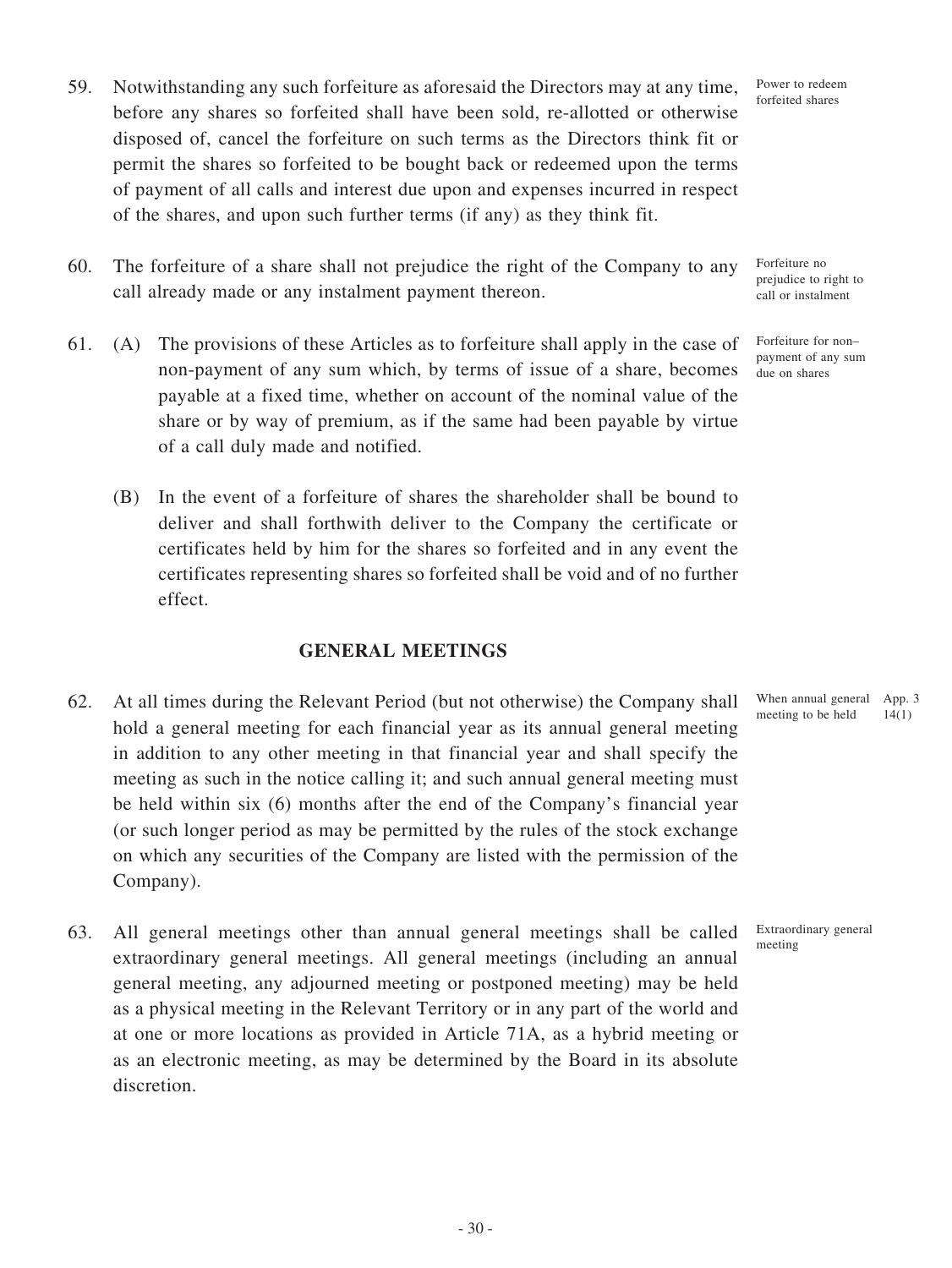59. Notwithstanding any such forfeiture as aforesaid the Directors may at any time, before any shares so forfeited shall have been sold, re-allotted or otherwise disposed of, cancel the forfeiture on such terms as the Directors think fit or permit the shares so forfeited to be bought back or redeemed upon the terms of payment of all calls and interest due upon and expenses incurred in respect of the shares, and upon such further terms (if any) as they think fit.

Power to redeem forfeited shares

60. The forfeiture of a share shall not prejudice the right of the Company to any call already made or any instalment payment thereon.

Forfeiture no prejudice to right to call or instalment

61. (A) The provisions of these Articles as to forfeiture shall apply in the case of non-payment of any sum which, by terms of issue of a share, becomes payable at a fixed time, whether on account of the nominal value of the share or by way of premium, as if the same had been payable by virtue of a call duly made and notified.

Forfeiture for non–payment of any sum due on shares

(B) In the event of a forfeiture of shares the shareholder shall be bound to deliver and shall forthwith deliver to the Company the certificate or certificates held by him for the shares so forfeited and in any event the certificates representing shares so forfeited shall be void and of no further effect.

## GENERAL MEETINGS

62. At all times during the Relevant Period (but not otherwise) the Company shall hold a general meeting for each financial year as its annual general meeting in addition to any other meeting in that financial year and shall specify the meeting as such in the notice calling it; and such annual general meeting must be held within six (6) months after the end of the Company's financial year (or such longer period as may be permitted by the rules of the stock exchange on which any securities of the Company are listed with the permission of the Company).

When annual general meeting to be held

App. 3 14(1)

63. All general meetings other than annual general meetings shall be called extraordinary general meetings. All general meetings (including an annual general meeting, any adjourned meeting or postponed meeting) may be held as a physical meeting in the Relevant Territory or in any part of the world and at one or more locations as provided in Article 71A, as a hybrid meeting or as an electronic meeting, as may be determined by the Board in its absolute discretion.

Extraordinary general meeting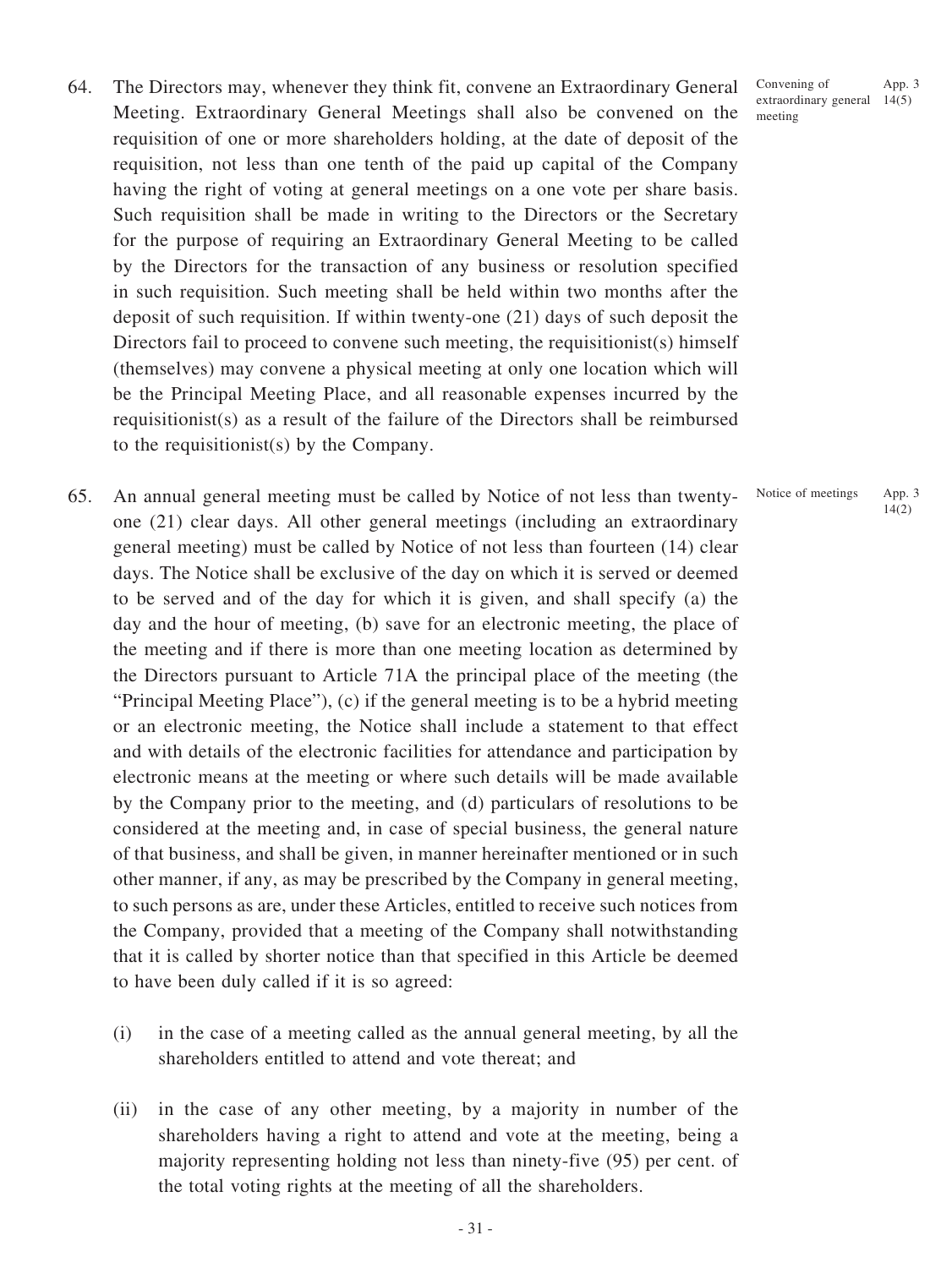64. The Directors may, whenever they think fit, convene an Extraordinary General Meeting. Extraordinary General Meetings shall also be convened on the requisition of one or more shareholders holding, at the date of deposit of the requisition, not less than one tenth of the paid up capital of the Company having the right of voting at general meetings on a one vote per share basis. Such requisition shall be made in writing to the Directors or the Secretary for the purpose of requiring an Extraordinary General Meeting to be called by the Directors for the transaction of any business or resolution specified in such requisition. Such meeting shall be held within two months after the deposit of such requisition. If within twenty-one (21) days of such deposit the Directors fail to proceed to convene such meeting, the requisitionist(s) himself (themselves) may convene a physical meeting at only one location which will be the Principal Meeting Place, and all reasonable expenses incurred by the requisitionist(s) as a result of the failure of the Directors shall be reimbursed to the requisitionist(s) by the Company.

Convening of extraordinary general meeting — App. 3 14(5)

65. An annual general meeting must be called by Notice of not less than twenty-one (21) clear days. All other general meetings (including an extraordinary general meeting) must be called by Notice of not less than fourteen (14) clear days. The Notice shall be exclusive of the day on which it is served or deemed to be served and of the day for which it is given, and shall specify (a) the day and the hour of meeting, (b) save for an electronic meeting, the place of the meeting and if there is more than one meeting location as determined by the Directors pursuant to Article 71A the principal place of the meeting (the "Principal Meeting Place"), (c) if the general meeting is to be a hybrid meeting or an electronic meeting, the Notice shall include a statement to that effect and with details of the electronic facilities for attendance and participation by electronic means at the meeting or where such details will be made available by the Company prior to the meeting, and (d) particulars of resolutions to be considered at the meeting and, in case of special business, the general nature of that business, and shall be given, in manner hereinafter mentioned or in such other manner, if any, as may be prescribed by the Company in general meeting, to such persons as are, under these Articles, entitled to receive such notices from the Company, provided that a meeting of the Company shall notwithstanding that it is called by shorter notice than that specified in this Article be deemed to have been duly called if it is so agreed:

Notice of meetings — App. 3 14(2)

   (i) in the case of a meeting called as the annual general meeting, by all the shareholders entitled to attend and vote thereat; and

   (ii) in the case of any other meeting, by a majority in number of the shareholders having a right to attend and vote at the meeting, being a majority representing holding not less than ninety-five (95) per cent. of the total voting rights at the meeting of all the shareholders.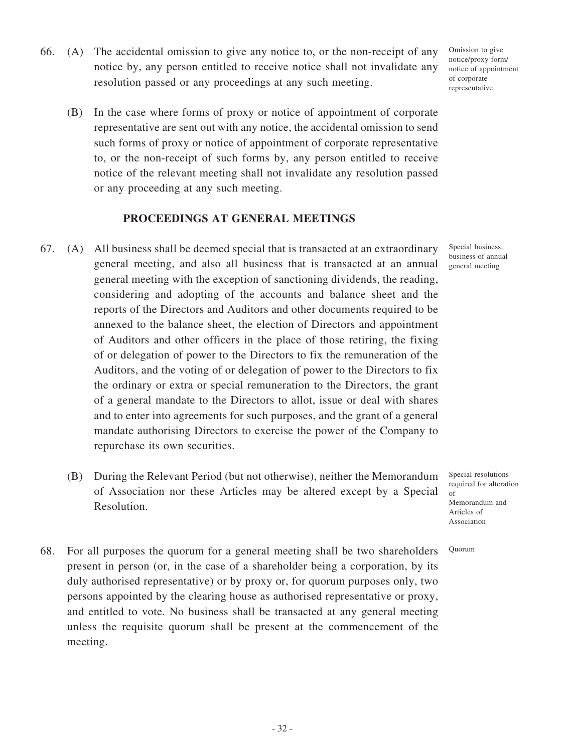66. (A) The accidental omission to give any notice to, or the non-receipt of any notice by, any person entitled to receive notice shall not invalidate any resolution passed or any proceedings at any such meeting.

Omission to give notice/proxy form/ notice of appointment of corporate representative

(B) In the case where forms of proxy or notice of appointment of corporate representative are sent out with any notice, the accidental omission to send such forms of proxy or notice of appointment of corporate representative to, or the non-receipt of such forms by, any person entitled to receive notice of the relevant meeting shall not invalidate any resolution passed or any proceeding at any such meeting.

## PROCEEDINGS AT GENERAL MEETINGS

67. (A) All business shall be deemed special that is transacted at an extraordinary general meeting, and also all business that is transacted at an annual general meeting with the exception of sanctioning dividends, the reading, considering and adopting of the accounts and balance sheet and the reports of the Directors and Auditors and other documents required to be annexed to the balance sheet, the election of Directors and appointment of Auditors and other officers in the place of those retiring, the fixing of or delegation of power to the Directors to fix the remuneration of the Auditors, and the voting of or delegation of power to the Directors to fix the ordinary or extra or special remuneration to the Directors, the grant of a general mandate to the Directors to allot, issue or deal with shares and to enter into agreements for such purposes, and the grant of a general mandate authorising Directors to exercise the power of the Company to repurchase its own securities.

Special business, business of annual general meeting

(B) During the Relevant Period (but not otherwise), neither the Memorandum of Association nor these Articles may be altered except by a Special Resolution.

Special resolutions required for alteration of Memorandum and Articles of Association

68. For all purposes the quorum for a general meeting shall be two shareholders present in person (or, in the case of a shareholder being a corporation, by its duly authorised representative) or by proxy or, for quorum purposes only, two persons appointed by the clearing house as authorised representative or proxy, and entitled to vote. No business shall be transacted at any general meeting unless the requisite quorum shall be present at the commencement of the meeting.

Quorum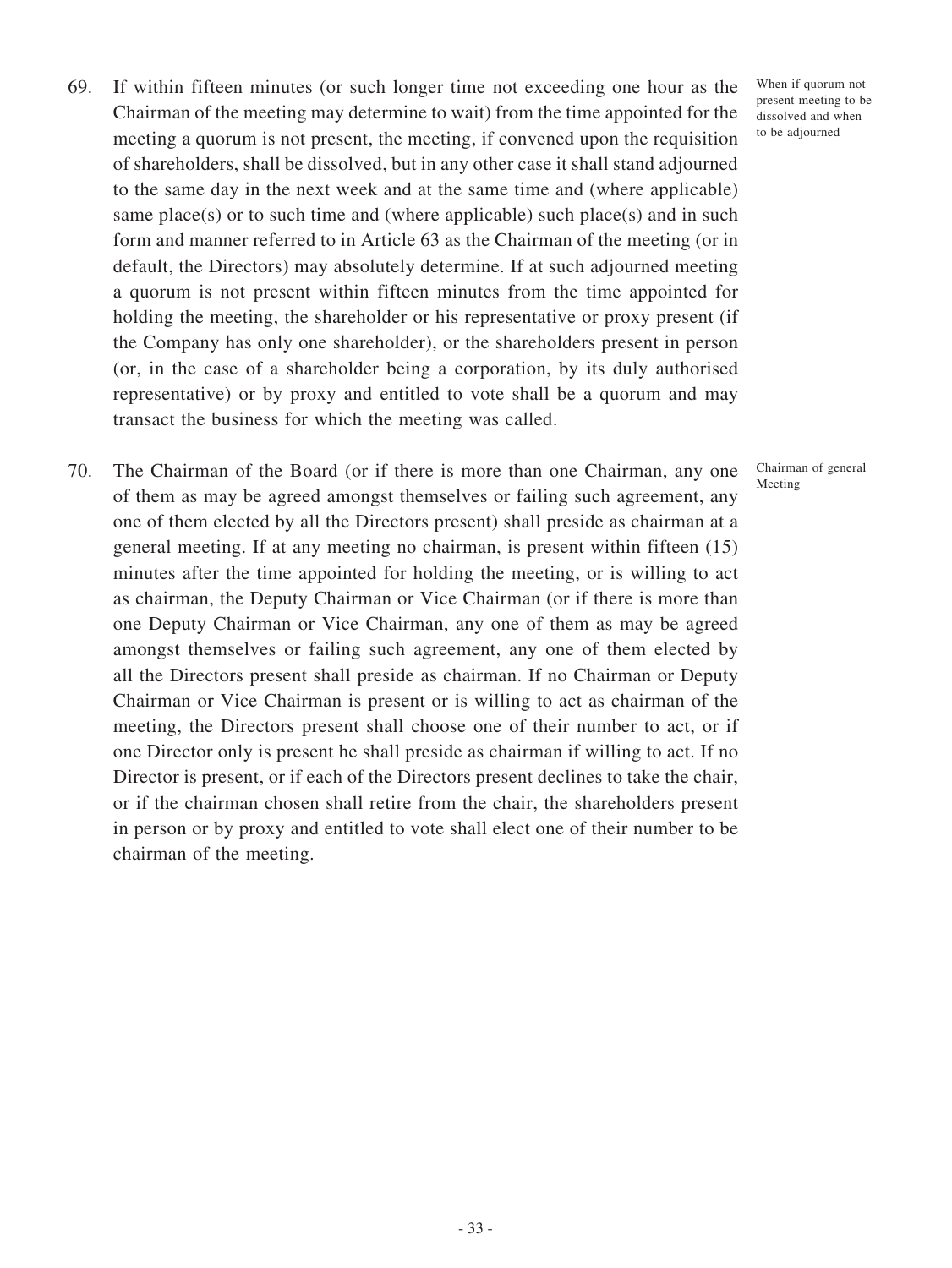69. If within fifteen minutes (or such longer time not exceeding one hour as the Chairman of the meeting may determine to wait) from the time appointed for the meeting a quorum is not present, the meeting, if convened upon the requisition of shareholders, shall be dissolved, but in any other case it shall stand adjourned to the same day in the next week and at the same time and (where applicable) same place(s) or to such time and (where applicable) such place(s) and in such form and manner referred to in Article 63 as the Chairman of the meeting (or in default, the Directors) may absolutely determine. If at such adjourned meeting a quorum is not present within fifteen minutes from the time appointed for holding the meeting, the shareholder or his representative or proxy present (if the Company has only one shareholder), or the shareholders present in person (or, in the case of a shareholder being a corporation, by its duly authorised representative) or by proxy and entitled to vote shall be a quorum and may transact the business for which the meeting was called.

*When if quorum not present meeting to be dissolved and when to be adjourned*

70. The Chairman of the Board (or if there is more than one Chairman, any one of them as may be agreed amongst themselves or failing such agreement, any one of them elected by all the Directors present) shall preside as chairman at a general meeting. If at any meeting no chairman, is present within fifteen (15) minutes after the time appointed for holding the meeting, or is willing to act as chairman, the Deputy Chairman or Vice Chairman (or if there is more than one Deputy Chairman or Vice Chairman, any one of them as may be agreed amongst themselves or failing such agreement, any one of them elected by all the Directors present shall preside as chairman. If no Chairman or Deputy Chairman or Vice Chairman is present or is willing to act as chairman of the meeting, the Directors present shall choose one of their number to act, or if one Director only is present he shall preside as chairman if willing to act. If no Director is present, or if each of the Directors present declines to take the chair, or if the chairman chosen shall retire from the chair, the shareholders present in person or by proxy and entitled to vote shall elect one of their number to be chairman of the meeting.

*Chairman of general Meeting*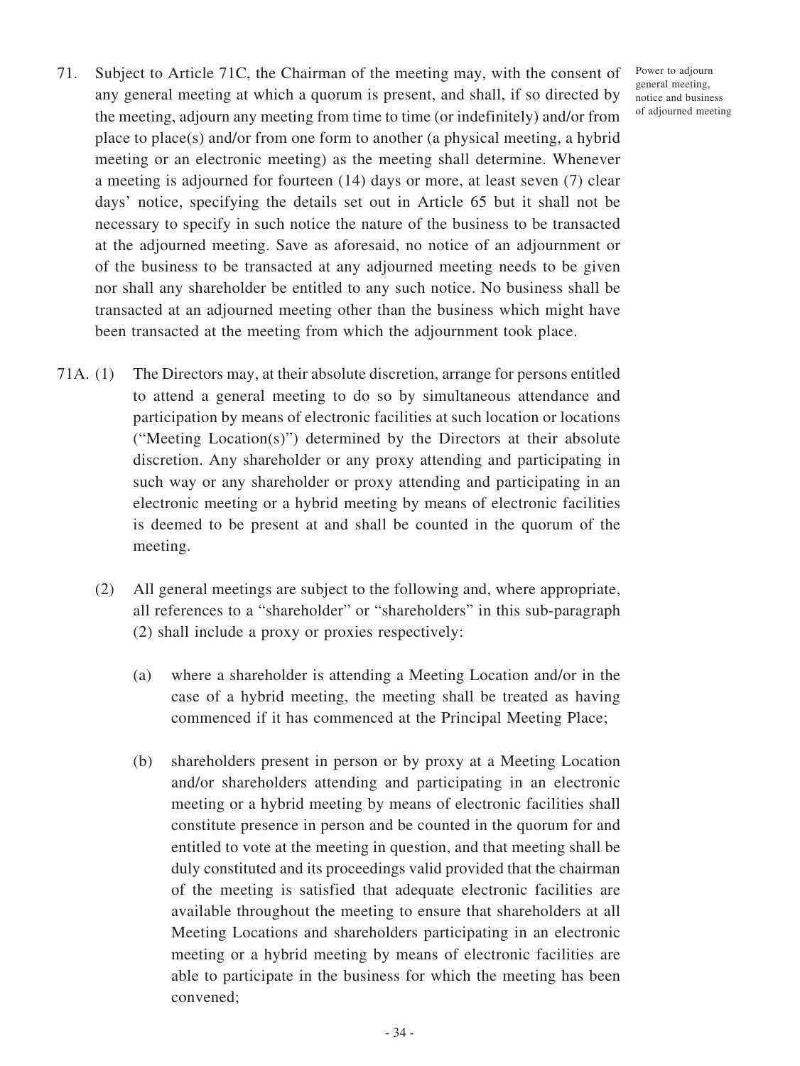71. Subject to Article 71C, the Chairman of the meeting may, with the consent of any general meeting at which a quorum is present, and shall, if so directed by the meeting, adjourn any meeting from time to time (or indefinitely) and/or from place to place(s) and/or from one form to another (a physical meeting, a hybrid meeting or an electronic meeting) as the meeting shall determine. Whenever a meeting is adjourned for fourteen (14) days or more, at least seven (7) clear days' notice, specifying the details set out in Article 65 but it shall not be necessary to specify in such notice the nature of the business to be transacted at the adjourned meeting. Save as aforesaid, no notice of an adjournment or of the business to be transacted at any adjourned meeting needs to be given nor shall any shareholder be entitled to any such notice. No business shall be transacted at an adjourned meeting other than the business which might have been transacted at the meeting from which the adjournment took place.

Power to adjourn general meeting, notice and business of adjourned meeting

71A. (1) The Directors may, at their absolute discretion, arrange for persons entitled to attend a general meeting to do so by simultaneous attendance and participation by means of electronic facilities at such location or locations ("Meeting Location(s)") determined by the Directors at their absolute discretion. Any shareholder or any proxy attending and participating in such way or any shareholder or proxy attending and participating in an electronic meeting or a hybrid meeting by means of electronic facilities is deemed to be present at and shall be counted in the quorum of the meeting.

(2) All general meetings are subject to the following and, where appropriate, all references to a "shareholder" or "shareholders" in this sub-paragraph (2) shall include a proxy or proxies respectively:

(a) where a shareholder is attending a Meeting Location and/or in the case of a hybrid meeting, the meeting shall be treated as having commenced if it has commenced at the Principal Meeting Place;

(b) shareholders present in person or by proxy at a Meeting Location and/or shareholders attending and participating in an electronic meeting or a hybrid meeting by means of electronic facilities shall constitute presence in person and be counted in the quorum for and entitled to vote at the meeting in question, and that meeting shall be duly constituted and its proceedings valid provided that the chairman of the meeting is satisfied that adequate electronic facilities are available throughout the meeting to ensure that shareholders at all Meeting Locations and shareholders participating in an electronic meeting or a hybrid meeting by means of electronic facilities are able to participate in the business for which the meeting has been convened;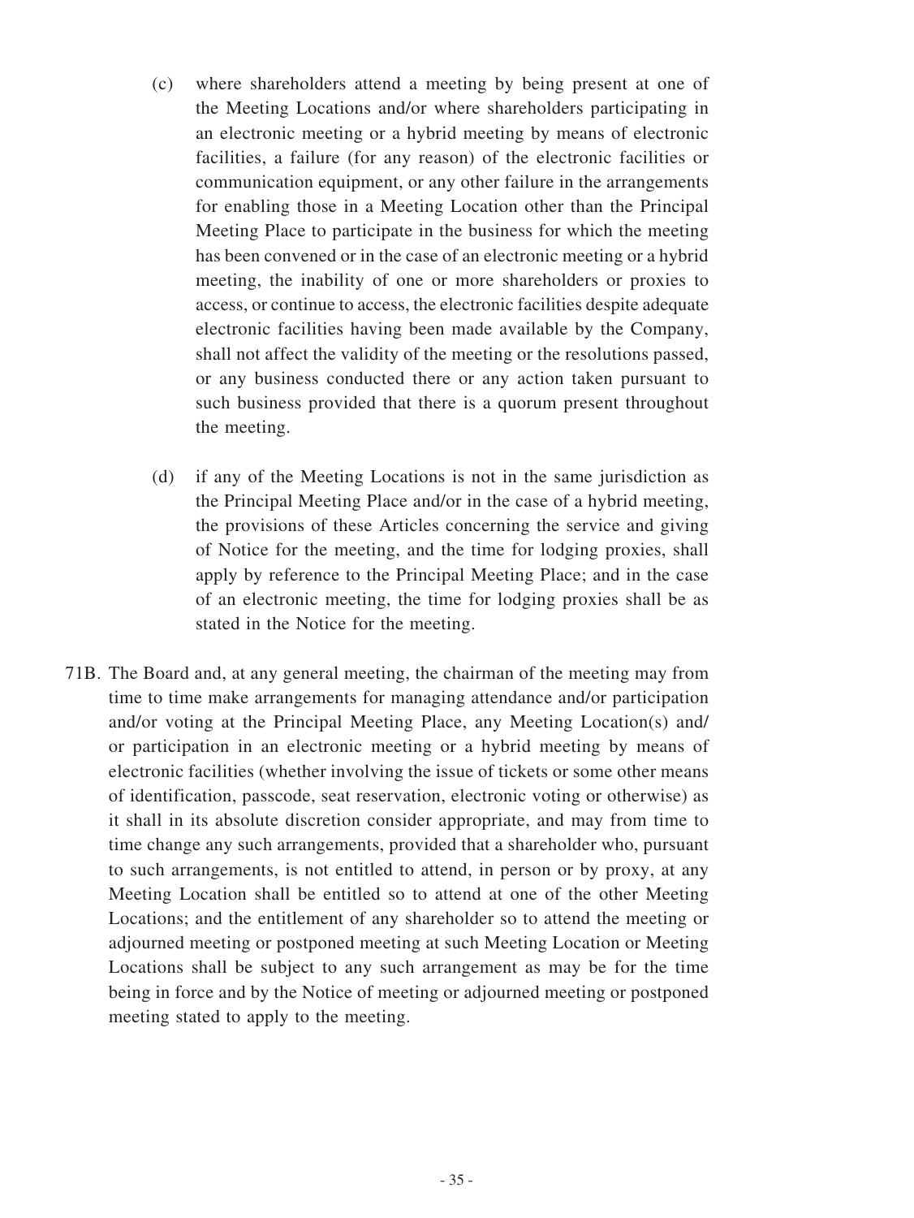(c) where shareholders attend a meeting by being present at one of the Meeting Locations and/or where shareholders participating in an electronic meeting or a hybrid meeting by means of electronic facilities, a failure (for any reason) of the electronic facilities or communication equipment, or any other failure in the arrangements for enabling those in a Meeting Location other than the Principal Meeting Place to participate in the business for which the meeting has been convened or in the case of an electronic meeting or a hybrid meeting, the inability of one or more shareholders or proxies to access, or continue to access, the electronic facilities despite adequate electronic facilities having been made available by the Company, shall not affect the validity of the meeting or the resolutions passed, or any business conducted there or any action taken pursuant to such business provided that there is a quorum present throughout the meeting.

(d) if any of the Meeting Locations is not in the same jurisdiction as the Principal Meeting Place and/or in the case of a hybrid meeting, the provisions of these Articles concerning the service and giving of Notice for the meeting, and the time for lodging proxies, shall apply by reference to the Principal Meeting Place; and in the case of an electronic meeting, the time for lodging proxies shall be as stated in the Notice for the meeting.

71B. The Board and, at any general meeting, the chairman of the meeting may from time to time make arrangements for managing attendance and/or participation and/or voting at the Principal Meeting Place, any Meeting Location(s) and/or participation in an electronic meeting or a hybrid meeting by means of electronic facilities (whether involving the issue of tickets or some other means of identification, passcode, seat reservation, electronic voting or otherwise) as it shall in its absolute discretion consider appropriate, and may from time to time change any such arrangements, provided that a shareholder who, pursuant to such arrangements, is not entitled to attend, in person or by proxy, at any Meeting Location shall be entitled so to attend at one of the other Meeting Locations; and the entitlement of any shareholder so to attend the meeting or adjourned meeting or postponed meeting at such Meeting Location or Meeting Locations shall be subject to any such arrangement as may be for the time being in force and by the Notice of meeting or adjourned meeting or postponed meeting stated to apply to the meeting.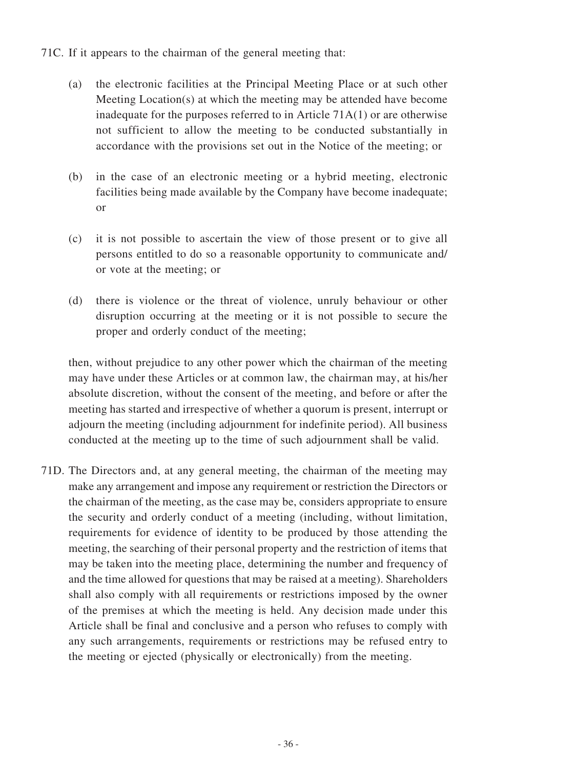71C. If it appears to the chairman of the general meeting that:

(a) the electronic facilities at the Principal Meeting Place or at such other Meeting Location(s) at which the meeting may be attended have become inadequate for the purposes referred to in Article 71A(1) or are otherwise not sufficient to allow the meeting to be conducted substantially in accordance with the provisions set out in the Notice of the meeting; or

(b) in the case of an electronic meeting or a hybrid meeting, electronic facilities being made available by the Company have become inadequate; or

(c) it is not possible to ascertain the view of those present or to give all persons entitled to do so a reasonable opportunity to communicate and/or vote at the meeting; or

(d) there is violence or the threat of violence, unruly behaviour or other disruption occurring at the meeting or it is not possible to secure the proper and orderly conduct of the meeting;

then, without prejudice to any other power which the chairman of the meeting may have under these Articles or at common law, the chairman may, at his/her absolute discretion, without the consent of the meeting, and before or after the meeting has started and irrespective of whether a quorum is present, interrupt or adjourn the meeting (including adjournment for indefinite period). All business conducted at the meeting up to the time of such adjournment shall be valid.

71D. The Directors and, at any general meeting, the chairman of the meeting may make any arrangement and impose any requirement or restriction the Directors or the chairman of the meeting, as the case may be, considers appropriate to ensure the security and orderly conduct of a meeting (including, without limitation, requirements for evidence of identity to be produced by those attending the meeting, the searching of their personal property and the restriction of items that may be taken into the meeting place, determining the number and frequency of and the time allowed for questions that may be raised at a meeting). Shareholders shall also comply with all requirements or restrictions imposed by the owner of the premises at which the meeting is held. Any decision made under this Article shall be final and conclusive and a person who refuses to comply with any such arrangements, requirements or restrictions may be refused entry to the meeting or ejected (physically or electronically) from the meeting.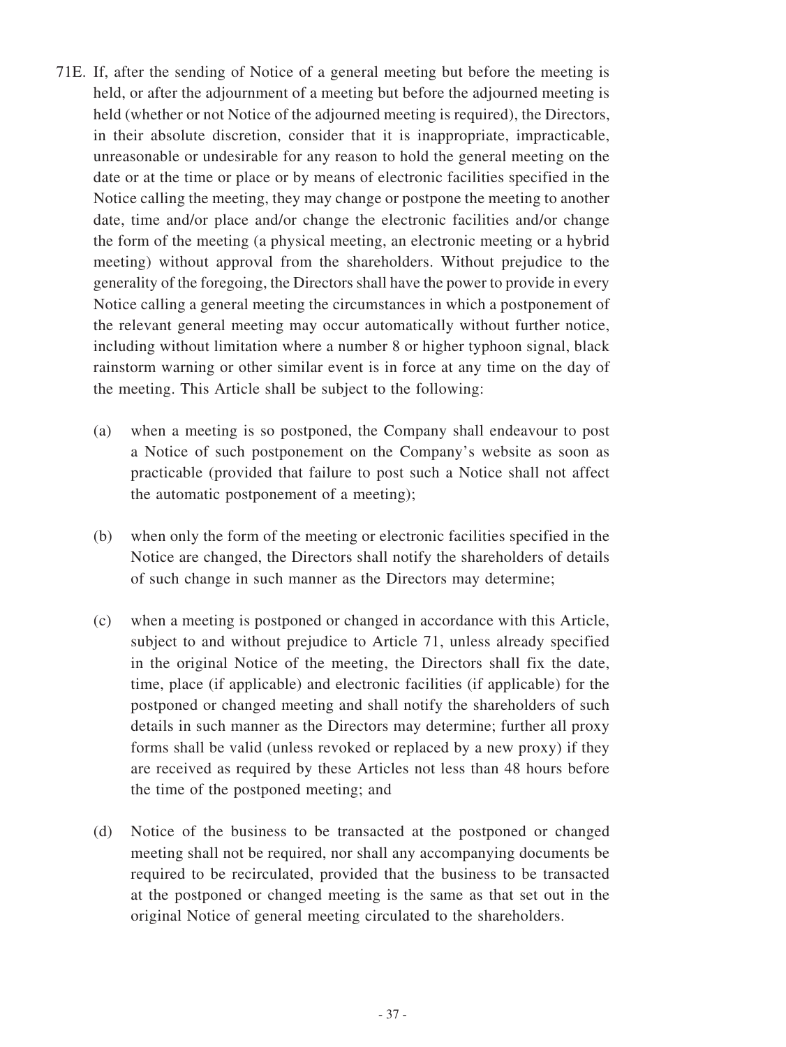71E. If, after the sending of Notice of a general meeting but before the meeting is held, or after the adjournment of a meeting but before the adjourned meeting is held (whether or not Notice of the adjourned meeting is required), the Directors, in their absolute discretion, consider that it is inappropriate, impracticable, unreasonable or undesirable for any reason to hold the general meeting on the date or at the time or place or by means of electronic facilities specified in the Notice calling the meeting, they may change or postpone the meeting to another date, time and/or place and/or change the electronic facilities and/or change the form of the meeting (a physical meeting, an electronic meeting or a hybrid meeting) without approval from the shareholders. Without prejudice to the generality of the foregoing, the Directors shall have the power to provide in every Notice calling a general meeting the circumstances in which a postponement of the relevant general meeting may occur automatically without further notice, including without limitation where a number 8 or higher typhoon signal, black rainstorm warning or other similar event is in force at any time on the day of the meeting. This Article shall be subject to the following:

(a) when a meeting is so postponed, the Company shall endeavour to post a Notice of such postponement on the Company's website as soon as practicable (provided that failure to post such a Notice shall not affect the automatic postponement of a meeting);

(b) when only the form of the meeting or electronic facilities specified in the Notice are changed, the Directors shall notify the shareholders of details of such change in such manner as the Directors may determine;

(c) when a meeting is postponed or changed in accordance with this Article, subject to and without prejudice to Article 71, unless already specified in the original Notice of the meeting, the Directors shall fix the date, time, place (if applicable) and electronic facilities (if applicable) for the postponed or changed meeting and shall notify the shareholders of such details in such manner as the Directors may determine; further all proxy forms shall be valid (unless revoked or replaced by a new proxy) if they are received as required by these Articles not less than 48 hours before the time of the postponed meeting; and

(d) Notice of the business to be transacted at the postponed or changed meeting shall not be required, nor shall any accompanying documents be required to be recirculated, provided that the business to be transacted at the postponed or changed meeting is the same as that set out in the original Notice of general meeting circulated to the shareholders.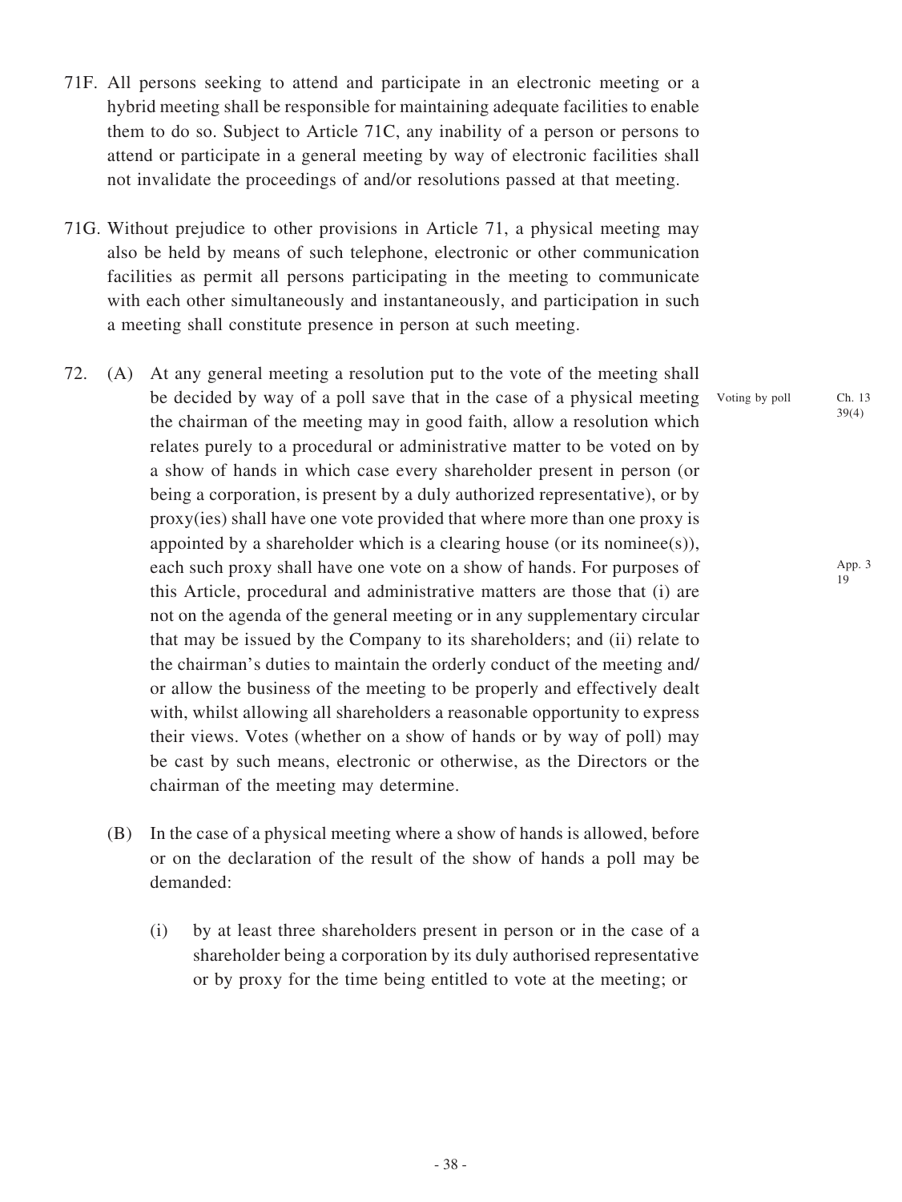71F. All persons seeking to attend and participate in an electronic meeting or a hybrid meeting shall be responsible for maintaining adequate facilities to enable them to do so. Subject to Article 71C, any inability of a person or persons to attend or participate in a general meeting by way of electronic facilities shall not invalidate the proceedings of and/or resolutions passed at that meeting.

71G. Without prejudice to other provisions in Article 71, a physical meeting may also be held by means of such telephone, electronic or other communication facilities as permit all persons participating in the meeting to communicate with each other simultaneously and instantaneously, and participation in such a meeting shall constitute presence in person at such meeting.

72. (A) At any general meeting a resolution put to the vote of the meeting shall be decided by way of a poll save that in the case of a physical meeting the chairman of the meeting may in good faith, allow a resolution which relates purely to a procedural or administrative matter to be voted on by a show of hands in which case every shareholder present in person (or being a corporation, is present by a duly authorized representative), or by proxy(ies) shall have one vote provided that where more than one proxy is appointed by a shareholder which is a clearing house (or its nominee(s)), each such proxy shall have one vote on a show of hands. For purposes of this Article, procedural and administrative matters are those that (i) are not on the agenda of the general meeting or in any supplementary circular that may be issued by the Company to its shareholders; and (ii) relate to the chairman's duties to maintain the orderly conduct of the meeting and/or allow the business of the meeting to be properly and effectively dealt with, whilst allowing all shareholders a reasonable opportunity to express their views. Votes (whether on a show of hands or by way of poll) may be cast by such means, electronic or otherwise, as the Directors or the chairman of the meeting may determine.

Voting by poll

Ch. 13 39(4)

App. 3 19

(B) In the case of a physical meeting where a show of hands is allowed, before or on the declaration of the result of the show of hands a poll may be demanded:

(i) by at least three shareholders present in person or in the case of a shareholder being a corporation by its duly authorised representative or by proxy for the time being entitled to vote at the meeting; or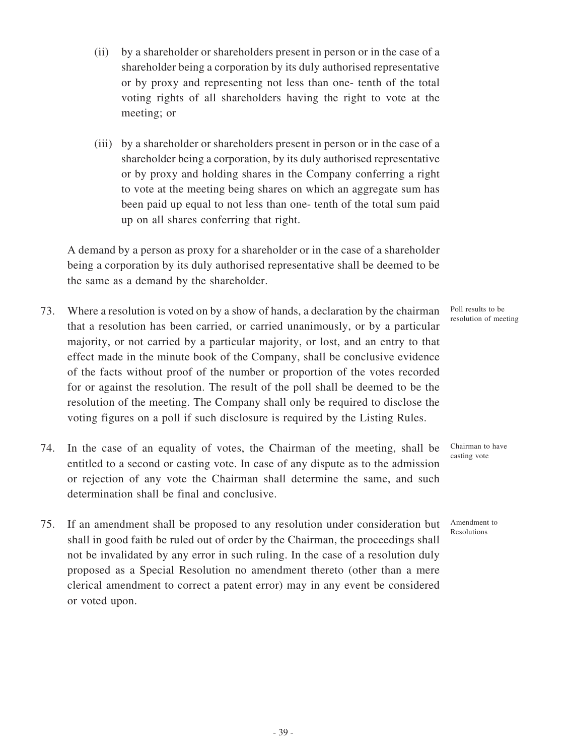(ii) by a shareholder or shareholders present in person or in the case of a shareholder being a corporation by its duly authorised representative or by proxy and representing not less than one- tenth of the total voting rights of all shareholders having the right to vote at the meeting; or

(iii) by a shareholder or shareholders present in person or in the case of a shareholder being a corporation, by its duly authorised representative or by proxy and holding shares in the Company conferring a right to vote at the meeting being shares on which an aggregate sum has been paid up equal to not less than one- tenth of the total sum paid up on all shares conferring that right.

A demand by a person as proxy for a shareholder or in the case of a shareholder being a corporation by its duly authorised representative shall be deemed to be the same as a demand by the shareholder.

73. Where a resolution is voted on by a show of hands, a declaration by the chairman that a resolution has been carried, or carried unanimously, or by a particular majority, or not carried by a particular majority, or lost, and an entry to that effect made in the minute book of the Company, shall be conclusive evidence of the facts without proof of the number or proportion of the votes recorded for or against the resolution. The result of the poll shall be deemed to be the resolution of the meeting. The Company shall only be required to disclose the voting figures on a poll if such disclosure is required by the Listing Rules.

*Poll results to be resolution of meeting*

74. In the case of an equality of votes, the Chairman of the meeting, shall be entitled to a second or casting vote. In case of any dispute as to the admission or rejection of any vote the Chairman shall determine the same, and such determination shall be final and conclusive.

*Chairman to have casting vote*

75. If an amendment shall be proposed to any resolution under consideration but shall in good faith be ruled out of order by the Chairman, the proceedings shall not be invalidated by any error in such ruling. In the case of a resolution duly proposed as a Special Resolution no amendment thereto (other than a mere clerical amendment to correct a patent error) may in any event be considered or voted upon.

*Amendment to Resolutions*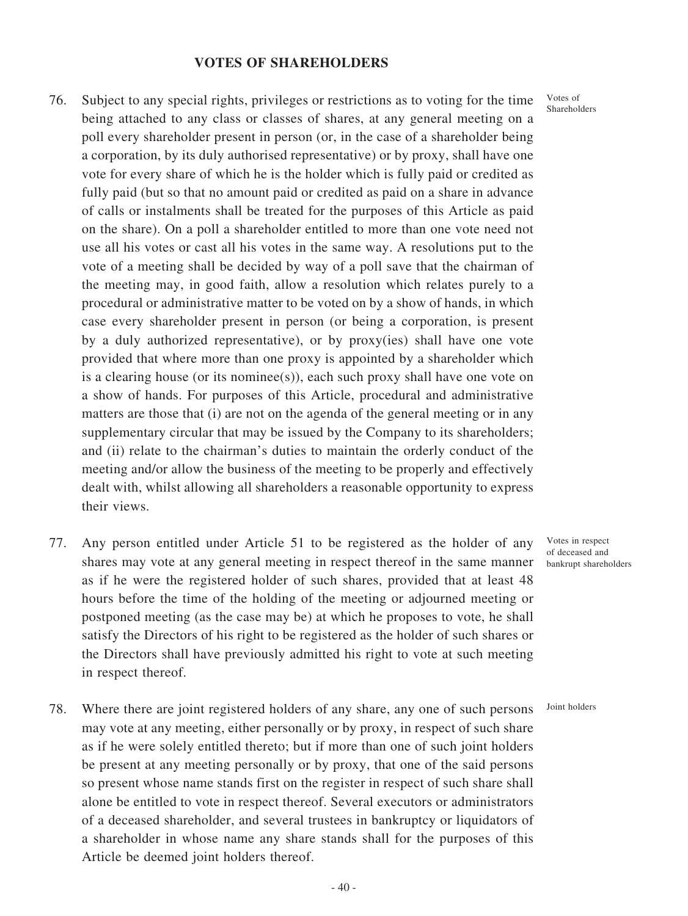## VOTES OF SHAREHOLDERS

76. Subject to any special rights, privileges or restrictions as to voting for the time being attached to any class or classes of shares, at any general meeting on a poll every shareholder present in person (or, in the case of a shareholder being a corporation, by its duly authorised representative) or by proxy, shall have one vote for every share of which he is the holder which is fully paid or credited as fully paid (but so that no amount paid or credited as paid on a share in advance of calls or instalments shall be treated for the purposes of this Article as paid on the share). On a poll a shareholder entitled to more than one vote need not use all his votes or cast all his votes in the same way. A resolutions put to the vote of a meeting shall be decided by way of a poll save that the chairman of the meeting may, in good faith, allow a resolution which relates purely to a procedural or administrative matter to be voted on by a show of hands, in which case every shareholder present in person (or being a corporation, is present by a duly authorized representative), or by proxy(ies) shall have one vote provided that where more than one proxy is appointed by a shareholder which is a clearing house (or its nominee(s)), each such proxy shall have one vote on a show of hands. For purposes of this Article, procedural and administrative matters are those that (i) are not on the agenda of the general meeting or in any supplementary circular that may be issued by the Company to its shareholders; and (ii) relate to the chairman's duties to maintain the orderly conduct of the meeting and/or allow the business of the meeting to be properly and effectively dealt with, whilst allowing all shareholders a reasonable opportunity to express their views.

Votes of Shareholders

77. Any person entitled under Article 51 to be registered as the holder of any shares may vote at any general meeting in respect thereof in the same manner as if he were the registered holder of such shares, provided that at least 48 hours before the time of the holding of the meeting or adjourned meeting or postponed meeting (as the case may be) at which he proposes to vote, he shall satisfy the Directors of his right to be registered as the holder of such shares or the Directors shall have previously admitted his right to vote at such meeting in respect thereof.

Votes in respect of deceased and bankrupt shareholders

78. Where there are joint registered holders of any share, any one of such persons may vote at any meeting, either personally or by proxy, in respect of such share as if he were solely entitled thereto; but if more than one of such joint holders be present at any meeting personally or by proxy, that one of the said persons so present whose name stands first on the register in respect of such share shall alone be entitled to vote in respect thereof. Several executors or administrators of a deceased shareholder, and several trustees in bankruptcy or liquidators of a shareholder in whose name any share stands shall for the purposes of this Article be deemed joint holders thereof.

Joint holders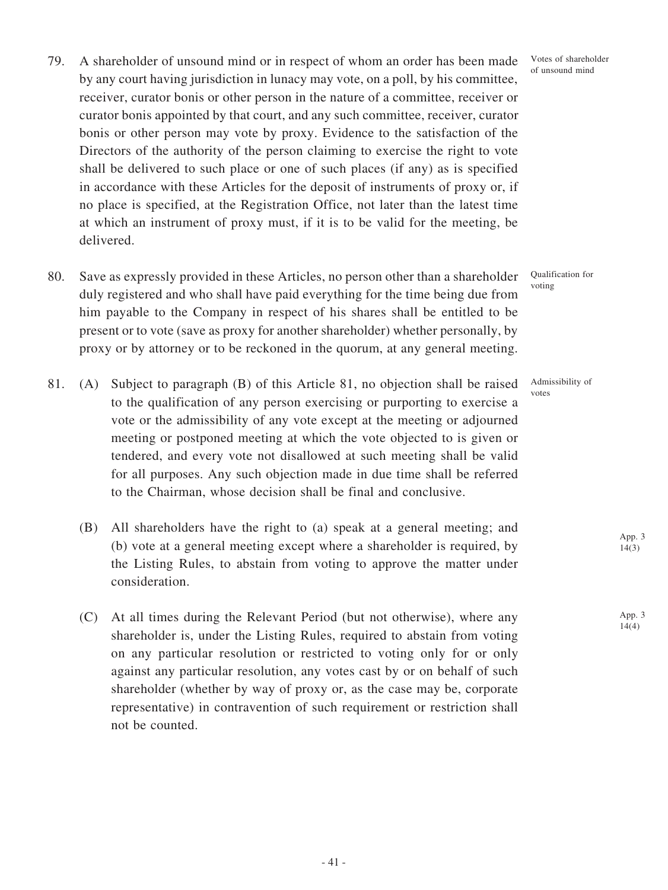79. A shareholder of unsound mind or in respect of whom an order has been made by any court having jurisdiction in lunacy may vote, on a poll, by his committee, receiver, curator bonis or other person in the nature of a committee, receiver or curator bonis appointed by that court, and any such committee, receiver, curator bonis or other person may vote by proxy. Evidence to the satisfaction of the Directors of the authority of the person claiming to exercise the right to vote shall be delivered to such place or one of such places (if any) as is specified in accordance with these Articles for the deposit of instruments of proxy or, if no place is specified, at the Registration Office, not later than the latest time at which an instrument of proxy must, if it is to be valid for the meeting, be delivered.

Votes of shareholder of unsound mind

80. Save as expressly provided in these Articles, no person other than a shareholder duly registered and who shall have paid everything for the time being due from him payable to the Company in respect of his shares shall be entitled to be present or to vote (save as proxy for another shareholder) whether personally, by proxy or by attorney or to be reckoned in the quorum, at any general meeting.

Qualification for voting

81. (A) Subject to paragraph (B) of this Article 81, no objection shall be raised to the qualification of any person exercising or purporting to exercise a vote or the admissibility of any vote except at the meeting or adjourned meeting or postponed meeting at which the vote objected to is given or tendered, and every vote not disallowed at such meeting shall be valid for all purposes. Any such objection made in due time shall be referred to the Chairman, whose decision shall be final and conclusive.

Admissibility of votes

(B) All shareholders have the right to (a) speak at a general meeting; and (b) vote at a general meeting except where a shareholder is required, by the Listing Rules, to abstain from voting to approve the matter under consideration.

App. 3 14(3)

(C) At all times during the Relevant Period (but not otherwise), where any shareholder is, under the Listing Rules, required to abstain from voting on any particular resolution or restricted to voting only for or only against any particular resolution, any votes cast by or on behalf of such shareholder (whether by way of proxy or, as the case may be, corporate representative) in contravention of such requirement or restriction shall not be counted.

App. 3 14(4)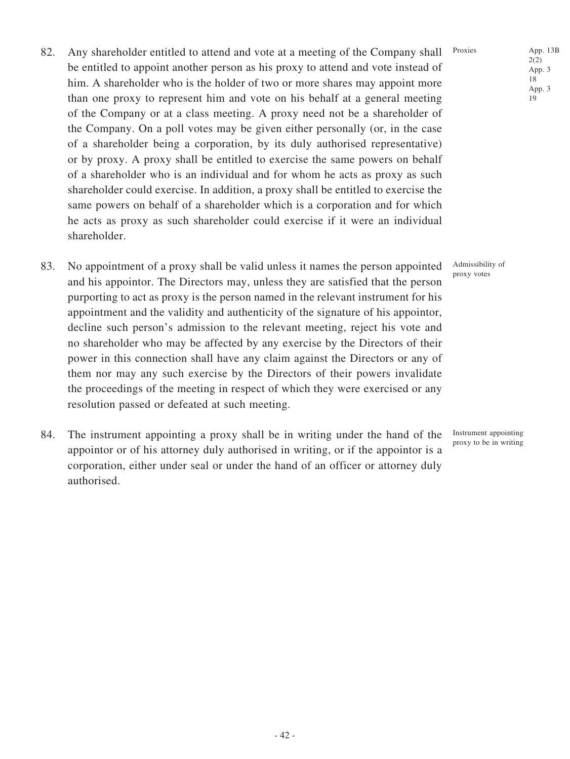82. Any shareholder entitled to attend and vote at a meeting of the Company shall be entitled to appoint another person as his proxy to attend and vote instead of him. A shareholder who is the holder of two or more shares may appoint more than one proxy to represent him and vote on his behalf at a general meeting of the Company or at a class meeting. A proxy need not be a shareholder of the Company. On a poll votes may be given either personally (or, in the case of a shareholder being a corporation, by its duly authorised representative) or by proxy. A proxy shall be entitled to exercise the same powers on behalf of a shareholder who is an individual and for whom he acts as proxy as such shareholder could exercise. In addition, a proxy shall be entitled to exercise the same powers on behalf of a shareholder which is a corporation and for which he acts as proxy as such shareholder could exercise if it were an individual shareholder.

Proxies

App. 13B 2(2)
App. 3 18
App. 3 19

83. No appointment of a proxy shall be valid unless it names the person appointed and his appointor. The Directors may, unless they are satisfied that the person purporting to act as proxy is the person named in the relevant instrument for his appointment and the validity and authenticity of the signature of his appointor, decline such person's admission to the relevant meeting, reject his vote and no shareholder who may be affected by any exercise by the Directors of their power in this connection shall have any claim against the Directors or any of them nor may any such exercise by the Directors of their powers invalidate the proceedings of the meeting in respect of which they were exercised or any resolution passed or defeated at such meeting.

Admissibility of proxy votes

84. The instrument appointing a proxy shall be in writing under the hand of the appointor or of his attorney duly authorised in writing, or if the appointor is a corporation, either under seal or under the hand of an officer or attorney duly authorised.

Instrument appointing proxy to be in writing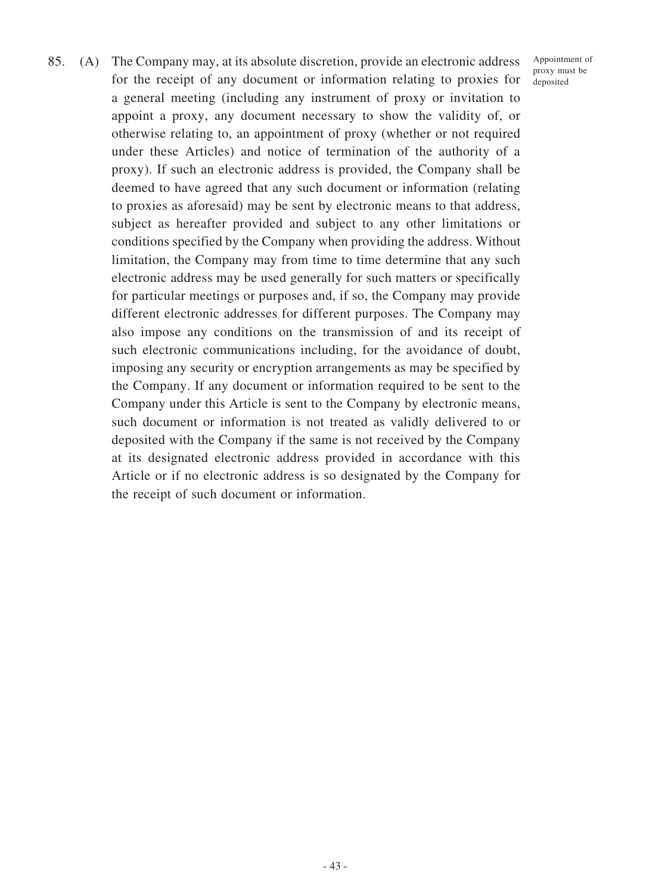85. (A) The Company may, at its absolute discretion, provide an electronic address for the receipt of any document or information relating to proxies for a general meeting (including any instrument of proxy or invitation to appoint a proxy, any document necessary to show the validity of, or otherwise relating to, an appointment of proxy (whether or not required under these Articles) and notice of termination of the authority of a proxy). If such an electronic address is provided, the Company shall be deemed to have agreed that any such document or information (relating to proxies as aforesaid) may be sent by electronic means to that address, subject as hereafter provided and subject to any other limitations or conditions specified by the Company when providing the address. Without limitation, the Company may from time to time determine that any such electronic address may be used generally for such matters or specifically for particular meetings or purposes and, if so, the Company may provide different electronic addresses for different purposes. The Company may also impose any conditions on the transmission of and its receipt of such electronic communications including, for the avoidance of doubt, imposing any security or encryption arrangements as may be specified by the Company. If any document or information required to be sent to the Company under this Article is sent to the Company by electronic means, such document or information is not treated as validly delivered to or deposited with the Company if the same is not received by the Company at its designated electronic address provided in accordance with this Article or if no electronic address is so designated by the Company for the receipt of such document or information.

Appointment of proxy must be deposited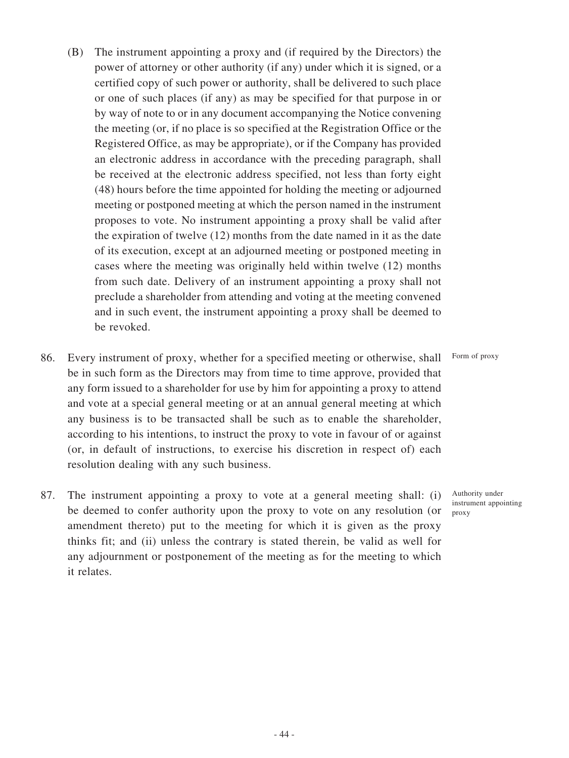(B) The instrument appointing a proxy and (if required by the Directors) the power of attorney or other authority (if any) under which it is signed, or a certified copy of such power or authority, shall be delivered to such place or one of such places (if any) as may be specified for that purpose in or by way of note to or in any document accompanying the Notice convening the meeting (or, if no place is so specified at the Registration Office or the Registered Office, as may be appropriate), or if the Company has provided an electronic address in accordance with the preceding paragraph, shall be received at the electronic address specified, not less than forty eight (48) hours before the time appointed for holding the meeting or adjourned meeting or postponed meeting at which the person named in the instrument proposes to vote. No instrument appointing a proxy shall be valid after the expiration of twelve (12) months from the date named in it as the date of its execution, except at an adjourned meeting or postponed meeting in cases where the meeting was originally held within twelve (12) months from such date. Delivery of an instrument appointing a proxy shall not preclude a shareholder from attending and voting at the meeting convened and in such event, the instrument appointing a proxy shall be deemed to be revoked.

*Form of proxy*

86. Every instrument of proxy, whether for a specified meeting or otherwise, shall be in such form as the Directors may from time to time approve, provided that any form issued to a shareholder for use by him for appointing a proxy to attend and vote at a special general meeting or at an annual general meeting at which any business is to be transacted shall be such as to enable the shareholder, according to his intentions, to instruct the proxy to vote in favour of or against (or, in default of instructions, to exercise his discretion in respect of) each resolution dealing with any such business.

*Authority under instrument appointing proxy*

87. The instrument appointing a proxy to vote at a general meeting shall: (i) be deemed to confer authority upon the proxy to vote on any resolution (or amendment thereto) put to the meeting for which it is given as the proxy thinks fit; and (ii) unless the contrary is stated therein, be valid as well for any adjournment or postponement of the meeting as for the meeting to which it relates.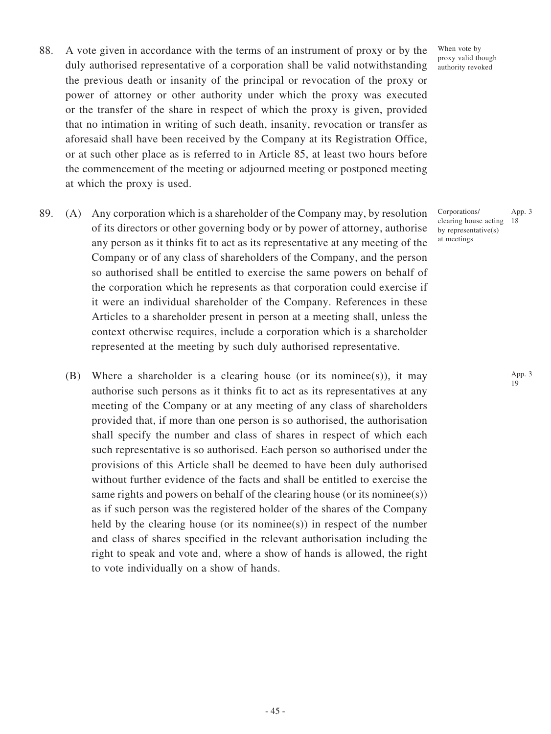88. A vote given in accordance with the terms of an instrument of proxy or by the duly authorised representative of a corporation shall be valid notwithstanding the previous death or insanity of the principal or revocation of the proxy or power of attorney or other authority under which the proxy was executed or the transfer of the share in respect of which the proxy is given, provided that no intimation in writing of such death, insanity, revocation or transfer as aforesaid shall have been received by the Company at its Registration Office, or at such other place as is referred to in Article 85, at least two hours before the commencement of the meeting or adjourned meeting or postponed meeting at which the proxy is used.

When vote by proxy valid though authority revoked

89. (A) Any corporation which is a shareholder of the Company may, by resolution of its directors or other governing body or by power of attorney, authorise any person as it thinks fit to act as its representative at any meeting of the Company or of any class of shareholders of the Company, and the person so authorised shall be entitled to exercise the same powers on behalf of the corporation which he represents as that corporation could exercise if it were an individual shareholder of the Company. References in these Articles to a shareholder present in person at a meeting shall, unless the context otherwise requires, include a corporation which is a shareholder represented at the meeting by such duly authorised representative.

Corporations/ clearing house acting by representative(s) at meetings

App. 3 18

(B) Where a shareholder is a clearing house (or its nominee(s)), it may authorise such persons as it thinks fit to act as its representatives at any meeting of the Company or at any meeting of any class of shareholders provided that, if more than one person is so authorised, the authorisation shall specify the number and class of shares in respect of which each such representative is so authorised. Each person so authorised under the provisions of this Article shall be deemed to have been duly authorised without further evidence of the facts and shall be entitled to exercise the same rights and powers on behalf of the clearing house (or its nominee(s)) as if such person was the registered holder of the shares of the Company held by the clearing house (or its nominee(s)) in respect of the number and class of shares specified in the relevant authorisation including the right to speak and vote and, where a show of hands is allowed, the right to vote individually on a show of hands.

App. 3 19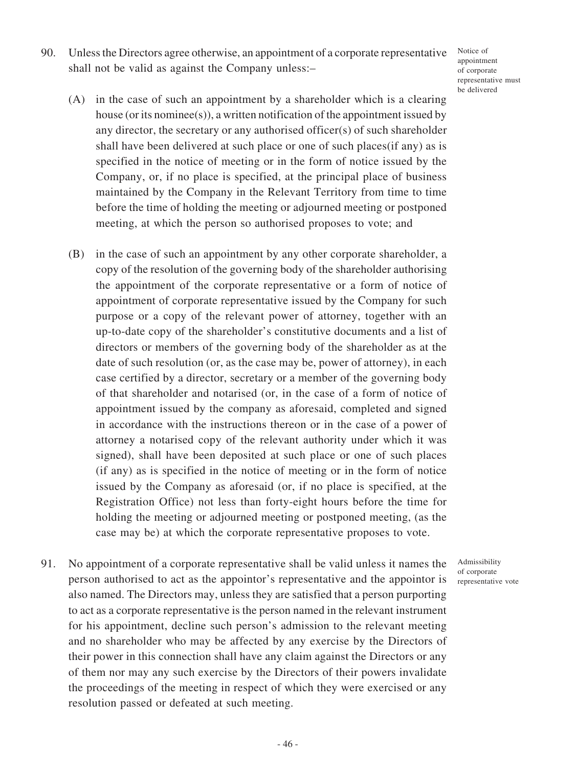90. Unless the Directors agree otherwise, an appointment of a corporate representative shall not be valid as against the Company unless:–

Notice of appointment of corporate representative must be delivered

(A) in the case of such an appointment by a shareholder which is a clearing house (or its nominee(s)), a written notification of the appointment issued by any director, the secretary or any authorised officer(s) of such shareholder shall have been delivered at such place or one of such places(if any) as is specified in the notice of meeting or in the form of notice issued by the Company, or, if no place is specified, at the principal place of business maintained by the Company in the Relevant Territory from time to time before the time of holding the meeting or adjourned meeting or postponed meeting, at which the person so authorised proposes to vote; and

(B) in the case of such an appointment by any other corporate shareholder, a copy of the resolution of the governing body of the shareholder authorising the appointment of the corporate representative or a form of notice of appointment of corporate representative issued by the Company for such purpose or a copy of the relevant power of attorney, together with an up-to-date copy of the shareholder's constitutive documents and a list of directors or members of the governing body of the shareholder as at the date of such resolution (or, as the case may be, power of attorney), in each case certified by a director, secretary or a member of the governing body of that shareholder and notarised (or, in the case of a form of notice of appointment issued by the company as aforesaid, completed and signed in accordance with the instructions thereon or in the case of a power of attorney a notarised copy of the relevant authority under which it was signed), shall have been deposited at such place or one of such places (if any) as is specified in the notice of meeting or in the form of notice issued by the Company as aforesaid (or, if no place is specified, at the Registration Office) not less than forty-eight hours before the time for holding the meeting or adjourned meeting or postponed meeting, (as the case may be) at which the corporate representative proposes to vote.

91. No appointment of a corporate representative shall be valid unless it names the person authorised to act as the appointor's representative and the appointor is also named. The Directors may, unless they are satisfied that a person purporting to act as a corporate representative is the person named in the relevant instrument for his appointment, decline such person's admission to the relevant meeting and no shareholder who may be affected by any exercise by the Directors of their power in this connection shall have any claim against the Directors or any of them nor may any such exercise by the Directors of their powers invalidate the proceedings of the meeting in respect of which they were exercised or any resolution passed or defeated at such meeting.

Admissibility of corporate representative vote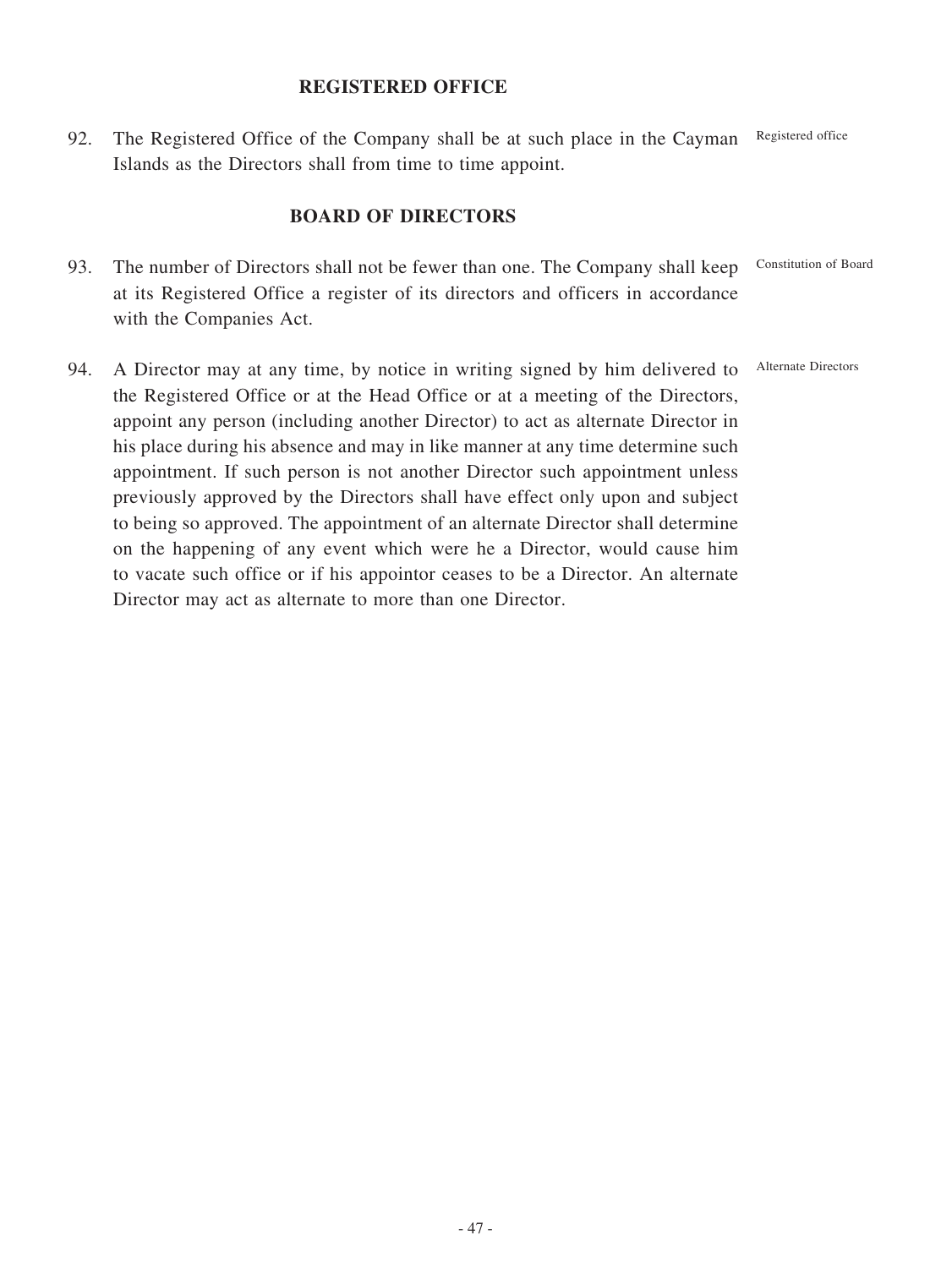## REGISTERED OFFICE

92. The Registered Office of the Company shall be at such place in the Cayman Islands as the Directors shall from time to time appoint. Registered office

## BOARD OF DIRECTORS

93. The number of Directors shall not be fewer than one. The Company shall keep at its Registered Office a register of its directors and officers in accordance with the Companies Act. Constitution of Board

94. A Director may at any time, by notice in writing signed by him delivered to the Registered Office or at the Head Office or at a meeting of the Directors, appoint any person (including another Director) to act as alternate Director in his place during his absence and may in like manner at any time determine such appointment. If such person is not another Director such appointment unless previously approved by the Directors shall have effect only upon and subject to being so approved. The appointment of an alternate Director shall determine on the happening of any event which were he a Director, would cause him to vacate such office or if his appointor ceases to be a Director. An alternate Director may act as alternate to more than one Director. Alternate Directors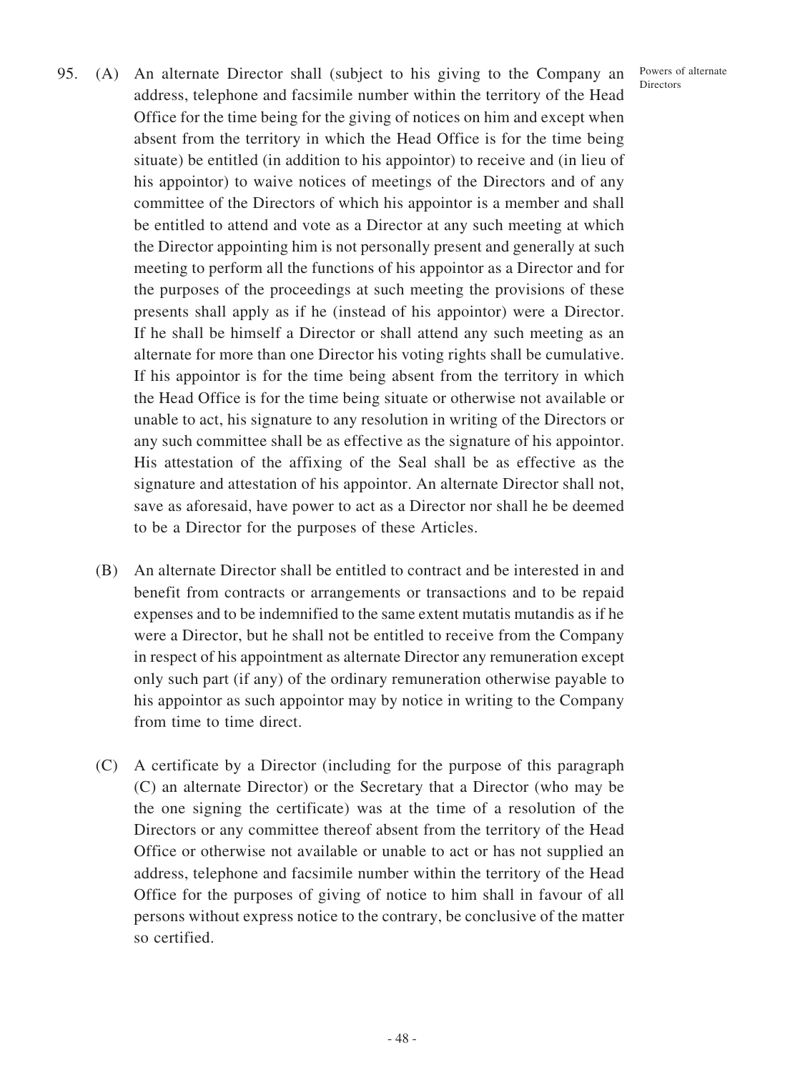95. (A) An alternate Director shall (subject to his giving to the Company an address, telephone and facsimile number within the territory of the Head Office for the time being for the giving of notices on him and except when absent from the territory in which the Head Office is for the time being situate) be entitled (in addition to his appointor) to receive and (in lieu of his appointor) to waive notices of meetings of the Directors and of any committee of the Directors of which his appointor is a member and shall be entitled to attend and vote as a Director at any such meeting at which the Director appointing him is not personally present and generally at such meeting to perform all the functions of his appointor as a Director and for the purposes of the proceedings at such meeting the provisions of these presents shall apply as if he (instead of his appointor) were a Director. If he shall be himself a Director or shall attend any such meeting as an alternate for more than one Director his voting rights shall be cumulative. If his appointor is for the time being absent from the territory in which the Head Office is for the time being situate or otherwise not available or unable to act, his signature to any resolution in writing of the Directors or any such committee shall be as effective as the signature of his appointor. His attestation of the affixing of the Seal shall be as effective as the signature and attestation of his appointor. An alternate Director shall not, save as aforesaid, have power to act as a Director nor shall he be deemed to be a Director for the purposes of these Articles.

Powers of alternate Directors

(B) An alternate Director shall be entitled to contract and be interested in and benefit from contracts or arrangements or transactions and to be repaid expenses and to be indemnified to the same extent mutatis mutandis as if he were a Director, but he shall not be entitled to receive from the Company in respect of his appointment as alternate Director any remuneration except only such part (if any) of the ordinary remuneration otherwise payable to his appointor as such appointor may by notice in writing to the Company from time to time direct.

(C) A certificate by a Director (including for the purpose of this paragraph (C) an alternate Director) or the Secretary that a Director (who may be the one signing the certificate) was at the time of a resolution of the Directors or any committee thereof absent from the territory of the Head Office or otherwise not available or unable to act or has not supplied an address, telephone and facsimile number within the territory of the Head Office for the purposes of giving of notice to him shall in favour of all persons without express notice to the contrary, be conclusive of the matter so certified.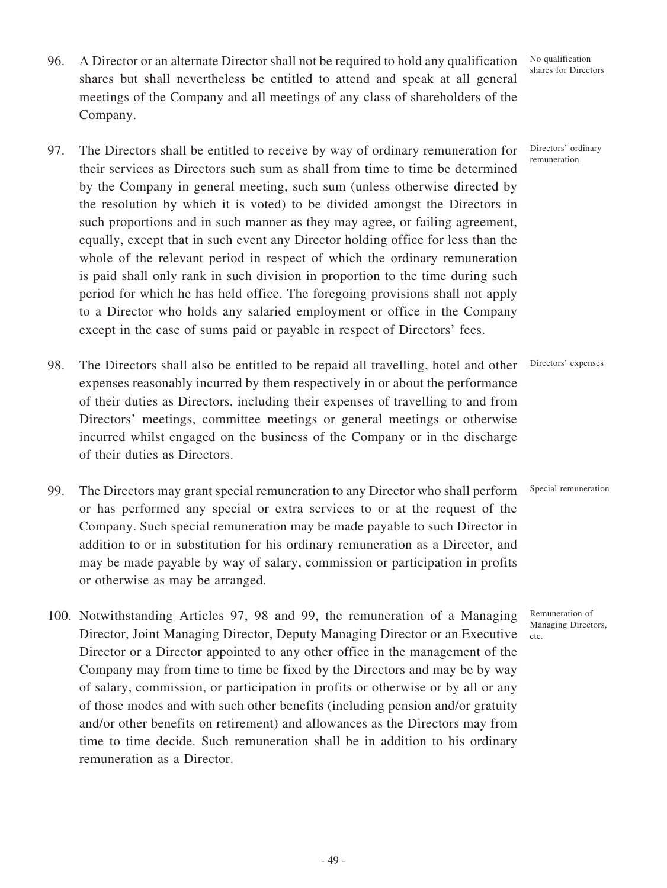96. A Director or an alternate Director shall not be required to hold any qualification shares but shall nevertheless be entitled to attend and speak at all general meetings of the Company and all meetings of any class of shareholders of the Company.

*No qualification shares for Directors*

97. The Directors shall be entitled to receive by way of ordinary remuneration for their services as Directors such sum as shall from time to time be determined by the Company in general meeting, such sum (unless otherwise directed by the resolution by which it is voted) to be divided amongst the Directors in such proportions and in such manner as they may agree, or failing agreement, equally, except that in such event any Director holding office for less than the whole of the relevant period in respect of which the ordinary remuneration is paid shall only rank in such division in proportion to the time during such period for which he has held office. The foregoing provisions shall not apply to a Director who holds any salaried employment or office in the Company except in the case of sums paid or payable in respect of Directors' fees.

*Directors' ordinary remuneration*

98. The Directors shall also be entitled to be repaid all travelling, hotel and other expenses reasonably incurred by them respectively in or about the performance of their duties as Directors, including their expenses of travelling to and from Directors' meetings, committee meetings or general meetings or otherwise incurred whilst engaged on the business of the Company or in the discharge of their duties as Directors.

*Directors' expenses*

99. The Directors may grant special remuneration to any Director who shall perform or has performed any special or extra services to or at the request of the Company. Such special remuneration may be made payable to such Director in addition to or in substitution for his ordinary remuneration as a Director, and may be made payable by way of salary, commission or participation in profits or otherwise as may be arranged.

*Special remuneration*

100. Notwithstanding Articles 97, 98 and 99, the remuneration of a Managing Director, Joint Managing Director, Deputy Managing Director or an Executive Director or a Director appointed to any other office in the management of the Company may from time to time be fixed by the Directors and may be by way of salary, commission, or participation in profits or otherwise or by all or any of those modes and with such other benefits (including pension and/or gratuity and/or other benefits on retirement) and allowances as the Directors may from time to time decide. Such remuneration shall be in addition to his ordinary remuneration as a Director.

*Remuneration of Managing Directors, etc.*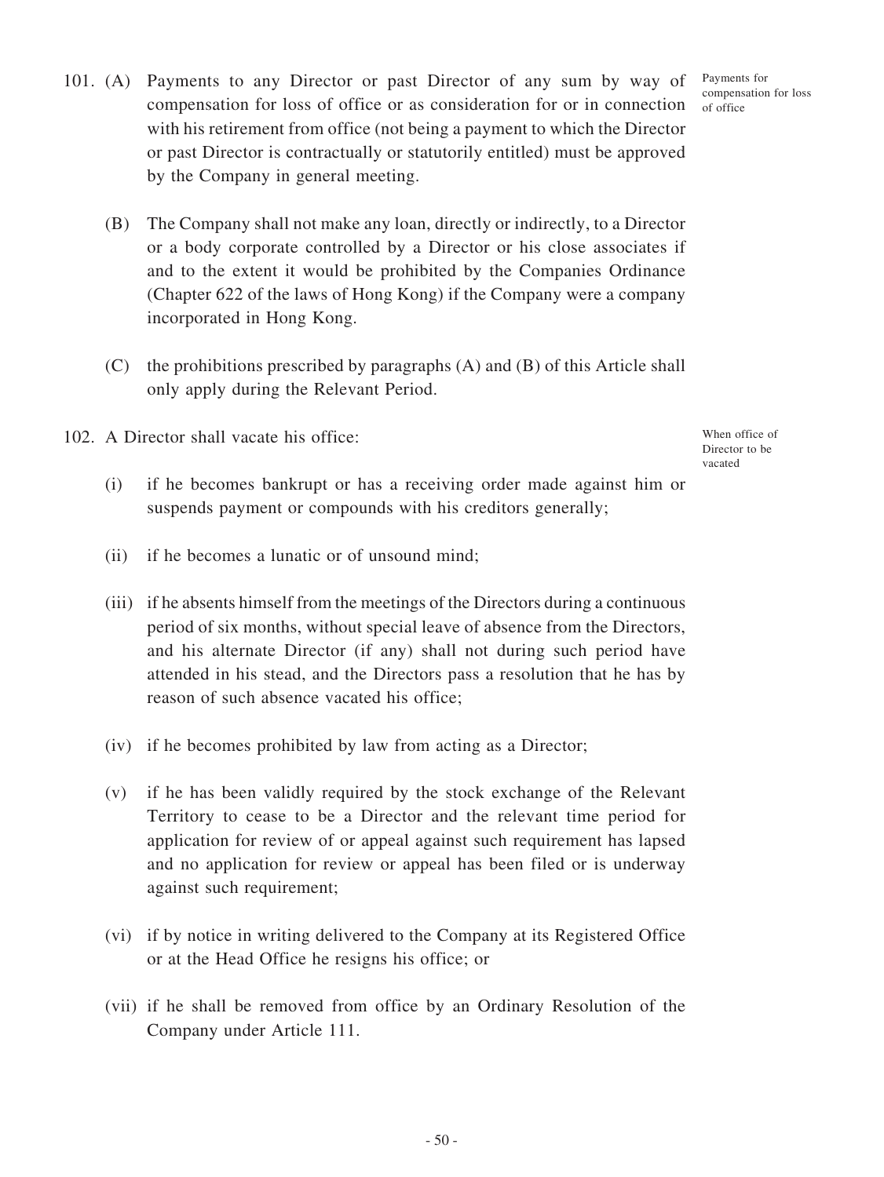101. (A) Payments to any Director or past Director of any sum by way of compensation for loss of office or as consideration for or in connection with his retirement from office (not being a payment to which the Director or past Director is contractually or statutorily entitled) must be approved by the Company in general meeting.

*Payments for compensation for loss of office*

(B) The Company shall not make any loan, directly or indirectly, to a Director or a body corporate controlled by a Director or his close associates if and to the extent it would be prohibited by the Companies Ordinance (Chapter 622 of the laws of Hong Kong) if the Company were a company incorporated in Hong Kong.

(C) the prohibitions prescribed by paragraphs (A) and (B) of this Article shall only apply during the Relevant Period.

102. A Director shall vacate his office:

*When office of Director to be vacated*

(i) if he becomes bankrupt or has a receiving order made against him or suspends payment or compounds with his creditors generally;

(ii) if he becomes a lunatic or of unsound mind;

(iii) if he absents himself from the meetings of the Directors during a continuous period of six months, without special leave of absence from the Directors, and his alternate Director (if any) shall not during such period have attended in his stead, and the Directors pass a resolution that he has by reason of such absence vacated his office;

(iv) if he becomes prohibited by law from acting as a Director;

(v) if he has been validly required by the stock exchange of the Relevant Territory to cease to be a Director and the relevant time period for application for review of or appeal against such requirement has lapsed and no application for review or appeal has been filed or is underway against such requirement;

(vi) if by notice in writing delivered to the Company at its Registered Office or at the Head Office he resigns his office; or

(vii) if he shall be removed from office by an Ordinary Resolution of the Company under Article 111.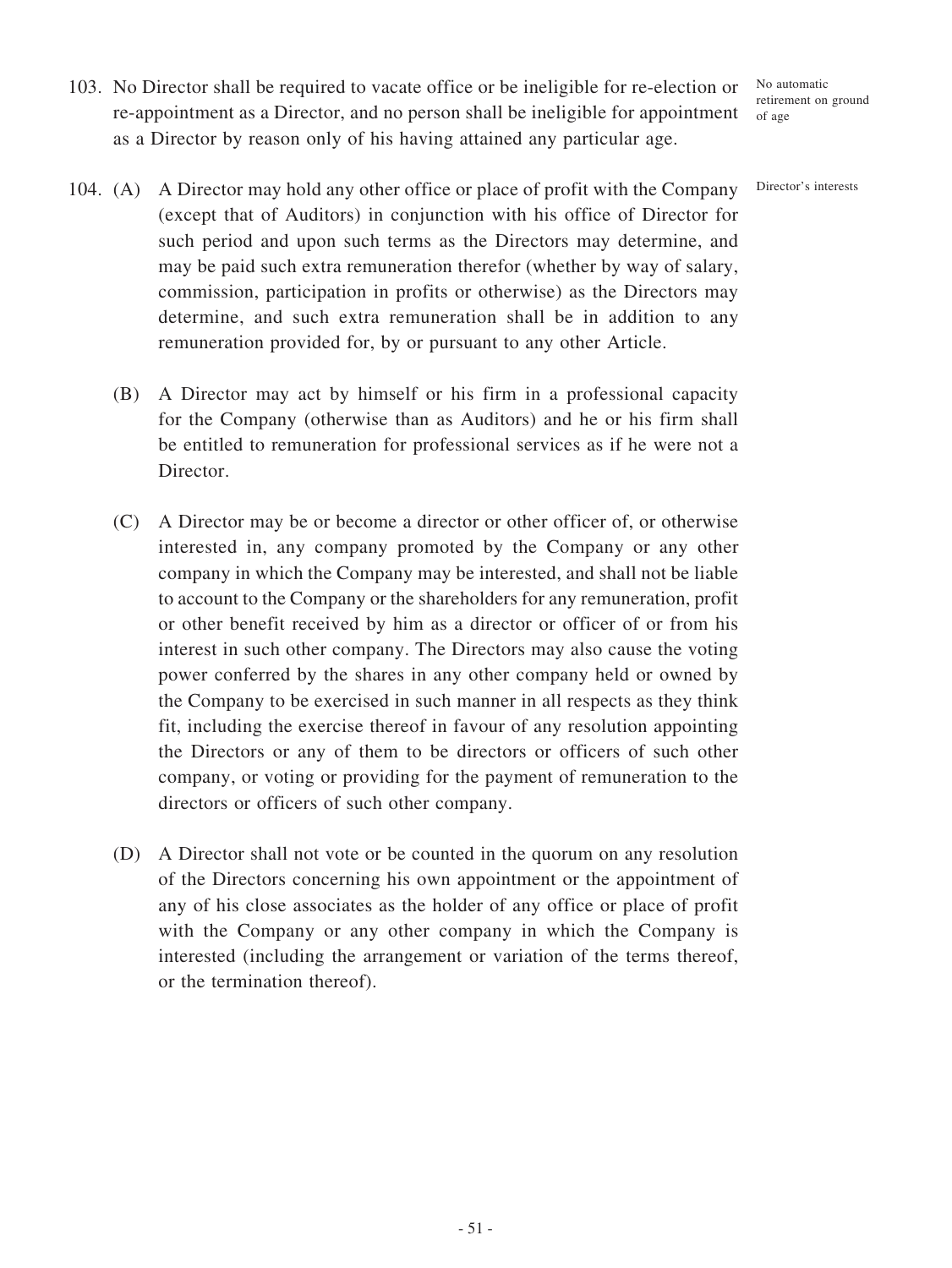103. No Director shall be required to vacate office or be ineligible for re-election or re-appointment as a Director, and no person shall be ineligible for appointment as a Director by reason only of his having attained any particular age.

*No automatic retirement on ground of age*

104. (A) A Director may hold any other office or place of profit with the Company (except that of Auditors) in conjunction with his office of Director for such period and upon such terms as the Directors may determine, and may be paid such extra remuneration therefor (whether by way of salary, commission, participation in profits or otherwise) as the Directors may determine, and such extra remuneration shall be in addition to any remuneration provided for, by or pursuant to any other Article.

*Director's interests*

(B) A Director may act by himself or his firm in a professional capacity for the Company (otherwise than as Auditors) and he or his firm shall be entitled to remuneration for professional services as if he were not a Director.

(C) A Director may be or become a director or other officer of, or otherwise interested in, any company promoted by the Company or any other company in which the Company may be interested, and shall not be liable to account to the Company or the shareholders for any remuneration, profit or other benefit received by him as a director or officer of or from his interest in such other company. The Directors may also cause the voting power conferred by the shares in any other company held or owned by the Company to be exercised in such manner in all respects as they think fit, including the exercise thereof in favour of any resolution appointing the Directors or any of them to be directors or officers of such other company, or voting or providing for the payment of remuneration to the directors or officers of such other company.

(D) A Director shall not vote or be counted in the quorum on any resolution of the Directors concerning his own appointment or the appointment of any of his close associates as the holder of any office or place of profit with the Company or any other company in which the Company is interested (including the arrangement or variation of the terms thereof, or the termination thereof).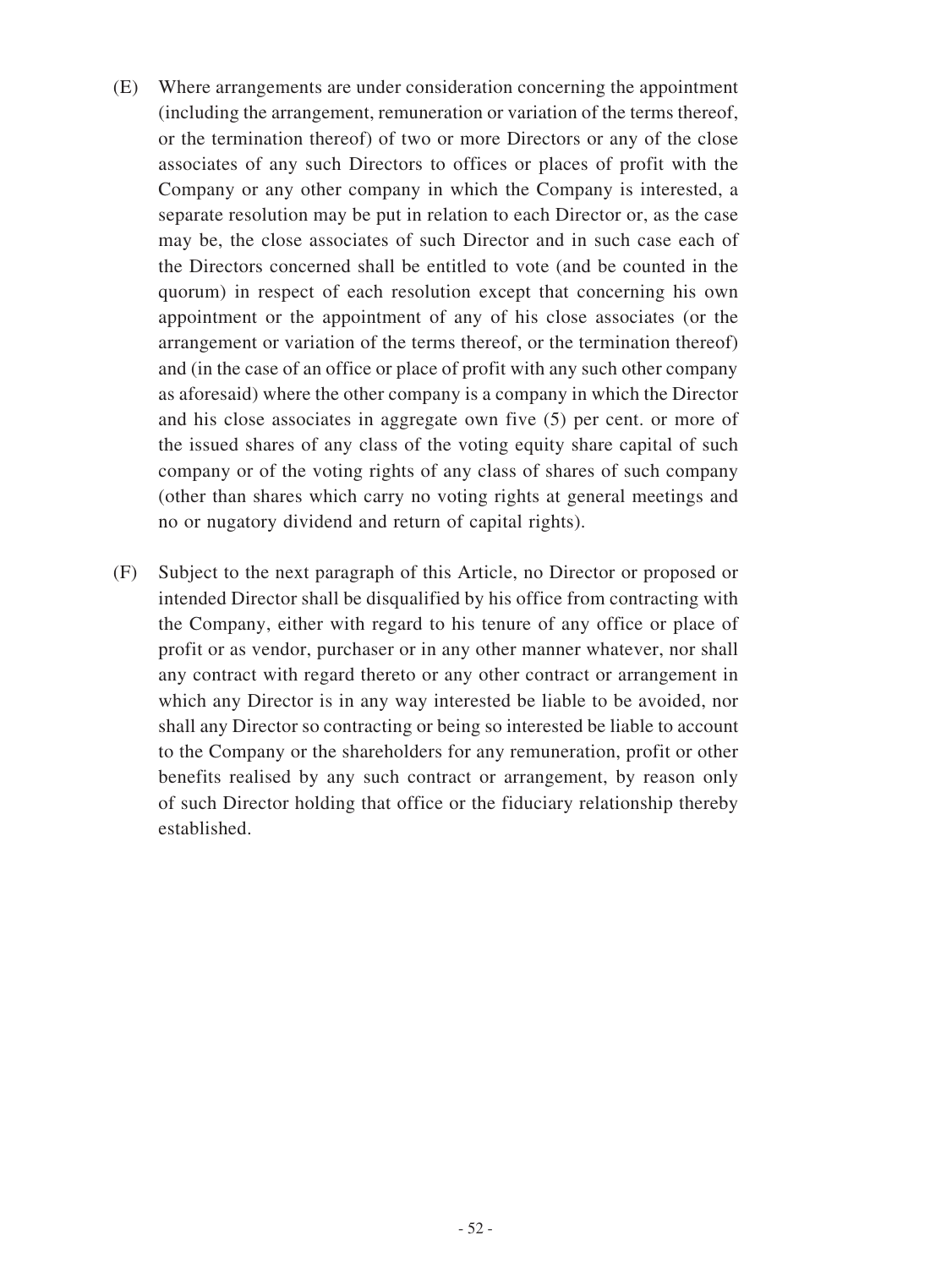(E) Where arrangements are under consideration concerning the appointment (including the arrangement, remuneration or variation of the terms thereof, or the termination thereof) of two or more Directors or any of the close associates of any such Directors to offices or places of profit with the Company or any other company in which the Company is interested, a separate resolution may be put in relation to each Director or, as the case may be, the close associates of such Director and in such case each of the Directors concerned shall be entitled to vote (and be counted in the quorum) in respect of each resolution except that concerning his own appointment or the appointment of any of his close associates (or the arrangement or variation of the terms thereof, or the termination thereof) and (in the case of an office or place of profit with any such other company as aforesaid) where the other company is a company in which the Director and his close associates in aggregate own five (5) per cent. or more of the issued shares of any class of the voting equity share capital of such company or of the voting rights of any class of shares of such company (other than shares which carry no voting rights at general meetings and no or nugatory dividend and return of capital rights).

(F) Subject to the next paragraph of this Article, no Director or proposed or intended Director shall be disqualified by his office from contracting with the Company, either with regard to his tenure of any office or place of profit or as vendor, purchaser or in any other manner whatever, nor shall any contract with regard thereto or any other contract or arrangement in which any Director is in any way interested be liable to be avoided, nor shall any Director so contracting or being so interested be liable to account to the Company or the shareholders for any remuneration, profit or other benefits realised by any such contract or arrangement, by reason only of such Director holding that office or the fiduciary relationship thereby established.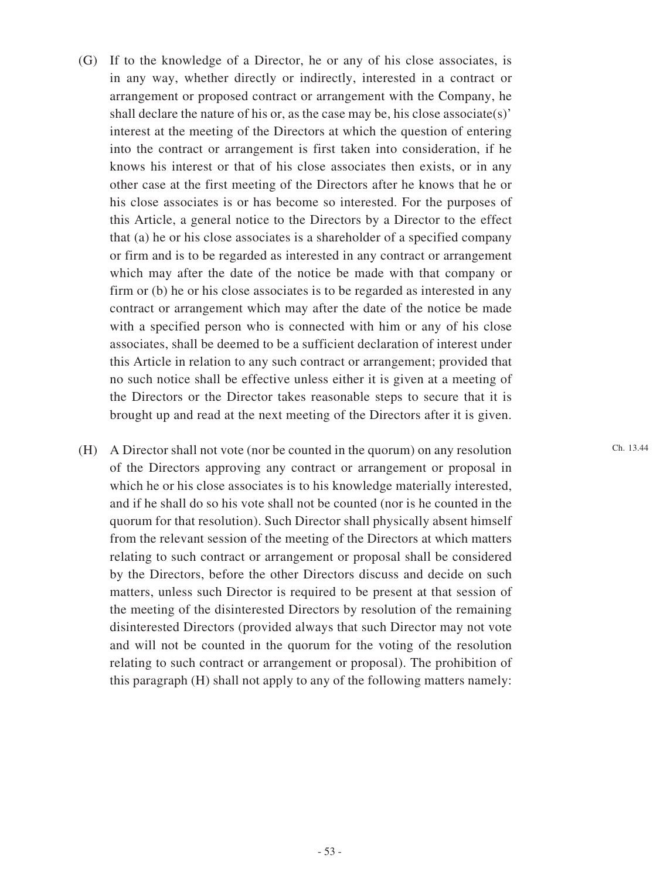(G) If to the knowledge of a Director, he or any of his close associates, is in any way, whether directly or indirectly, interested in a contract or arrangement or proposed contract or arrangement with the Company, he shall declare the nature of his or, as the case may be, his close associate(s)' interest at the meeting of the Directors at which the question of entering into the contract or arrangement is first taken into consideration, if he knows his interest or that of his close associates then exists, or in any other case at the first meeting of the Directors after he knows that he or his close associates is or has become so interested. For the purposes of this Article, a general notice to the Directors by a Director to the effect that (a) he or his close associates is a shareholder of a specified company or firm and is to be regarded as interested in any contract or arrangement which may after the date of the notice be made with that company or firm or (b) he or his close associates is to be regarded as interested in any contract or arrangement which may after the date of the notice be made with a specified person who is connected with him or any of his close associates, shall be deemed to be a sufficient declaration of interest under this Article in relation to any such contract or arrangement; provided that no such notice shall be effective unless either it is given at a meeting of the Directors or the Director takes reasonable steps to secure that it is brought up and read at the next meeting of the Directors after it is given.

(H) A Director shall not vote (nor be counted in the quorum) on any resolution of the Directors approving any contract or arrangement or proposal in which he or his close associates is to his knowledge materially interested, and if he shall do so his vote shall not be counted (nor is he counted in the quorum for that resolution). Such Director shall physically absent himself from the relevant session of the meeting of the Directors at which matters relating to such contract or arrangement or proposal shall be considered by the Directors, before the other Directors discuss and decide on such matters, unless such Director is required to be present at that session of the meeting of the disinterested Directors by resolution of the remaining disinterested Directors (provided always that such Director may not vote and will not be counted in the quorum for the voting of the resolution relating to such contract or arrangement or proposal). The prohibition of this paragraph (H) shall not apply to any of the following matters namely:

Ch. 13.44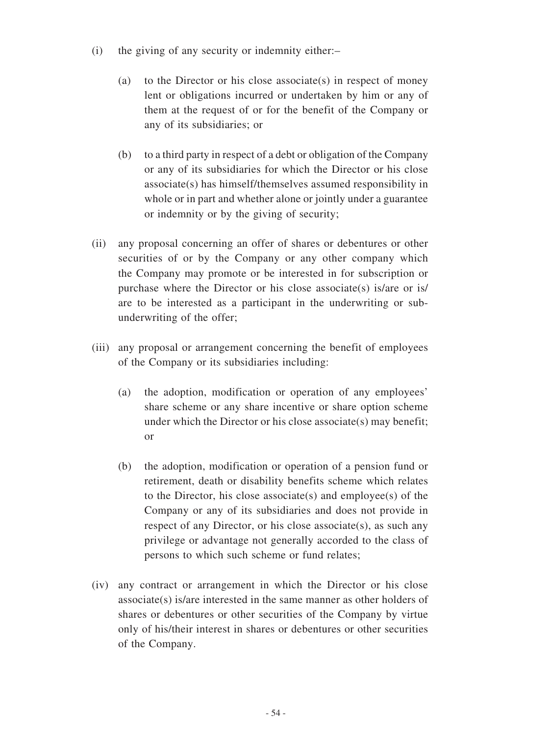(i) the giving of any security or indemnity either:–

    (a) to the Director or his close associate(s) in respect of money lent or obligations incurred or undertaken by him or any of them at the request of or for the benefit of the Company or any of its subsidiaries; or

    (b) to a third party in respect of a debt or obligation of the Company or any of its subsidiaries for which the Director or his close associate(s) has himself/themselves assumed responsibility in whole or in part and whether alone or jointly under a guarantee or indemnity or by the giving of security;

(ii) any proposal concerning an offer of shares or debentures or other securities of or by the Company or any other company which the Company may promote or be interested in for subscription or purchase where the Director or his close associate(s) is/are or is/are to be interested as a participant in the underwriting or sub-underwriting of the offer;

(iii) any proposal or arrangement concerning the benefit of employees of the Company or its subsidiaries including:

    (a) the adoption, modification or operation of any employees' share scheme or any share incentive or share option scheme under which the Director or his close associate(s) may benefit; or

    (b) the adoption, modification or operation of a pension fund or retirement, death or disability benefits scheme which relates to the Director, his close associate(s) and employee(s) of the Company or any of its subsidiaries and does not provide in respect of any Director, or his close associate(s), as such any privilege or advantage not generally accorded to the class of persons to which such scheme or fund relates;

(iv) any contract or arrangement in which the Director or his close associate(s) is/are interested in the same manner as other holders of shares or debentures or other securities of the Company by virtue only of his/their interest in shares or debentures or other securities of the Company.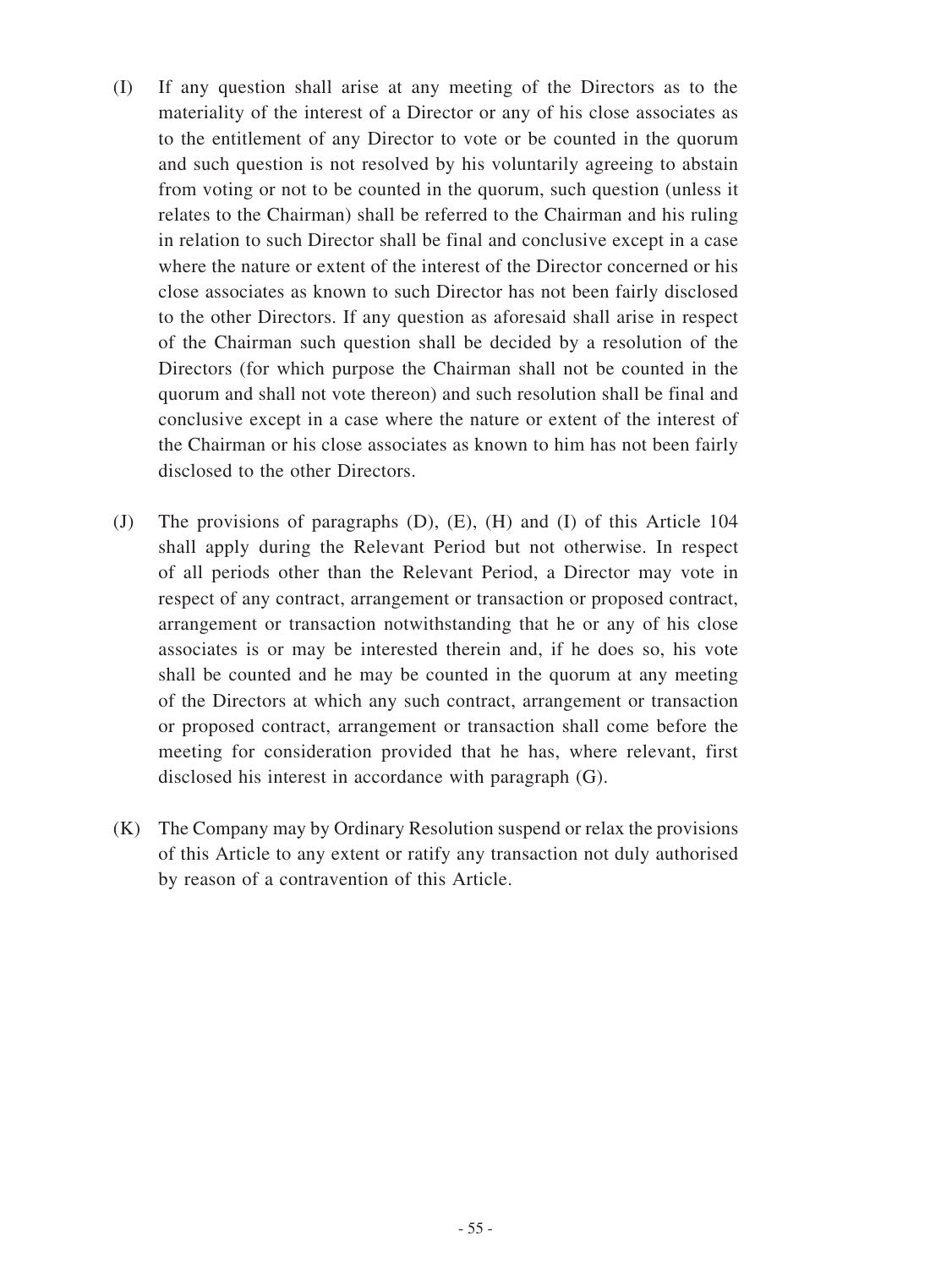(I) If any question shall arise at any meeting of the Directors as to the materiality of the interest of a Director or any of his close associates as to the entitlement of any Director to vote or be counted in the quorum and such question is not resolved by his voluntarily agreeing to abstain from voting or not to be counted in the quorum, such question (unless it relates to the Chairman) shall be referred to the Chairman and his ruling in relation to such Director shall be final and conclusive except in a case where the nature or extent of the interest of the Director concerned or his close associates as known to such Director has not been fairly disclosed to the other Directors. If any question as aforesaid shall arise in respect of the Chairman such question shall be decided by a resolution of the Directors (for which purpose the Chairman shall not be counted in the quorum and shall not vote thereon) and such resolution shall be final and conclusive except in a case where the nature or extent of the interest of the Chairman or his close associates as known to him has not been fairly disclosed to the other Directors.

(J) The provisions of paragraphs (D), (E), (H) and (I) of this Article 104 shall apply during the Relevant Period but not otherwise. In respect of all periods other than the Relevant Period, a Director may vote in respect of any contract, arrangement or transaction or proposed contract, arrangement or transaction notwithstanding that he or any of his close associates is or may be interested therein and, if he does so, his vote shall be counted and he may be counted in the quorum at any meeting of the Directors at which any such contract, arrangement or transaction or proposed contract, arrangement or transaction shall come before the meeting for consideration provided that he has, where relevant, first disclosed his interest in accordance with paragraph (G).

(K) The Company may by Ordinary Resolution suspend or relax the provisions of this Article to any extent or ratify any transaction not duly authorised by reason of a contravention of this Article.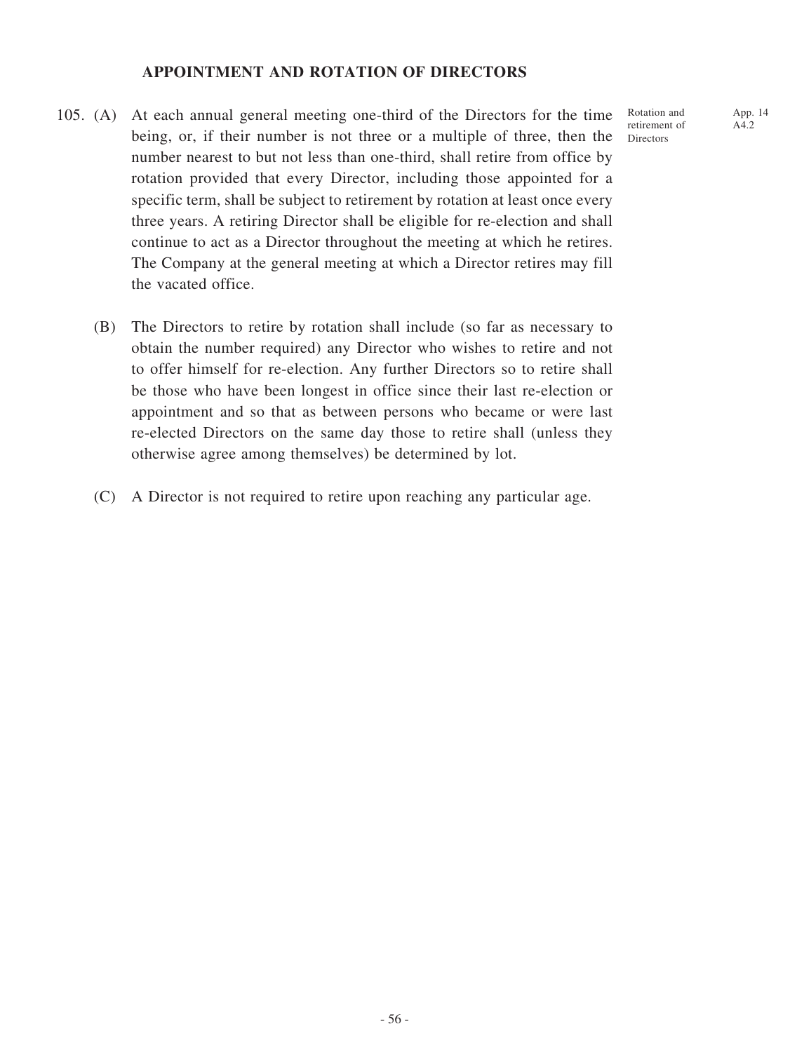## APPOINTMENT AND ROTATION OF DIRECTORS

105. (A) At each annual general meeting one-third of the Directors for the time being, or, if their number is not three or a multiple of three, then the number nearest to but not less than one-third, shall retire from office by rotation provided that every Director, including those appointed for a specific term, shall be subject to retirement by rotation at least once every three years. A retiring Director shall be eligible for re-election and shall continue to act as a Director throughout the meeting at which he retires. The Company at the general meeting at which a Director retires may fill the vacated office.

Rotation and retirement of Directors

App. 14 A4.2

(B) The Directors to retire by rotation shall include (so far as necessary to obtain the number required) any Director who wishes to retire and not to offer himself for re-election. Any further Directors so to retire shall be those who have been longest in office since their last re-election or appointment and so that as between persons who became or were last re-elected Directors on the same day those to retire shall (unless they otherwise agree among themselves) be determined by lot.

(C) A Director is not required to retire upon reaching any particular age.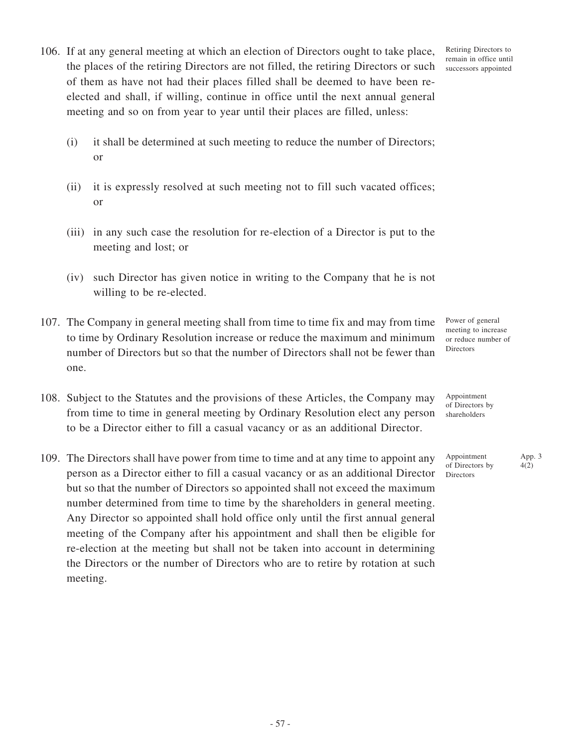106. If at any general meeting at which an election of Directors ought to take place, the places of the retiring Directors are not filled, the retiring Directors or such of them as have not had their places filled shall be deemed to have been re-elected and shall, if willing, continue in office until the next annual general meeting and so on from year to year until their places are filled, unless:

Retiring Directors to remain in office until successors appointed

(i) it shall be determined at such meeting to reduce the number of Directors; or

(ii) it is expressly resolved at such meeting not to fill such vacated offices; or

(iii) in any such case the resolution for re-election of a Director is put to the meeting and lost; or

(iv) such Director has given notice in writing to the Company that he is not willing to be re-elected.

107. The Company in general meeting shall from time to time fix and may from time to time by Ordinary Resolution increase or reduce the maximum and minimum number of Directors but so that the number of Directors shall not be fewer than one.

Power of general meeting to increase or reduce number of Directors

108. Subject to the Statutes and the provisions of these Articles, the Company may from time to time in general meeting by Ordinary Resolution elect any person to be a Director either to fill a casual vacancy or as an additional Director.

Appointment of Directors by shareholders

109. The Directors shall have power from time to time and at any time to appoint any person as a Director either to fill a casual vacancy or as an additional Director but so that the number of Directors so appointed shall not exceed the maximum number determined from time to time by the shareholders in general meeting. Any Director so appointed shall hold office only until the first annual general meeting of the Company after his appointment and shall then be eligible for re-election at the meeting but shall not be taken into account in determining the Directors or the number of Directors who are to retire by rotation at such meeting.

Appointment of Directors by Directors

App. 3 4(2)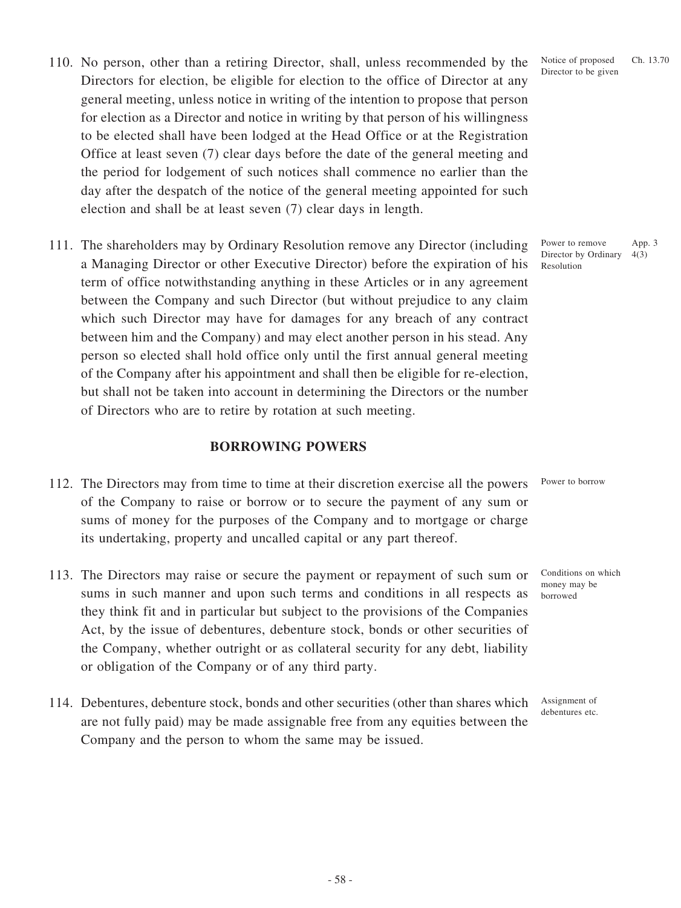110. No person, other than a retiring Director, shall, unless recommended by the Directors for election, be eligible for election to the office of Director at any general meeting, unless notice in writing of the intention to propose that person for election as a Director and notice in writing by that person of his willingness to be elected shall have been lodged at the Head Office or at the Registration Office at least seven (7) clear days before the date of the general meeting and the period for lodgement of such notices shall commence no earlier than the day after the despatch of the notice of the general meeting appointed for such election and shall be at least seven (7) clear days in length.

Notice of proposed Director to be given — Ch. 13.70

111. The shareholders may by Ordinary Resolution remove any Director (including a Managing Director or other Executive Director) before the expiration of his term of office notwithstanding anything in these Articles or in any agreement between the Company and such Director (but without prejudice to any claim which such Director may have for damages for any breach of any contract between him and the Company) and may elect another person in his stead. Any person so elected shall hold office only until the first annual general meeting of the Company after his appointment and shall then be eligible for re-election, but shall not be taken into account in determining the Directors or the number of Directors who are to retire by rotation at such meeting.

Power to remove Director by Ordinary Resolution — App. 3 4(3)

## BORROWING POWERS

112. The Directors may from time to time at their discretion exercise all the powers of the Company to raise or borrow or to secure the payment of any sum or sums of money for the purposes of the Company and to mortgage or charge its undertaking, property and uncalled capital or any part thereof.

Power to borrow

113. The Directors may raise or secure the payment or repayment of such sum or sums in such manner and upon such terms and conditions in all respects as they think fit and in particular but subject to the provisions of the Companies Act, by the issue of debentures, debenture stock, bonds or other securities of the Company, whether outright or as collateral security for any debt, liability or obligation of the Company or of any third party.

Conditions on which money may be borrowed

114. Debentures, debenture stock, bonds and other securities (other than shares which are not fully paid) may be made assignable free from any equities between the Company and the person to whom the same may be issued.

Assignment of debentures etc.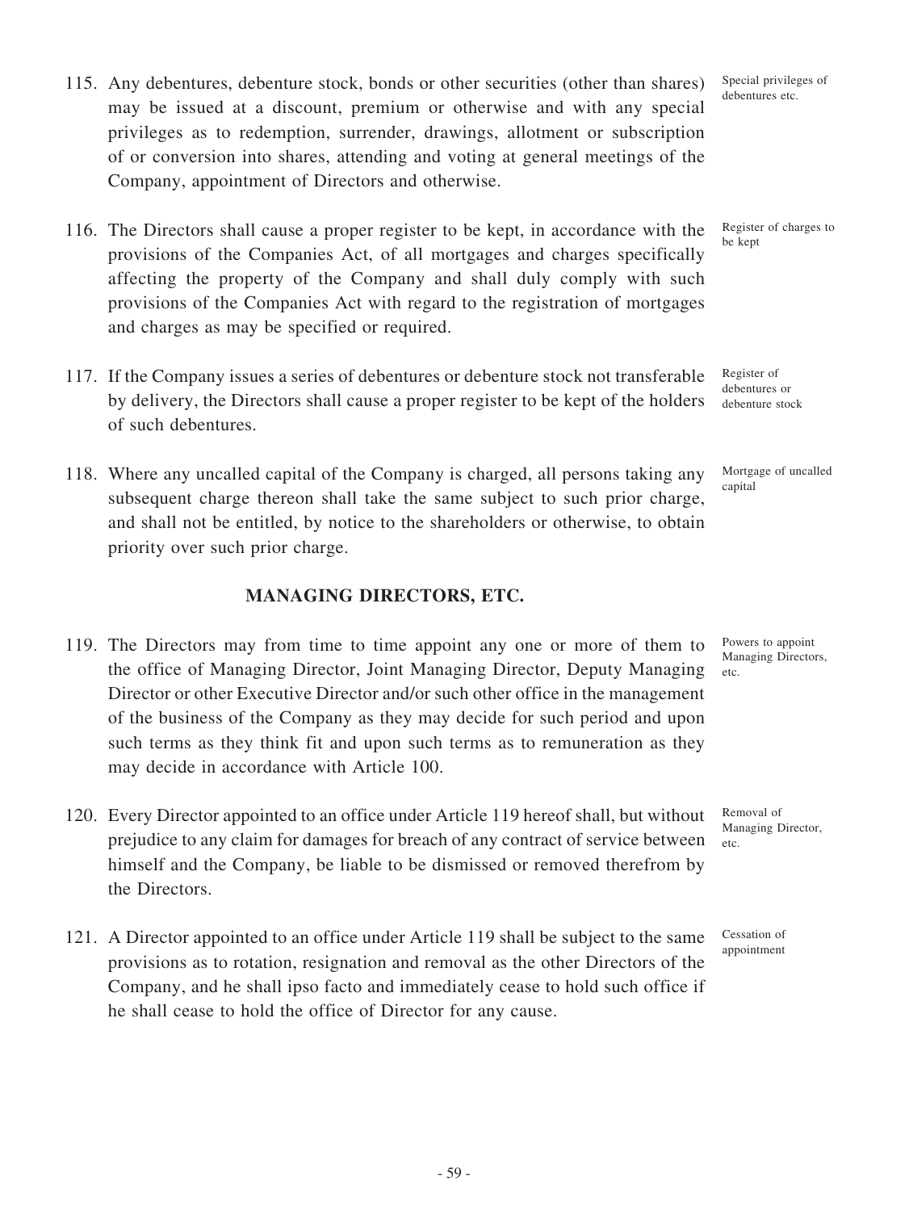115. Any debentures, debenture stock, bonds or other securities (other than shares) may be issued at a discount, premium or otherwise and with any special privileges as to redemption, surrender, drawings, allotment or subscription of or conversion into shares, attending and voting at general meetings of the Company, appointment of Directors and otherwise.

Special privileges of debentures etc.

116. The Directors shall cause a proper register to be kept, in accordance with the provisions of the Companies Act, of all mortgages and charges specifically affecting the property of the Company and shall duly comply with such provisions of the Companies Act with regard to the registration of mortgages and charges as may be specified or required.

Register of charges to be kept

117. If the Company issues a series of debentures or debenture stock not transferable by delivery, the Directors shall cause a proper register to be kept of the holders of such debentures.

Register of debentures or debenture stock

118. Where any uncalled capital of the Company is charged, all persons taking any subsequent charge thereon shall take the same subject to such prior charge, and shall not be entitled, by notice to the shareholders or otherwise, to obtain priority over such prior charge.

Mortgage of uncalled capital

## MANAGING DIRECTORS, ETC.

119. The Directors may from time to time appoint any one or more of them to the office of Managing Director, Joint Managing Director, Deputy Managing Director or other Executive Director and/or such other office in the management of the business of the Company as they may decide for such period and upon such terms as they think fit and upon such terms as to remuneration as they may decide in accordance with Article 100.

Powers to appoint Managing Directors, etc.

120. Every Director appointed to an office under Article 119 hereof shall, but without prejudice to any claim for damages for breach of any contract of service between himself and the Company, be liable to be dismissed or removed therefrom by the Directors.

Removal of Managing Director, etc.

121. A Director appointed to an office under Article 119 shall be subject to the same provisions as to rotation, resignation and removal as the other Directors of the Company, and he shall ipso facto and immediately cease to hold such office if he shall cease to hold the office of Director for any cause.

Cessation of appointment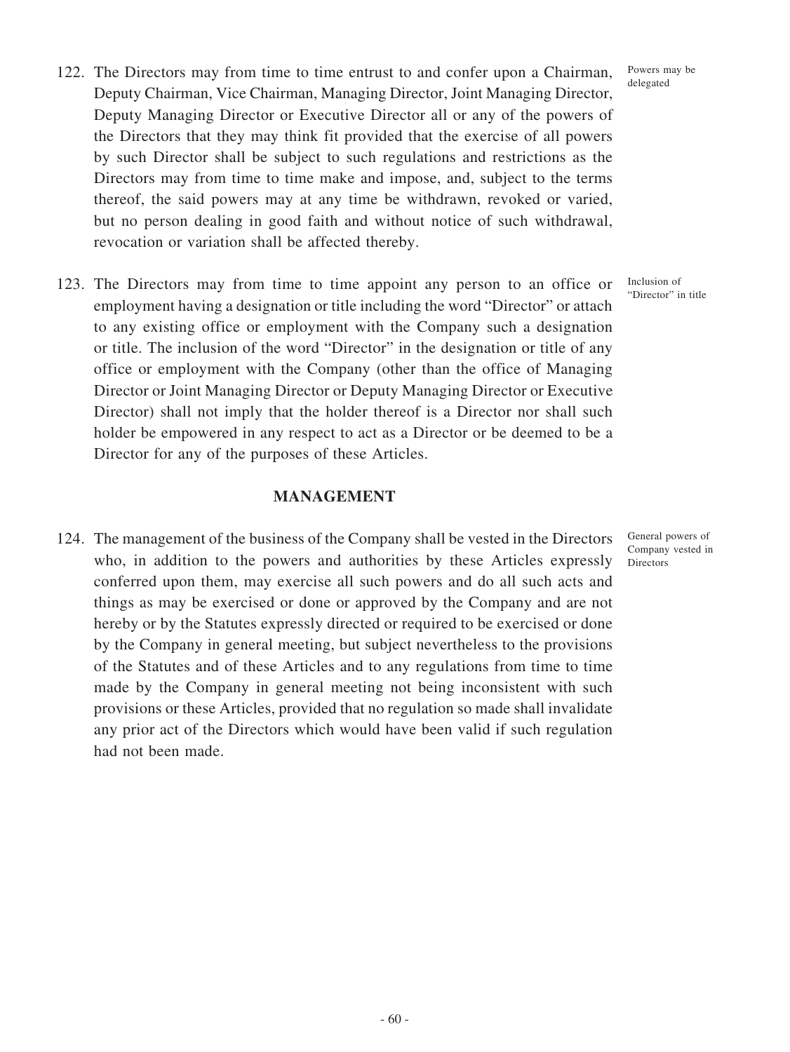122. The Directors may from time to time entrust to and confer upon a Chairman, Deputy Chairman, Vice Chairman, Managing Director, Joint Managing Director, Deputy Managing Director or Executive Director all or any of the powers of the Directors that they may think fit provided that the exercise of all powers by such Director shall be subject to such regulations and restrictions as the Directors may from time to time make and impose, and, subject to the terms thereof, the said powers may at any time be withdrawn, revoked or varied, but no person dealing in good faith and without notice of such withdrawal, revocation or variation shall be affected thereby.

Powers may be delegated

123. The Directors may from time to time appoint any person to an office or employment having a designation or title including the word "Director" or attach to any existing office or employment with the Company such a designation or title. The inclusion of the word "Director" in the designation or title of any office or employment with the Company (other than the office of Managing Director or Joint Managing Director or Deputy Managing Director or Executive Director) shall not imply that the holder thereof is a Director nor shall such holder be empowered in any respect to act as a Director or be deemed to be a Director for any of the purposes of these Articles.

Inclusion of "Director" in title

## MANAGEMENT

124. The management of the business of the Company shall be vested in the Directors who, in addition to the powers and authorities by these Articles expressly conferred upon them, may exercise all such powers and do all such acts and things as may be exercised or done or approved by the Company and are not hereby or by the Statutes expressly directed or required to be exercised or done by the Company in general meeting, but subject nevertheless to the provisions of the Statutes and of these Articles and to any regulations from time to time made by the Company in general meeting not being inconsistent with such provisions or these Articles, provided that no regulation so made shall invalidate any prior act of the Directors which would have been valid if such regulation had not been made.

General powers of Company vested in Directors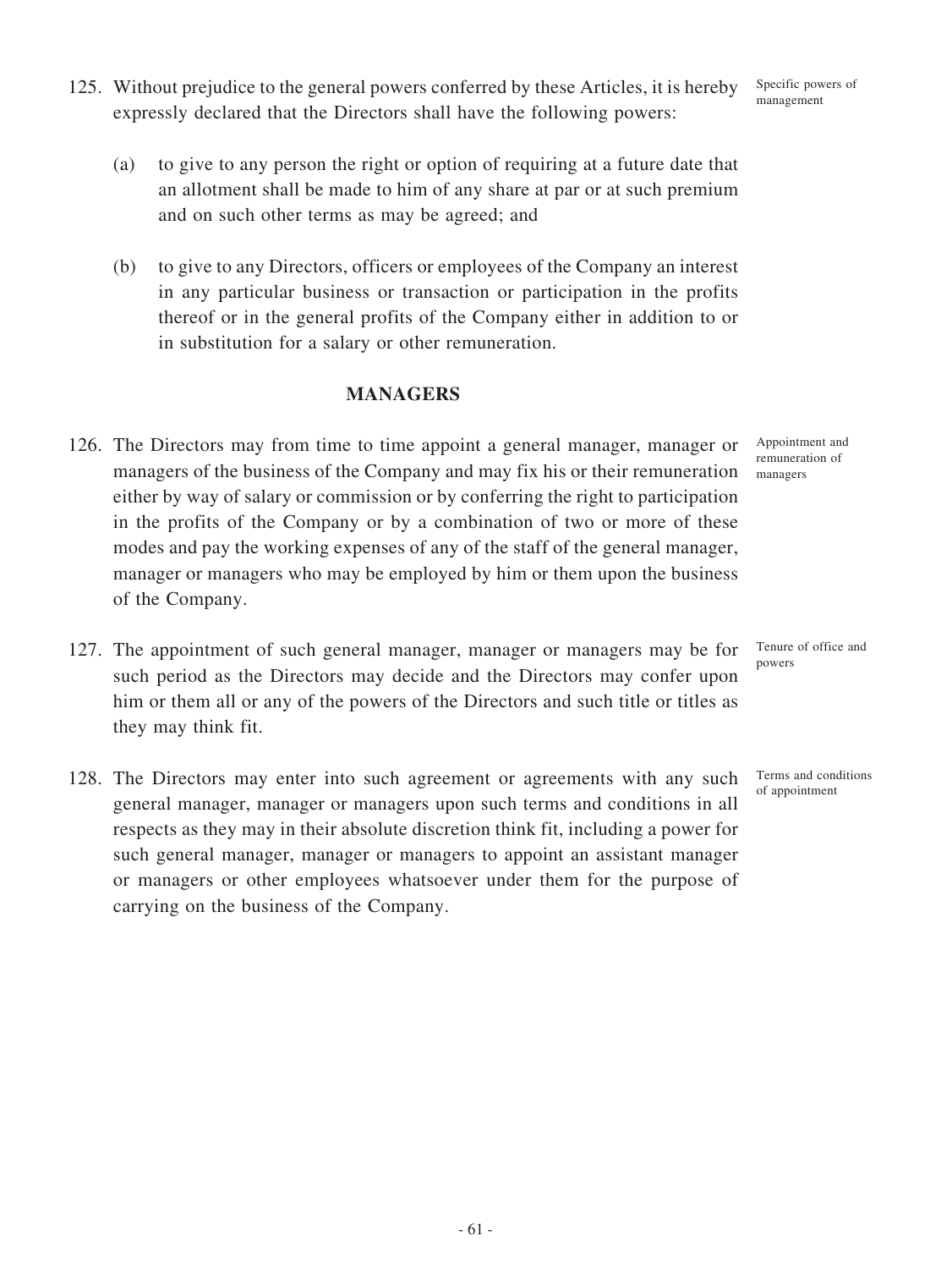125. Without prejudice to the general powers conferred by these Articles, it is hereby expressly declared that the Directors shall have the following powers:

Specific powers of management

(a) to give to any person the right or option of requiring at a future date that an allotment shall be made to him of any share at par or at such premium and on such other terms as may be agreed; and

(b) to give to any Directors, officers or employees of the Company an interest in any particular business or transaction or participation in the profits thereof or in the general profits of the Company either in addition to or in substitution for a salary or other remuneration.

## MANAGERS

126. The Directors may from time to time appoint a general manager, manager or managers of the business of the Company and may fix his or their remuneration either by way of salary or commission or by conferring the right to participation in the profits of the Company or by a combination of two or more of these modes and pay the working expenses of any of the staff of the general manager, manager or managers who may be employed by him or them upon the business of the Company.

Appointment and remuneration of managers

127. The appointment of such general manager, manager or managers may be for such period as the Directors may decide and the Directors may confer upon him or them all or any of the powers of the Directors and such title or titles as they may think fit.

Tenure of office and powers

128. The Directors may enter into such agreement or agreements with any such general manager, manager or managers upon such terms and conditions in all respects as they may in their absolute discretion think fit, including a power for such general manager, manager or managers to appoint an assistant manager or managers or other employees whatsoever under them for the purpose of carrying on the business of the Company.

Terms and conditions of appointment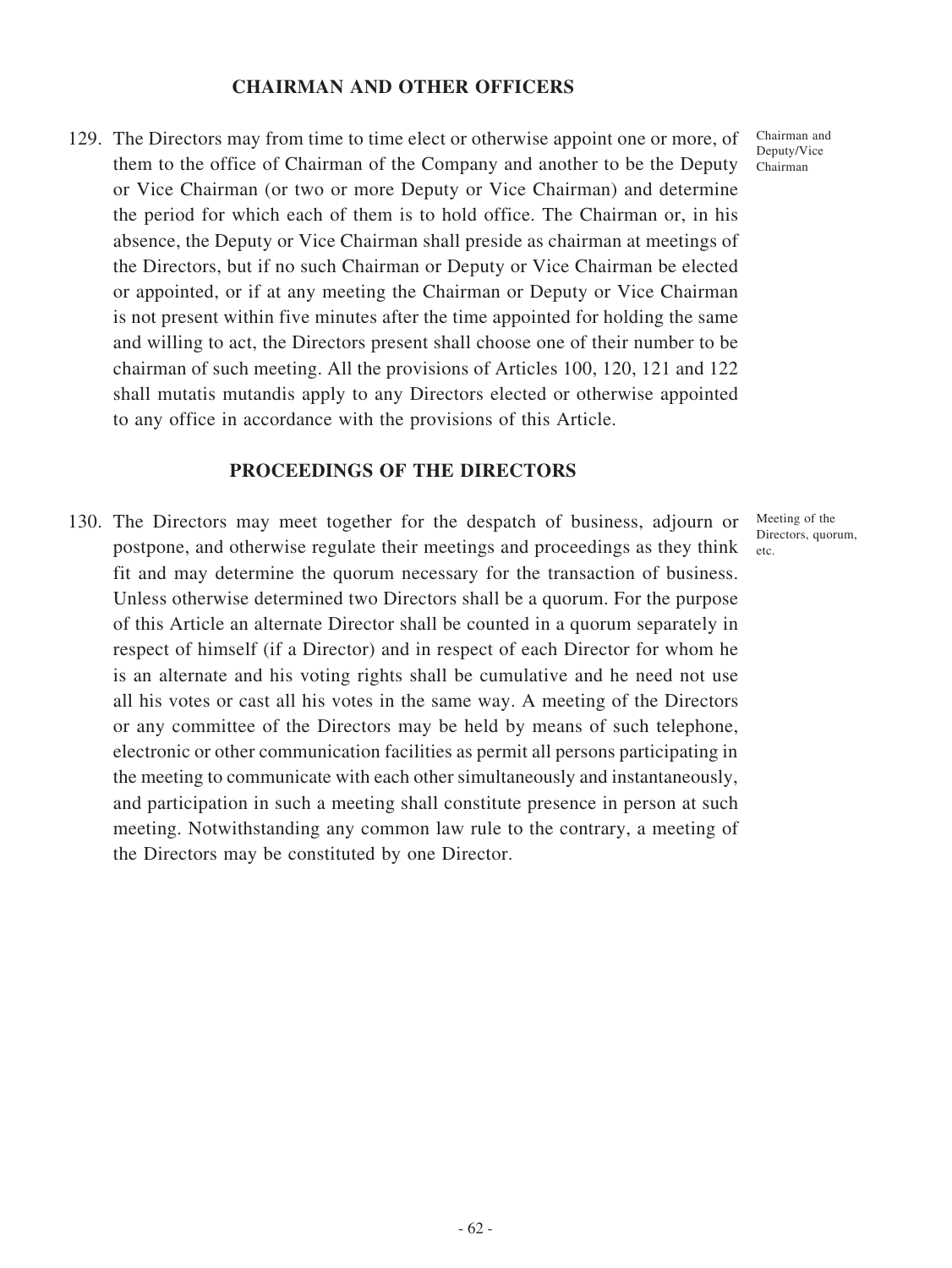## CHAIRMAN AND OTHER OFFICERS

129. The Directors may from time to time elect or otherwise appoint one or more, of them to the office of Chairman of the Company and another to be the Deputy or Vice Chairman (or two or more Deputy or Vice Chairman) and determine the period for which each of them is to hold office. The Chairman or, in his absence, the Deputy or Vice Chairman shall preside as chairman at meetings of the Directors, but if no such Chairman or Deputy or Vice Chairman be elected or appointed, or if at any meeting the Chairman or Deputy or Vice Chairman is not present within five minutes after the time appointed for holding the same and willing to act, the Directors present shall choose one of their number to be chairman of such meeting. All the provisions of Articles 100, 120, 121 and 122 shall mutatis mutandis apply to any Directors elected or otherwise appointed to any office in accordance with the provisions of this Article.

Chairman and Deputy/Vice Chairman

## PROCEEDINGS OF THE DIRECTORS

130. The Directors may meet together for the despatch of business, adjourn or postpone, and otherwise regulate their meetings and proceedings as they think fit and may determine the quorum necessary for the transaction of business. Unless otherwise determined two Directors shall be a quorum. For the purpose of this Article an alternate Director shall be counted in a quorum separately in respect of himself (if a Director) and in respect of each Director for whom he is an alternate and his voting rights shall be cumulative and he need not use all his votes or cast all his votes in the same way. A meeting of the Directors or any committee of the Directors may be held by means of such telephone, electronic or other communication facilities as permit all persons participating in the meeting to communicate with each other simultaneously and instantaneously, and participation in such a meeting shall constitute presence in person at such meeting. Notwithstanding any common law rule to the contrary, a meeting of the Directors may be constituted by one Director.

Meeting of the Directors, quorum, etc.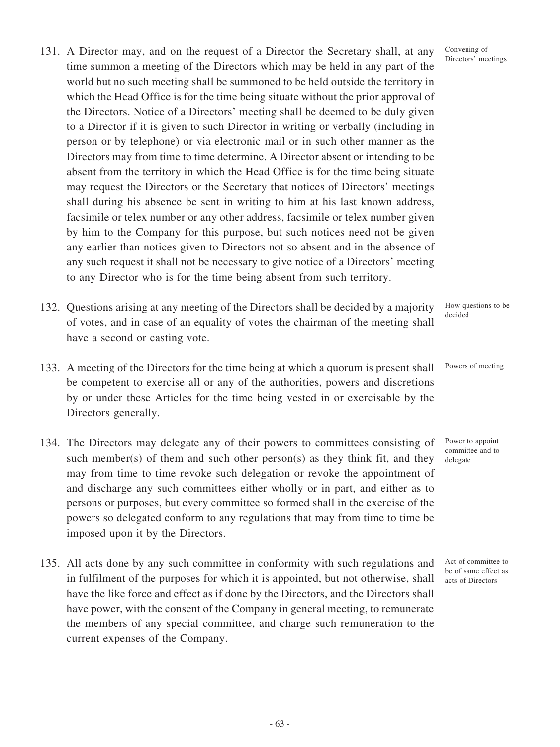131. A Director may, and on the request of a Director the Secretary shall, at any time summon a meeting of the Directors which may be held in any part of the world but no such meeting shall be summoned to be held outside the territory in which the Head Office is for the time being situate without the prior approval of the Directors. Notice of a Directors' meeting shall be deemed to be duly given to a Director if it is given to such Director in writing or verbally (including in person or by telephone) or via electronic mail or in such other manner as the Directors may from time to time determine. A Director absent or intending to be absent from the territory in which the Head Office is for the time being situate may request the Directors or the Secretary that notices of Directors' meetings shall during his absence be sent in writing to him at his last known address, facsimile or telex number or any other address, facsimile or telex number given by him to the Company for this purpose, but such notices need not be given any earlier than notices given to Directors not so absent and in the absence of any such request it shall not be necessary to give notice of a Directors' meeting to any Director who is for the time being absent from such territory.

*Convening of Directors' meetings*

132. Questions arising at any meeting of the Directors shall be decided by a majority of votes, and in case of an equality of votes the chairman of the meeting shall have a second or casting vote.

*How questions to be decided*

133. A meeting of the Directors for the time being at which a quorum is present shall be competent to exercise all or any of the authorities, powers and discretions by or under these Articles for the time being vested in or exercisable by the Directors generally.

*Powers of meeting*

134. The Directors may delegate any of their powers to committees consisting of such member(s) of them and such other person(s) as they think fit, and they may from time to time revoke such delegation or revoke the appointment of and discharge any such committees either wholly or in part, and either as to persons or purposes, but every committee so formed shall in the exercise of the powers so delegated conform to any regulations that may from time to time be imposed upon it by the Directors.

*Power to appoint committee and to delegate*

135. All acts done by any such committee in conformity with such regulations and in fulfilment of the purposes for which it is appointed, but not otherwise, shall have the like force and effect as if done by the Directors, and the Directors shall have power, with the consent of the Company in general meeting, to remunerate the members of any special committee, and charge such remuneration to the current expenses of the Company.

*Act of committee to be of same effect as acts of Directors*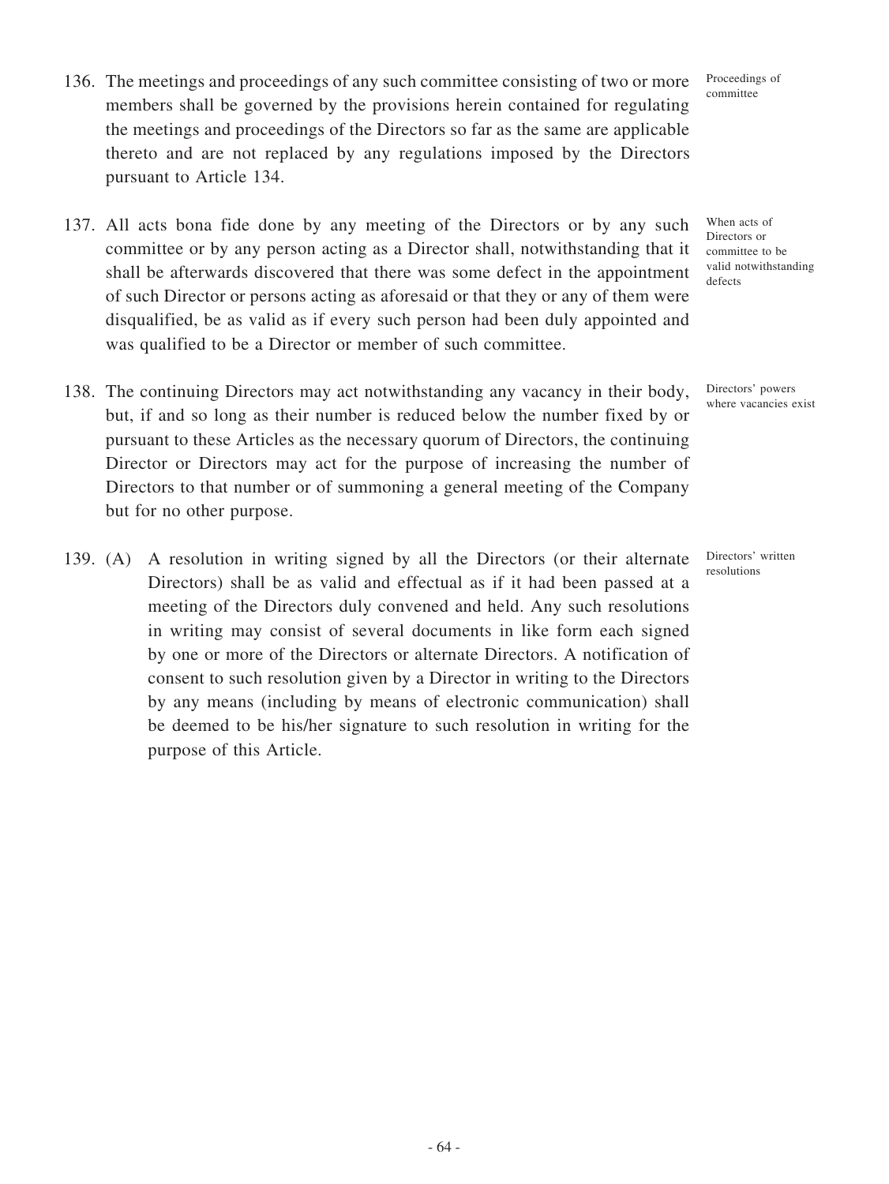136. The meetings and proceedings of any such committee consisting of two or more members shall be governed by the provisions herein contained for regulating the meetings and proceedings of the Directors so far as the same are applicable thereto and are not replaced by any regulations imposed by the Directors pursuant to Article 134.

Proceedings of committee

137. All acts bona fide done by any meeting of the Directors or by any such committee or by any person acting as a Director shall, notwithstanding that it shall be afterwards discovered that there was some defect in the appointment of such Director or persons acting as aforesaid or that they or any of them were disqualified, be as valid as if every such person had been duly appointed and was qualified to be a Director or member of such committee.

When acts of Directors or committee to be valid notwithstanding defects

138. The continuing Directors may act notwithstanding any vacancy in their body, but, if and so long as their number is reduced below the number fixed by or pursuant to these Articles as the necessary quorum of Directors, the continuing Director or Directors may act for the purpose of increasing the number of Directors to that number or of summoning a general meeting of the Company but for no other purpose.

Directors' powers where vacancies exist

139. (A) A resolution in writing signed by all the Directors (or their alternate Directors) shall be as valid and effectual as if it had been passed at a meeting of the Directors duly convened and held. Any such resolutions in writing may consist of several documents in like form each signed by one or more of the Directors or alternate Directors. A notification of consent to such resolution given by a Director in writing to the Directors by any means (including by means of electronic communication) shall be deemed to be his/her signature to such resolution in writing for the purpose of this Article.

Directors' written resolutions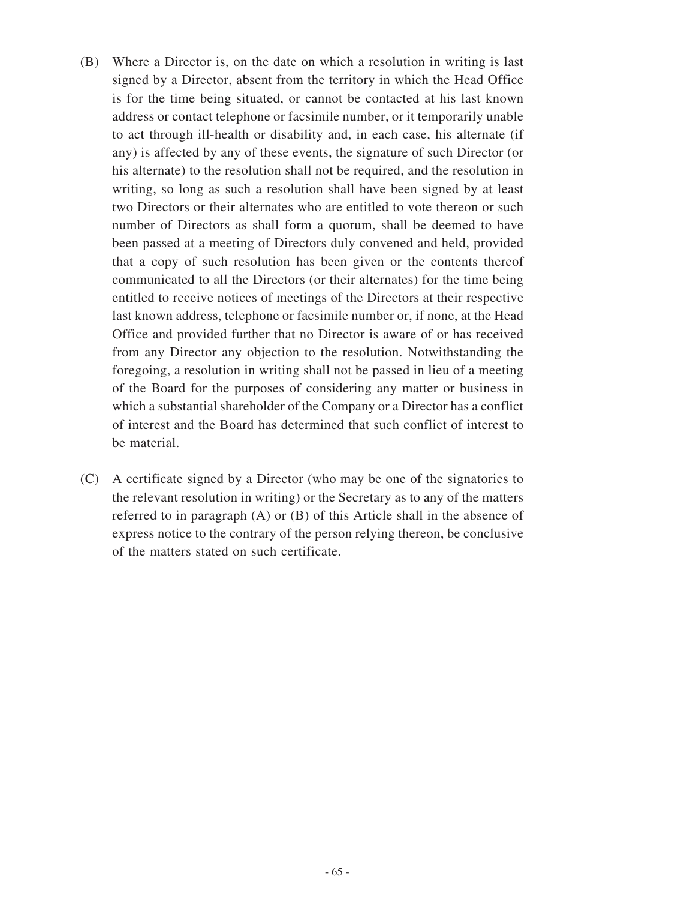(B) Where a Director is, on the date on which a resolution in writing is last signed by a Director, absent from the territory in which the Head Office is for the time being situated, or cannot be contacted at his last known address or contact telephone or facsimile number, or it temporarily unable to act through ill-health or disability and, in each case, his alternate (if any) is affected by any of these events, the signature of such Director (or his alternate) to the resolution shall not be required, and the resolution in writing, so long as such a resolution shall have been signed by at least two Directors or their alternates who are entitled to vote thereon or such number of Directors as shall form a quorum, shall be deemed to have been passed at a meeting of Directors duly convened and held, provided that a copy of such resolution has been given or the contents thereof communicated to all the Directors (or their alternates) for the time being entitled to receive notices of meetings of the Directors at their respective last known address, telephone or facsimile number or, if none, at the Head Office and provided further that no Director is aware of or has received from any Director any objection to the resolution. Notwithstanding the foregoing, a resolution in writing shall not be passed in lieu of a meeting of the Board for the purposes of considering any matter or business in which a substantial shareholder of the Company or a Director has a conflict of interest and the Board has determined that such conflict of interest to be material.

(C) A certificate signed by a Director (who may be one of the signatories to the relevant resolution in writing) or the Secretary as to any of the matters referred to in paragraph (A) or (B) of this Article shall in the absence of express notice to the contrary of the person relying thereon, be conclusive of the matters stated on such certificate.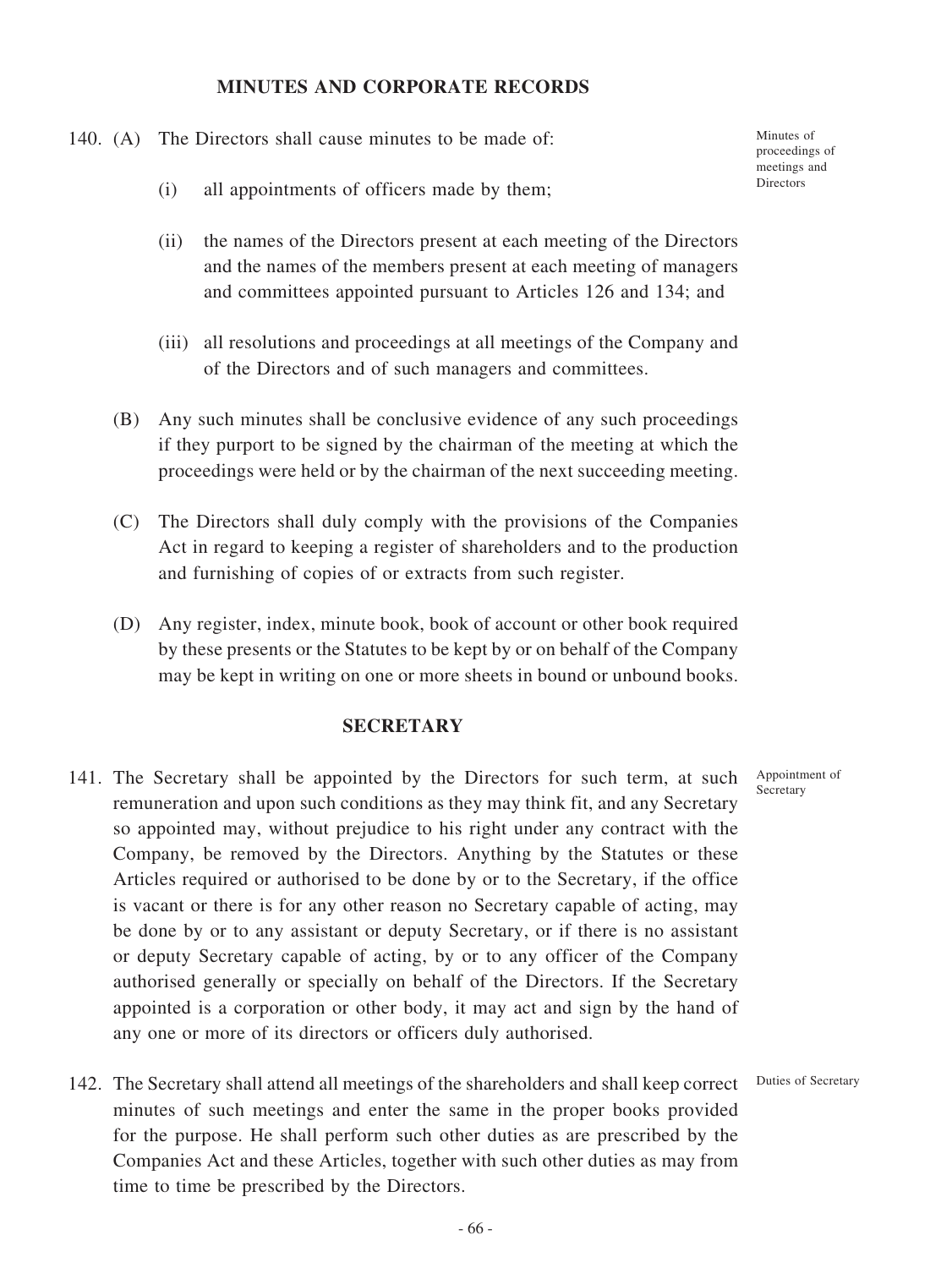## MINUTES AND CORPORATE RECORDS

140. (A) The Directors shall cause minutes to be made of:

Minutes of proceedings of meetings and Directors

(i) all appointments of officers made by them;

(ii) the names of the Directors present at each meeting of the Directors and the names of the members present at each meeting of managers and committees appointed pursuant to Articles 126 and 134; and

(iii) all resolutions and proceedings at all meetings of the Company and of the Directors and of such managers and committees.

(B) Any such minutes shall be conclusive evidence of any such proceedings if they purport to be signed by the chairman of the meeting at which the proceedings were held or by the chairman of the next succeeding meeting.

(C) The Directors shall duly comply with the provisions of the Companies Act in regard to keeping a register of shareholders and to the production and furnishing of copies of or extracts from such register.

(D) Any register, index, minute book, book of account or other book required by these presents or the Statutes to be kept by or on behalf of the Company may be kept in writing on one or more sheets in bound or unbound books.

## SECRETARY

141. The Secretary shall be appointed by the Directors for such term, at such remuneration and upon such conditions as they may think fit, and any Secretary so appointed may, without prejudice to his right under any contract with the Company, be removed by the Directors. Anything by the Statutes or these Articles required or authorised to be done by or to the Secretary, if the office is vacant or there is for any other reason no Secretary capable of acting, may be done by or to any assistant or deputy Secretary, or if there is no assistant or deputy Secretary capable of acting, by or to any officer of the Company authorised generally or specially on behalf of the Directors. If the Secretary appointed is a corporation or other body, it may act and sign by the hand of any one or more of its directors or officers duly authorised.

Appointment of Secretary

142. The Secretary shall attend all meetings of the shareholders and shall keep correct minutes of such meetings and enter the same in the proper books provided for the purpose. He shall perform such other duties as are prescribed by the Companies Act and these Articles, together with such other duties as may from time to time be prescribed by the Directors.

Duties of Secretary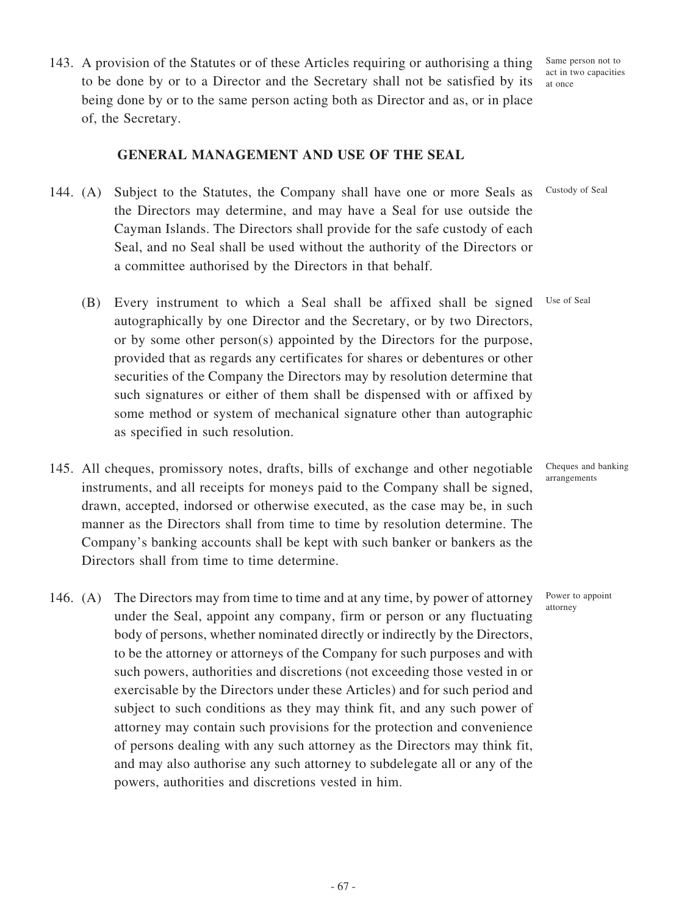143. A provision of the Statutes or of these Articles requiring or authorising a thing to be done by or to a Director and the Secretary shall not be satisfied by its being done by or to the same person acting both as Director and as, or in place of, the Secretary.

Same person not to act in two capacities at once

## GENERAL MANAGEMENT AND USE OF THE SEAL

144. (A) Subject to the Statutes, the Company shall have one or more Seals as the Directors may determine, and may have a Seal for use outside the Cayman Islands. The Directors shall provide for the safe custody of each Seal, and no Seal shall be used without the authority of the Directors or a committee authorised by the Directors in that behalf.

Custody of Seal

(B) Every instrument to which a Seal shall be affixed shall be signed autographically by one Director and the Secretary, or by two Directors, or by some other person(s) appointed by the Directors for the purpose, provided that as regards any certificates for shares or debentures or other securities of the Company the Directors may by resolution determine that such signatures or either of them shall be dispensed with or affixed by some method or system of mechanical signature other than autographic as specified in such resolution.

Use of Seal

145. All cheques, promissory notes, drafts, bills of exchange and other negotiable instruments, and all receipts for moneys paid to the Company shall be signed, drawn, accepted, indorsed or otherwise executed, as the case may be, in such manner as the Directors shall from time to time by resolution determine. The Company's banking accounts shall be kept with such banker or bankers as the Directors shall from time to time determine.

Cheques and banking arrangements

146. (A) The Directors may from time to time and at any time, by power of attorney under the Seal, appoint any company, firm or person or any fluctuating body of persons, whether nominated directly or indirectly by the Directors, to be the attorney or attorneys of the Company for such purposes and with such powers, authorities and discretions (not exceeding those vested in or exercisable by the Directors under these Articles) and for such period and subject to such conditions as they may think fit, and any such power of attorney may contain such provisions for the protection and convenience of persons dealing with any such attorney as the Directors may think fit, and may also authorise any such attorney to subdelegate all or any of the powers, authorities and discretions vested in him.

Power to appoint attorney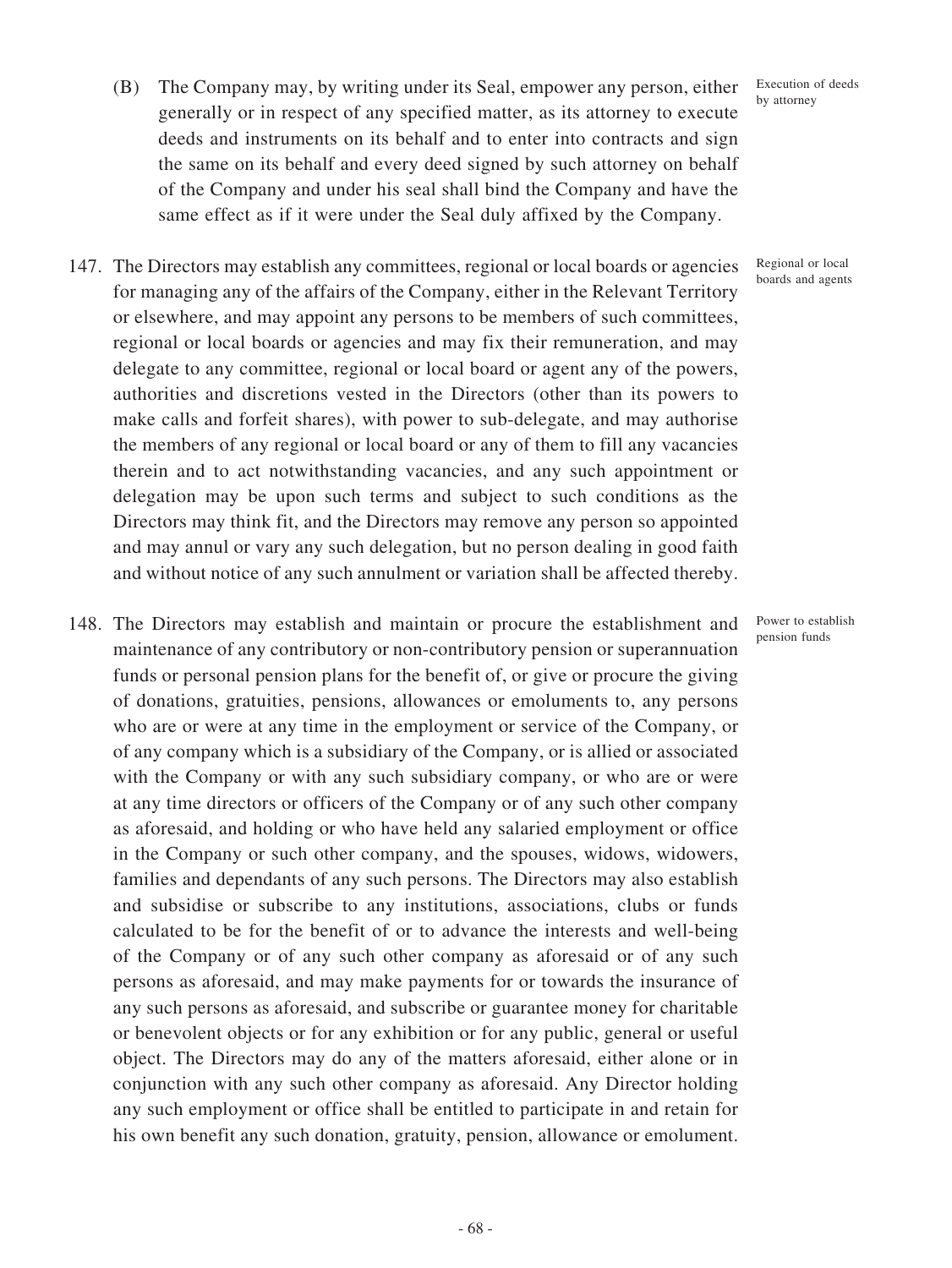(B) The Company may, by writing under its Seal, empower any person, either generally or in respect of any specified matter, as its attorney to execute deeds and instruments on its behalf and to enter into contracts and sign the same on its behalf and every deed signed by such attorney on behalf of the Company and under his seal shall bind the Company and have the same effect as if it were under the Seal duly affixed by the Company.

Execution of deeds by attorney

147. The Directors may establish any committees, regional or local boards or agencies for managing any of the affairs of the Company, either in the Relevant Territory or elsewhere, and may appoint any persons to be members of such committees, regional or local boards or agencies and may fix their remuneration, and may delegate to any committee, regional or local board or agent any of the powers, authorities and discretions vested in the Directors (other than its powers to make calls and forfeit shares), with power to sub-delegate, and may authorise the members of any regional or local board or any of them to fill any vacancies therein and to act notwithstanding vacancies, and any such appointment or delegation may be upon such terms and subject to such conditions as the Directors may think fit, and the Directors may remove any person so appointed and may annul or vary any such delegation, but no person dealing in good faith and without notice of any such annulment or variation shall be affected thereby.

Regional or local boards and agents

148. The Directors may establish and maintain or procure the establishment and maintenance of any contributory or non-contributory pension or superannuation funds or personal pension plans for the benefit of, or give or procure the giving of donations, gratuities, pensions, allowances or emoluments to, any persons who are or were at any time in the employment or service of the Company, or of any company which is a subsidiary of the Company, or is allied or associated with the Company or with any such subsidiary company, or who are or were at any time directors or officers of the Company or of any such other company as aforesaid, and holding or who have held any salaried employment or office in the Company or such other company, and the spouses, widows, widowers, families and dependants of any such persons. The Directors may also establish and subsidise or subscribe to any institutions, associations, clubs or funds calculated to be for the benefit of or to advance the interests and well-being of the Company or of any such other company as aforesaid or of any such persons as aforesaid, and may make payments for or towards the insurance of any such persons as aforesaid, and subscribe or guarantee money for charitable or benevolent objects or for any exhibition or for any public, general or useful object. The Directors may do any of the matters aforesaid, either alone or in conjunction with any such other company as aforesaid. Any Director holding any such employment or office shall be entitled to participate in and retain for his own benefit any such donation, gratuity, pension, allowance or emolument.

Power to establish pension funds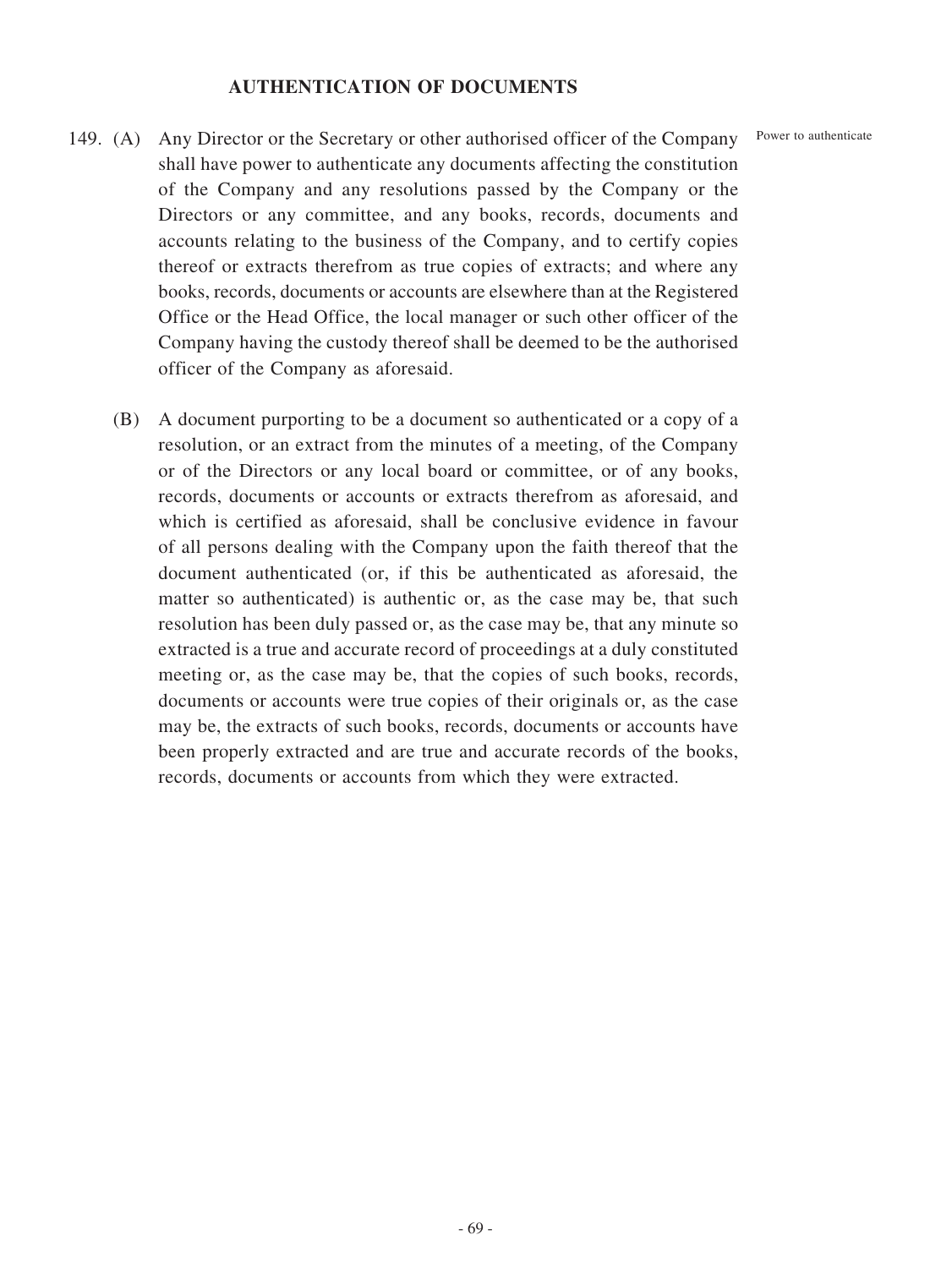## AUTHENTICATION OF DOCUMENTS

149. (A) Any Director or the Secretary or other authorised officer of the Company shall have power to authenticate any documents affecting the constitution of the Company and any resolutions passed by the Company or the Directors or any committee, and any books, records, documents and accounts relating to the business of the Company, and to certify copies thereof or extracts therefrom as true copies of extracts; and where any books, records, documents or accounts are elsewhere than at the Registered Office or the Head Office, the local manager or such other officer of the Company having the custody thereof shall be deemed to be the authorised officer of the Company as aforesaid.

Power to authenticate

(B) A document purporting to be a document so authenticated or a copy of a resolution, or an extract from the minutes of a meeting, of the Company or of the Directors or any local board or committee, or of any books, records, documents or accounts or extracts therefrom as aforesaid, and which is certified as aforesaid, shall be conclusive evidence in favour of all persons dealing with the Company upon the faith thereof that the document authenticated (or, if this be authenticated as aforesaid, the matter so authenticated) is authentic or, as the case may be, that such resolution has been duly passed or, as the case may be, that any minute so extracted is a true and accurate record of proceedings at a duly constituted meeting or, as the case may be, that the copies of such books, records, documents or accounts were true copies of their originals or, as the case may be, the extracts of such books, records, documents or accounts have been properly extracted and are true and accurate records of the books, records, documents or accounts from which they were extracted.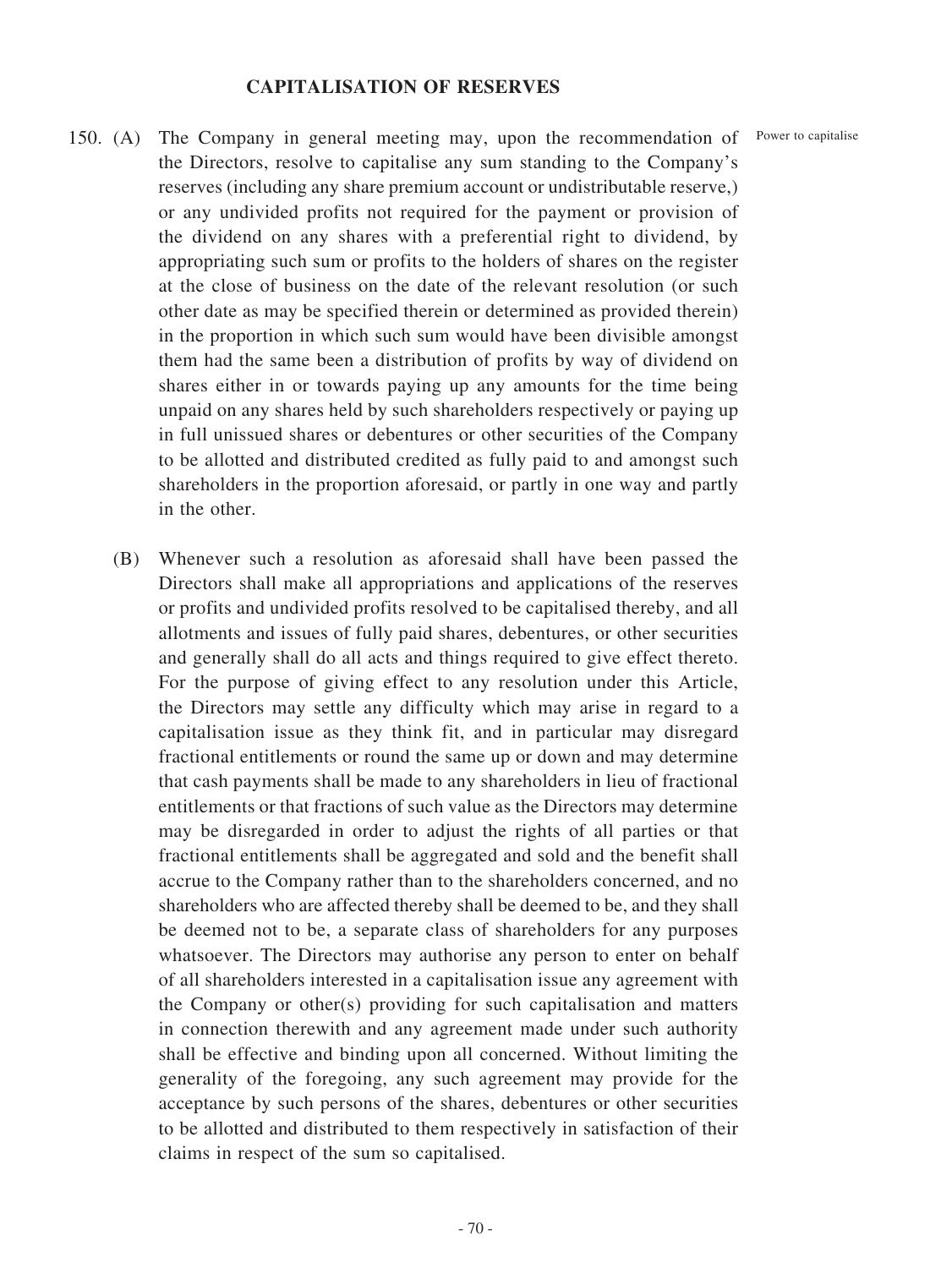## CAPITALISATION OF RESERVES

150. (A) The Company in general meeting may, upon the recommendation of the Directors, resolve to capitalise any sum standing to the Company's reserves (including any share premium account or undistributable reserve,) or any undivided profits not required for the payment or provision of the dividend on any shares with a preferential right to dividend, by appropriating such sum or profits to the holders of shares on the register at the close of business on the date of the relevant resolution (or such other date as may be specified therein or determined as provided therein) in the proportion in which such sum would have been divisible amongst them had the same been a distribution of profits by way of dividend on shares either in or towards paying up any amounts for the time being unpaid on any shares held by such shareholders respectively or paying up in full unissued shares or debentures or other securities of the Company to be allotted and distributed credited as fully paid to and amongst such shareholders in the proportion aforesaid, or partly in one way and partly in the other.

Power to capitalise

(B) Whenever such a resolution as aforesaid shall have been passed the Directors shall make all appropriations and applications of the reserves or profits and undivided profits resolved to be capitalised thereby, and all allotments and issues of fully paid shares, debentures, or other securities and generally shall do all acts and things required to give effect thereto. For the purpose of giving effect to any resolution under this Article, the Directors may settle any difficulty which may arise in regard to a capitalisation issue as they think fit, and in particular may disregard fractional entitlements or round the same up or down and may determine that cash payments shall be made to any shareholders in lieu of fractional entitlements or that fractions of such value as the Directors may determine may be disregarded in order to adjust the rights of all parties or that fractional entitlements shall be aggregated and sold and the benefit shall accrue to the Company rather than to the shareholders concerned, and no shareholders who are affected thereby shall be deemed to be, and they shall be deemed not to be, a separate class of shareholders for any purposes whatsoever. The Directors may authorise any person to enter on behalf of all shareholders interested in a capitalisation issue any agreement with the Company or other(s) providing for such capitalisation and matters in connection therewith and any agreement made under such authority shall be effective and binding upon all concerned. Without limiting the generality of the foregoing, any such agreement may provide for the acceptance by such persons of the shares, debentures or other securities to be allotted and distributed to them respectively in satisfaction of their claims in respect of the sum so capitalised.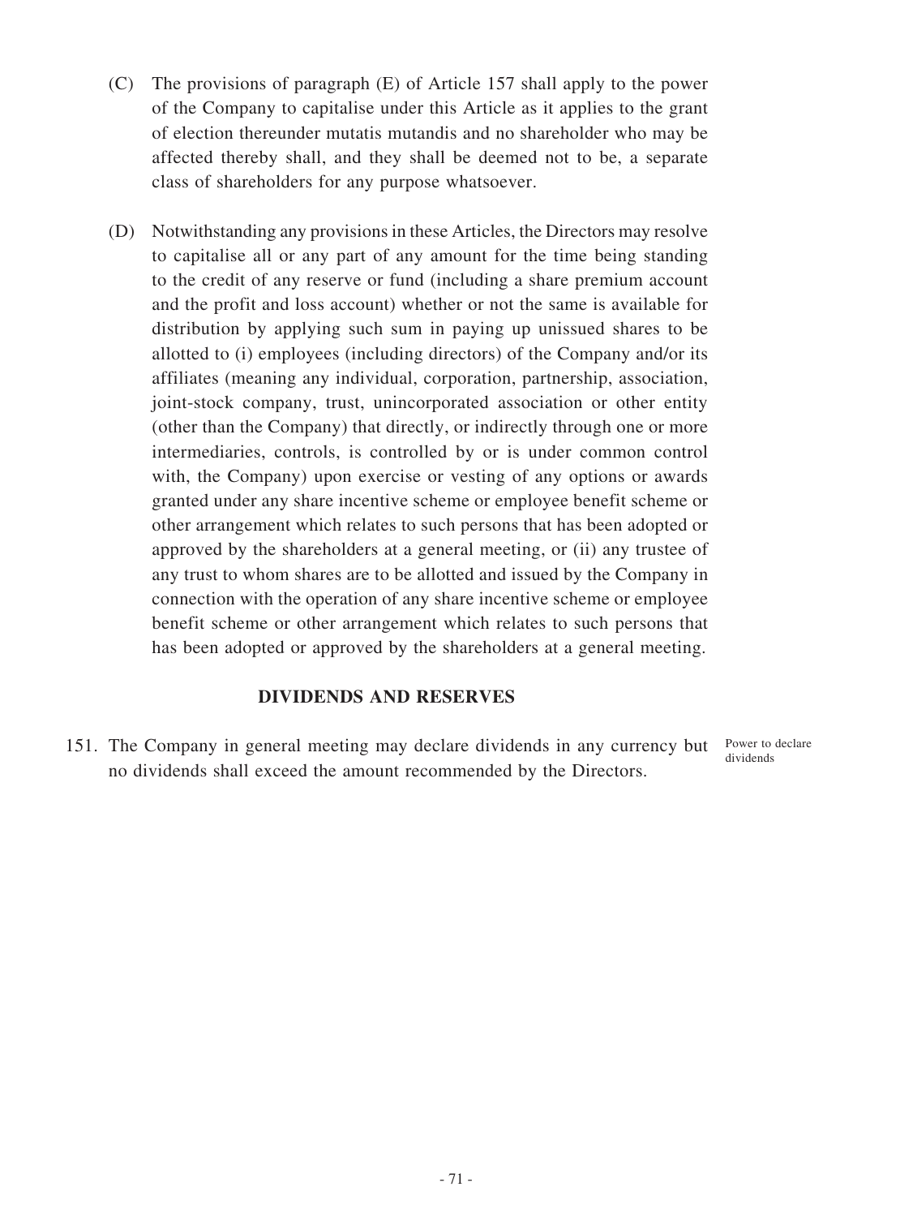(C) The provisions of paragraph (E) of Article 157 shall apply to the power of the Company to capitalise under this Article as it applies to the grant of election thereunder mutatis mutandis and no shareholder who may be affected thereby shall, and they shall be deemed not to be, a separate class of shareholders for any purpose whatsoever.

(D) Notwithstanding any provisions in these Articles, the Directors may resolve to capitalise all or any part of any amount for the time being standing to the credit of any reserve or fund (including a share premium account and the profit and loss account) whether or not the same is available for distribution by applying such sum in paying up unissued shares to be allotted to (i) employees (including directors) of the Company and/or its affiliates (meaning any individual, corporation, partnership, association, joint-stock company, trust, unincorporated association or other entity (other than the Company) that directly, or indirectly through one or more intermediaries, controls, is controlled by or is under common control with, the Company) upon exercise or vesting of any options or awards granted under any share incentive scheme or employee benefit scheme or other arrangement which relates to such persons that has been adopted or approved by the shareholders at a general meeting, or (ii) any trustee of any trust to whom shares are to be allotted and issued by the Company in connection with the operation of any share incentive scheme or employee benefit scheme or other arrangement which relates to such persons that has been adopted or approved by the shareholders at a general meeting.

## DIVIDENDS AND RESERVES

151. The Company in general meeting may declare dividends in any currency but no dividends shall exceed the amount recommended by the Directors.

Power to declare dividends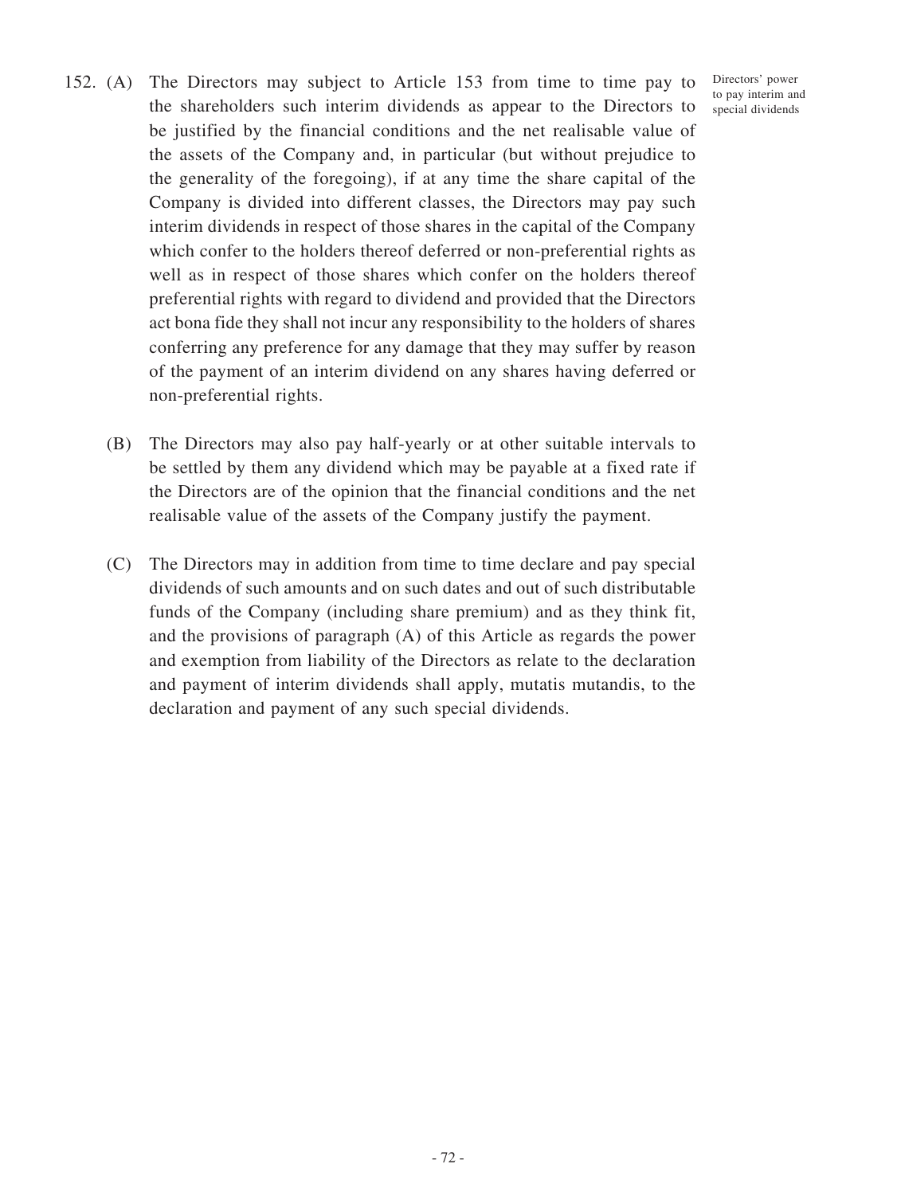152. (A) The Directors may subject to Article 153 from time to time pay to the shareholders such interim dividends as appear to the Directors to be justified by the financial conditions and the net realisable value of the assets of the Company and, in particular (but without prejudice to the generality of the foregoing), if at any time the share capital of the Company is divided into different classes, the Directors may pay such interim dividends in respect of those shares in the capital of the Company which confer to the holders thereof deferred or non-preferential rights as well as in respect of those shares which confer on the holders thereof preferential rights with regard to dividend and provided that the Directors act bona fide they shall not incur any responsibility to the holders of shares conferring any preference for any damage that they may suffer by reason of the payment of an interim dividend on any shares having deferred or non-preferential rights.

Directors' power to pay interim and special dividends

(B) The Directors may also pay half-yearly or at other suitable intervals to be settled by them any dividend which may be payable at a fixed rate if the Directors are of the opinion that the financial conditions and the net realisable value of the assets of the Company justify the payment.

(C) The Directors may in addition from time to time declare and pay special dividends of such amounts and on such dates and out of such distributable funds of the Company (including share premium) and as they think fit, and the provisions of paragraph (A) of this Article as regards the power and exemption from liability of the Directors as relate to the declaration and payment of interim dividends shall apply, mutatis mutandis, to the declaration and payment of any such special dividends.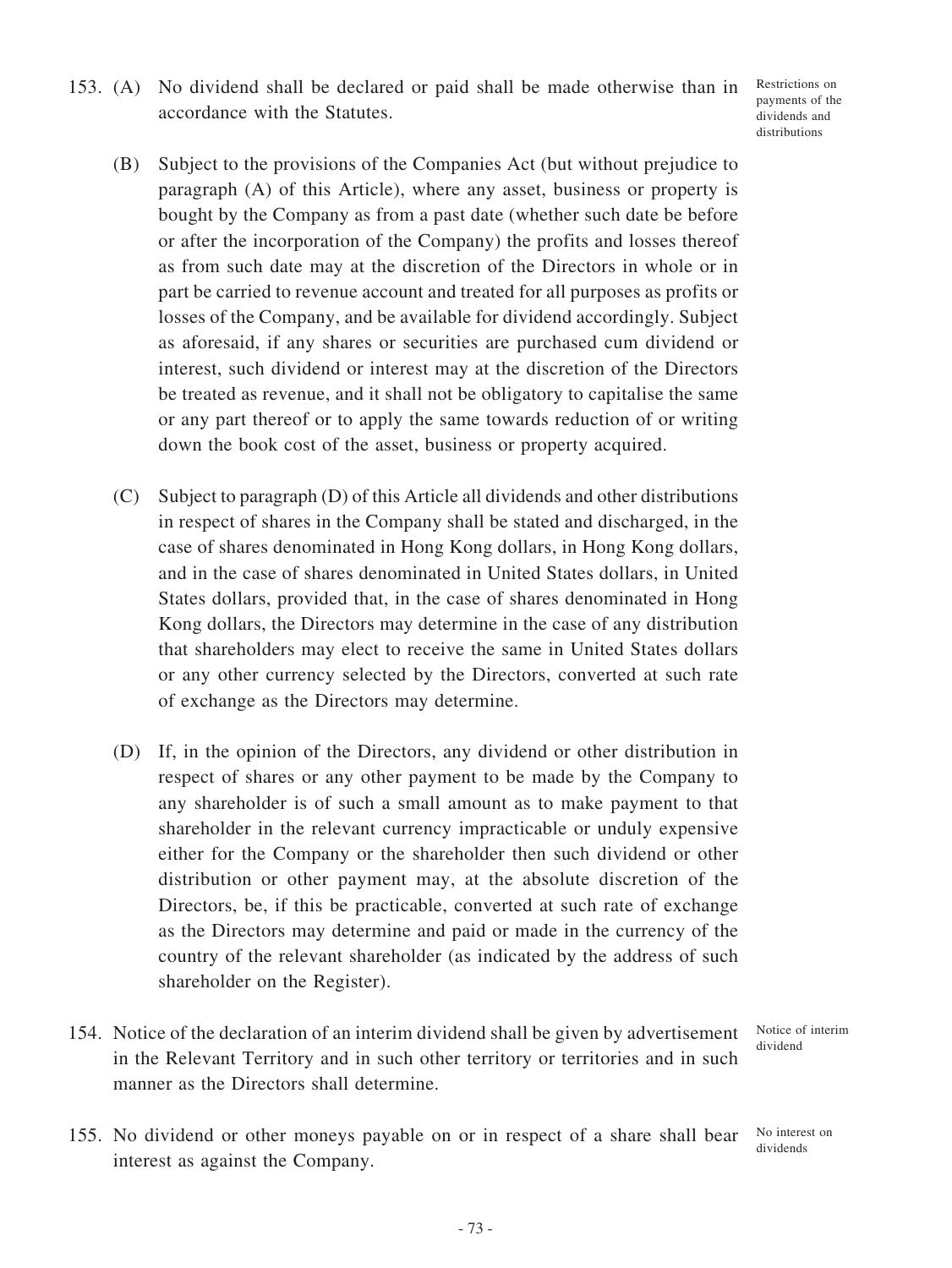153. (A) No dividend shall be declared or paid shall be made otherwise than in accordance with the Statutes.

Restrictions on payments of the dividends and distributions

(B) Subject to the provisions of the Companies Act (but without prejudice to paragraph (A) of this Article), where any asset, business or property is bought by the Company as from a past date (whether such date be before or after the incorporation of the Company) the profits and losses thereof as from such date may at the discretion of the Directors in whole or in part be carried to revenue account and treated for all purposes as profits or losses of the Company, and be available for dividend accordingly. Subject as aforesaid, if any shares or securities are purchased cum dividend or interest, such dividend or interest may at the discretion of the Directors be treated as revenue, and it shall not be obligatory to capitalise the same or any part thereof or to apply the same towards reduction of or writing down the book cost of the asset, business or property acquired.

(C) Subject to paragraph (D) of this Article all dividends and other distributions in respect of shares in the Company shall be stated and discharged, in the case of shares denominated in Hong Kong dollars, in Hong Kong dollars, and in the case of shares denominated in United States dollars, in United States dollars, provided that, in the case of shares denominated in Hong Kong dollars, the Directors may determine in the case of any distribution that shareholders may elect to receive the same in United States dollars or any other currency selected by the Directors, converted at such rate of exchange as the Directors may determine.

(D) If, in the opinion of the Directors, any dividend or other distribution in respect of shares or any other payment to be made by the Company to any shareholder is of such a small amount as to make payment to that shareholder in the relevant currency impracticable or unduly expensive either for the Company or the shareholder then such dividend or other distribution or other payment may, at the absolute discretion of the Directors, be, if this be practicable, converted at such rate of exchange as the Directors may determine and paid or made in the currency of the country of the relevant shareholder (as indicated by the address of such shareholder on the Register).

154. Notice of the declaration of an interim dividend shall be given by advertisement in the Relevant Territory and in such other territory or territories and in such manner as the Directors shall determine.

Notice of interim dividend

155. No dividend or other moneys payable on or in respect of a share shall bear interest as against the Company.

No interest on dividends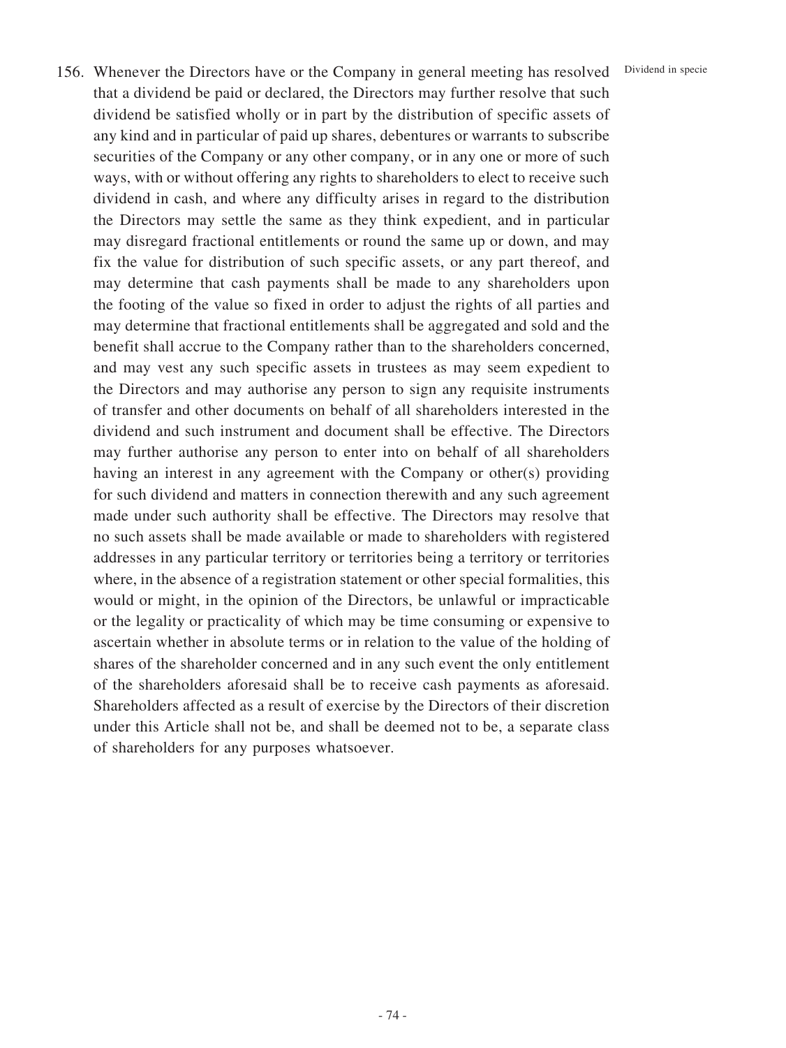156. Whenever the Directors have or the Company in general meeting has resolved that a dividend be paid or declared, the Directors may further resolve that such dividend be satisfied wholly or in part by the distribution of specific assets of any kind and in particular of paid up shares, debentures or warrants to subscribe securities of the Company or any other company, or in any one or more of such ways, with or without offering any rights to shareholders to elect to receive such dividend in cash, and where any difficulty arises in regard to the distribution the Directors may settle the same as they think expedient, and in particular may disregard fractional entitlements or round the same up or down, and may fix the value for distribution of such specific assets, or any part thereof, and may determine that cash payments shall be made to any shareholders upon the footing of the value so fixed in order to adjust the rights of all parties and may determine that fractional entitlements shall be aggregated and sold and the benefit shall accrue to the Company rather than to the shareholders concerned, and may vest any such specific assets in trustees as may seem expedient to the Directors and may authorise any person to sign any requisite instruments of transfer and other documents on behalf of all shareholders interested in the dividend and such instrument and document shall be effective. The Directors may further authorise any person to enter into on behalf of all shareholders having an interest in any agreement with the Company or other(s) providing for such dividend and matters in connection therewith and any such agreement made under such authority shall be effective. The Directors may resolve that no such assets shall be made available or made to shareholders with registered addresses in any particular territory or territories being a territory or territories where, in the absence of a registration statement or other special formalities, this would or might, in the opinion of the Directors, be unlawful or impracticable or the legality or practicality of which may be time consuming or expensive to ascertain whether in absolute terms or in relation to the value of the holding of shares of the shareholder concerned and in any such event the only entitlement of the shareholders aforesaid shall be to receive cash payments as aforesaid. Shareholders affected as a result of exercise by the Directors of their discretion under this Article shall not be, and shall be deemed not to be, a separate class of shareholders for any purposes whatsoever.

Dividend in specie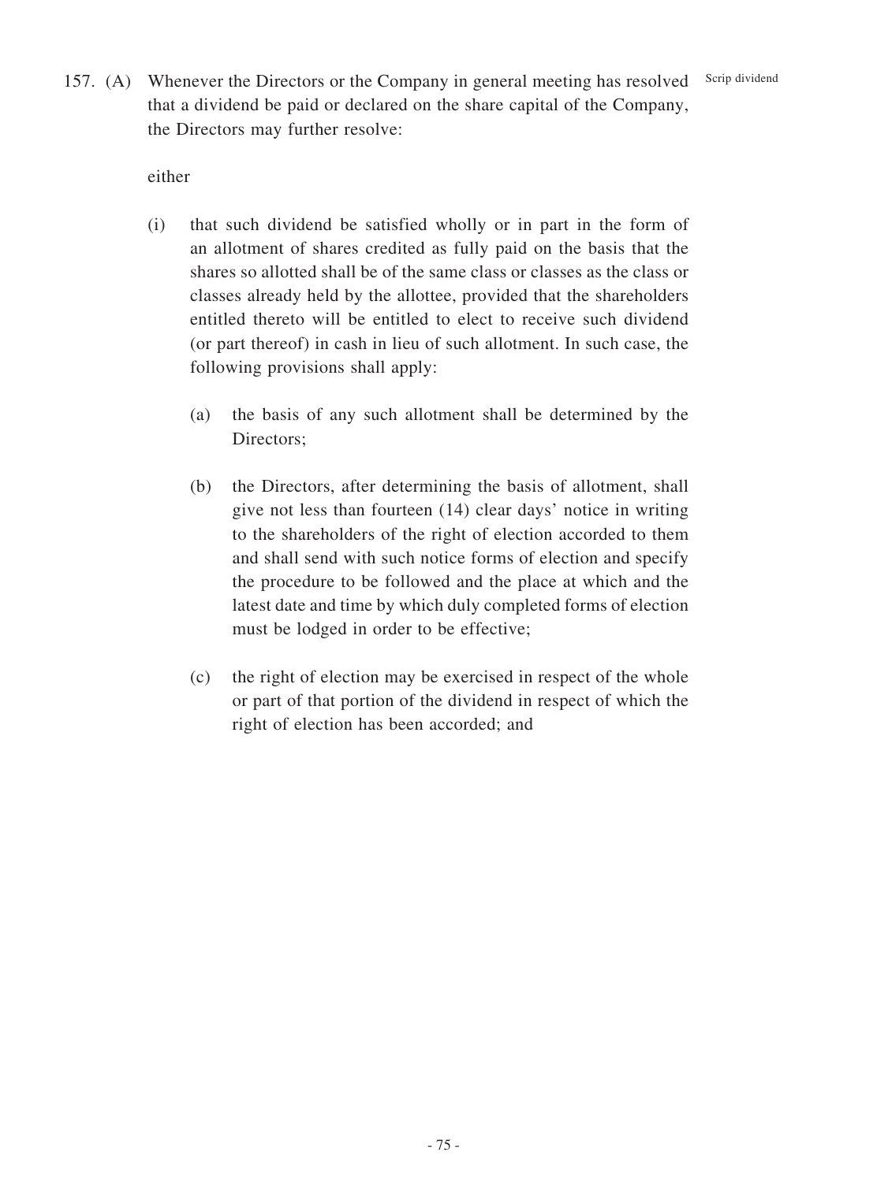157. (A) Whenever the Directors or the Company in general meeting has resolved that a dividend be paid or declared on the share capital of the Company, the Directors may further resolve:

Scrip dividend

either

(i) that such dividend be satisfied wholly or in part in the form of an allotment of shares credited as fully paid on the basis that the shares so allotted shall be of the same class or classes as the class or classes already held by the allottee, provided that the shareholders entitled thereto will be entitled to elect to receive such dividend (or part thereof) in cash in lieu of such allotment. In such case, the following provisions shall apply:

(a) the basis of any such allotment shall be determined by the Directors;

(b) the Directors, after determining the basis of allotment, shall give not less than fourteen (14) clear days' notice in writing to the shareholders of the right of election accorded to them and shall send with such notice forms of election and specify the procedure to be followed and the place at which and the latest date and time by which duly completed forms of election must be lodged in order to be effective;

(c) the right of election may be exercised in respect of the whole or part of that portion of the dividend in respect of which the right of election has been accorded; and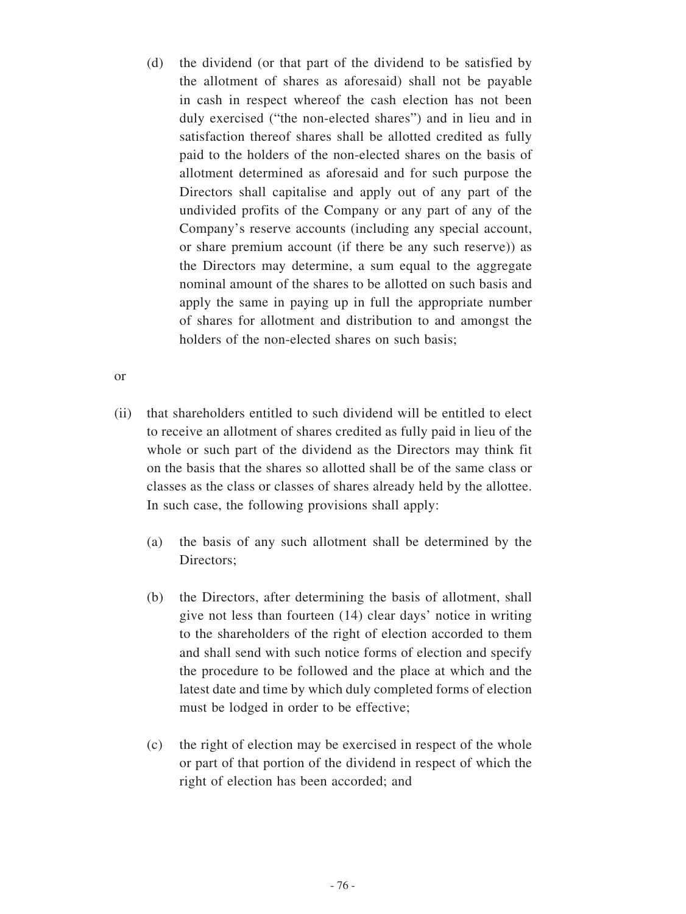(d) the dividend (or that part of the dividend to be satisfied by the allotment of shares as aforesaid) shall not be payable in cash in respect whereof the cash election has not been duly exercised ("the non-elected shares") and in lieu and in satisfaction thereof shares shall be allotted credited as fully paid to the holders of the non-elected shares on the basis of allotment determined as aforesaid and for such purpose the Directors shall capitalise and apply out of any part of the undivided profits of the Company or any part of any of the Company's reserve accounts (including any special account, or share premium account (if there be any such reserve)) as the Directors may determine, a sum equal to the aggregate nominal amount of the shares to be allotted on such basis and apply the same in paying up in full the appropriate number of shares for allotment and distribution to and amongst the holders of the non-elected shares on such basis;

or

(ii) that shareholders entitled to such dividend will be entitled to elect to receive an allotment of shares credited as fully paid in lieu of the whole or such part of the dividend as the Directors may think fit on the basis that the shares so allotted shall be of the same class or classes as the class or classes of shares already held by the allottee. In such case, the following provisions shall apply:

(a) the basis of any such allotment shall be determined by the Directors;

(b) the Directors, after determining the basis of allotment, shall give not less than fourteen (14) clear days' notice in writing to the shareholders of the right of election accorded to them and shall send with such notice forms of election and specify the procedure to be followed and the place at which and the latest date and time by which duly completed forms of election must be lodged in order to be effective;

(c) the right of election may be exercised in respect of the whole or part of that portion of the dividend in respect of which the right of election has been accorded; and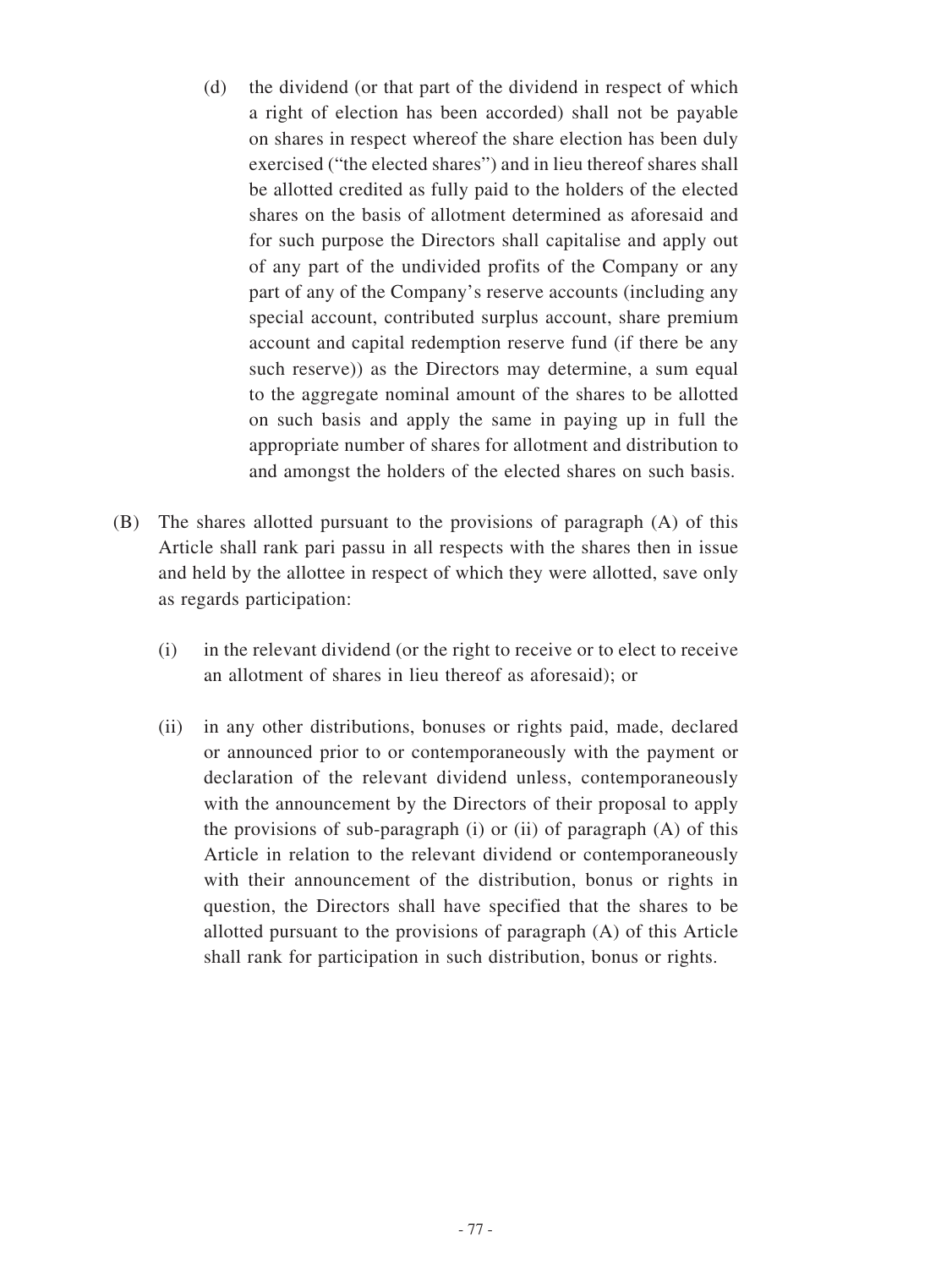(d) the dividend (or that part of the dividend in respect of which a right of election has been accorded) shall not be payable on shares in respect whereof the share election has been duly exercised ("the elected shares") and in lieu thereof shares shall be allotted credited as fully paid to the holders of the elected shares on the basis of allotment determined as aforesaid and for such purpose the Directors shall capitalise and apply out of any part of the undivided profits of the Company or any part of any of the Company's reserve accounts (including any special account, contributed surplus account, share premium account and capital redemption reserve fund (if there be any such reserve)) as the Directors may determine, a sum equal to the aggregate nominal amount of the shares to be allotted on such basis and apply the same in paying up in full the appropriate number of shares for allotment and distribution to and amongst the holders of the elected shares on such basis.

(B) The shares allotted pursuant to the provisions of paragraph (A) of this Article shall rank pari passu in all respects with the shares then in issue and held by the allottee in respect of which they were allotted, save only as regards participation:

(i) in the relevant dividend (or the right to receive or to elect to receive an allotment of shares in lieu thereof as aforesaid); or

(ii) in any other distributions, bonuses or rights paid, made, declared or announced prior to or contemporaneously with the payment or declaration of the relevant dividend unless, contemporaneously with the announcement by the Directors of their proposal to apply the provisions of sub-paragraph (i) or (ii) of paragraph (A) of this Article in relation to the relevant dividend or contemporaneously with their announcement of the distribution, bonus or rights in question, the Directors shall have specified that the shares to be allotted pursuant to the provisions of paragraph (A) of this Article shall rank for participation in such distribution, bonus or rights.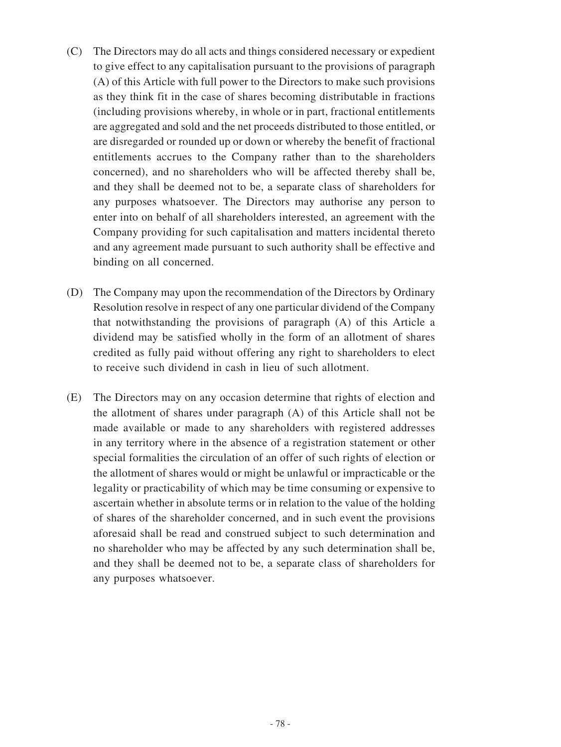(C) The Directors may do all acts and things considered necessary or expedient to give effect to any capitalisation pursuant to the provisions of paragraph (A) of this Article with full power to the Directors to make such provisions as they think fit in the case of shares becoming distributable in fractions (including provisions whereby, in whole or in part, fractional entitlements are aggregated and sold and the net proceeds distributed to those entitled, or are disregarded or rounded up or down or whereby the benefit of fractional entitlements accrues to the Company rather than to the shareholders concerned), and no shareholders who will be affected thereby shall be, and they shall be deemed not to be, a separate class of shareholders for any purposes whatsoever. The Directors may authorise any person to enter into on behalf of all shareholders interested, an agreement with the Company providing for such capitalisation and matters incidental thereto and any agreement made pursuant to such authority shall be effective and binding on all concerned.

(D) The Company may upon the recommendation of the Directors by Ordinary Resolution resolve in respect of any one particular dividend of the Company that notwithstanding the provisions of paragraph (A) of this Article a dividend may be satisfied wholly in the form of an allotment of shares credited as fully paid without offering any right to shareholders to elect to receive such dividend in cash in lieu of such allotment.

(E) The Directors may on any occasion determine that rights of election and the allotment of shares under paragraph (A) of this Article shall not be made available or made to any shareholders with registered addresses in any territory where in the absence of a registration statement or other special formalities the circulation of an offer of such rights of election or the allotment of shares would or might be unlawful or impracticable or the legality or practicability of which may be time consuming or expensive to ascertain whether in absolute terms or in relation to the value of the holding of shares of the shareholder concerned, and in such event the provisions aforesaid shall be read and construed subject to such determination and no shareholder who may be affected by any such determination shall be, and they shall be deemed not to be, a separate class of shareholders for any purposes whatsoever.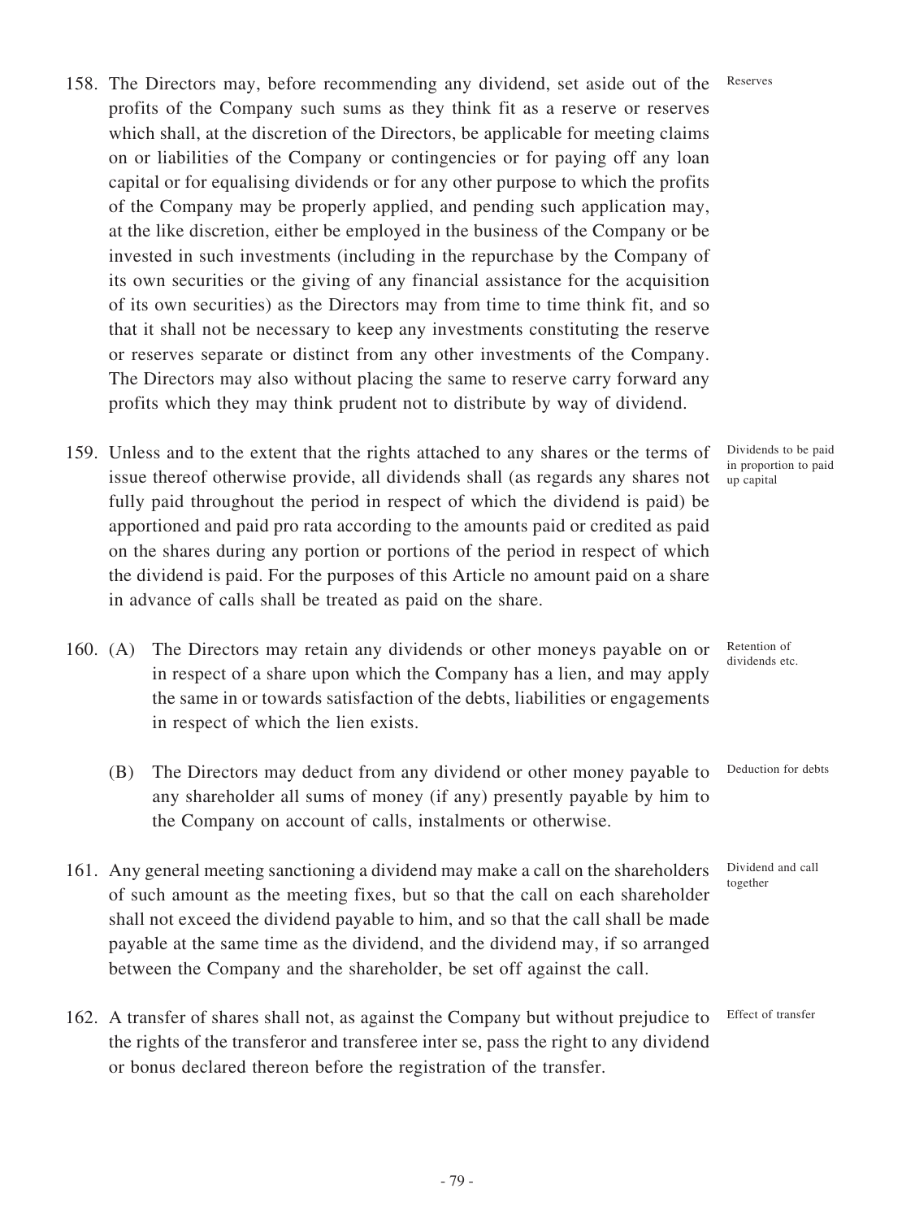158. The Directors may, before recommending any dividend, set aside out of the profits of the Company such sums as they think fit as a reserve or reserves which shall, at the discretion of the Directors, be applicable for meeting claims on or liabilities of the Company or contingencies or for paying off any loan capital or for equalising dividends or for any other purpose to which the profits of the Company may be properly applied, and pending such application may, at the like discretion, either be employed in the business of the Company or be invested in such investments (including in the repurchase by the Company of its own securities or the giving of any financial assistance for the acquisition of its own securities) as the Directors may from time to time think fit, and so that it shall not be necessary to keep any investments constituting the reserve or reserves separate or distinct from any other investments of the Company. The Directors may also without placing the same to reserve carry forward any profits which they may think prudent not to distribute by way of dividend.

*Reserves*

159. Unless and to the extent that the rights attached to any shares or the terms of issue thereof otherwise provide, all dividends shall (as regards any shares not fully paid throughout the period in respect of which the dividend is paid) be apportioned and paid pro rata according to the amounts paid or credited as paid on the shares during any portion or portions of the period in respect of which the dividend is paid. For the purposes of this Article no amount paid on a share in advance of calls shall be treated as paid on the share.

*Dividends to be paid in proportion to paid up capital*

160. (A) The Directors may retain any dividends or other moneys payable on or in respect of a share upon which the Company has a lien, and may apply the same in or towards satisfaction of the debts, liabilities or engagements in respect of which the lien exists.

*Retention of dividends etc.*

(B) The Directors may deduct from any dividend or other money payable to any shareholder all sums of money (if any) presently payable by him to the Company on account of calls, instalments or otherwise.

*Deduction for debts*

161. Any general meeting sanctioning a dividend may make a call on the shareholders of such amount as the meeting fixes, but so that the call on each shareholder shall not exceed the dividend payable to him, and so that the call shall be made payable at the same time as the dividend, and the dividend may, if so arranged between the Company and the shareholder, be set off against the call.

*Dividend and call together*

162. A transfer of shares shall not, as against the Company but without prejudice to the rights of the transferor and transferee inter se, pass the right to any dividend or bonus declared thereon before the registration of the transfer.

*Effect of transfer*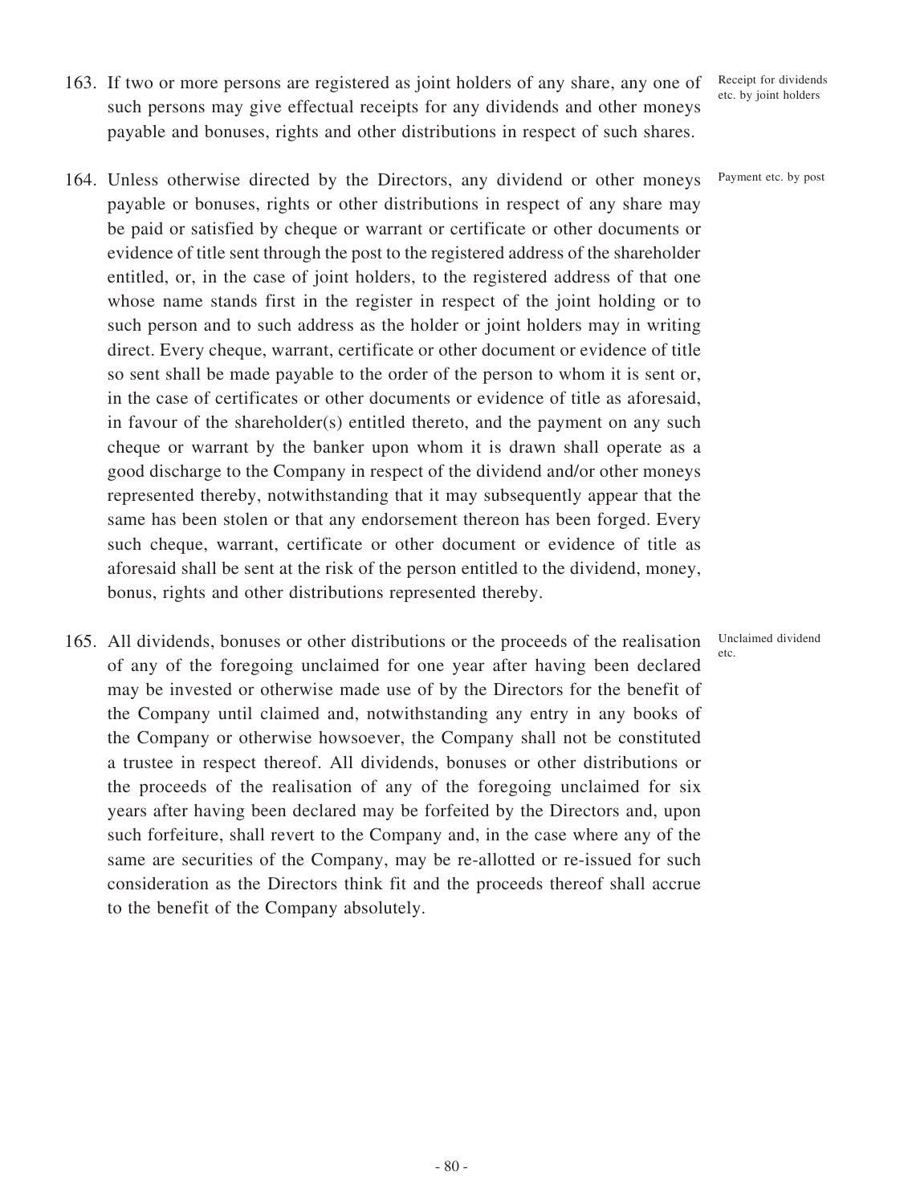163. If two or more persons are registered as joint holders of any share, any one of such persons may give effectual receipts for any dividends and other moneys payable and bonuses, rights and other distributions in respect of such shares.

Receipt for dividends etc. by joint holders

164. Unless otherwise directed by the Directors, any dividend or other moneys payable or bonuses, rights or other distributions in respect of any share may be paid or satisfied by cheque or warrant or certificate or other documents or evidence of title sent through the post to the registered address of the shareholder entitled, or, in the case of joint holders, to the registered address of that one whose name stands first in the register in respect of the joint holding or to such person and to such address as the holder or joint holders may in writing direct. Every cheque, warrant, certificate or other document or evidence of title so sent shall be made payable to the order of the person to whom it is sent or, in the case of certificates or other documents or evidence of title as aforesaid, in favour of the shareholder(s) entitled thereto, and the payment on any such cheque or warrant by the banker upon whom it is drawn shall operate as a good discharge to the Company in respect of the dividend and/or other moneys represented thereby, notwithstanding that it may subsequently appear that the same has been stolen or that any endorsement thereon has been forged. Every such cheque, warrant, certificate or other document or evidence of title as aforesaid shall be sent at the risk of the person entitled to the dividend, money, bonus, rights and other distributions represented thereby.

Payment etc. by post

165. All dividends, bonuses or other distributions or the proceeds of the realisation of any of the foregoing unclaimed for one year after having been declared may be invested or otherwise made use of by the Directors for the benefit of the Company until claimed and, notwithstanding any entry in any books of the Company or otherwise howsoever, the Company shall not be constituted a trustee in respect thereof. All dividends, bonuses or other distributions or the proceeds of the realisation of any of the foregoing unclaimed for six years after having been declared may be forfeited by the Directors and, upon such forfeiture, shall revert to the Company and, in the case where any of the same are securities of the Company, may be re-allotted or re-issued for such consideration as the Directors think fit and the proceeds thereof shall accrue to the benefit of the Company absolutely.

Unclaimed dividend etc.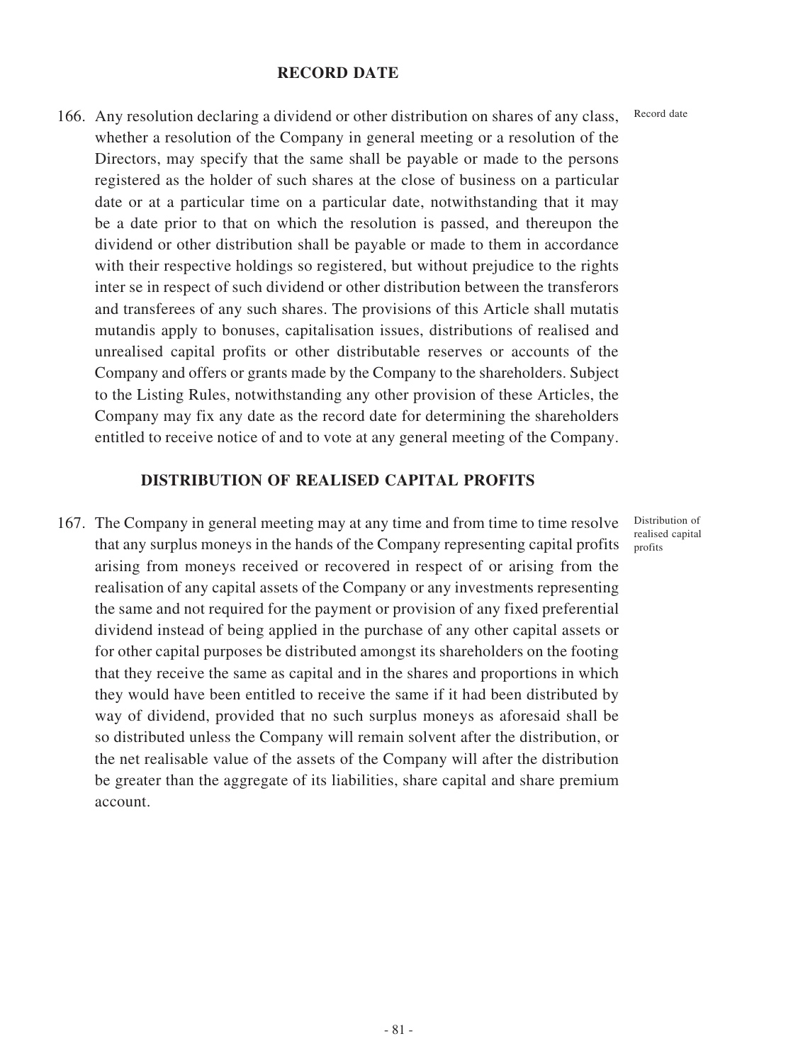## RECORD DATE

166. Any resolution declaring a dividend or other distribution on shares of any class, whether a resolution of the Company in general meeting or a resolution of the Directors, may specify that the same shall be payable or made to the persons registered as the holder of such shares at the close of business on a particular date or at a particular time on a particular date, notwithstanding that it may be a date prior to that on which the resolution is passed, and thereupon the dividend or other distribution shall be payable or made to them in accordance with their respective holdings so registered, but without prejudice to the rights inter se in respect of such dividend or other distribution between the transferors and transferees of any such shares. The provisions of this Article shall mutatis mutandis apply to bonuses, capitalisation issues, distributions of realised and unrealised capital profits or other distributable reserves or accounts of the Company and offers or grants made by the Company to the shareholders. Subject to the Listing Rules, notwithstanding any other provision of these Articles, the Company may fix any date as the record date for determining the shareholders entitled to receive notice of and to vote at any general meeting of the Company.

Record date

## DISTRIBUTION OF REALISED CAPITAL PROFITS

167. The Company in general meeting may at any time and from time to time resolve that any surplus moneys in the hands of the Company representing capital profits arising from moneys received or recovered in respect of or arising from the realisation of any capital assets of the Company or any investments representing the same and not required for the payment or provision of any fixed preferential dividend instead of being applied in the purchase of any other capital assets or for other capital purposes be distributed amongst its shareholders on the footing that they receive the same as capital and in the shares and proportions in which they would have been entitled to receive the same if it had been distributed by way of dividend, provided that no such surplus moneys as aforesaid shall be so distributed unless the Company will remain solvent after the distribution, or the net realisable value of the assets of the Company will after the distribution be greater than the aggregate of its liabilities, share capital and share premium account.

Distribution of realised capital profits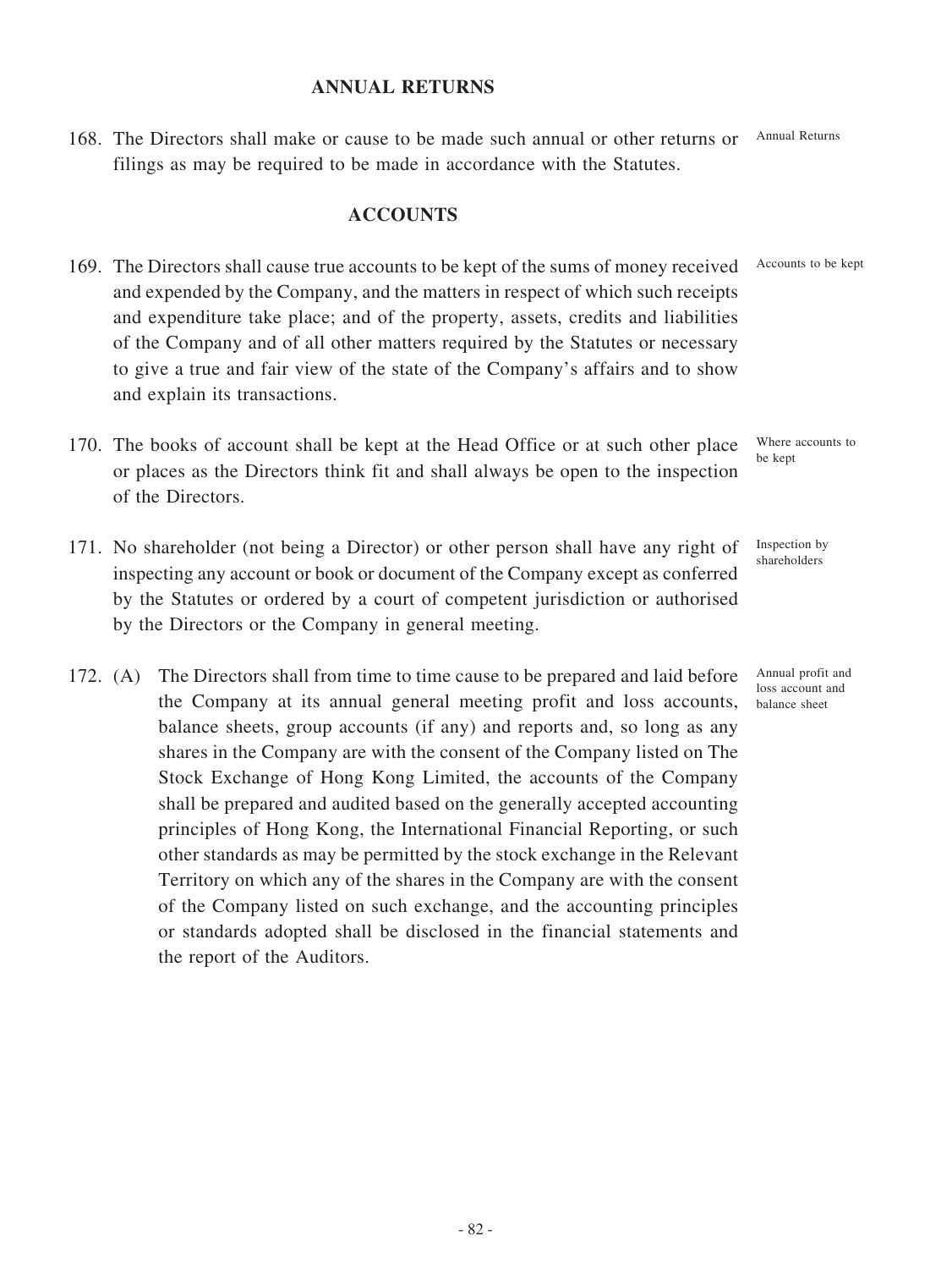## ANNUAL RETURNS

168. The Directors shall make or cause to be made such annual or other returns or filings as may be required to be made in accordance with the Statutes. *Annual Returns*

## ACCOUNTS

169. The Directors shall cause true accounts to be kept of the sums of money received and expended by the Company, and the matters in respect of which such receipts and expenditure take place; and of the property, assets, credits and liabilities of the Company and of all other matters required by the Statutes or necessary to give a true and fair view of the state of the Company's affairs and to show and explain its transactions. *Accounts to be kept*

170. The books of account shall be kept at the Head Office or at such other place or places as the Directors think fit and shall always be open to the inspection of the Directors. *Where accounts to be kept*

171. No shareholder (not being a Director) or other person shall have any right of inspecting any account or book or document of the Company except as conferred by the Statutes or ordered by a court of competent jurisdiction or authorised by the Directors or the Company in general meeting. *Inspection by shareholders*

172. (A) The Directors shall from time to time cause to be prepared and laid before the Company at its annual general meeting profit and loss accounts, balance sheets, group accounts (if any) and reports and, so long as any shares in the Company are with the consent of the Company listed on The Stock Exchange of Hong Kong Limited, the accounts of the Company shall be prepared and audited based on the generally accepted accounting principles of Hong Kong, the International Financial Reporting, or such other standards as may be permitted by the stock exchange in the Relevant Territory on which any of the shares in the Company are with the consent of the Company listed on such exchange, and the accounting principles or standards adopted shall be disclosed in the financial statements and the report of the Auditors. *Annual profit and loss account and balance sheet*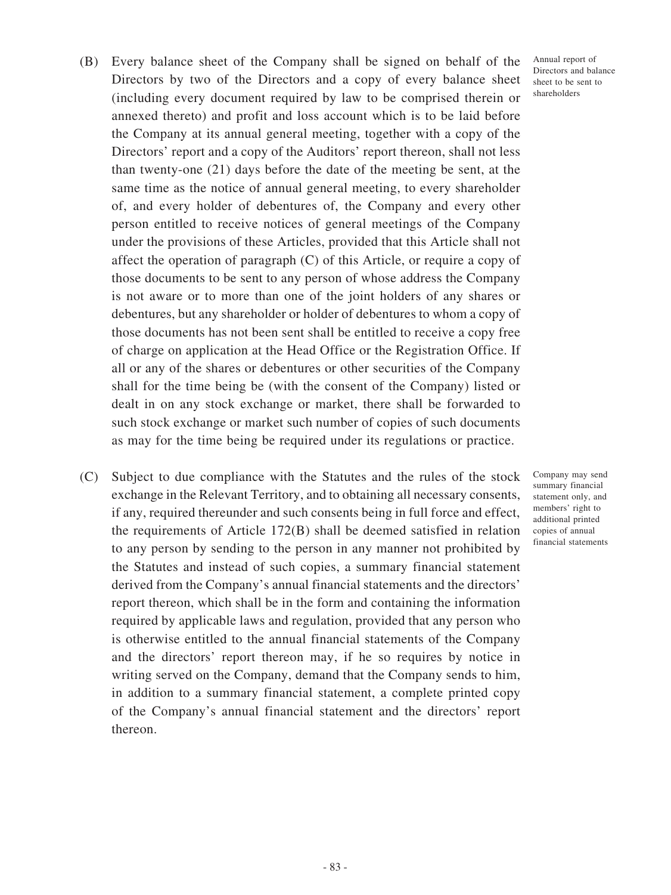(B) Every balance sheet of the Company shall be signed on behalf of the Directors by two of the Directors and a copy of every balance sheet (including every document required by law to be comprised therein or annexed thereto) and profit and loss account which is to be laid before the Company at its annual general meeting, together with a copy of the Directors' report and a copy of the Auditors' report thereon, shall not less than twenty-one (21) days before the date of the meeting be sent, at the same time as the notice of annual general meeting, to every shareholder of, and every holder of debentures of, the Company and every other person entitled to receive notices of general meetings of the Company under the provisions of these Articles, provided that this Article shall not affect the operation of paragraph (C) of this Article, or require a copy of those documents to be sent to any person of whose address the Company is not aware or to more than one of the joint holders of any shares or debentures, but any shareholder or holder of debentures to whom a copy of those documents has not been sent shall be entitled to receive a copy free of charge on application at the Head Office or the Registration Office. If all or any of the shares or debentures or other securities of the Company shall for the time being be (with the consent of the Company) listed or dealt in on any stock exchange or market, there shall be forwarded to such stock exchange or market such number of copies of such documents as may for the time being be required under its regulations or practice.

*Annual report of Directors and balance sheet to be sent to shareholders*

(C) Subject to due compliance with the Statutes and the rules of the stock exchange in the Relevant Territory, and to obtaining all necessary consents, if any, required thereunder and such consents being in full force and effect, the requirements of Article 172(B) shall be deemed satisfied in relation to any person by sending to the person in any manner not prohibited by the Statutes and instead of such copies, a summary financial statement derived from the Company's annual financial statements and the directors' report thereon, which shall be in the form and containing the information required by applicable laws and regulation, provided that any person who is otherwise entitled to the annual financial statements of the Company and the directors' report thereon may, if he so requires by notice in writing served on the Company, demand that the Company sends to him, in addition to a summary financial statement, a complete printed copy of the Company's annual financial statement and the directors' report thereon.

*Company may send summary financial statement only, and members' right to additional printed copies of annual financial statements*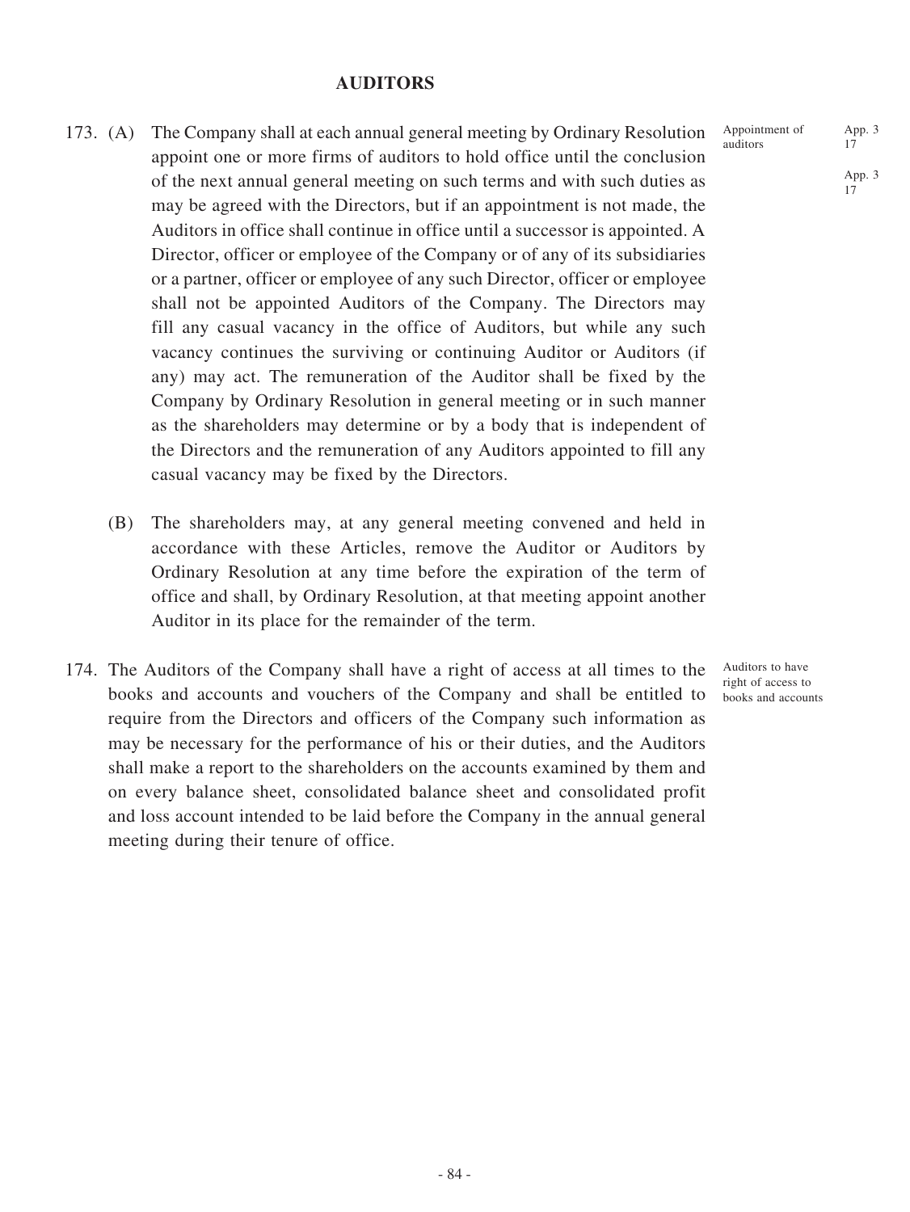## AUDITORS

173. (A) The Company shall at each annual general meeting by Ordinary Resolution appoint one or more firms of auditors to hold office until the conclusion of the next annual general meeting on such terms and with such duties as may be agreed with the Directors, but if an appointment is not made, the Auditors in office shall continue in office until a successor is appointed. A Director, officer or employee of the Company or of any of its subsidiaries or a partner, officer or employee of any such Director, officer or employee shall not be appointed Auditors of the Company. The Directors may fill any casual vacancy in the office of Auditors, but while any such vacancy continues the surviving or continuing Auditor or Auditors (if any) may act. The remuneration of the Auditor shall be fixed by the Company by Ordinary Resolution in general meeting or in such manner as the shareholders may determine or by a body that is independent of the Directors and the remuneration of any Auditors appointed to fill any casual vacancy may be fixed by the Directors.

Appointment of auditors

App. 3 17

App. 3 17

(B) The shareholders may, at any general meeting convened and held in accordance with these Articles, remove the Auditor or Auditors by Ordinary Resolution at any time before the expiration of the term of office and shall, by Ordinary Resolution, at that meeting appoint another Auditor in its place for the remainder of the term.

174. The Auditors of the Company shall have a right of access at all times to the books and accounts and vouchers of the Company and shall be entitled to require from the Directors and officers of the Company such information as may be necessary for the performance of his or their duties, and the Auditors shall make a report to the shareholders on the accounts examined by them and on every balance sheet, consolidated balance sheet and consolidated profit and loss account intended to be laid before the Company in the annual general meeting during their tenure of office.

Auditors to have right of access to books and accounts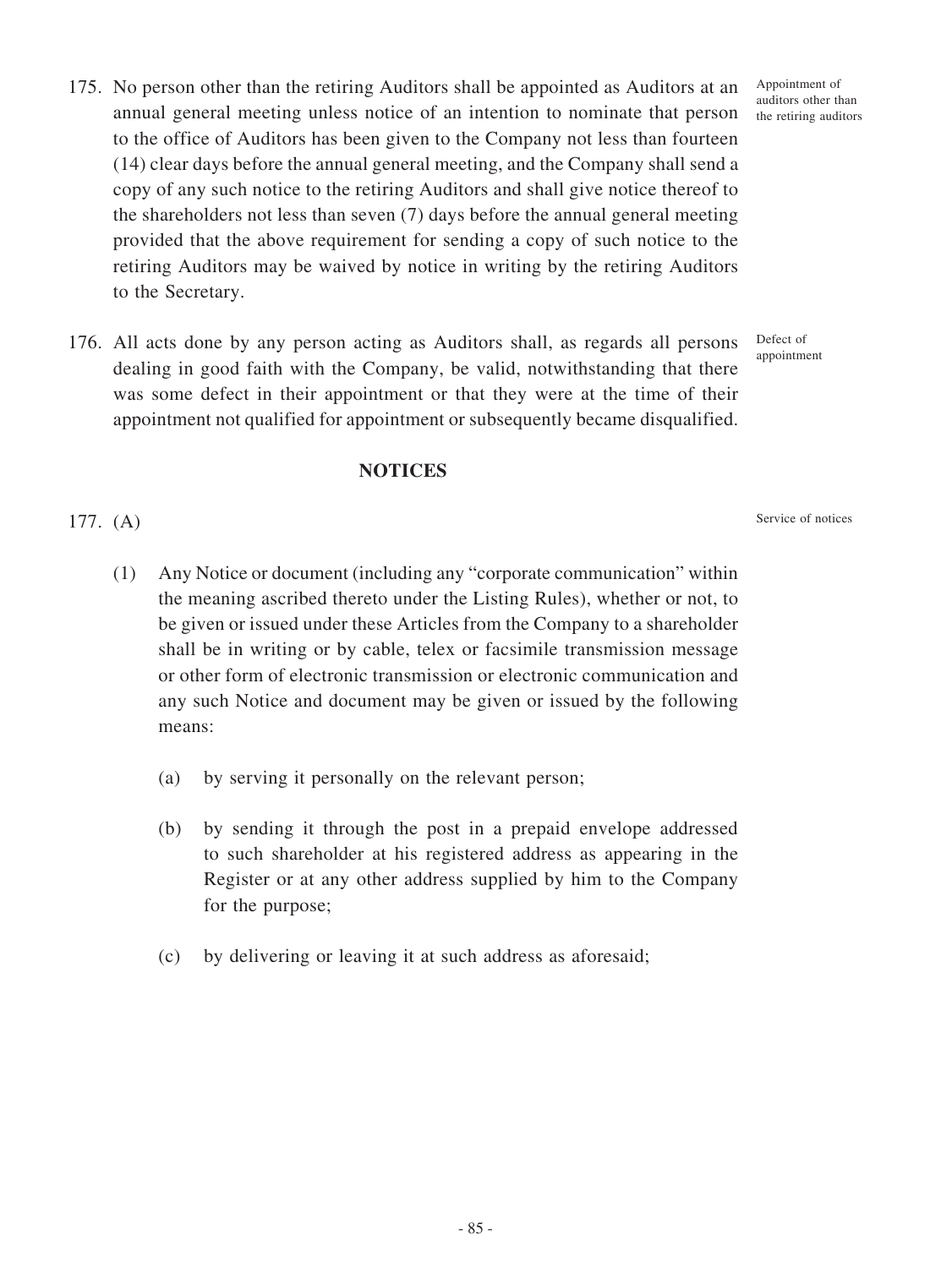175. No person other than the retiring Auditors shall be appointed as Auditors at an annual general meeting unless notice of an intention to nominate that person to the office of Auditors has been given to the Company not less than fourteen (14) clear days before the annual general meeting, and the Company shall send a copy of any such notice to the retiring Auditors and shall give notice thereof to the shareholders not less than seven (7) days before the annual general meeting provided that the above requirement for sending a copy of such notice to the retiring Auditors may be waived by notice in writing by the retiring Auditors to the Secretary.

*Appointment of auditors other than the retiring auditors*

176. All acts done by any person acting as Auditors shall, as regards all persons dealing in good faith with the Company, be valid, notwithstanding that there was some defect in their appointment or that they were at the time of their appointment not qualified for appointment or subsequently became disqualified.

*Defect of appointment*

## NOTICES

177. (A)

*Service of notices*

(1) Any Notice or document (including any "corporate communication" within the meaning ascribed thereto under the Listing Rules), whether or not, to be given or issued under these Articles from the Company to a shareholder shall be in writing or by cable, telex or facsimile transmission message or other form of electronic transmission or electronic communication and any such Notice and document may be given or issued by the following means:

(a) by serving it personally on the relevant person;

(b) by sending it through the post in a prepaid envelope addressed to such shareholder at his registered address as appearing in the Register or at any other address supplied by him to the Company for the purpose;

(c) by delivering or leaving it at such address as aforesaid;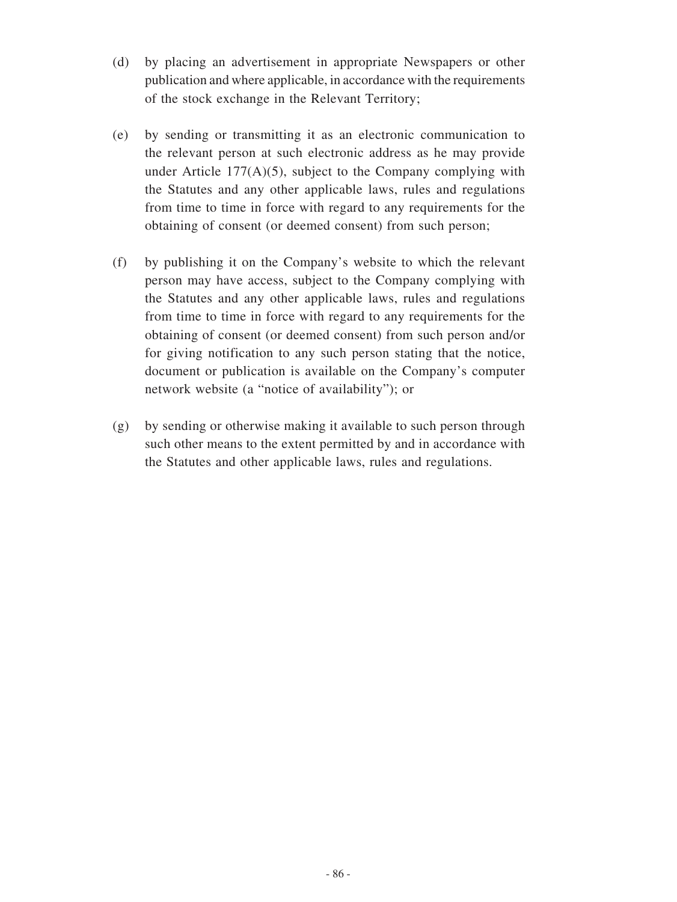(d) by placing an advertisement in appropriate Newspapers or other publication and where applicable, in accordance with the requirements of the stock exchange in the Relevant Territory;

(e) by sending or transmitting it as an electronic communication to the relevant person at such electronic address as he may provide under Article 177(A)(5), subject to the Company complying with the Statutes and any other applicable laws, rules and regulations from time to time in force with regard to any requirements for the obtaining of consent (or deemed consent) from such person;

(f) by publishing it on the Company's website to which the relevant person may have access, subject to the Company complying with the Statutes and any other applicable laws, rules and regulations from time to time in force with regard to any requirements for the obtaining of consent (or deemed consent) from such person and/or for giving notification to any such person stating that the notice, document or publication is available on the Company's computer network website (a "notice of availability"); or

(g) by sending or otherwise making it available to such person through such other means to the extent permitted by and in accordance with the Statutes and other applicable laws, rules and regulations.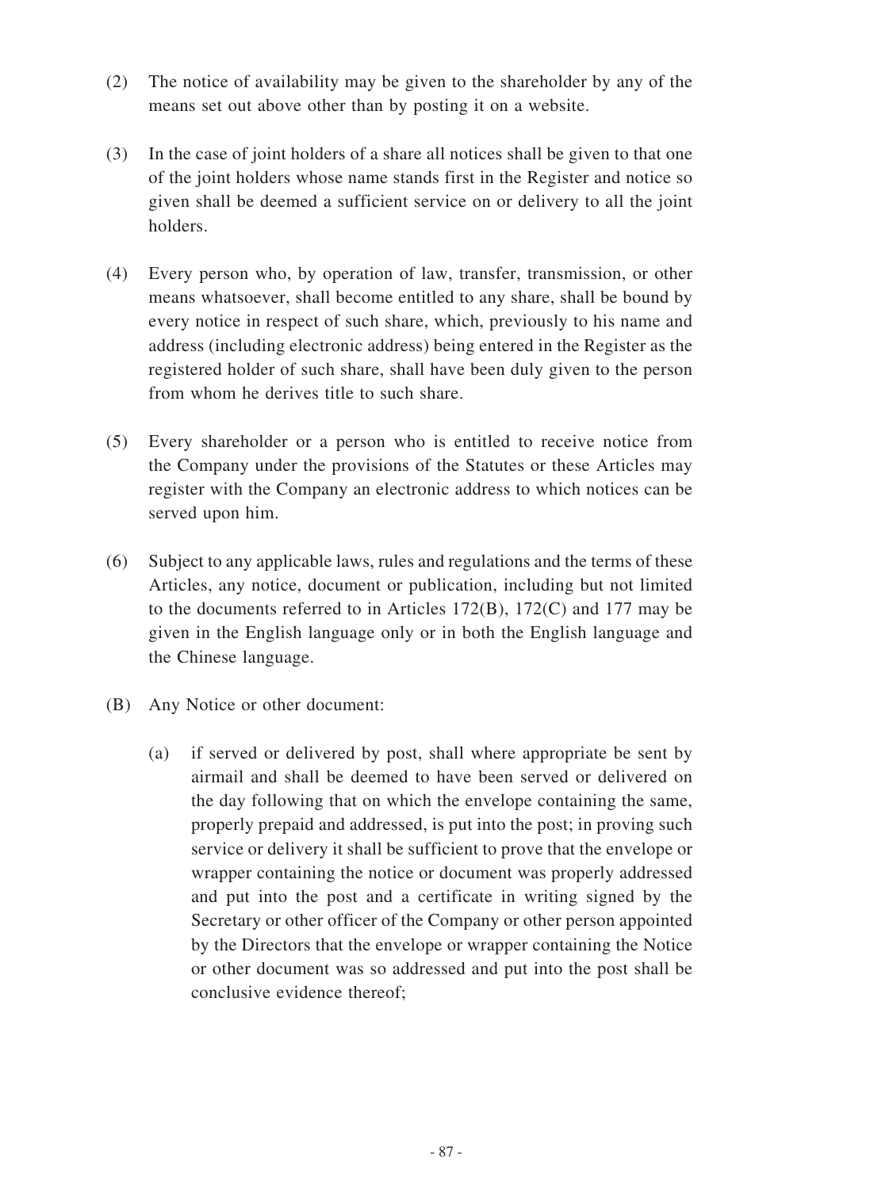(2) The notice of availability may be given to the shareholder by any of the means set out above other than by posting it on a website.

(3) In the case of joint holders of a share all notices shall be given to that one of the joint holders whose name stands first in the Register and notice so given shall be deemed a sufficient service on or delivery to all the joint holders.

(4) Every person who, by operation of law, transfer, transmission, or other means whatsoever, shall become entitled to any share, shall be bound by every notice in respect of such share, which, previously to his name and address (including electronic address) being entered in the Register as the registered holder of such share, shall have been duly given to the person from whom he derives title to such share.

(5) Every shareholder or a person who is entitled to receive notice from the Company under the provisions of the Statutes or these Articles may register with the Company an electronic address to which notices can be served upon him.

(6) Subject to any applicable laws, rules and regulations and the terms of these Articles, any notice, document or publication, including but not limited to the documents referred to in Articles 172(B), 172(C) and 177 may be given in the English language only or in both the English language and the Chinese language.

(B) Any Notice or other document:

   (a) if served or delivered by post, shall where appropriate be sent by airmail and shall be deemed to have been served or delivered on the day following that on which the envelope containing the same, properly prepaid and addressed, is put into the post; in proving such service or delivery it shall be sufficient to prove that the envelope or wrapper containing the notice or document was properly addressed and put into the post and a certificate in writing signed by the Secretary or other officer of the Company or other person appointed by the Directors that the envelope or wrapper containing the Notice or other document was so addressed and put into the post shall be conclusive evidence thereof;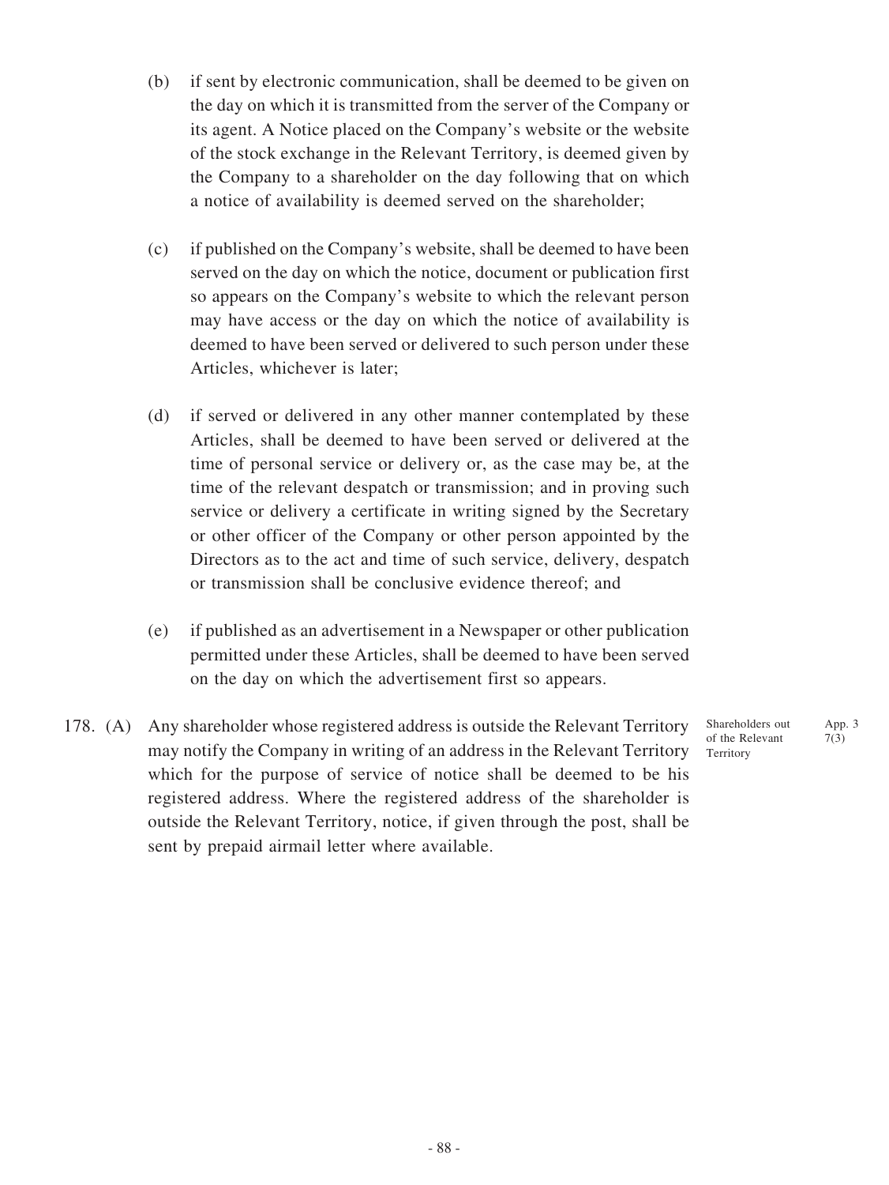(b) if sent by electronic communication, shall be deemed to be given on the day on which it is transmitted from the server of the Company or its agent. A Notice placed on the Company's website or the website of the stock exchange in the Relevant Territory, is deemed given by the Company to a shareholder on the day following that on which a notice of availability is deemed served on the shareholder;

(c) if published on the Company's website, shall be deemed to have been served on the day on which the notice, document or publication first so appears on the Company's website to which the relevant person may have access or the day on which the notice of availability is deemed to have been served or delivered to such person under these Articles, whichever is later;

(d) if served or delivered in any other manner contemplated by these Articles, shall be deemed to have been served or delivered at the time of personal service or delivery or, as the case may be, at the time of the relevant despatch or transmission; and in proving such service or delivery a certificate in writing signed by the Secretary or other officer of the Company or other person appointed by the Directors as to the act and time of such service, delivery, despatch or transmission shall be conclusive evidence thereof; and

(e) if published as an advertisement in a Newspaper or other publication permitted under these Articles, shall be deemed to have been served on the day on which the advertisement first so appears.

178. (A) Any shareholder whose registered address is outside the Relevant Territory may notify the Company in writing of an address in the Relevant Territory which for the purpose of service of notice shall be deemed to be his registered address. Where the registered address of the shareholder is outside the Relevant Territory, notice, if given through the post, shall be sent by prepaid airmail letter where available.

Shareholders out of the Relevant Territory

App. 3 7(3)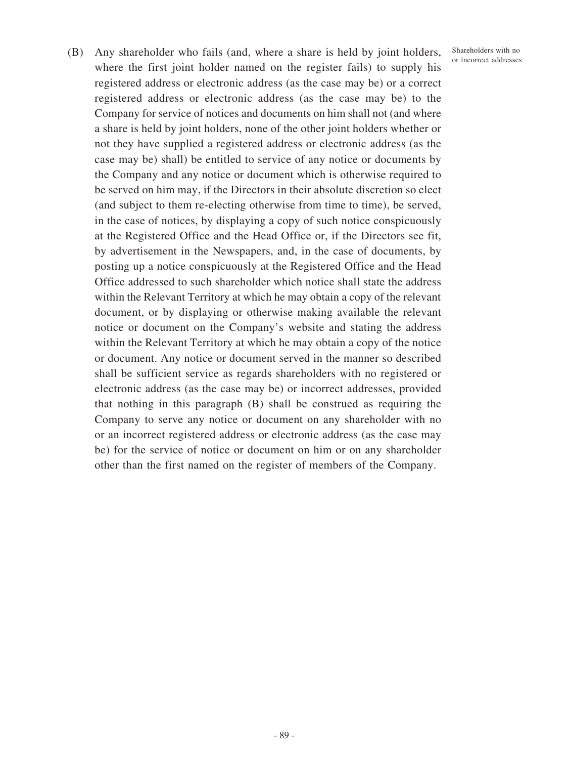(B) Any shareholder who fails (and, where a share is held by joint holders, where the first joint holder named on the register fails) to supply his registered address or electronic address (as the case may be) or a correct registered address or electronic address (as the case may be) to the Company for service of notices and documents on him shall not (and where a share is held by joint holders, none of the other joint holders whether or not they have supplied a registered address or electronic address (as the case may be) shall) be entitled to service of any notice or documents by the Company and any notice or document which is otherwise required to be served on him may, if the Directors in their absolute discretion so elect (and subject to them re-electing otherwise from time to time), be served, in the case of notices, by displaying a copy of such notice conspicuously at the Registered Office and the Head Office or, if the Directors see fit, by advertisement in the Newspapers, and, in the case of documents, by posting up a notice conspicuously at the Registered Office and the Head Office addressed to such shareholder which notice shall state the address within the Relevant Territory at which he may obtain a copy of the relevant document, or by displaying or otherwise making available the relevant notice or document on the Company's website and stating the address within the Relevant Territory at which he may obtain a copy of the notice or document. Any notice or document served in the manner so described shall be sufficient service as regards shareholders with no registered or electronic address (as the case may be) or incorrect addresses, provided that nothing in this paragraph (B) shall be construed as requiring the Company to serve any notice or document on any shareholder with no or an incorrect registered address or electronic address (as the case may be) for the service of notice or document on him or on any shareholder other than the first named on the register of members of the Company.

Shareholders with no or incorrect addresses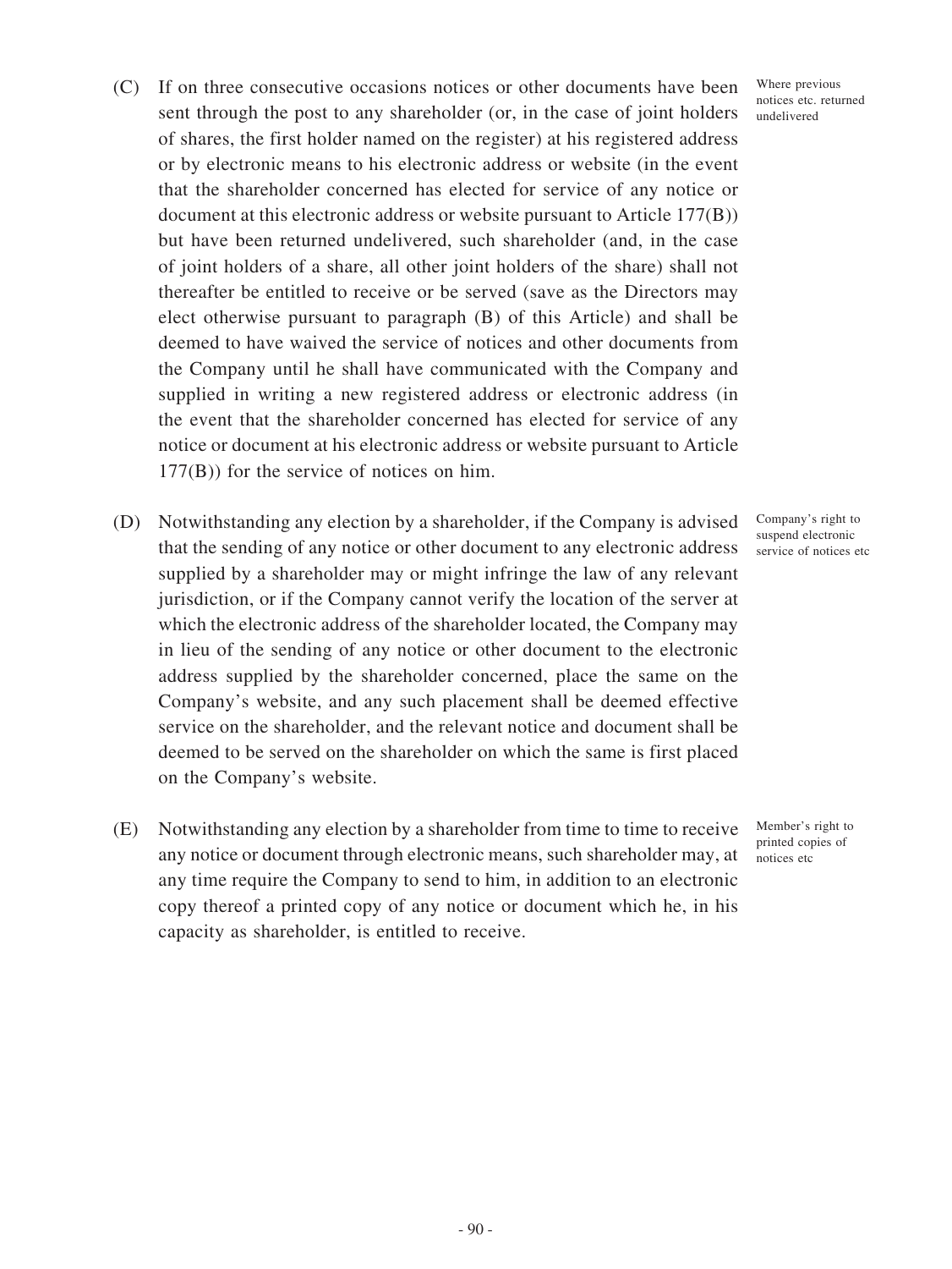(C) If on three consecutive occasions notices or other documents have been sent through the post to any shareholder (or, in the case of joint holders of shares, the first holder named on the register) at his registered address or by electronic means to his electronic address or website (in the event that the shareholder concerned has elected for service of any notice or document at this electronic address or website pursuant to Article 177(B)) but have been returned undelivered, such shareholder (and, in the case of joint holders of a share, all other joint holders of the share) shall not thereafter be entitled to receive or be served (save as the Directors may elect otherwise pursuant to paragraph (B) of this Article) and shall be deemed to have waived the service of notices and other documents from the Company until he shall have communicated with the Company and supplied in writing a new registered address or electronic address (in the event that the shareholder concerned has elected for service of any notice or document at his electronic address or website pursuant to Article 177(B)) for the service of notices on him.

*Where previous notices etc. returned undelivered*

(D) Notwithstanding any election by a shareholder, if the Company is advised that the sending of any notice or other document to any electronic address supplied by a shareholder may or might infringe the law of any relevant jurisdiction, or if the Company cannot verify the location of the server at which the electronic address of the shareholder located, the Company may in lieu of the sending of any notice or other document to the electronic address supplied by the shareholder concerned, place the same on the Company's website, and any such placement shall be deemed effective service on the shareholder, and the relevant notice and document shall be deemed to be served on the shareholder on which the same is first placed on the Company's website.

*Company's right to suspend electronic service of notices etc*

(E) Notwithstanding any election by a shareholder from time to time to receive any notice or document through electronic means, such shareholder may, at any time require the Company to send to him, in addition to an electronic copy thereof a printed copy of any notice or document which he, in his capacity as shareholder, is entitled to receive.

*Member's right to printed copies of notices etc*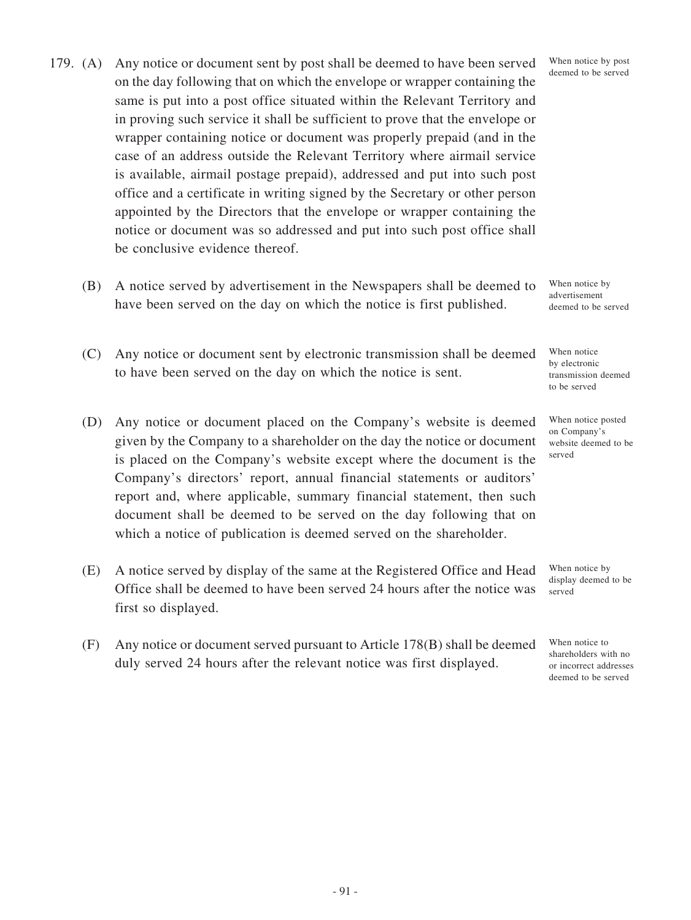179. (A) Any notice or document sent by post shall be deemed to have been served on the day following that on which the envelope or wrapper containing the same is put into a post office situated within the Relevant Territory and in proving such service it shall be sufficient to prove that the envelope or wrapper containing notice or document was properly prepaid (and in the case of an address outside the Relevant Territory where airmail service is available, airmail postage prepaid), addressed and put into such post office and a certificate in writing signed by the Secretary or other person appointed by the Directors that the envelope or wrapper containing the notice or document was so addressed and put into such post office shall be conclusive evidence thereof.

*When notice by post deemed to be served*

(B) A notice served by advertisement in the Newspapers shall be deemed to have been served on the day on which the notice is first published.

*When notice by advertisement deemed to be served*

(C) Any notice or document sent by electronic transmission shall be deemed to have been served on the day on which the notice is sent.

*When notice by electronic transmission deemed to be served*

(D) Any notice or document placed on the Company's website is deemed given by the Company to a shareholder on the day the notice or document is placed on the Company's website except where the document is the Company's directors' report, annual financial statements or auditors' report and, where applicable, summary financial statement, then such document shall be deemed to be served on the day following that on which a notice of publication is deemed served on the shareholder.

*When notice posted on Company's website deemed to be served*

(E) A notice served by display of the same at the Registered Office and Head Office shall be deemed to have been served 24 hours after the notice was first so displayed.

*When notice by display deemed to be served*

(F) Any notice or document served pursuant to Article 178(B) shall be deemed duly served 24 hours after the relevant notice was first displayed.

*When notice to shareholders with no or incorrect addresses deemed to be served*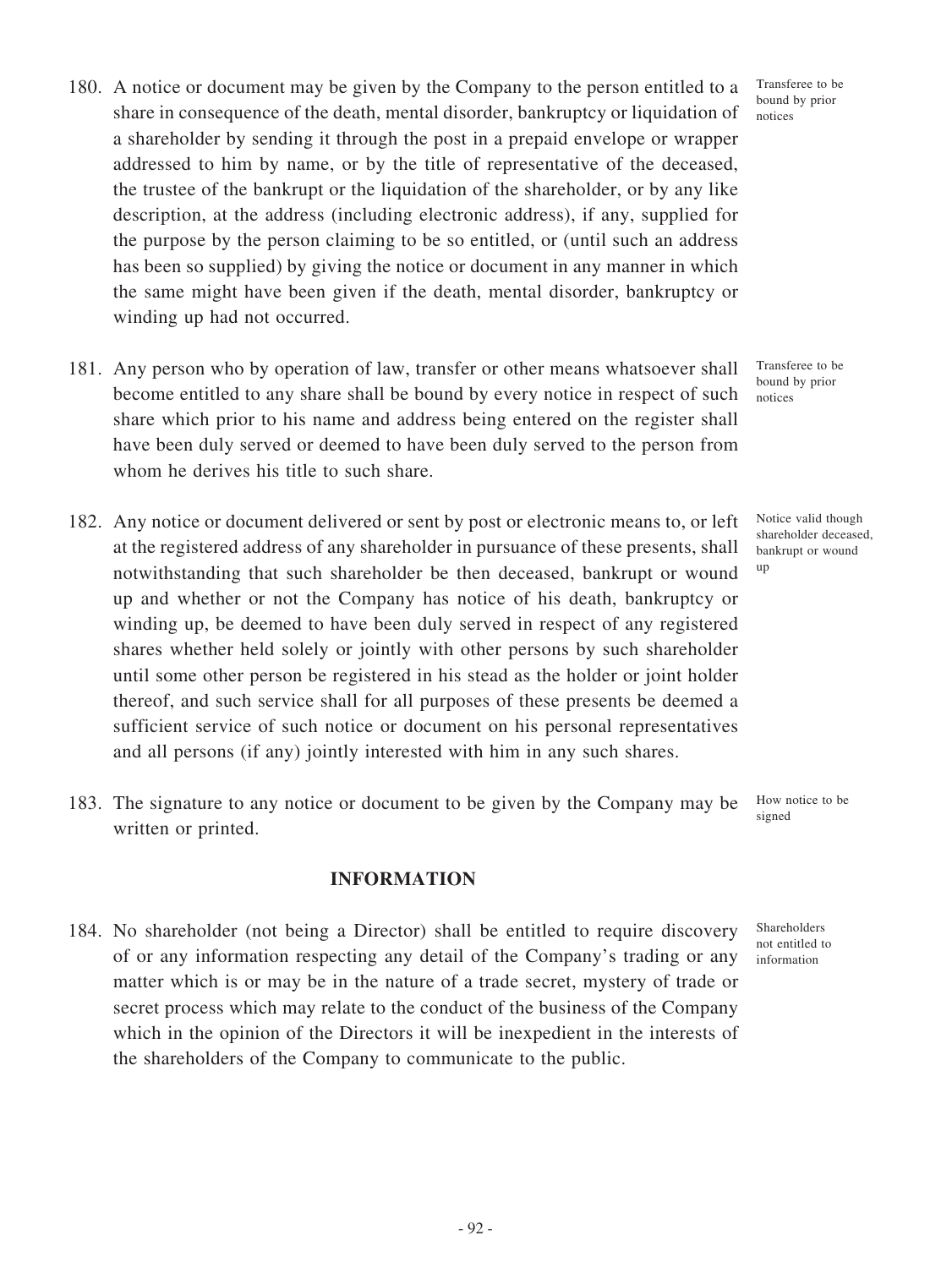180. A notice or document may be given by the Company to the person entitled to a share in consequence of the death, mental disorder, bankruptcy or liquidation of a shareholder by sending it through the post in a prepaid envelope or wrapper addressed to him by name, or by the title of representative of the deceased, the trustee of the bankrupt or the liquidation of the shareholder, or by any like description, at the address (including electronic address), if any, supplied for the purpose by the person claiming to be so entitled, or (until such an address has been so supplied) by giving the notice or document in any manner in which the same might have been given if the death, mental disorder, bankruptcy or winding up had not occurred.

*Transferee to be bound by prior notices*

181. Any person who by operation of law, transfer or other means whatsoever shall become entitled to any share shall be bound by every notice in respect of such share which prior to his name and address being entered on the register shall have been duly served or deemed to have been duly served to the person from whom he derives his title to such share.

*Transferee to be bound by prior notices*

182. Any notice or document delivered or sent by post or electronic means to, or left at the registered address of any shareholder in pursuance of these presents, shall notwithstanding that such shareholder be then deceased, bankrupt or wound up and whether or not the Company has notice of his death, bankruptcy or winding up, be deemed to have been duly served in respect of any registered shares whether held solely or jointly with other persons by such shareholder until some other person be registered in his stead as the holder or joint holder thereof, and such service shall for all purposes of these presents be deemed a sufficient service of such notice or document on his personal representatives and all persons (if any) jointly interested with him in any such shares.

*Notice valid though shareholder deceased, bankrupt or wound up*

183. The signature to any notice or document to be given by the Company may be written or printed.

*How notice to be signed*

## INFORMATION

184. No shareholder (not being a Director) shall be entitled to require discovery of or any information respecting any detail of the Company's trading or any matter which is or may be in the nature of a trade secret, mystery of trade or secret process which may relate to the conduct of the business of the Company which in the opinion of the Directors it will be inexpedient in the interests of the shareholders of the Company to communicate to the public.

*Shareholders not entitled to information*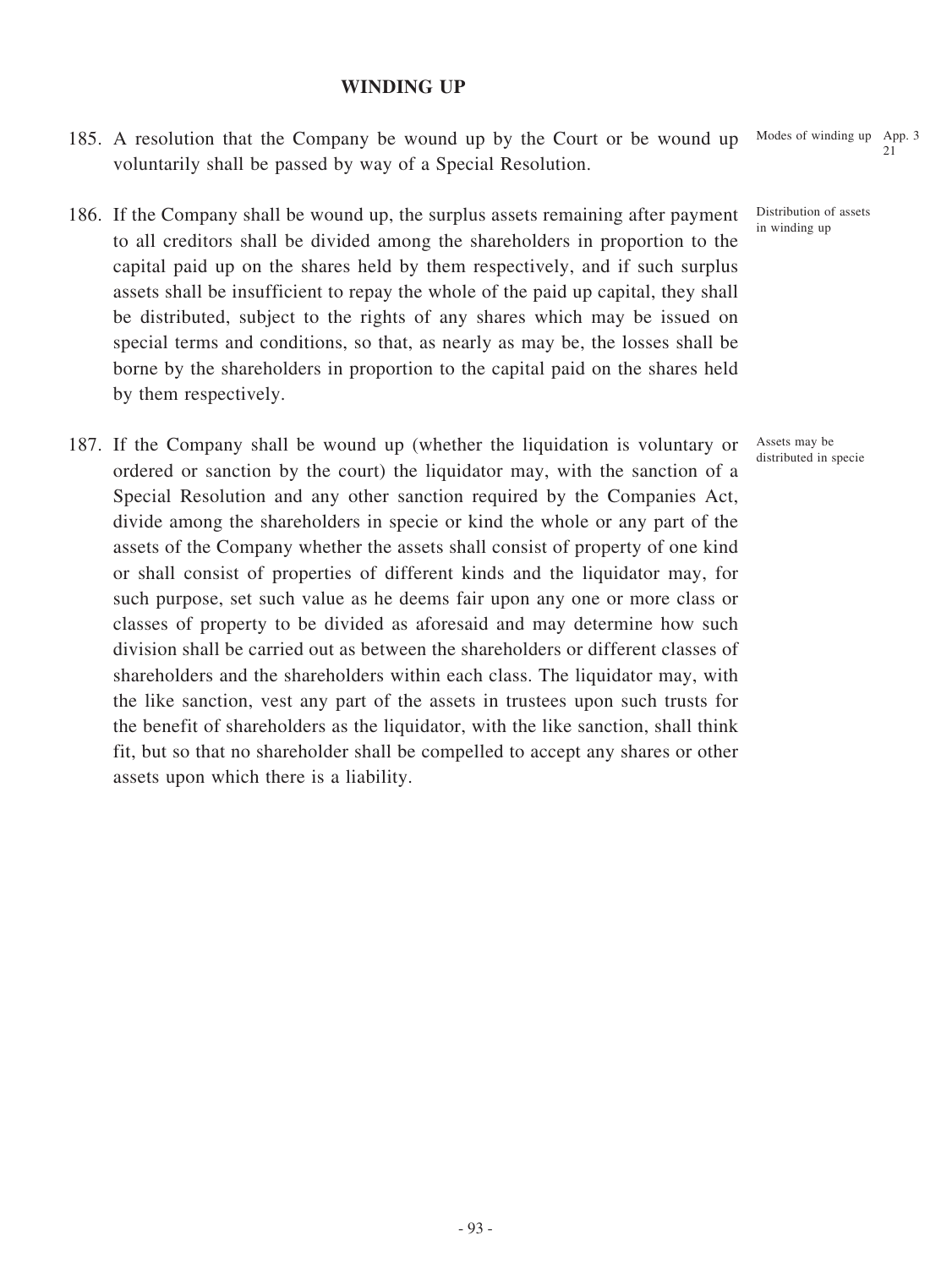## WINDING UP

185. A resolution that the Company be wound up by the Court or be wound up voluntarily shall be passed by way of a Special Resolution.

Modes of winding up App. 3 21

186. If the Company shall be wound up, the surplus assets remaining after payment to all creditors shall be divided among the shareholders in proportion to the capital paid up on the shares held by them respectively, and if such surplus assets shall be insufficient to repay the whole of the paid up capital, they shall be distributed, subject to the rights of any shares which may be issued on special terms and conditions, so that, as nearly as may be, the losses shall be borne by the shareholders in proportion to the capital paid on the shares held by them respectively.

Distribution of assets in winding up

187. If the Company shall be wound up (whether the liquidation is voluntary or ordered or sanction by the court) the liquidator may, with the sanction of a Special Resolution and any other sanction required by the Companies Act, divide among the shareholders in specie or kind the whole or any part of the assets of the Company whether the assets shall consist of property of one kind or shall consist of properties of different kinds and the liquidator may, for such purpose, set such value as he deems fair upon any one or more class or classes of property to be divided as aforesaid and may determine how such division shall be carried out as between the shareholders or different classes of shareholders and the shareholders within each class. The liquidator may, with the like sanction, vest any part of the assets in trustees upon such trusts for the benefit of shareholders as the liquidator, with the like sanction, shall think fit, but so that no shareholder shall be compelled to accept any shares or other assets upon which there is a liability.

Assets may be distributed in specie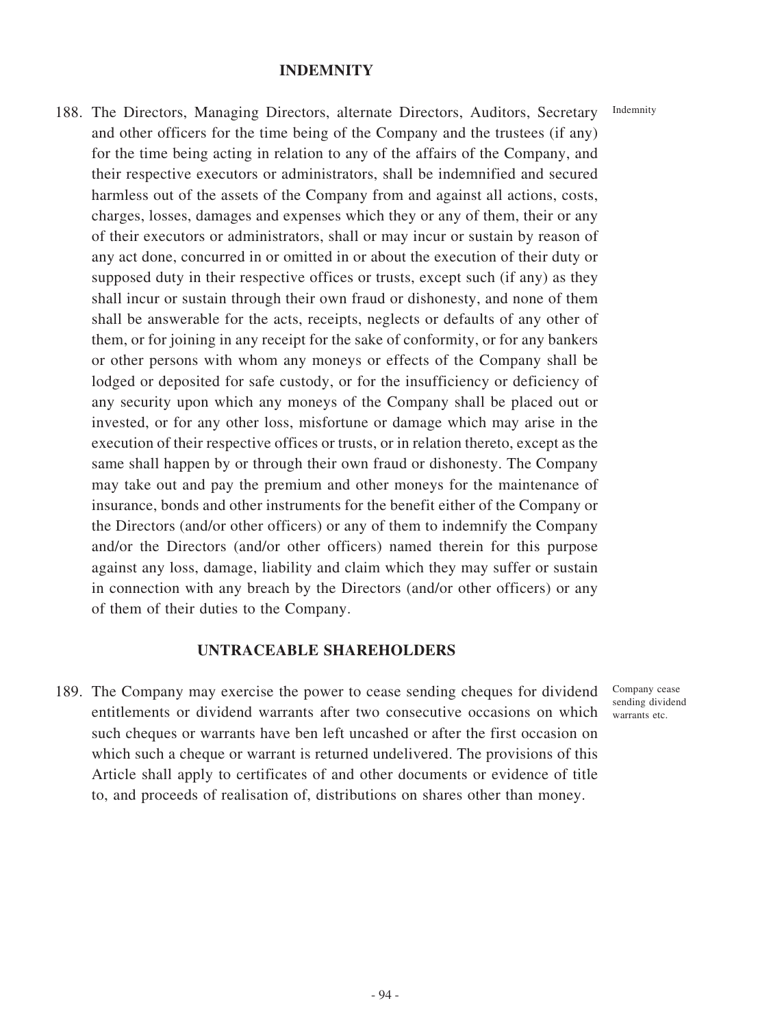## INDEMNITY

188. The Directors, Managing Directors, alternate Directors, Auditors, Secretary and other officers for the time being of the Company and the trustees (if any) for the time being acting in relation to any of the affairs of the Company, and their respective executors or administrators, shall be indemnified and secured harmless out of the assets of the Company from and against all actions, costs, charges, losses, damages and expenses which they or any of them, their or any of their executors or administrators, shall or may incur or sustain by reason of any act done, concurred in or omitted in or about the execution of their duty or supposed duty in their respective offices or trusts, except such (if any) as they shall incur or sustain through their own fraud or dishonesty, and none of them shall be answerable for the acts, receipts, neglects or defaults of any other of them, or for joining in any receipt for the sake of conformity, or for any bankers or other persons with whom any moneys or effects of the Company shall be lodged or deposited for safe custody, or for the insufficiency or deficiency of any security upon which any moneys of the Company shall be placed out or invested, or for any other loss, misfortune or damage which may arise in the execution of their respective offices or trusts, or in relation thereto, except as the same shall happen by or through their own fraud or dishonesty. The Company may take out and pay the premium and other moneys for the maintenance of insurance, bonds and other instruments for the benefit either of the Company or the Directors (and/or other officers) or any of them to indemnify the Company and/or the Directors (and/or other officers) named therein for this purpose against any loss, damage, liability and claim which they may suffer or sustain in connection with any breach by the Directors (and/or other officers) or any of them of their duties to the Company.

Indemnity

## UNTRACEABLE SHAREHOLDERS

189. The Company may exercise the power to cease sending cheques for dividend entitlements or dividend warrants after two consecutive occasions on which such cheques or warrants have ben left uncashed or after the first occasion on which such a cheque or warrant is returned undelivered. The provisions of this Article shall apply to certificates of and other documents or evidence of title to, and proceeds of realisation of, distributions on shares other than money.

Company cease sending dividend warrants etc.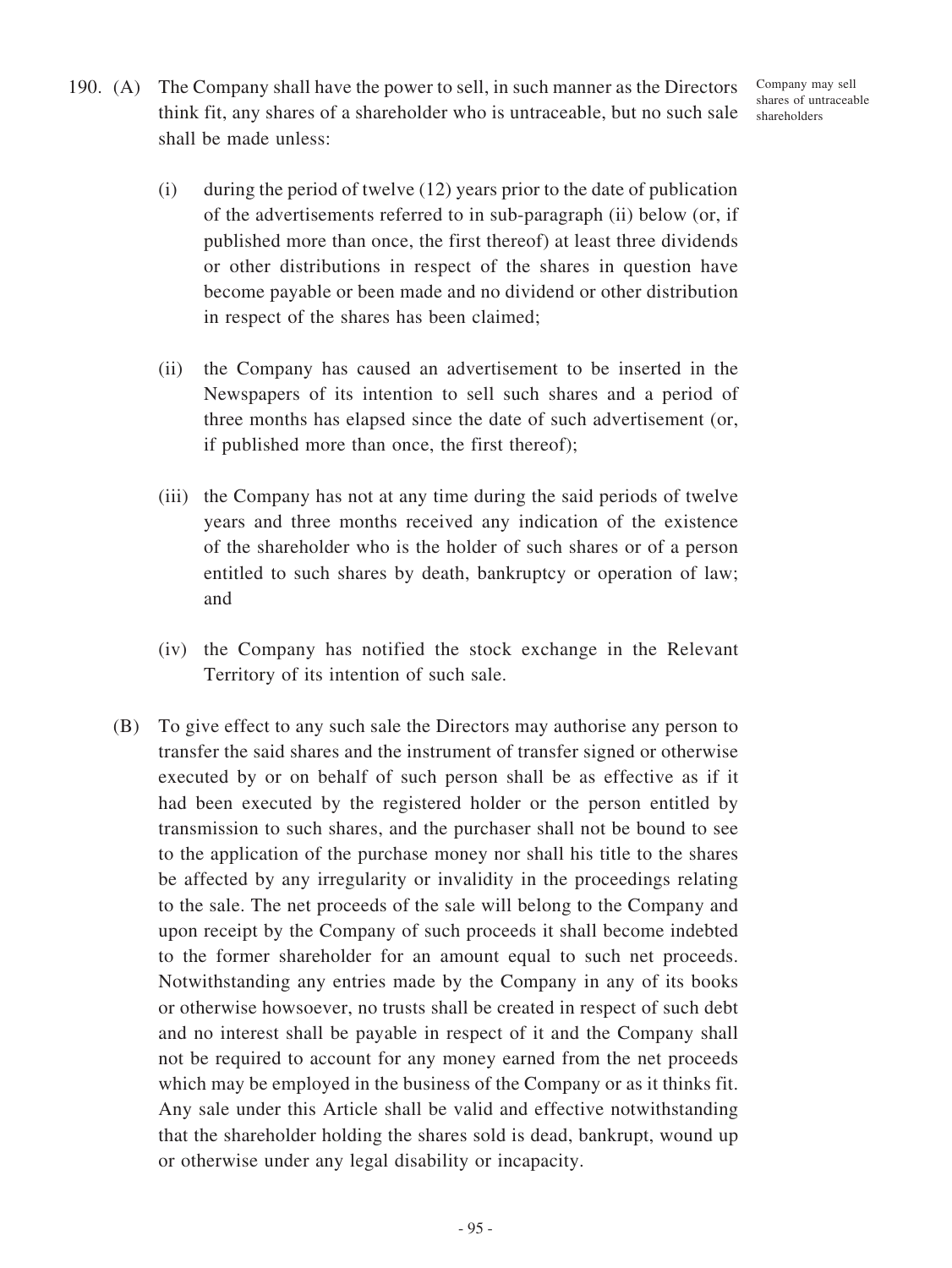190. (A) The Company shall have the power to sell, in such manner as the Directors think fit, any shares of a shareholder who is untraceable, but no such sale shall be made unless:

Company may sell shares of untraceable shareholders

(i) during the period of twelve (12) years prior to the date of publication of the advertisements referred to in sub-paragraph (ii) below (or, if published more than once, the first thereof) at least three dividends or other distributions in respect of the shares in question have become payable or been made and no dividend or other distribution in respect of the shares has been claimed;

(ii) the Company has caused an advertisement to be inserted in the Newspapers of its intention to sell such shares and a period of three months has elapsed since the date of such advertisement (or, if published more than once, the first thereof);

(iii) the Company has not at any time during the said periods of twelve years and three months received any indication of the existence of the shareholder who is the holder of such shares or of a person entitled to such shares by death, bankruptcy or operation of law; and

(iv) the Company has notified the stock exchange in the Relevant Territory of its intention of such sale.

(B) To give effect to any such sale the Directors may authorise any person to transfer the said shares and the instrument of transfer signed or otherwise executed by or on behalf of such person shall be as effective as if it had been executed by the registered holder or the person entitled by transmission to such shares, and the purchaser shall not be bound to see to the application of the purchase money nor shall his title to the shares be affected by any irregularity or invalidity in the proceedings relating to the sale. The net proceeds of the sale will belong to the Company and upon receipt by the Company of such proceeds it shall become indebted to the former shareholder for an amount equal to such net proceeds. Notwithstanding any entries made by the Company in any of its books or otherwise howsoever, no trusts shall be created in respect of such debt and no interest shall be payable in respect of it and the Company shall not be required to account for any money earned from the net proceeds which may be employed in the business of the Company or as it thinks fit. Any sale under this Article shall be valid and effective notwithstanding that the shareholder holding the shares sold is dead, bankrupt, wound up or otherwise under any legal disability or incapacity.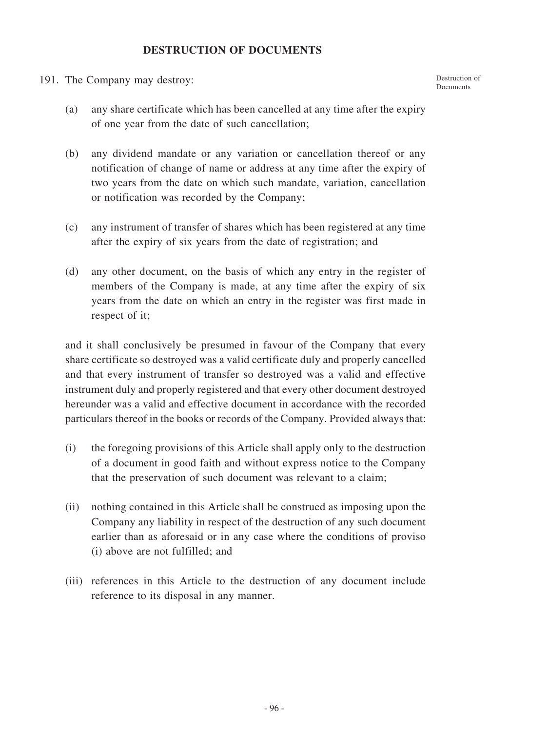## DESTRUCTION OF DOCUMENTS

191. The Company may destroy:

Destruction of Documents

(a) any share certificate which has been cancelled at any time after the expiry of one year from the date of such cancellation;

(b) any dividend mandate or any variation or cancellation thereof or any notification of change of name or address at any time after the expiry of two years from the date on which such mandate, variation, cancellation or notification was recorded by the Company;

(c) any instrument of transfer of shares which has been registered at any time after the expiry of six years from the date of registration; and

(d) any other document, on the basis of which any entry in the register of members of the Company is made, at any time after the expiry of six years from the date on which an entry in the register was first made in respect of it;

and it shall conclusively be presumed in favour of the Company that every share certificate so destroyed was a valid certificate duly and properly cancelled and that every instrument of transfer so destroyed was a valid and effective instrument duly and properly registered and that every other document destroyed hereunder was a valid and effective document in accordance with the recorded particulars thereof in the books or records of the Company. Provided always that:

(i) the foregoing provisions of this Article shall apply only to the destruction of a document in good faith and without express notice to the Company that the preservation of such document was relevant to a claim;

(ii) nothing contained in this Article shall be construed as imposing upon the Company any liability in respect of the destruction of any such document earlier than as aforesaid or in any case where the conditions of proviso (i) above are not fulfilled; and

(iii) references in this Article to the destruction of any document include reference to its disposal in any manner.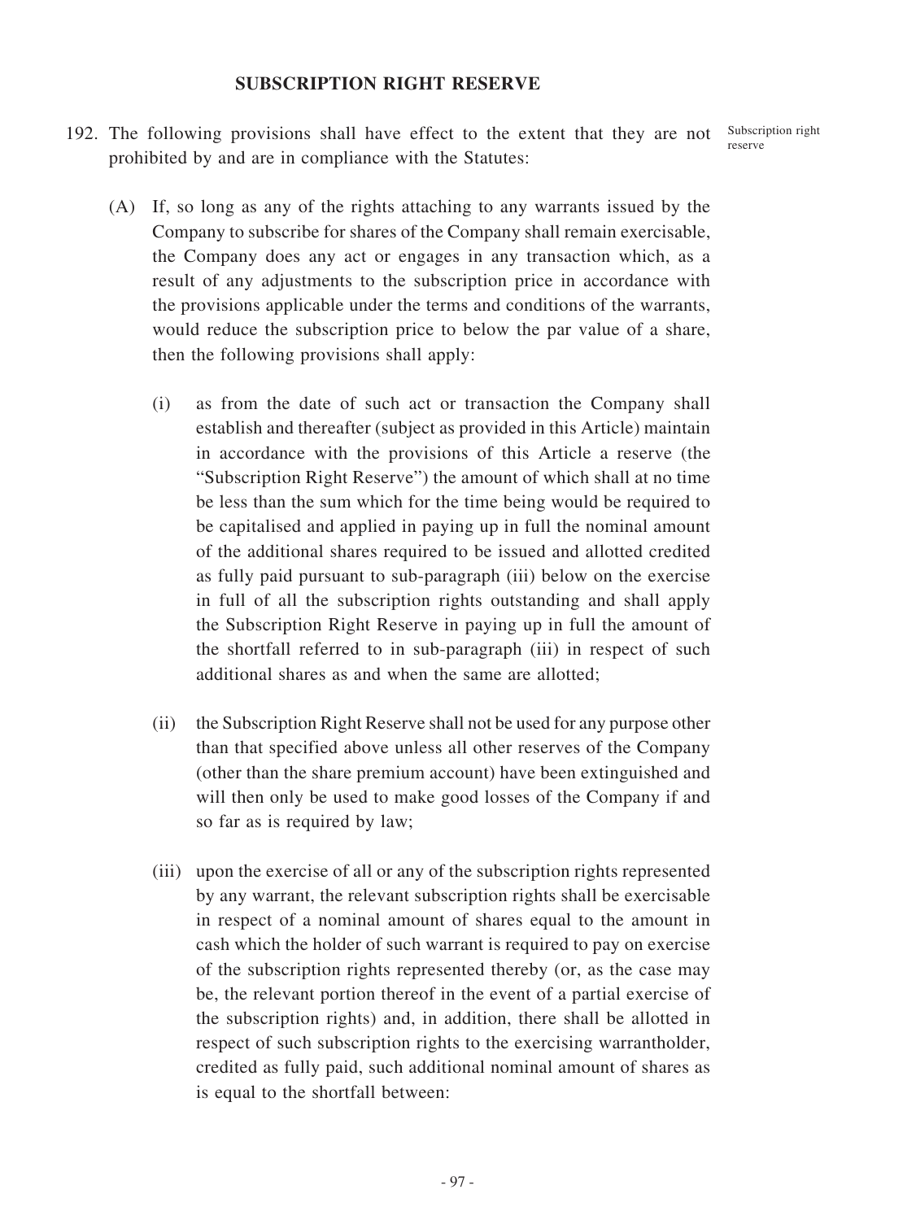## SUBSCRIPTION RIGHT RESERVE

192. The following provisions shall have effect to the extent that they are not prohibited by and are in compliance with the Statutes:

Subscription right reserve

(A) If, so long as any of the rights attaching to any warrants issued by the Company to subscribe for shares of the Company shall remain exercisable, the Company does any act or engages in any transaction which, as a result of any adjustments to the subscription price in accordance with the provisions applicable under the terms and conditions of the warrants, would reduce the subscription price to below the par value of a share, then the following provisions shall apply:

(i) as from the date of such act or transaction the Company shall establish and thereafter (subject as provided in this Article) maintain in accordance with the provisions of this Article a reserve (the "Subscription Right Reserve") the amount of which shall at no time be less than the sum which for the time being would be required to be capitalised and applied in paying up in full the nominal amount of the additional shares required to be issued and allotted credited as fully paid pursuant to sub-paragraph (iii) below on the exercise in full of all the subscription rights outstanding and shall apply the Subscription Right Reserve in paying up in full the amount of the shortfall referred to in sub-paragraph (iii) in respect of such additional shares as and when the same are allotted;

(ii) the Subscription Right Reserve shall not be used for any purpose other than that specified above unless all other reserves of the Company (other than the share premium account) have been extinguished and will then only be used to make good losses of the Company if and so far as is required by law;

(iii) upon the exercise of all or any of the subscription rights represented by any warrant, the relevant subscription rights shall be exercisable in respect of a nominal amount of shares equal to the amount in cash which the holder of such warrant is required to pay on exercise of the subscription rights represented thereby (or, as the case may be, the relevant portion thereof in the event of a partial exercise of the subscription rights) and, in addition, there shall be allotted in respect of such subscription rights to the exercising warrantholder, credited as fully paid, such additional nominal amount of shares as is equal to the shortfall between: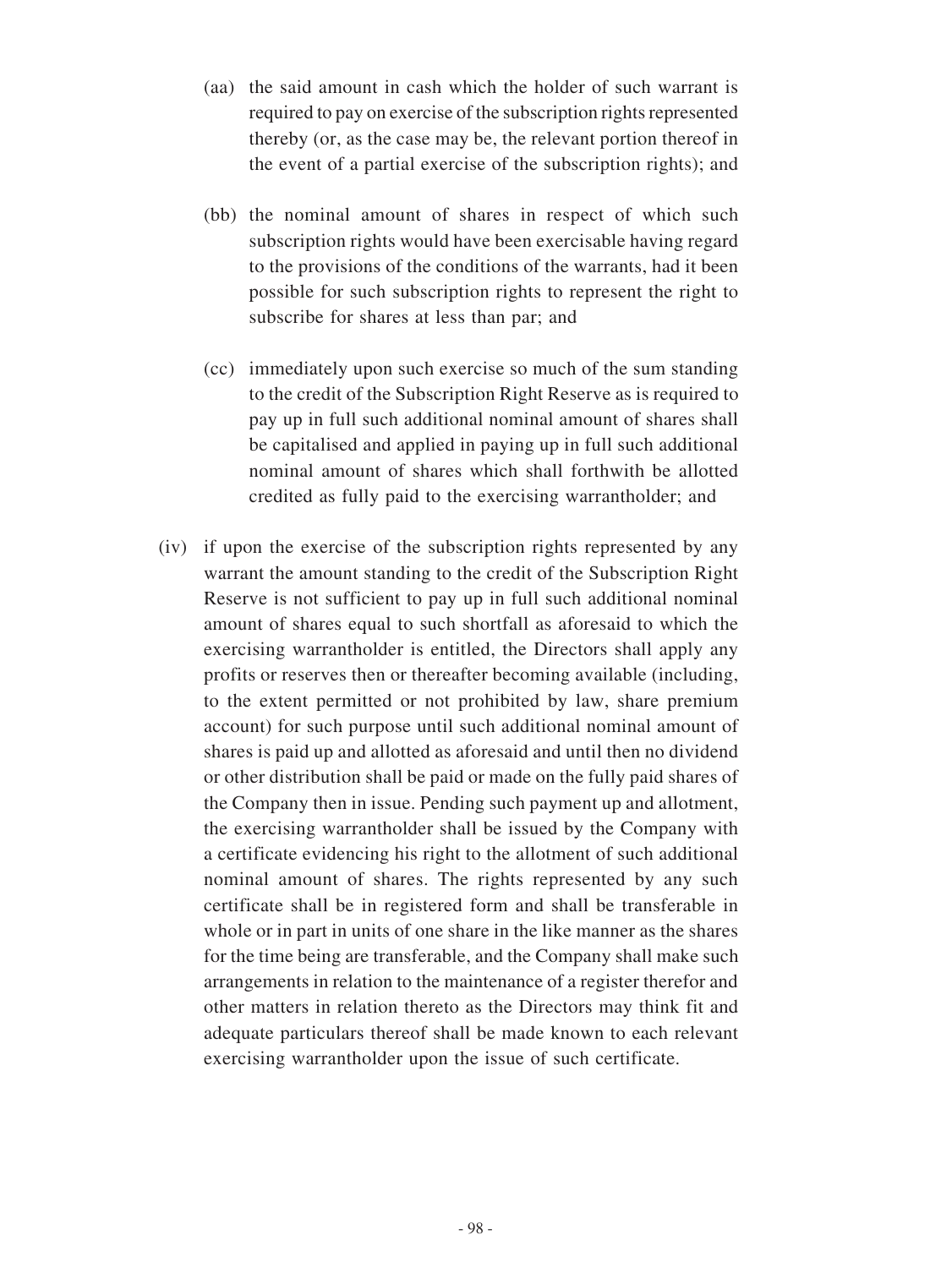(aa) the said amount in cash which the holder of such warrant is required to pay on exercise of the subscription rights represented thereby (or, as the case may be, the relevant portion thereof in the event of a partial exercise of the subscription rights); and

(bb) the nominal amount of shares in respect of which such subscription rights would have been exercisable having regard to the provisions of the conditions of the warrants, had it been possible for such subscription rights to represent the right to subscribe for shares at less than par; and

(cc) immediately upon such exercise so much of the sum standing to the credit of the Subscription Right Reserve as is required to pay up in full such additional nominal amount of shares shall be capitalised and applied in paying up in full such additional nominal amount of shares which shall forthwith be allotted credited as fully paid to the exercising warrantholder; and

(iv) if upon the exercise of the subscription rights represented by any warrant the amount standing to the credit of the Subscription Right Reserve is not sufficient to pay up in full such additional nominal amount of shares equal to such shortfall as aforesaid to which the exercising warrantholder is entitled, the Directors shall apply any profits or reserves then or thereafter becoming available (including, to the extent permitted or not prohibited by law, share premium account) for such purpose until such additional nominal amount of shares is paid up and allotted as aforesaid and until then no dividend or other distribution shall be paid or made on the fully paid shares of the Company then in issue. Pending such payment up and allotment, the exercising warrantholder shall be issued by the Company with a certificate evidencing his right to the allotment of such additional nominal amount of shares. The rights represented by any such certificate shall be in registered form and shall be transferable in whole or in part in units of one share in the like manner as the shares for the time being are transferable, and the Company shall make such arrangements in relation to the maintenance of a register therefor and other matters in relation thereto as the Directors may think fit and adequate particulars thereof shall be made known to each relevant exercising warrantholder upon the issue of such certificate.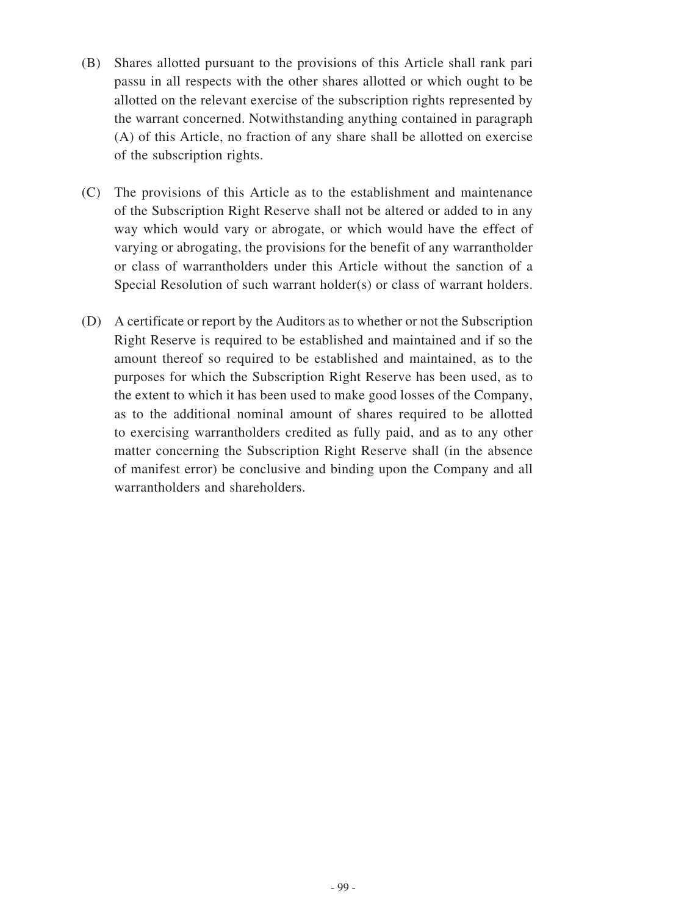(B) Shares allotted pursuant to the provisions of this Article shall rank pari passu in all respects with the other shares allotted or which ought to be allotted on the relevant exercise of the subscription rights represented by the warrant concerned. Notwithstanding anything contained in paragraph (A) of this Article, no fraction of any share shall be allotted on exercise of the subscription rights.

(C) The provisions of this Article as to the establishment and maintenance of the Subscription Right Reserve shall not be altered or added to in any way which would vary or abrogate, or which would have the effect of varying or abrogating, the provisions for the benefit of any warrantholder or class of warrantholders under this Article without the sanction of a Special Resolution of such warrant holder(s) or class of warrant holders.

(D) A certificate or report by the Auditors as to whether or not the Subscription Right Reserve is required to be established and maintained and if so the amount thereof so required to be established and maintained, as to the purposes for which the Subscription Right Reserve has been used, as to the extent to which it has been used to make good losses of the Company, as to the additional nominal amount of shares required to be allotted to exercising warrantholders credited as fully paid, and as to any other matter concerning the Subscription Right Reserve shall (in the absence of manifest error) be conclusive and binding upon the Company and all warrantholders and shareholders.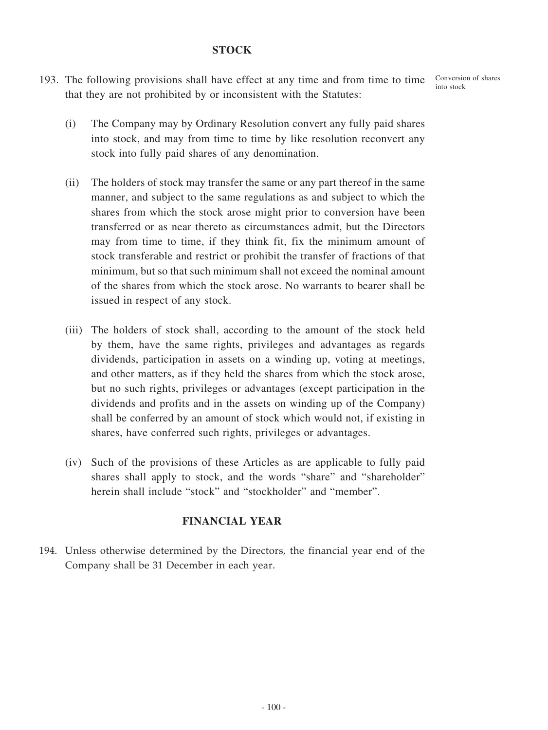## STOCK

193. The following provisions shall have effect at any time and from time to time that they are not prohibited by or inconsistent with the Statutes:

Conversion of shares into stock

(i) The Company may by Ordinary Resolution convert any fully paid shares into stock, and may from time to time by like resolution reconvert any stock into fully paid shares of any denomination.

(ii) The holders of stock may transfer the same or any part thereof in the same manner, and subject to the same regulations as and subject to which the shares from which the stock arose might prior to conversion have been transferred or as near thereto as circumstances admit, but the Directors may from time to time, if they think fit, fix the minimum amount of stock transferable and restrict or prohibit the transfer of fractions of that minimum, but so that such minimum shall not exceed the nominal amount of the shares from which the stock arose. No warrants to bearer shall be issued in respect of any stock.

(iii) The holders of stock shall, according to the amount of the stock held by them, have the same rights, privileges and advantages as regards dividends, participation in assets on a winding up, voting at meetings, and other matters, as if they held the shares from which the stock arose, but no such rights, privileges or advantages (except participation in the dividends and profits and in the assets on winding up of the Company) shall be conferred by an amount of stock which would not, if existing in shares, have conferred such rights, privileges or advantages.

(iv) Such of the provisions of these Articles as are applicable to fully paid shares shall apply to stock, and the words "share" and "shareholder" herein shall include "stock" and "stockholder" and "member".

## FINANCIAL YEAR

194. Unless otherwise determined by the Directors, the financial year end of the Company shall be 31 December in each year.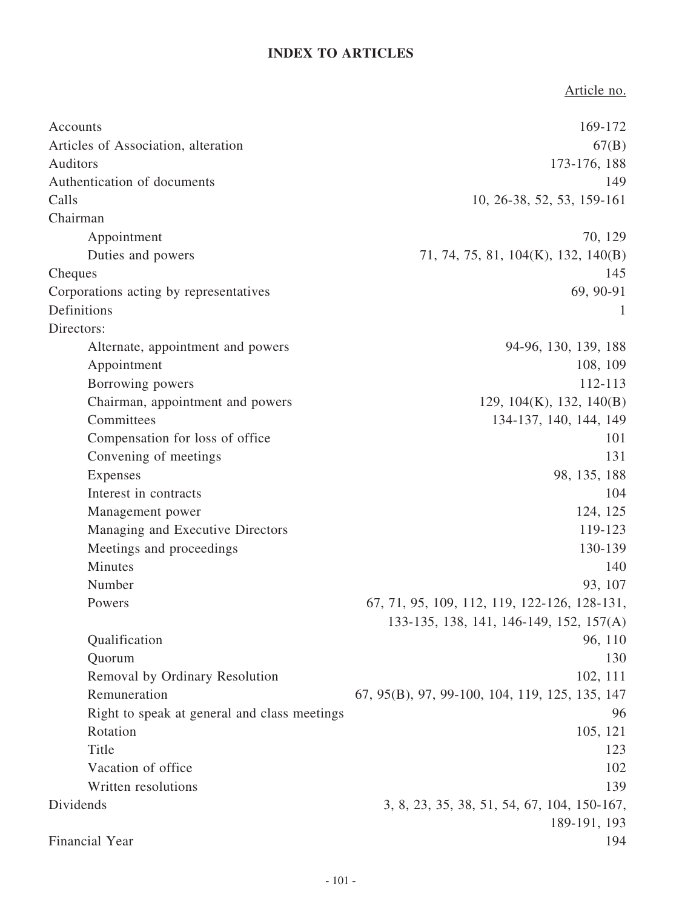# INDEX TO ARTICLES

| | Article no. |
|---|---|
| Accounts | 169-172 |
| Articles of Association, alteration | 67(B) |
| Auditors | 173-176, 188 |
| Authentication of documents | 149 |
| Calls | 10, 26-38, 52, 53, 159-161 |
| Chairman | |
| Appointment | 70, 129 |
| Duties and powers | 71, 74, 75, 81, 104(K), 132, 140(B) |
| Cheques | 145 |
| Corporations acting by representatives | 69, 90-91 |
| Definitions | 1 |
| Directors: | |
| Alternate, appointment and powers | 94-96, 130, 139, 188 |
| Appointment | 108, 109 |
| Borrowing powers | 112-113 |
| Chairman, appointment and powers | 129, 104(K), 132, 140(B) |
| Committees | 134-137, 140, 144, 149 |
| Compensation for loss of office | 101 |
| Convening of meetings | 131 |
| Expenses | 98, 135, 188 |
| Interest in contracts | 104 |
| Management power | 124, 125 |
| Managing and Executive Directors | 119-123 |
| Meetings and proceedings | 130-139 |
| Minutes | 140 |
| Number | 93, 107 |
| Powers | 67, 71, 95, 109, 112, 119, 122-126, 128-131, 133-135, 138, 141, 146-149, 152, 157(A) |
| Qualification | 96, 110 |
| Quorum | 130 |
| Removal by Ordinary Resolution | 102, 111 |
| Remuneration | 67, 95(B), 97, 99-100, 104, 119, 125, 135, 147 |
| Right to speak at general and class meetings | 96 |
| Rotation | 105, 121 |
| Title | 123 |
| Vacation of office | 102 |
| Written resolutions | 139 |
| Dividends | 3, 8, 23, 35, 38, 51, 54, 67, 104, 150-167, 189-191, 193 |
| Financial Year | 194 |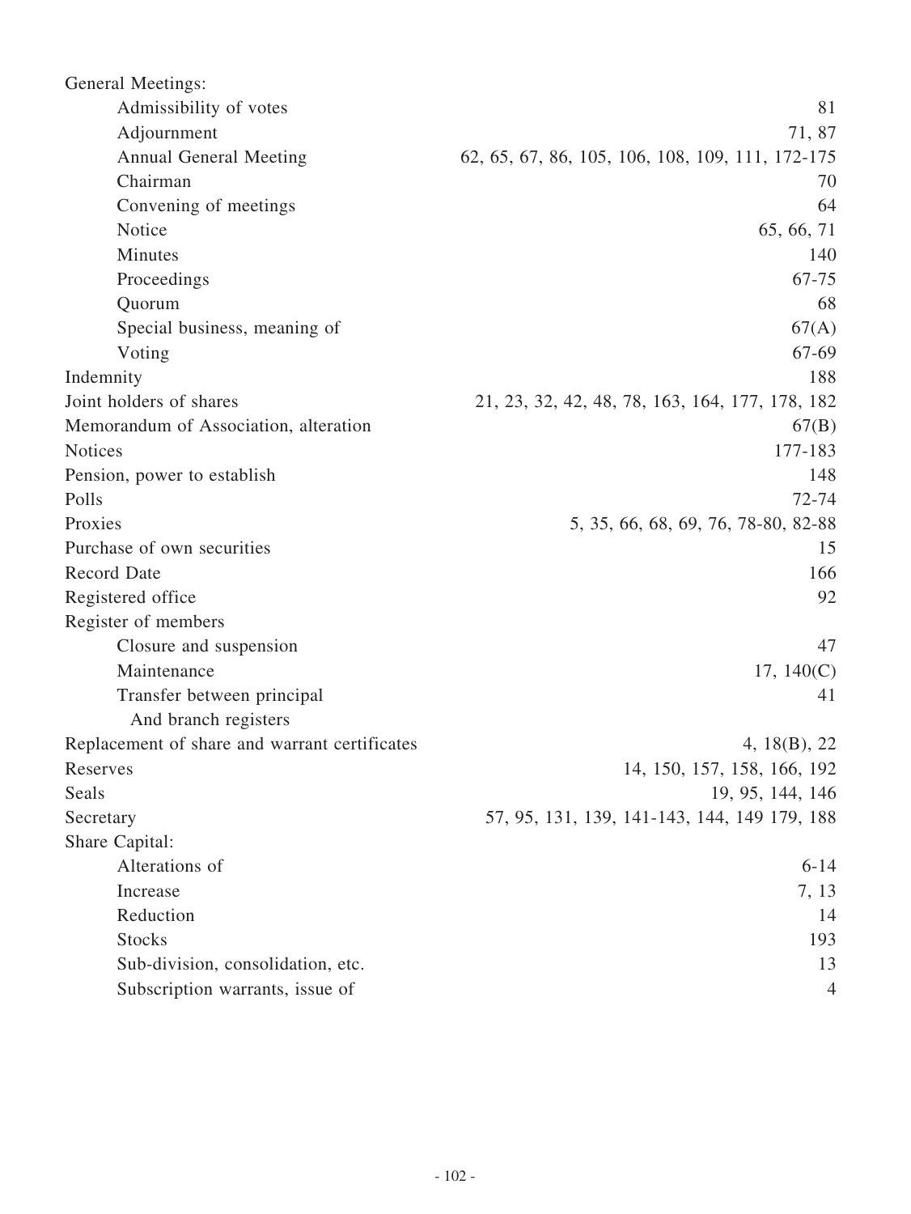| | |
|---|---|
| General Meetings: | |
| Admissibility of votes | 81 |
| Adjournment | 71, 87 |
| Annual General Meeting | 62, 65, 67, 86, 105, 106, 108, 109, 111, 172-175 |
| Chairman | 70 |
| Convening of meetings | 64 |
| Notice | 65, 66, 71 |
| Minutes | 140 |
| Proceedings | 67-75 |
| Quorum | 68 |
| Special business, meaning of | 67(A) |
| Voting | 67-69 |
| Indemnity | 188 |
| Joint holders of shares | 21, 23, 32, 42, 48, 78, 163, 164, 177, 178, 182 |
| Memorandum of Association, alteration | 67(B) |
| Notices | 177-183 |
| Pension, power to establish | 148 |
| Polls | 72-74 |
| Proxies | 5, 35, 66, 68, 69, 76, 78-80, 82-88 |
| Purchase of own securities | 15 |
| Record Date | 166 |
| Registered office | 92 |
| Register of members | |
| Closure and suspension | 47 |
| Maintenance | 17, 140(C) |
| Transfer between principal And branch registers | 41 |
| Replacement of share and warrant certificates | 4, 18(B), 22 |
| Reserves | 14, 150, 157, 158, 166, 192 |
| Seals | 19, 95, 144, 146 |
| Secretary | 57, 95, 131, 139, 141-143, 144, 149 179, 188 |
| Share Capital: | |
| Alterations of | 6-14 |
| Increase | 7, 13 |
| Reduction | 14 |
| Stocks | 193 |
| Sub-division, consolidation, etc. | 13 |
| Subscription warrants, issue of | 4 |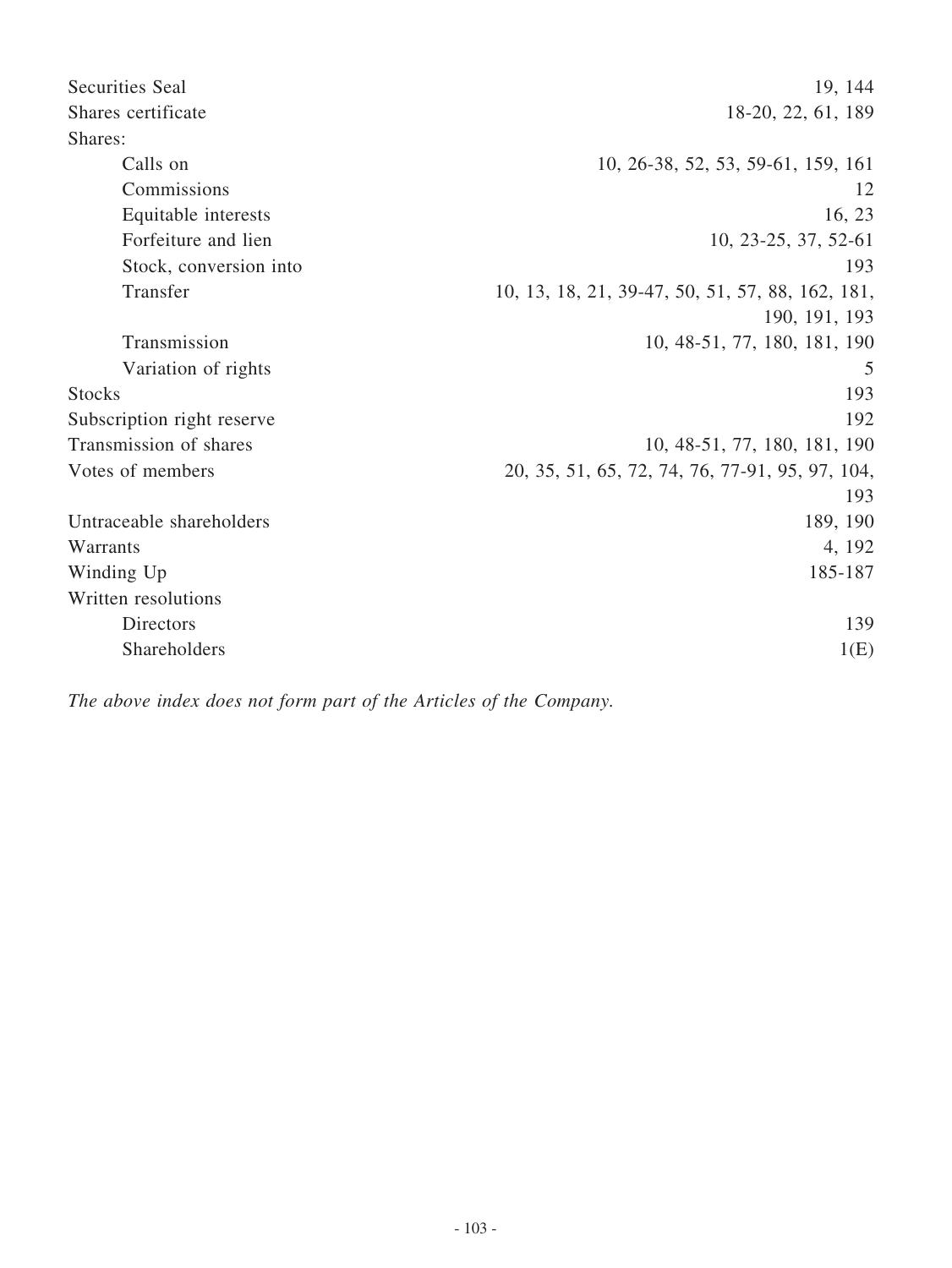| | |
|---|---|
| Securities Seal | 19, 144 |
| Shares certificate | 18-20, 22, 61, 189 |
| Shares: | |
| Calls on | 10, 26-38, 52, 53, 59-61, 159, 161 |
| Commissions | 12 |
| Equitable interests | 16, 23 |
| Forfeiture and lien | 10, 23-25, 37, 52-61 |
| Stock, conversion into | 193 |
| Transfer | 10, 13, 18, 21, 39-47, 50, 51, 57, 88, 162, 181, 190, 191, 193 |
| Transmission | 10, 48-51, 77, 180, 181, 190 |
| Variation of rights | 5 |
| Stocks | 193 |
| Subscription right reserve | 192 |
| Transmission of shares | 10, 48-51, 77, 180, 181, 190 |
| Votes of members | 20, 35, 51, 65, 72, 74, 76, 77-91, 95, 97, 104, 193 |
| Untraceable shareholders | 189, 190 |
| Warrants | 4, 192 |
| Winding Up | 185-187 |
| Written resolutions | |
| Directors | 139 |
| Shareholders | 1(E) |

*The above index does not form part of the Articles of the Company.*